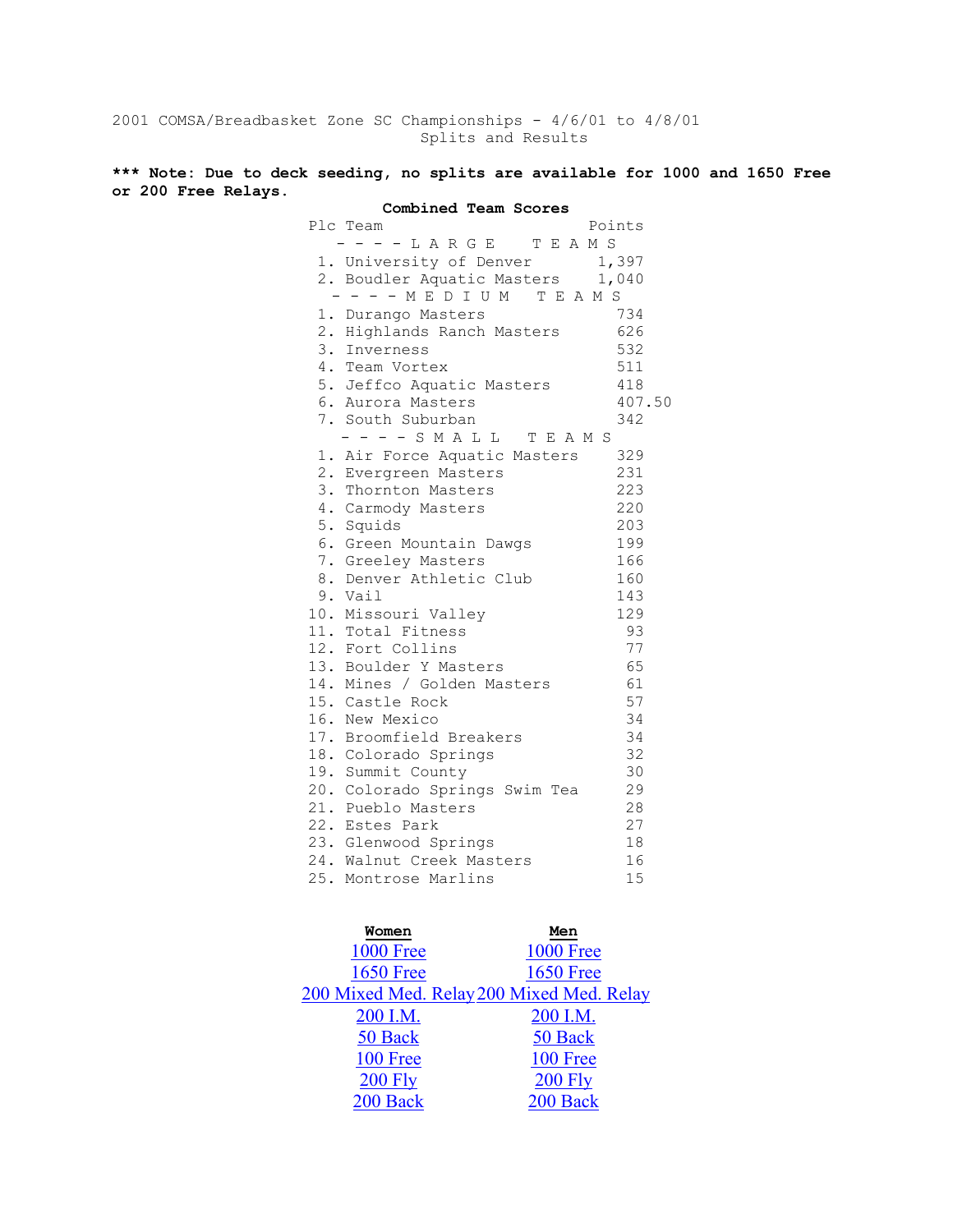2001 COMSA/Breadbasket Zone SC Championships - 4/6/01 to 4/8/01

Splits and Results

**\*\*\* Note: Due to deck seeding, no splits are available for 1000 and 1650 Free or 200 Free Relays.**

**Combined Team Scores**

| Plc | Team | Points |
|---|---|---|
| | - - - - L A R G E   T E A M S | |
| 1. | University of Denver | 1,397 |
| 2. | Boudler Aquatic Masters | 1,040 |
| | - - - - M E D I U M   T E A M S | |
| 1. | Durango Masters | 734 |
| 2. | Highlands Ranch Masters | 626 |
| 3. | Inverness | 532 |
| 4. | Team Vortex | 511 |
| 5. | Jeffco Aquatic Masters | 418 |
| 6. | Aurora Masters | 407.50 |
| 7. | South Suburban | 342 |
| | - - - - S M A L L   T E A M S | |
| 1. | Air Force Aquatic Masters | 329 |
| 2. | Evergreen Masters | 231 |
| 3. | Thornton Masters | 223 |
| 4. | Carmody Masters | 220 |
| 5. | Squids | 203 |
| 6. | Green Mountain Dawgs | 199 |
| 7. | Greeley Masters | 166 |
| 8. | Denver Athletic Club | 160 |
| 9. | Vail | 143 |
| 10. | Missouri Valley | 129 |
| 11. | Total Fitness | 93 |
| 12. | Fort Collins | 77 |
| 13. | Boulder Y Masters | 65 |
| 14. | Mines / Golden Masters | 61 |
| 15. | Castle Rock | 57 |
| 16. | New Mexico | 34 |
| 17. | Broomfield Breakers | 34 |
| 18. | Colorado Springs | 32 |
| 19. | Summit County | 30 |
| 20. | Colorado Springs Swim Tea | 29 |
| 21. | Pueblo Masters | 28 |
| 22. | Estes Park | 27 |
| 23. | Glenwood Springs | 18 |
| 24. | Walnut Creek Masters | 16 |
| 25. | Montrose Marlins | 15 |

| **Women** | **Men** |
|---|---|
| 1000 Free | 1000 Free |
| 1650 Free | 1650 Free |
| 200 Mixed Med. Relay | 200 Mixed Med. Relay |
| 200 I.M. | 200 I.M. |
| 50 Back | 50 Back |
| 100 Free | 100 Free |
| 200 Fly | 200 Fly |
| 200 Back | 200 Back |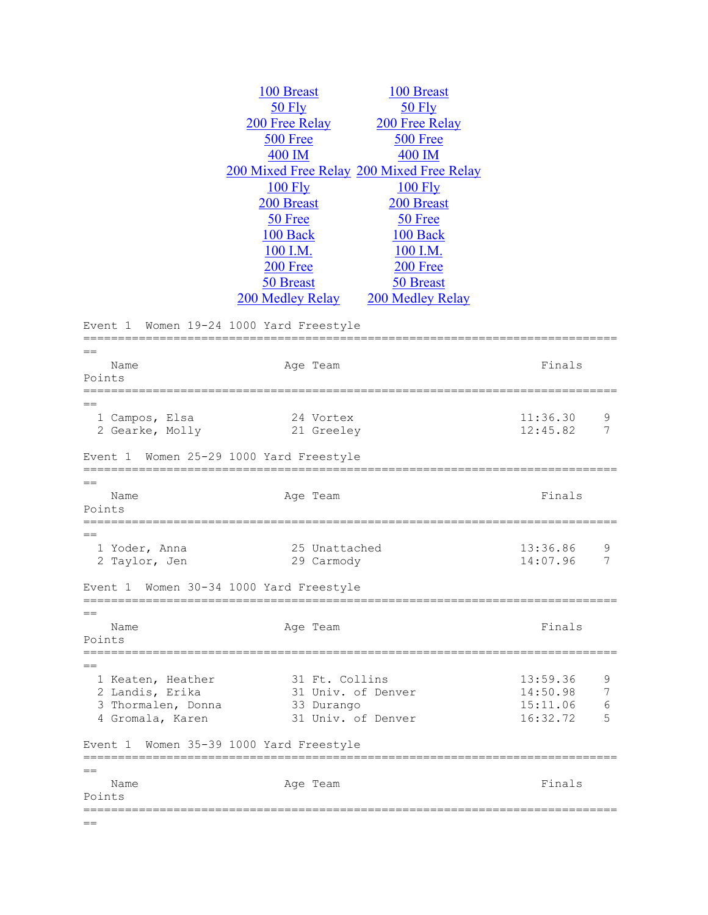| | |
|---|---|
| 100 Breast | 100 Breast |
| 50 Fly | 50 Fly |
| 200 Free Relay | 200 Free Relay |
| 500 Free | 500 Free |
| 400 IM | 400 IM |
| 200 Mixed Free Relay | 200 Mixed Free Relay |
| 100 Fly | 100 Fly |
| 200 Breast | 200 Breast |
| 50 Free | 50 Free |
| 100 Back | 100 Back |
| 100 I.M. | 100 I.M. |
| 200 Free | 200 Free |
| 50 Breast | 50 Breast |
| 200 Medley Relay | 200 Medley Relay |

```
Event 1  Women 19-24 1000 Yard Freestyle
===============================================================================
==
    Name                    Age Team                                Finals     
Points
===============================================================================
==
  1 Campos, Elsa             24 Vortex                            11:36.30    9
  2 Gearke, Molly            21 Greeley                           12:45.82    7

Event 1  Women 25-29 1000 Yard Freestyle
===============================================================================
==
    Name                    Age Team                                Finals     
Points
===============================================================================
==
  1 Yoder, Anna              25 Unattached                        13:36.86    9
  2 Taylor, Jen              29 Carmody                           14:07.96    7

Event 1  Women 30-34 1000 Yard Freestyle
===============================================================================
==
    Name                    Age Team                                Finals     
Points
===============================================================================
==
  1 Keaten, Heather          31 Ft. Collins                       13:59.36    9
  2 Landis, Erika            31 Univ. of Denver                   14:50.98    7
  3 Thormalen, Donna         33 Durango                           15:11.06    6
  4 Gromala, Karen           31 Univ. of Denver                   16:32.72    5

Event 1  Women 35-39 1000 Yard Freestyle
===============================================================================
==
    Name                    Age Team                                Finals     
Points
===============================================================================
==
```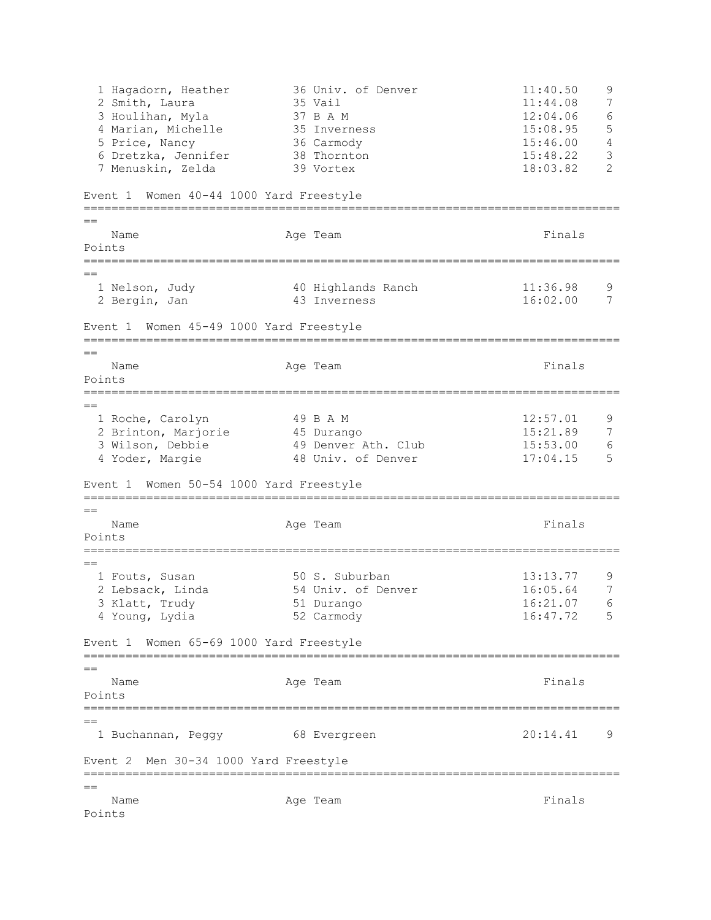| Place | Name | Age | Team | Finals | Points |
|---|---|---|---|---|---|
| 1 | Hagadorn, Heather | 36 | Univ. of Denver | 11:40.50 | 9 |
| 2 | Smith, Laura | 35 | Vail | 11:44.08 | 7 |
| 3 | Houlihan, Myla | 37 | B A M | 12:04.06 | 6 |
| 4 | Marian, Michelle | 35 | Inverness | 15:08.95 | 5 |
| 5 | Price, Nancy | 36 | Carmody | 15:46.00 | 4 |
| 6 | Dretzka, Jennifer | 38 | Thornton | 15:48.22 | 3 |
| 7 | Menuskin, Zelda | 39 | Vortex | 18:03.82 | 2 |

## Event 1 Women 40-44 1000 Yard Freestyle

| Place | Name | Age | Team | Finals | Points |
|---|---|---|---|---|---|
| 1 | Nelson, Judy | 40 | Highlands Ranch | 11:36.98 | 9 |
| 2 | Bergin, Jan | 43 | Inverness | 16:02.00 | 7 |

## Event 1 Women 45-49 1000 Yard Freestyle

| Place | Name | Age | Team | Finals | Points |
|---|---|---|---|---|---|
| 1 | Roche, Carolyn | 49 | B A M | 12:57.01 | 9 |
| 2 | Brinton, Marjorie | 45 | Durango | 15:21.89 | 7 |
| 3 | Wilson, Debbie | 49 | Denver Ath. Club | 15:53.00 | 6 |
| 4 | Yoder, Margie | 48 | Univ. of Denver | 17:04.15 | 5 |

## Event 1 Women 50-54 1000 Yard Freestyle

| Place | Name | Age | Team | Finals | Points |
|---|---|---|---|---|---|
| 1 | Fouts, Susan | 50 | S. Suburban | 13:13.77 | 9 |
| 2 | Lebsack, Linda | 54 | Univ. of Denver | 16:05.64 | 7 |
| 3 | Klatt, Trudy | 51 | Durango | 16:21.07 | 6 |
| 4 | Young, Lydia | 52 | Carmody | 16:47.72 | 5 |

## Event 1 Women 65-69 1000 Yard Freestyle

| Place | Name | Age | Team | Finals | Points |
|---|---|---|---|---|---|
| 1 | Buchannan, Peggy | 68 | Evergreen | 20:14.41 | 9 |

## Event 2 Men 30-34 1000 Yard Freestyle

| Place | Name | Age | Team | Finals | Points |
|---|---|---|---|---|---|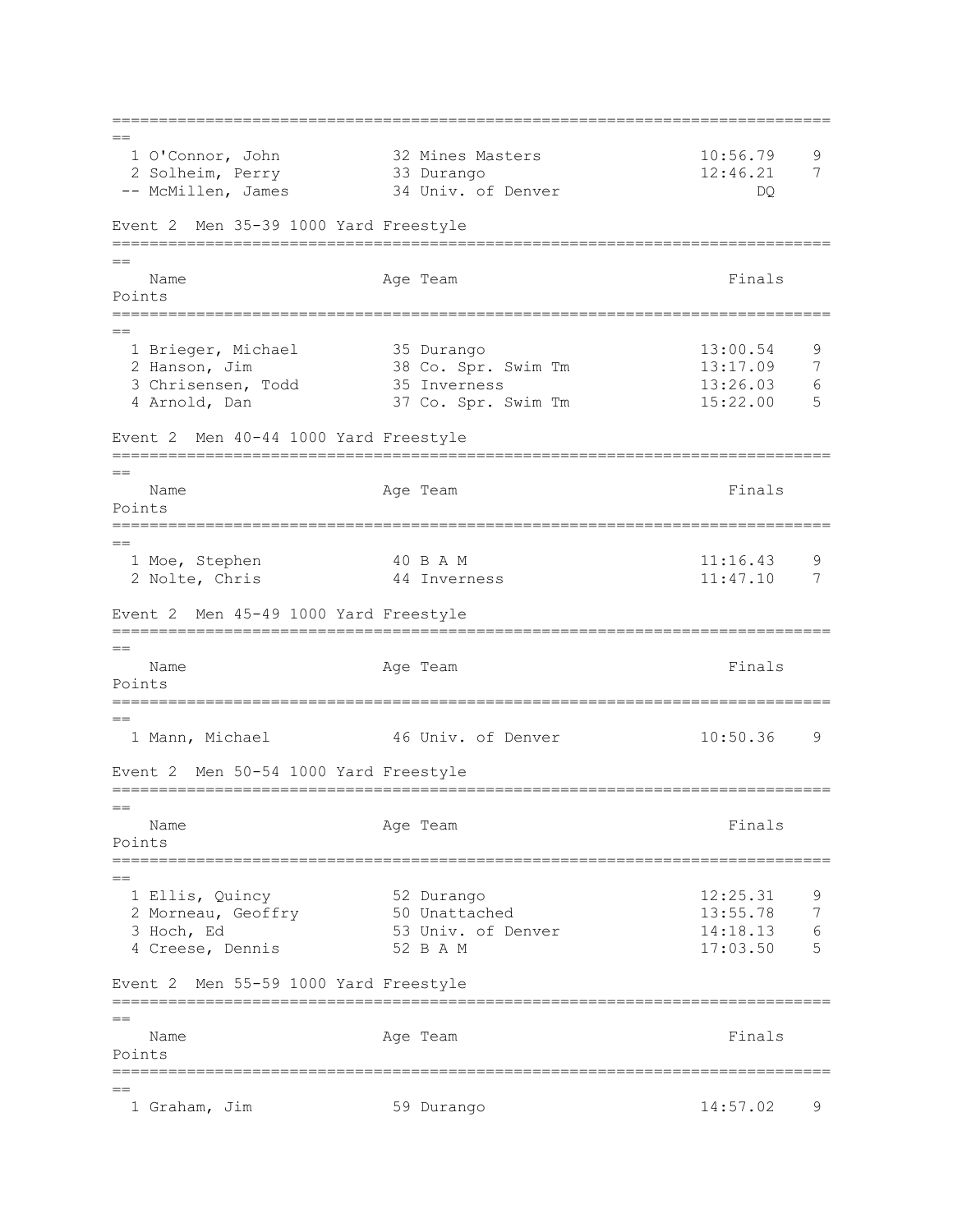| Place | Name | Age | Team | Finals | Points |
|---|---|---|---|---|---|
| 1 | O'Connor, John | 32 | Mines Masters | 10:56.79 | 9 |
| 2 | Solheim, Perry | 33 | Durango | 12:46.21 | 7 |
| -- | McMillen, James | 34 | Univ. of Denver | DQ | |

### Event 2 Men 35-39 1000 Yard Freestyle

| Place | Name | Age | Team | Finals | Points |
|---|---|---|---|---|---|
| 1 | Brieger, Michael | 35 | Durango | 13:00.54 | 9 |
| 2 | Hanson, Jim | 38 | Co. Spr. Swim Tm | 13:17.09 | 7 |
| 3 | Chrisensen, Todd | 35 | Inverness | 13:26.03 | 6 |
| 4 | Arnold, Dan | 37 | Co. Spr. Swim Tm | 15:22.00 | 5 |

### Event 2 Men 40-44 1000 Yard Freestyle

| Place | Name | Age | Team | Finals | Points |
|---|---|---|---|---|---|
| 1 | Moe, Stephen | 40 | B A M | 11:16.43 | 9 |
| 2 | Nolte, Chris | 44 | Inverness | 11:47.10 | 7 |

### Event 2 Men 45-49 1000 Yard Freestyle

| Place | Name | Age | Team | Finals | Points |
|---|---|---|---|---|---|
| 1 | Mann, Michael | 46 | Univ. of Denver | 10:50.36 | 9 |

### Event 2 Men 50-54 1000 Yard Freestyle

| Place | Name | Age | Team | Finals | Points |
|---|---|---|---|---|---|
| 1 | Ellis, Quincy | 52 | Durango | 12:25.31 | 9 |
| 2 | Morneau, Geoffry | 50 | Unattached | 13:55.78 | 7 |
| 3 | Hoch, Ed | 53 | Univ. of Denver | 14:18.13 | 6 |
| 4 | Creese, Dennis | 52 | B A M | 17:03.50 | 5 |

### Event 2 Men 55-59 1000 Yard Freestyle

| Place | Name | Age | Team | Finals | Points |
|---|---|---|---|---|---|
| 1 | Graham, Jim | 59 | Durango | 14:57.02 | 9 |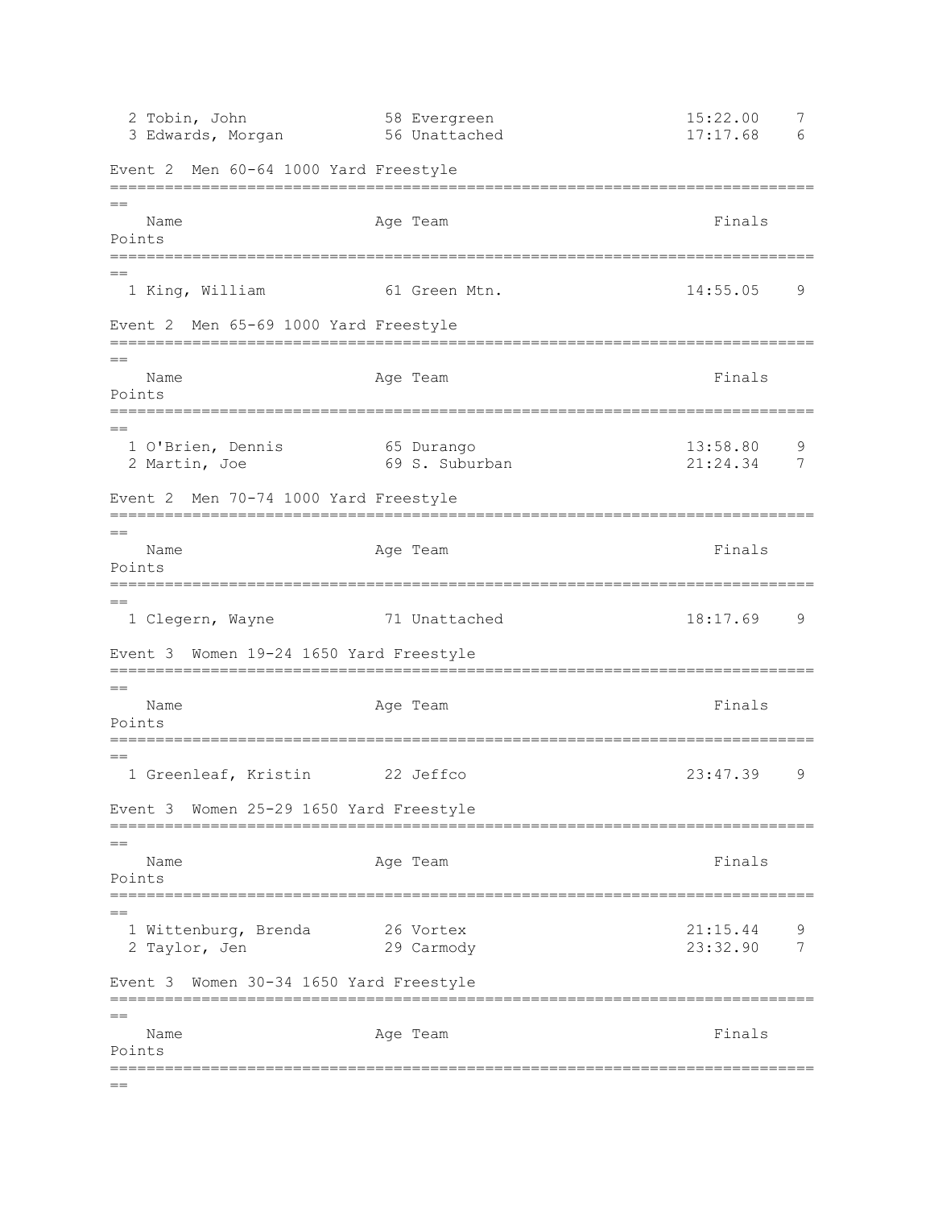| | Name | Age | Team | Finals | Points |
|---|---|---|---|---|---|
| 2 | Tobin, John | 58 | Evergreen | 15:22.00 | 7 |
| 3 | Edwards, Morgan | 56 | Unattached | 17:17.68 | 6 |

### Event 2 Men 60-64 1000 Yard Freestyle

| | Name | Age | Team | Finals | Points |
|---|---|---|---|---|---|
| 1 | King, William | 61 | Green Mtn. | 14:55.05 | 9 |

### Event 2 Men 65-69 1000 Yard Freestyle

| | Name | Age | Team | Finals | Points |
|---|---|---|---|---|---|
| 1 | O'Brien, Dennis | 65 | Durango | 13:58.80 | 9 |
| 2 | Martin, Joe | 69 | S. Suburban | 21:24.34 | 7 |

### Event 2 Men 70-74 1000 Yard Freestyle

| | Name | Age | Team | Finals | Points |
|---|---|---|---|---|---|
| 1 | Clegern, Wayne | 71 | Unattached | 18:17.69 | 9 |

### Event 3 Women 19-24 1650 Yard Freestyle

| | Name | Age | Team | Finals | Points |
|---|---|---|---|---|---|
| 1 | Greenleaf, Kristin | 22 | Jeffco | 23:47.39 | 9 |

### Event 3 Women 25-29 1650 Yard Freestyle

| | Name | Age | Team | Finals | Points |
|---|---|---|---|---|---|
| 1 | Wittenburg, Brenda | 26 | Vortex | 21:15.44 | 9 |
| 2 | Taylor, Jen | 29 | Carmody | 23:32.90 | 7 |

### Event 3 Women 30-34 1650 Yard Freestyle

| | Name | Age | Team | Finals | Points |
|---|---|---|---|---|---|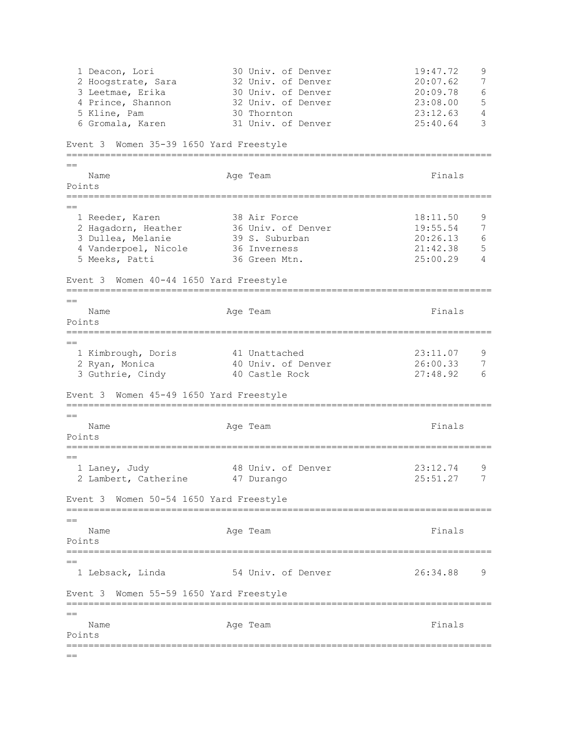| Place | Name | Age | Team | Finals | Points |
|---|---|---|---|---|---|
| 1 | Deacon, Lori | 30 | Univ. of Denver | 19:47.72 | 9 |
| 2 | Hoogstrate, Sara | 32 | Univ. of Denver | 20:07.62 | 7 |
| 3 | Leetmae, Erika | 30 | Univ. of Denver | 20:09.78 | 6 |
| 4 | Prince, Shannon | 32 | Univ. of Denver | 23:08.00 | 5 |
| 5 | Kline, Pam | 30 | Thornton | 23:12.63 | 4 |
| 6 | Gromala, Karen | 31 | Univ. of Denver | 25:40.64 | 3 |

## Event 3 Women 35-39 1650 Yard Freestyle

| Place | Name | Age | Team | Finals | Points |
|---|---|---|---|---|---|
| 1 | Reeder, Karen | 38 | Air Force | 18:11.50 | 9 |
| 2 | Hagadorn, Heather | 36 | Univ. of Denver | 19:55.54 | 7 |
| 3 | Dullea, Melanie | 39 | S. Suburban | 20:26.13 | 6 |
| 4 | Vanderpoel, Nicole | 36 | Inverness | 21:42.38 | 5 |
| 5 | Meeks, Patti | 36 | Green Mtn. | 25:00.29 | 4 |

## Event 3 Women 40-44 1650 Yard Freestyle

| Place | Name | Age | Team | Finals | Points |
|---|---|---|---|---|---|
| 1 | Kimbrough, Doris | 41 | Unattached | 23:11.07 | 9 |
| 2 | Ryan, Monica | 40 | Univ. of Denver | 26:00.33 | 7 |
| 3 | Guthrie, Cindy | 40 | Castle Rock | 27:48.92 | 6 |

## Event 3 Women 45-49 1650 Yard Freestyle

| Place | Name | Age | Team | Finals | Points |
|---|---|---|---|---|---|
| 1 | Laney, Judy | 48 | Univ. of Denver | 23:12.74 | 9 |
| 2 | Lambert, Catherine | 47 | Durango | 25:51.27 | 7 |

## Event 3 Women 50-54 1650 Yard Freestyle

| Place | Name | Age | Team | Finals | Points |
|---|---|---|---|---|---|
| 1 | Lebsack, Linda | 54 | Univ. of Denver | 26:34.88 | 9 |

## Event 3 Women 55-59 1650 Yard Freestyle

| Place | Name | Age | Team | Finals | Points |
|---|---|---|---|---|---|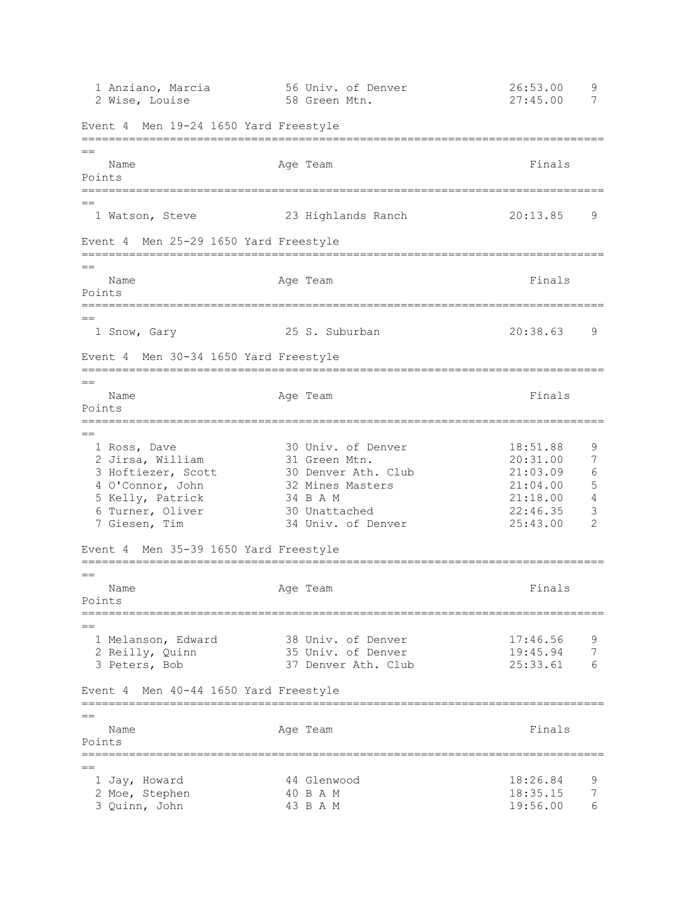| Place | Name | Age | Team | Finals | Points |
|---|---|---|---|---|---|
| 1 | Anziano, Marcia | 56 | Univ. of Denver | 26:53.00 | 9 |
| 2 | Wise, Louise | 58 | Green Mtn. | 27:45.00 | 7 |

### Event 4 Men 19-24 1650 Yard Freestyle

| Place | Name | Age | Team | Finals | Points |
|---|---|---|---|---|---|
| 1 | Watson, Steve | 23 | Highlands Ranch | 20:13.85 | 9 |

### Event 4 Men 25-29 1650 Yard Freestyle

| Place | Name | Age | Team | Finals | Points |
|---|---|---|---|---|---|
| 1 | Snow, Gary | 25 | S. Suburban | 20:38.63 | 9 |

### Event 4 Men 30-34 1650 Yard Freestyle

| Place | Name | Age | Team | Finals | Points |
|---|---|---|---|---|---|
| 1 | Ross, Dave | 30 | Univ. of Denver | 18:51.88 | 9 |
| 2 | Jirsa, William | 31 | Green Mtn. | 20:31.00 | 7 |
| 3 | Hoftiezer, Scott | 30 | Denver Ath. Club | 21:03.09 | 6 |
| 4 | O'Connor, John | 32 | Mines Masters | 21:04.00 | 5 |
| 5 | Kelly, Patrick | 34 | B A M | 21:18.00 | 4 |
| 6 | Turner, Oliver | 30 | Unattached | 22:46.35 | 3 |
| 7 | Giesen, Tim | 34 | Univ. of Denver | 25:43.00 | 2 |

### Event 4 Men 35-39 1650 Yard Freestyle

| Place | Name | Age | Team | Finals | Points |
|---|---|---|---|---|---|
| 1 | Melanson, Edward | 38 | Univ. of Denver | 17:46.56 | 9 |
| 2 | Reilly, Quinn | 35 | Univ. of Denver | 19:45.94 | 7 |
| 3 | Peters, Bob | 37 | Denver Ath. Club | 25:33.61 | 6 |

### Event 4 Men 40-44 1650 Yard Freestyle

| Place | Name | Age | Team | Finals | Points |
|---|---|---|---|---|---|
| 1 | Jay, Howard | 44 | Glenwood | 18:26.84 | 9 |
| 2 | Moe, Stephen | 40 | B A M | 18:35.15 | 7 |
| 3 | Quinn, John | 43 | B A M | 19:56.00 | 6 |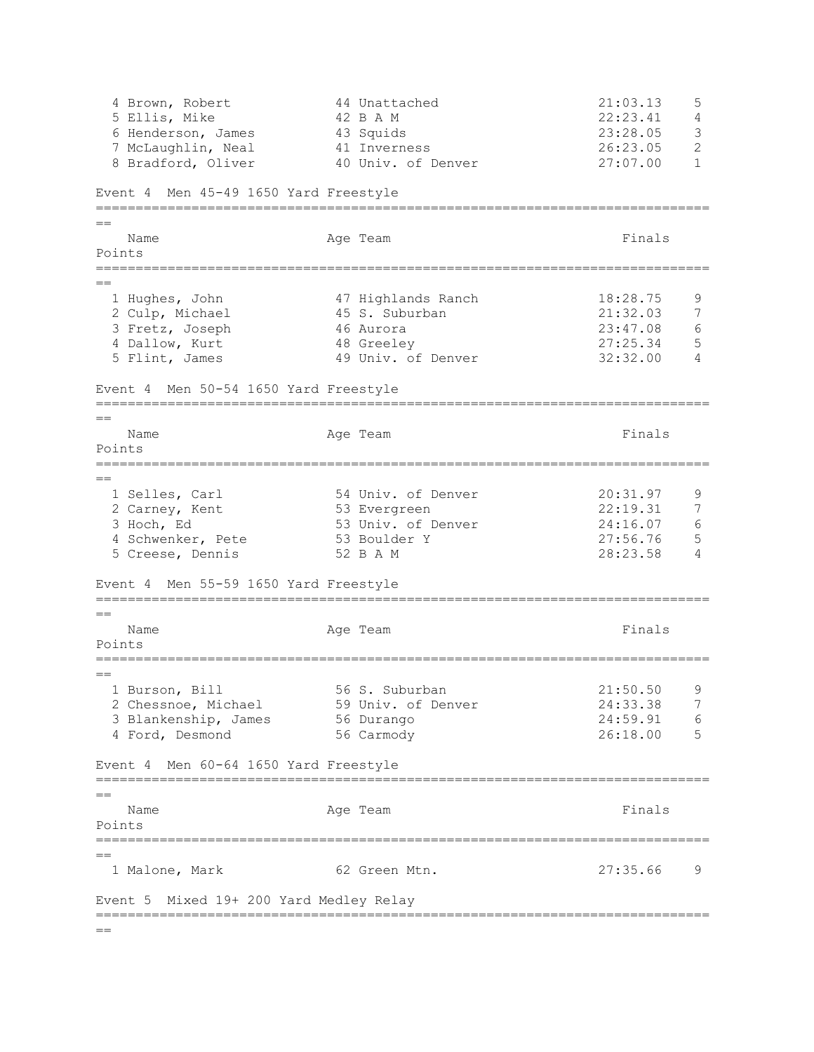| | Name | Age | Team | Finals | Points |
|---|---|---|---|---|---|
| 4 | Brown, Robert | 44 | Unattached | 21:03.13 | 5 |
| 5 | Ellis, Mike | 42 | B A M | 22:23.41 | 4 |
| 6 | Henderson, James | 43 | Squids | 23:28.05 | 3 |
| 7 | McLaughlin, Neal | 41 | Inverness | 26:23.05 | 2 |
| 8 | Bradford, Oliver | 40 | Univ. of Denver | 27:07.00 | 1 |

### Event 4 Men 45-49 1650 Yard Freestyle

| | Name | Age | Team | Finals | Points |
|---|---|---|---|---|---|
| 1 | Hughes, John | 47 | Highlands Ranch | 18:28.75 | 9 |
| 2 | Culp, Michael | 45 | S. Suburban | 21:32.03 | 7 |
| 3 | Fretz, Joseph | 46 | Aurora | 23:47.08 | 6 |
| 4 | Dallow, Kurt | 48 | Greeley | 27:25.34 | 5 |
| 5 | Flint, James | 49 | Univ. of Denver | 32:32.00 | 4 |

### Event 4 Men 50-54 1650 Yard Freestyle

| | Name | Age | Team | Finals | Points |
|---|---|---|---|---|---|
| 1 | Selles, Carl | 54 | Univ. of Denver | 20:31.97 | 9 |
| 2 | Carney, Kent | 53 | Evergreen | 22:19.31 | 7 |
| 3 | Hoch, Ed | 53 | Univ. of Denver | 24:16.07 | 6 |
| 4 | Schwenker, Pete | 53 | Boulder Y | 27:56.76 | 5 |
| 5 | Creese, Dennis | 52 | B A M | 28:23.58 | 4 |

### Event 4 Men 55-59 1650 Yard Freestyle

| | Name | Age | Team | Finals | Points |
|---|---|---|---|---|---|
| 1 | Burson, Bill | 56 | S. Suburban | 21:50.50 | 9 |
| 2 | Chessnoe, Michael | 59 | Univ. of Denver | 24:33.38 | 7 |
| 3 | Blankenship, James | 56 | Durango | 24:59.91 | 6 |
| 4 | Ford, Desmond | 56 | Carmody | 26:18.00 | 5 |

### Event 4 Men 60-64 1650 Yard Freestyle

| | Name | Age | Team | Finals | Points |
|---|---|---|---|---|---|
| 1 | Malone, Mark | 62 | Green Mtn. | 27:35.66 | 9 |

### Event 5 Mixed 19+ 200 Yard Medley Relay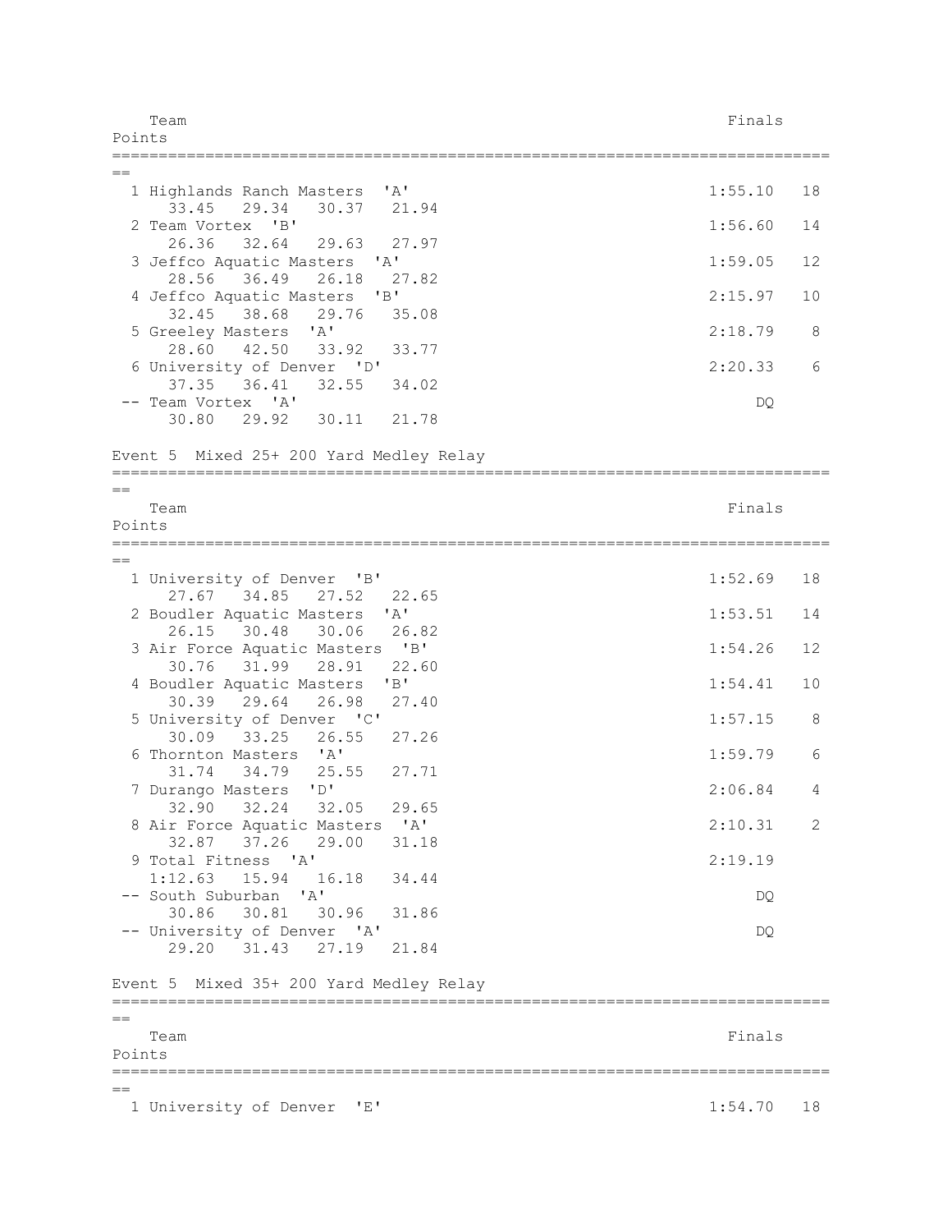| Place | Team | Finals | Points |
|---|---|---|---|
| 1 | Highlands Ranch Masters 'A' | 1:55.10 | 18 |
| | 33.45 29.34 30.37 21.94 | | |
| 2 | Team Vortex 'B' | 1:56.60 | 14 |
| | 26.36 32.64 29.63 27.97 | | |
| 3 | Jeffco Aquatic Masters 'A' | 1:59.05 | 12 |
| | 28.56 36.49 26.18 27.82 | | |
| 4 | Jeffco Aquatic Masters 'B' | 2:15.97 | 10 |
| | 32.45 38.68 29.76 35.08 | | |
| 5 | Greeley Masters 'A' | 2:18.79 | 8 |
| | 28.60 42.50 33.92 33.77 | | |
| 6 | University of Denver 'D' | 2:20.33 | 6 |
| | 37.35 36.41 32.55 34.02 | | |
| -- | Team Vortex 'A' | DQ | |
| | 30.80 29.92 30.11 21.78 | | |

## Event 5 Mixed 25+ 200 Yard Medley Relay

| Place | Team | Finals | Points |
|---|---|---|---|
| 1 | University of Denver 'B' | 1:52.69 | 18 |
| | 27.67 34.85 27.52 22.65 | | |
| 2 | Boudler Aquatic Masters 'A' | 1:53.51 | 14 |
| | 26.15 30.48 30.06 26.82 | | |
| 3 | Air Force Aquatic Masters 'B' | 1:54.26 | 12 |
| | 30.76 31.99 28.91 22.60 | | |
| 4 | Boudler Aquatic Masters 'B' | 1:54.41 | 10 |
| | 30.39 29.64 26.98 27.40 | | |
| 5 | University of Denver 'C' | 1:57.15 | 8 |
| | 30.09 33.25 26.55 27.26 | | |
| 6 | Thornton Masters 'A' | 1:59.79 | 6 |
| | 31.74 34.79 25.55 27.71 | | |
| 7 | Durango Masters 'D' | 2:06.84 | 4 |
| | 32.90 32.24 32.05 29.65 | | |
| 8 | Air Force Aquatic Masters 'A' | 2:10.31 | 2 |
| | 32.87 37.26 29.00 31.18 | | |
| 9 | Total Fitness 'A' | 2:19.19 | |
| | 1:12.63 15.94 16.18 34.44 | | |
| -- | South Suburban 'A' | DQ | |
| | 30.86 30.81 30.96 31.86 | | |
| -- | University of Denver 'A' | DQ | |
| | 29.20 31.43 27.19 21.84 | | |

## Event 5 Mixed 35+ 200 Yard Medley Relay

| Place | Team | Finals | Points |
|---|---|---|---|
| 1 | University of Denver 'E' | 1:54.70 | 18 |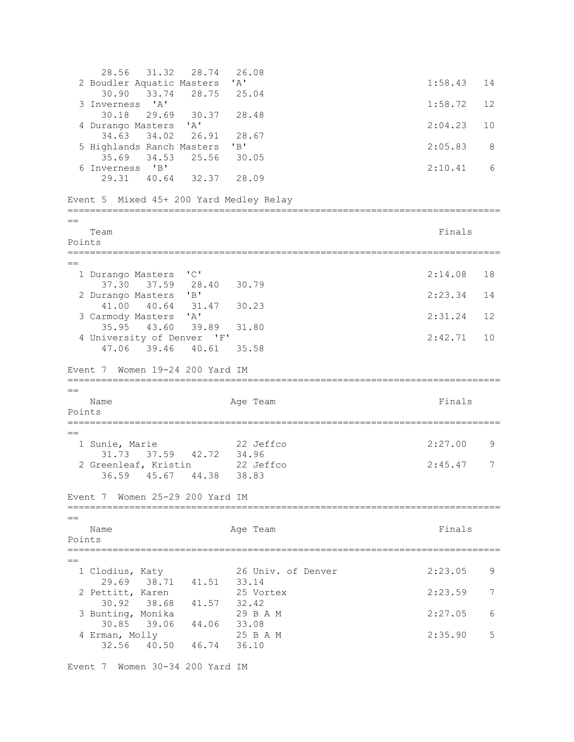```
     28.56   31.32   28.74   26.08
  2 Boudler Aquatic Masters  'A'                                   1:58.43   14
     30.90   33.74   28.75   25.04
  3 Inverness  'A'                                                 1:58.72   12
     30.18   29.69   30.37   28.48
  4 Durango Masters  'A'                                           2:04.23   10
     34.63   34.02   26.91   28.67
  5 Highlands Ranch Masters  'B'                                   2:05.83    8
     35.69   34.53   25.56   30.05
  6 Inverness  'B'                                                 2:10.41    6
     29.31   40.64   32.37   28.09
```

## Event 5  Mixed 45+ 200 Yard Medley Relay

```
===============================================================================
==
    Team                                                            Finals
Points
===============================================================================
==
  1 Durango Masters  'C'                                           2:14.08   18
     37.30   37.59   28.40   30.79
  2 Durango Masters  'B'                                           2:23.34   14
     41.00   40.64   31.47   30.23
  3 Carmody Masters  'A'                                           2:31.24   12
     35.95   43.60   39.89   31.80
  4 University of Denver  'F'                                      2:42.71   10
     47.06   39.46   40.61   35.58
```

## Event 7  Women 19-24 200 Yard IM

```
===============================================================================
==
    Name                    Age Team                                Finals
Points
===============================================================================
==
  1 Sunie, Marie             22 Jeffco                             2:27.00    9
     31.73   37.59   42.72   34.96
  2 Greenleaf, Kristin       22 Jeffco                             2:45.47    7
     36.59   45.67   44.38   38.83
```

## Event 7  Women 25-29 200 Yard IM

```
===============================================================================
==
    Name                    Age Team                                Finals
Points
===============================================================================
==
  1 Clodius, Katy            26 Univ. of Denver                    2:23.05    9
     29.69   38.71   41.51   33.14
  2 Pettitt, Karen           25 Vortex                             2:23.59    7
     30.92   38.68   41.57   32.42
  3 Bunting, Monika          29 B A M                              2:27.05    6
     30.85   39.06   44.06   33.08
  4 Erman, Molly             25 B A M                              2:35.90    5
     32.56   40.50   46.74   36.10
```

## Event 7  Women 30-34 200 Yard IM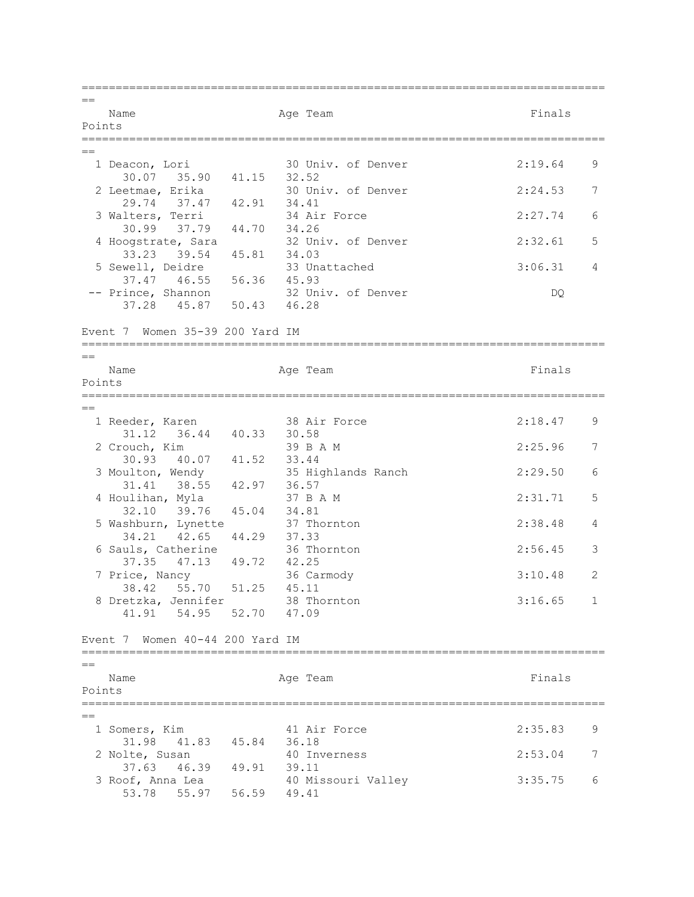| Name | Age | Team | Finals | Points |
|---|---|---|---|---|
| 1 Deacon, Lori | 30 | Univ. of Denver | 2:19.64 | 9 |
| 30.07  35.90  41.15  32.52 | | | | |
| 2 Leetmae, Erika | 30 | Univ. of Denver | 2:24.53 | 7 |
| 29.74  37.47  42.91  34.41 | | | | |
| 3 Walters, Terri | 34 | Air Force | 2:27.74 | 6 |
| 30.99  37.79  44.70  34.26 | | | | |
| 4 Hoogstrate, Sara | 32 | Univ. of Denver | 2:32.61 | 5 |
| 33.23  39.54  45.81  34.03 | | | | |
| 5 Sewell, Deidre | 33 | Unattached | 3:06.31 | 4 |
| 37.47  46.55  56.36  45.93 | | | | |
| -- Prince, Shannon | 32 | Univ. of Denver | DQ | |
| 37.28  45.87  50.43  46.28 | | | | |

Event 7  Women 35-39 200 Yard IM

| Name | Age | Team | Finals | Points |
|---|---|---|---|---|
| 1 Reeder, Karen | 38 | Air Force | 2:18.47 | 9 |
| 31.12  36.44  40.33  30.58 | | | | |
| 2 Crouch, Kim | 39 | B A M | 2:25.96 | 7 |
| 30.93  40.07  41.52  33.44 | | | | |
| 3 Moulton, Wendy | 35 | Highlands Ranch | 2:29.50 | 6 |
| 31.41  38.55  42.97  36.57 | | | | |
| 4 Houlihan, Myla | 37 | B A M | 2:31.71 | 5 |
| 32.10  39.76  45.04  34.81 | | | | |
| 5 Washburn, Lynette | 37 | Thornton | 2:38.48 | 4 |
| 34.21  42.65  44.29  37.33 | | | | |
| 6 Sauls, Catherine | 36 | Thornton | 2:56.45 | 3 |
| 37.35  47.13  49.72  42.25 | | | | |
| 7 Price, Nancy | 36 | Carmody | 3:10.48 | 2 |
| 38.42  55.70  51.25  45.11 | | | | |
| 8 Dretzka, Jennifer | 38 | Thornton | 3:16.65 | 1 |
| 41.91  54.95  52.70  47.09 | | | | |

Event 7  Women 40-44 200 Yard IM

| Name | Age | Team | Finals | Points |
|---|---|---|---|---|
| 1 Somers, Kim | 41 | Air Force | 2:35.83 | 9 |
| 31.98  41.83  45.84  36.18 | | | | |
| 2 Nolte, Susan | 40 | Inverness | 2:53.04 | 7 |
| 37.63  46.39  49.91  39.11 | | | | |
| 3 Roof, Anna Lea | 40 | Missouri Valley | 3:35.75 | 6 |
| 53.78  55.97  56.59  49.41 | | | | |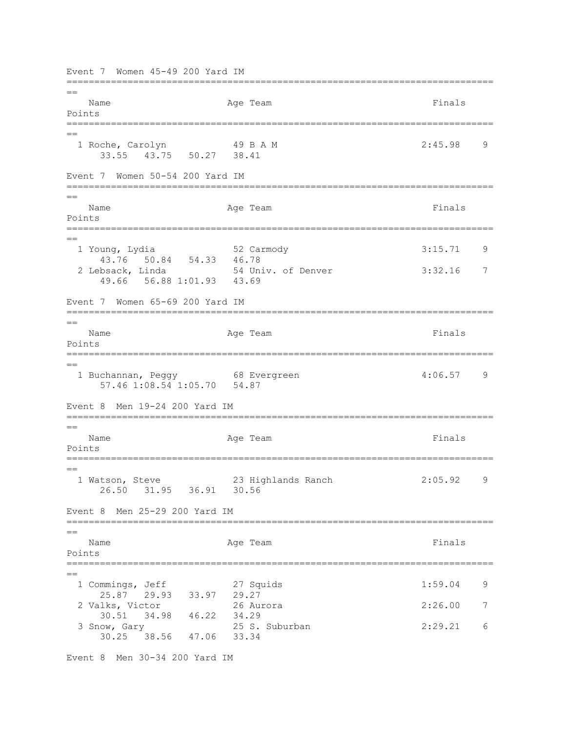Event 7  Women 45-49 200 Yard IM

| Place | Name | Age | Team | Finals | Points |
|---|---|---|---|---|---|
| 1 | Roche, Carolyn | 49 | B A M | 2:45.98 | 9 |
| | 33.55  43.75  50.27  38.41 | | | | |

Event 7  Women 50-54 200 Yard IM

| Place | Name | Age | Team | Finals | Points |
|---|---|---|---|---|---|
| 1 | Young, Lydia | 52 | Carmody | 3:15.71 | 9 |
| | 43.76  50.84  54.33  46.78 | | | | |
| 2 | Lebsack, Linda | 54 | Univ. of Denver | 3:32.16 | 7 |
| | 49.66  56.88 1:01.93  43.69 | | | | |

Event 7  Women 65-69 200 Yard IM

| Place | Name | Age | Team | Finals | Points |
|---|---|---|---|---|---|
| 1 | Buchannan, Peggy | 68 | Evergreen | 4:06.57 | 9 |
| | 57.46 1:08.54 1:05.70  54.87 | | | | |

Event 8  Men 19-24 200 Yard IM

| Place | Name | Age | Team | Finals | Points |
|---|---|---|---|---|---|
| 1 | Watson, Steve | 23 | Highlands Ranch | 2:05.92 | 9 |
| | 26.50  31.95  36.91  30.56 | | | | |

Event 8  Men 25-29 200 Yard IM

| Place | Name | Age | Team | Finals | Points |
|---|---|---|---|---|---|
| 1 | Commings, Jeff | 27 | Squids | 1:59.04 | 9 |
| | 25.87  29.93  33.97  29.27 | | | | |
| 2 | Valks, Victor | 26 | Aurora | 2:26.00 | 7 |
| | 30.51  34.98  46.22  34.29 | | | | |
| 3 | Snow, Gary | 25 | S. Suburban | 2:29.21 | 6 |
| | 30.25  38.56  47.06  33.34 | | | | |

Event 8  Men 30-34 200 Yard IM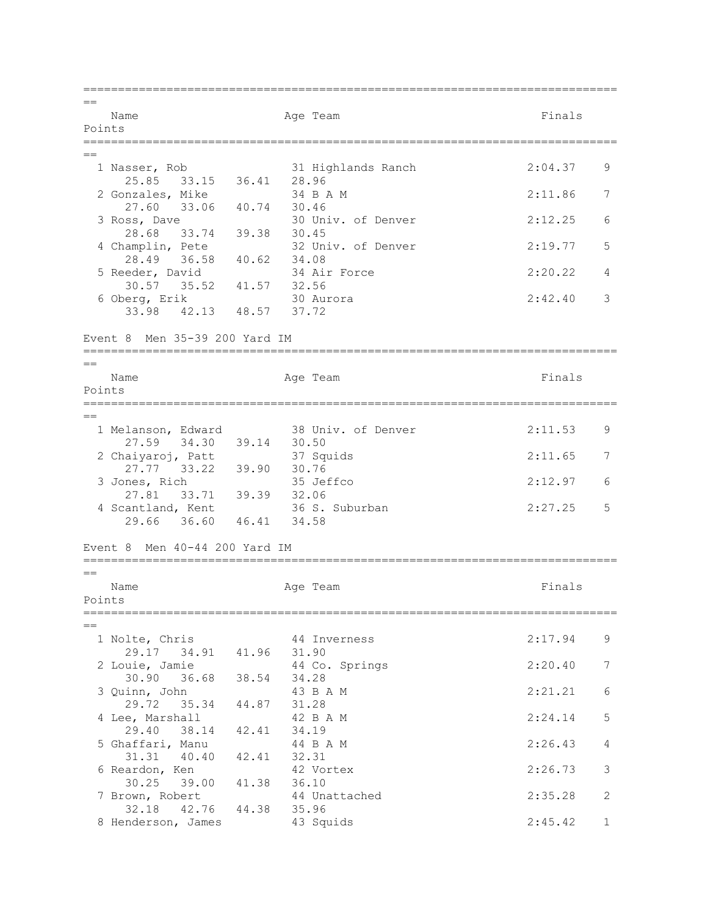| Name | Age | Team | Finals | Points |
|---|---|---|---|---|
| 1 Nasser, Rob | 31 | Highlands Ranch | 2:04.37 | 9 |
| 25.85 33.15 36.41 28.96 | | | | |
| 2 Gonzales, Mike | 34 | B A M | 2:11.86 | 7 |
| 27.60 33.06 40.74 30.46 | | | | |
| 3 Ross, Dave | 30 | Univ. of Denver | 2:12.25 | 6 |
| 28.68 33.74 39.38 30.45 | | | | |
| 4 Champlin, Pete | 32 | Univ. of Denver | 2:19.77 | 5 |
| 28.49 36.58 40.62 34.08 | | | | |
| 5 Reeder, David | 34 | Air Force | 2:20.22 | 4 |
| 30.57 35.52 41.57 32.56 | | | | |
| 6 Oberg, Erik | 30 | Aurora | 2:42.40 | 3 |
| 33.98 42.13 48.57 37.72 | | | | |

Event 8 Men 35-39 200 Yard IM

| Name | Age | Team | Finals | Points |
|---|---|---|---|---|
| 1 Melanson, Edward | 38 | Univ. of Denver | 2:11.53 | 9 |
| 27.59 34.30 39.14 30.50 | | | | |
| 2 Chaiyaroj, Patt | 37 | Squids | 2:11.65 | 7 |
| 27.77 33.22 39.90 30.76 | | | | |
| 3 Jones, Rich | 35 | Jeffco | 2:12.97 | 6 |
| 27.81 33.71 39.39 32.06 | | | | |
| 4 Scantland, Kent | 36 | S. Suburban | 2:27.25 | 5 |
| 29.66 36.60 46.41 34.58 | | | | |

Event 8 Men 40-44 200 Yard IM

| Name | Age | Team | Finals | Points |
|---|---|---|---|---|
| 1 Nolte, Chris | 44 | Inverness | 2:17.94 | 9 |
| 29.17 34.91 41.96 31.90 | | | | |
| 2 Louie, Jamie | 44 | Co. Springs | 2:20.40 | 7 |
| 30.90 36.68 38.54 34.28 | | | | |
| 3 Quinn, John | 43 | B A M | 2:21.21 | 6 |
| 29.72 35.34 44.87 31.28 | | | | |
| 4 Lee, Marshall | 42 | B A M | 2:24.14 | 5 |
| 29.40 38.14 42.41 34.19 | | | | |
| 5 Ghaffari, Manu | 44 | B A M | 2:26.43 | 4 |
| 31.31 40.40 42.41 32.31 | | | | |
| 6 Reardon, Ken | 42 | Vortex | 2:26.73 | 3 |
| 30.25 39.00 41.38 36.10 | | | | |
| 7 Brown, Robert | 44 | Unattached | 2:35.28 | 2 |
| 32.18 42.76 44.38 35.96 | | | | |
| 8 Henderson, James | 43 | Squids | 2:45.42 | 1 |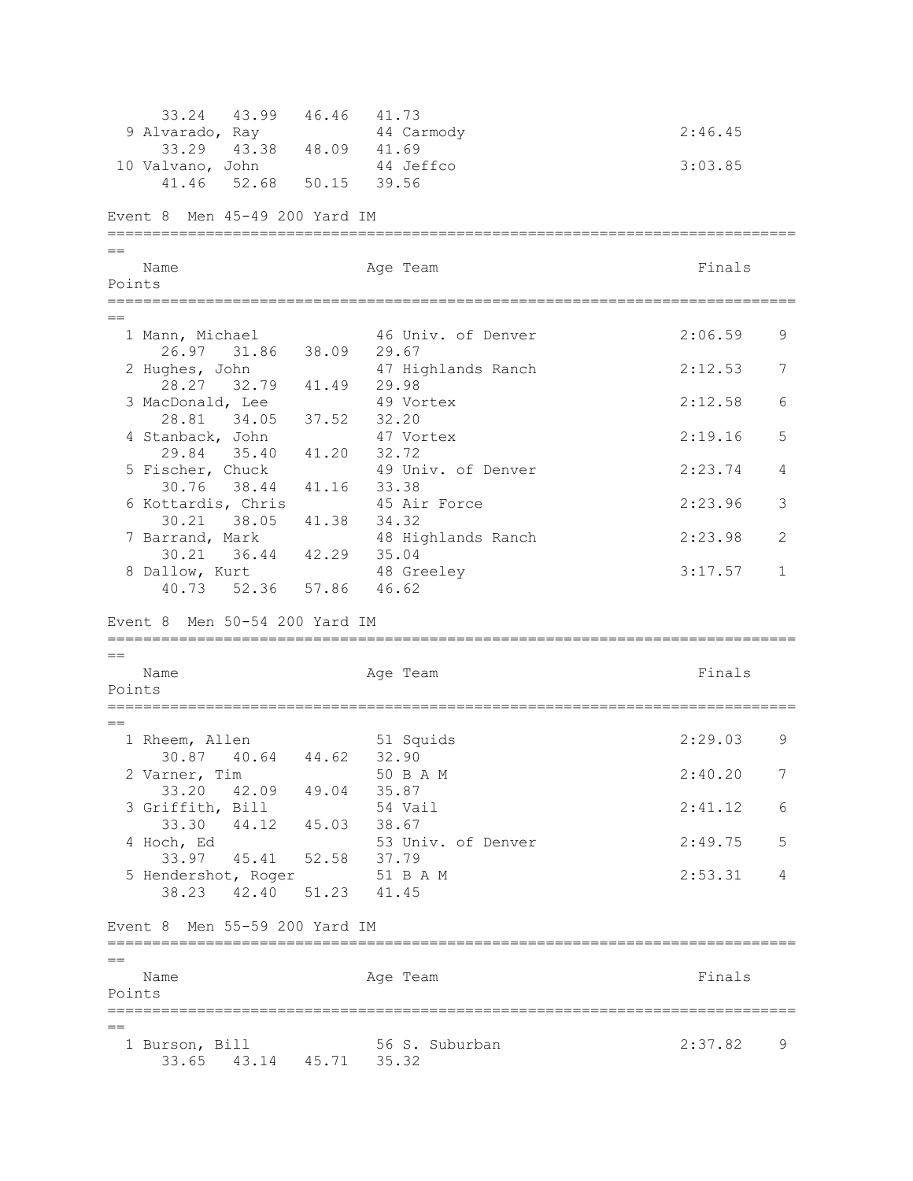```
      33.24   43.99   46.46   41.73
  9 Alvarado, Ray           44 Carmody                          2:46.45
      33.29   43.38   48.09   41.69
 10 Valvano, John           44 Jeffco                           3:03.85
      41.46   52.68   50.15   39.56
```

Event 8  Men 45-49 200 Yard IM

```
===============================================================================
==
    Name                    Age Team                            Finals
Points
===============================================================================
==
  1 Mann, Michael           46 Univ. of Denver                 2:06.59    9
      26.97   31.86   38.09   29.67
  2 Hughes, John            47 Highlands Ranch                 2:12.53    7
      28.27   32.79   41.49   29.98
  3 MacDonald, Lee          49 Vortex                          2:12.58    6
      28.81   34.05   37.52   32.20
  4 Stanback, John          47 Vortex                          2:19.16    5
      29.84   35.40   41.20   32.72
  5 Fischer, Chuck          49 Univ. of Denver                 2:23.74    4
      30.76   38.44   41.16   33.38
  6 Kottardis, Chris        45 Air Force                       2:23.96    3
      30.21   38.05   41.38   34.32
  7 Barrand, Mark           48 Highlands Ranch                 2:23.98    2
      30.21   36.44   42.29   35.04
  8 Dallow, Kurt            48 Greeley                         3:17.57    1
      40.73   52.36   57.86   46.62
```

Event 8  Men 50-54 200 Yard IM

```
===============================================================================
==
    Name                    Age Team                            Finals
Points
===============================================================================
==
  1 Rheem, Allen            51 Squids                          2:29.03    9
      30.87   40.64   44.62   32.90
  2 Varner, Tim             50 B A M                           2:40.20    7
      33.20   42.09   49.04   35.87
  3 Griffith, Bill          54 Vail                            2:41.12    6
      33.30   44.12   45.03   38.67
  4 Hoch, Ed                53 Univ. of Denver                 2:49.75    5
      33.97   45.41   52.58   37.79
  5 Hendershot, Roger       51 B A M                           2:53.31    4
      38.23   42.40   51.23   41.45
```

Event 8  Men 55-59 200 Yard IM

```
===============================================================================
==
    Name                    Age Team                            Finals
Points
===============================================================================
==
  1 Burson, Bill            56 S. Suburban                     2:37.82    9
      33.65   43.14   45.71   35.32
```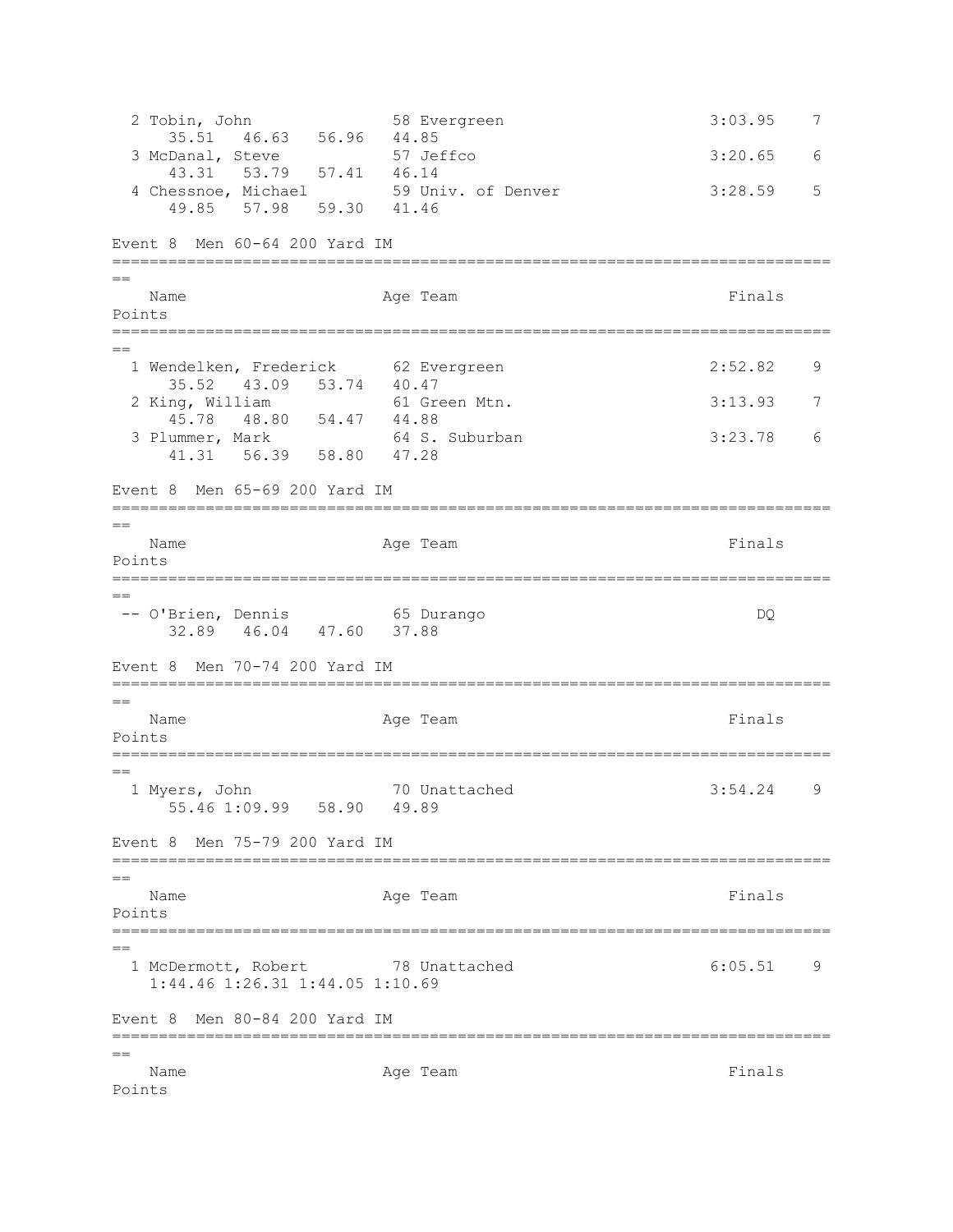```
  2 Tobin, John              58 Evergreen                3:03.95    7
      35.51   46.63   56.96   44.85
  3 McDanal, Steve           57 Jeffco                   3:20.65    6
      43.31   53.79   57.41   46.14
  4 Chessnoe, Michael        59 Univ. of Denver          3:28.59    5
      49.85   57.98   59.30   41.46
```

Event 8  Men 60-64 200 Yard IM

```
===============================================================================
==
    Name                    Age Team                    Finals
Points
===============================================================================
==
  1 Wendelken, Frederick     62 Evergreen                2:52.82    9
      35.52   43.09   53.74   40.47
  2 King, William            61 Green Mtn.               3:13.93    7
      45.78   48.80   54.47   44.88
  3 Plummer, Mark            64 S. Suburban              3:23.78    6
      41.31   56.39   58.80   47.28
```

Event 8  Men 65-69 200 Yard IM

```
===============================================================================
==
    Name                    Age Team                    Finals
Points
===============================================================================
==
 -- O'Brien, Dennis          65 Durango                      DQ
      32.89   46.04   47.60   37.88
```

Event 8  Men 70-74 200 Yard IM

```
===============================================================================
==
    Name                    Age Team                    Finals
Points
===============================================================================
==
  1 Myers, John              70 Unattached               3:54.24    9
      55.46 1:09.99   58.90   49.89
```

Event 8  Men 75-79 200 Yard IM

```
===============================================================================
==
    Name                    Age Team                    Finals
Points
===============================================================================
==
  1 McDermott, Robert        78 Unattached               6:05.51    9
    1:44.46 1:26.31 1:44.05 1:10.69
```

Event 8  Men 80-84 200 Yard IM

```
===============================================================================
==
    Name                    Age Team                    Finals
Points
```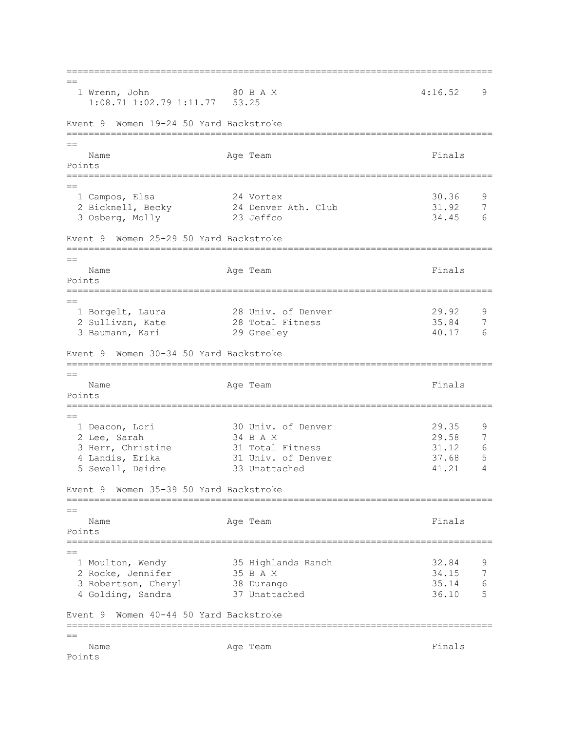| Place | Name | Age | Team | Finals | Points |
|---|---|---|---|---|---|
| 1 | Wrenn, John | 80 | B A M | 4:16.52 | 9 |
| | 1:08.71 1:02.79 1:11.77 | 53.25 | | | |

## Event 9 Women 19-24 50 Yard Backstroke

| | Name | Age | Team | Finals | Points |
|---|---|---|---|---|---|
| 1 | Campos, Elsa | 24 | Vortex | 30.36 | 9 |
| 2 | Bicknell, Becky | 24 | Denver Ath. Club | 31.92 | 7 |
| 3 | Osberg, Molly | 23 | Jeffco | 34.45 | 6 |

## Event 9 Women 25-29 50 Yard Backstroke

| | Name | Age | Team | Finals | Points |
|---|---|---|---|---|---|
| 1 | Borgelt, Laura | 28 | Univ. of Denver | 29.92 | 9 |
| 2 | Sullivan, Kate | 28 | Total Fitness | 35.84 | 7 |
| 3 | Baumann, Kari | 29 | Greeley | 40.17 | 6 |

## Event 9 Women 30-34 50 Yard Backstroke

| | Name | Age | Team | Finals | Points |
|---|---|---|---|---|---|
| 1 | Deacon, Lori | 30 | Univ. of Denver | 29.35 | 9 |
| 2 | Lee, Sarah | 34 | B A M | 29.58 | 7 |
| 3 | Herr, Christine | 31 | Total Fitness | 31.12 | 6 |
| 4 | Landis, Erika | 31 | Univ. of Denver | 37.68 | 5 |
| 5 | Sewell, Deidre | 33 | Unattached | 41.21 | 4 |

## Event 9 Women 35-39 50 Yard Backstroke

| | Name | Age | Team | Finals | Points |
|---|---|---|---|---|---|
| 1 | Moulton, Wendy | 35 | Highlands Ranch | 32.84 | 9 |
| 2 | Rocke, Jennifer | 35 | B A M | 34.15 | 7 |
| 3 | Robertson, Cheryl | 38 | Durango | 35.14 | 6 |
| 4 | Golding, Sandra | 37 | Unattached | 36.10 | 5 |

## Event 9 Women 40-44 50 Yard Backstroke

| | Name | Age | Team | Finals | Points |
|---|---|---|---|---|---|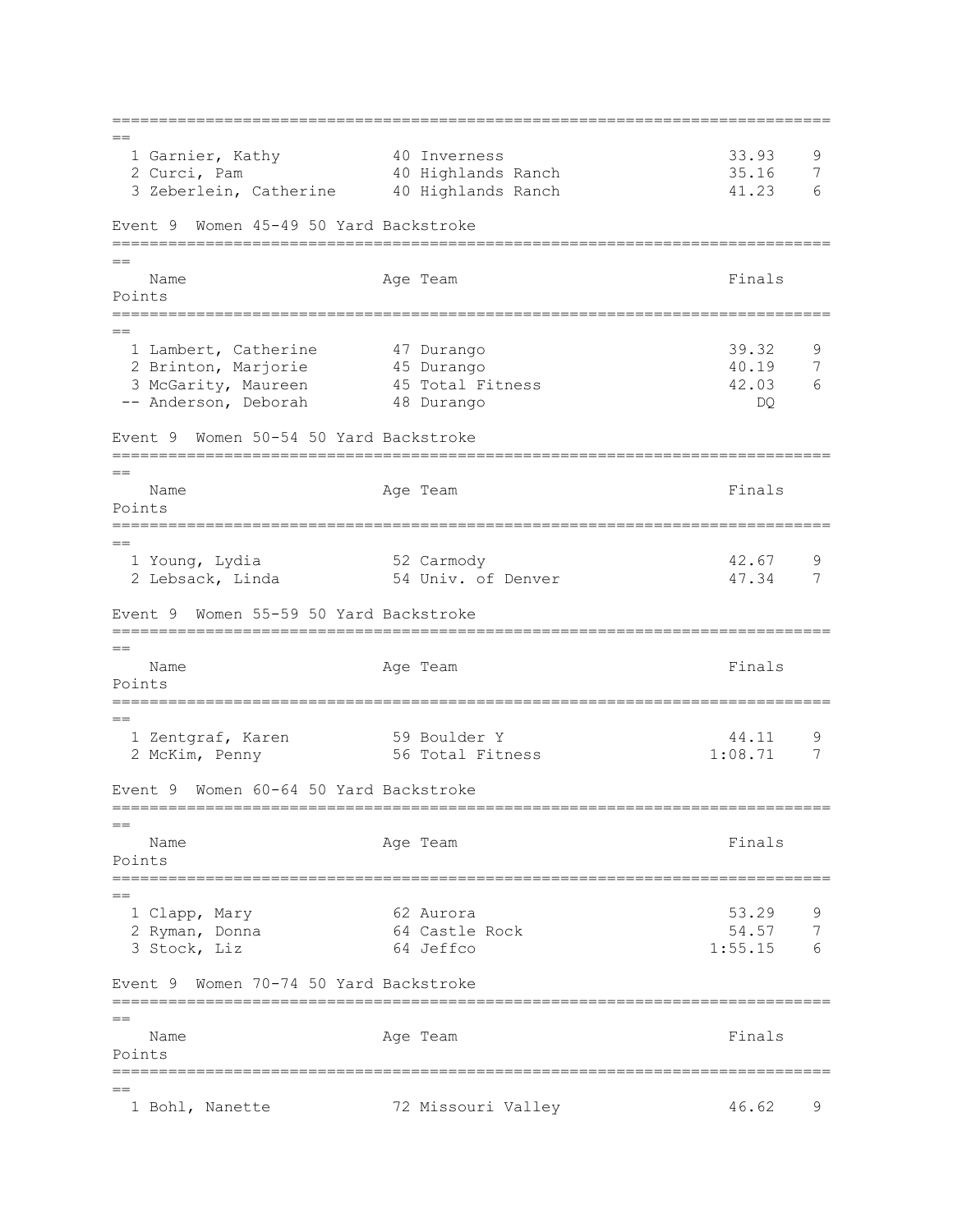| Place | Name | Age | Team | Finals | Points |
|---|---|---|---|---|---|
| 1 | Garnier, Kathy | 40 | Inverness | 33.93 | 9 |
| 2 | Curci, Pam | 40 | Highlands Ranch | 35.16 | 7 |
| 3 | Zeberlein, Catherine | 40 | Highlands Ranch | 41.23 | 6 |

## Event 9 Women 45-49 50 Yard Backstroke

| | Name | Age | Team | Finals | Points |
|---|---|---|---|---|---|
| 1 | Lambert, Catherine | 47 | Durango | 39.32 | 9 |
| 2 | Brinton, Marjorie | 45 | Durango | 40.19 | 7 |
| 3 | McGarity, Maureen | 45 | Total Fitness | 42.03 | 6 |
| -- | Anderson, Deborah | 48 | Durango | DQ | |

## Event 9 Women 50-54 50 Yard Backstroke

| | Name | Age | Team | Finals | Points |
|---|---|---|---|---|---|
| 1 | Young, Lydia | 52 | Carmody | 42.67 | 9 |
| 2 | Lebsack, Linda | 54 | Univ. of Denver | 47.34 | 7 |

## Event 9 Women 55-59 50 Yard Backstroke

| | Name | Age | Team | Finals | Points |
|---|---|---|---|---|---|
| 1 | Zentgraf, Karen | 59 | Boulder Y | 44.11 | 9 |
| 2 | McKim, Penny | 56 | Total Fitness | 1:08.71 | 7 |

## Event 9 Women 60-64 50 Yard Backstroke

| | Name | Age | Team | Finals | Points |
|---|---|---|---|---|---|
| 1 | Clapp, Mary | 62 | Aurora | 53.29 | 9 |
| 2 | Ryman, Donna | 64 | Castle Rock | 54.57 | 7 |
| 3 | Stock, Liz | 64 | Jeffco | 1:55.15 | 6 |

## Event 9 Women 70-74 50 Yard Backstroke

| | Name | Age | Team | Finals | Points |
|---|---|---|---|---|---|
| 1 | Bohl, Nanette | 72 | Missouri Valley | 46.62 | 9 |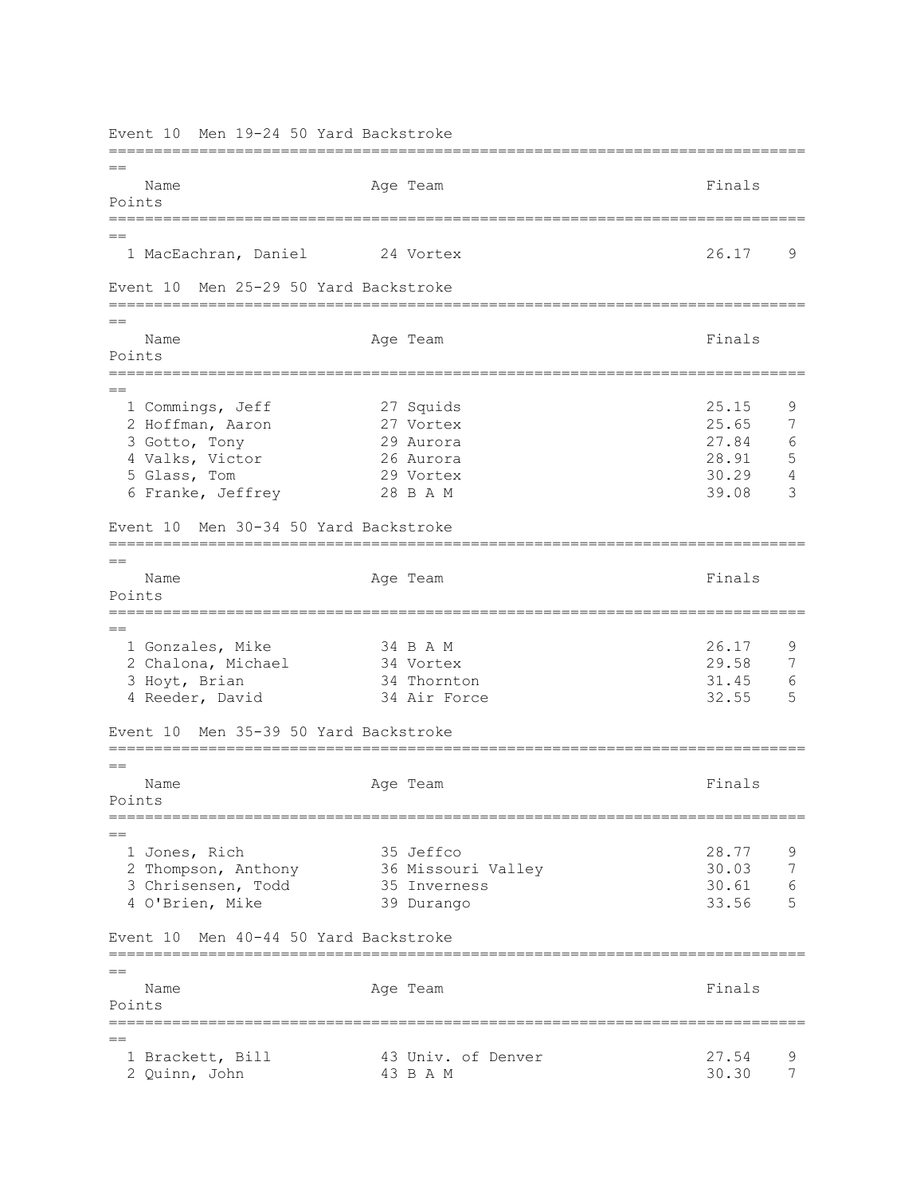### Event 10 Men 19-24 50 Yard Backstroke

| | Name | Age | Team | Finals | Points |
|---|---|---|---|---|---|
| 1 | MacEachran, Daniel | 24 | Vortex | 26.17 | 9 |

### Event 10 Men 25-29 50 Yard Backstroke

| | Name | Age | Team | Finals | Points |
|---|---|---|---|---|---|
| 1 | Commings, Jeff | 27 | Squids | 25.15 | 9 |
| 2 | Hoffman, Aaron | 27 | Vortex | 25.65 | 7 |
| 3 | Gotto, Tony | 29 | Aurora | 27.84 | 6 |
| 4 | Valks, Victor | 26 | Aurora | 28.91 | 5 |
| 5 | Glass, Tom | 29 | Vortex | 30.29 | 4 |
| 6 | Franke, Jeffrey | 28 | B A M | 39.08 | 3 |

### Event 10 Men 30-34 50 Yard Backstroke

| | Name | Age | Team | Finals | Points |
|---|---|---|---|---|---|
| 1 | Gonzales, Mike | 34 | B A M | 26.17 | 9 |
| 2 | Chalona, Michael | 34 | Vortex | 29.58 | 7 |
| 3 | Hoyt, Brian | 34 | Thornton | 31.45 | 6 |
| 4 | Reeder, David | 34 | Air Force | 32.55 | 5 |

### Event 10 Men 35-39 50 Yard Backstroke

| | Name | Age | Team | Finals | Points |
|---|---|---|---|---|---|
| 1 | Jones, Rich | 35 | Jeffco | 28.77 | 9 |
| 2 | Thompson, Anthony | 36 | Missouri Valley | 30.03 | 7 |
| 3 | Chrisensen, Todd | 35 | Inverness | 30.61 | 6 |
| 4 | O'Brien, Mike | 39 | Durango | 33.56 | 5 |

### Event 10 Men 40-44 50 Yard Backstroke

| | Name | Age | Team | Finals | Points |
|---|---|---|---|---|---|
| 1 | Brackett, Bill | 43 | Univ. of Denver | 27.54 | 9 |
| 2 | Quinn, John | 43 | B A M | 30.30 | 7 |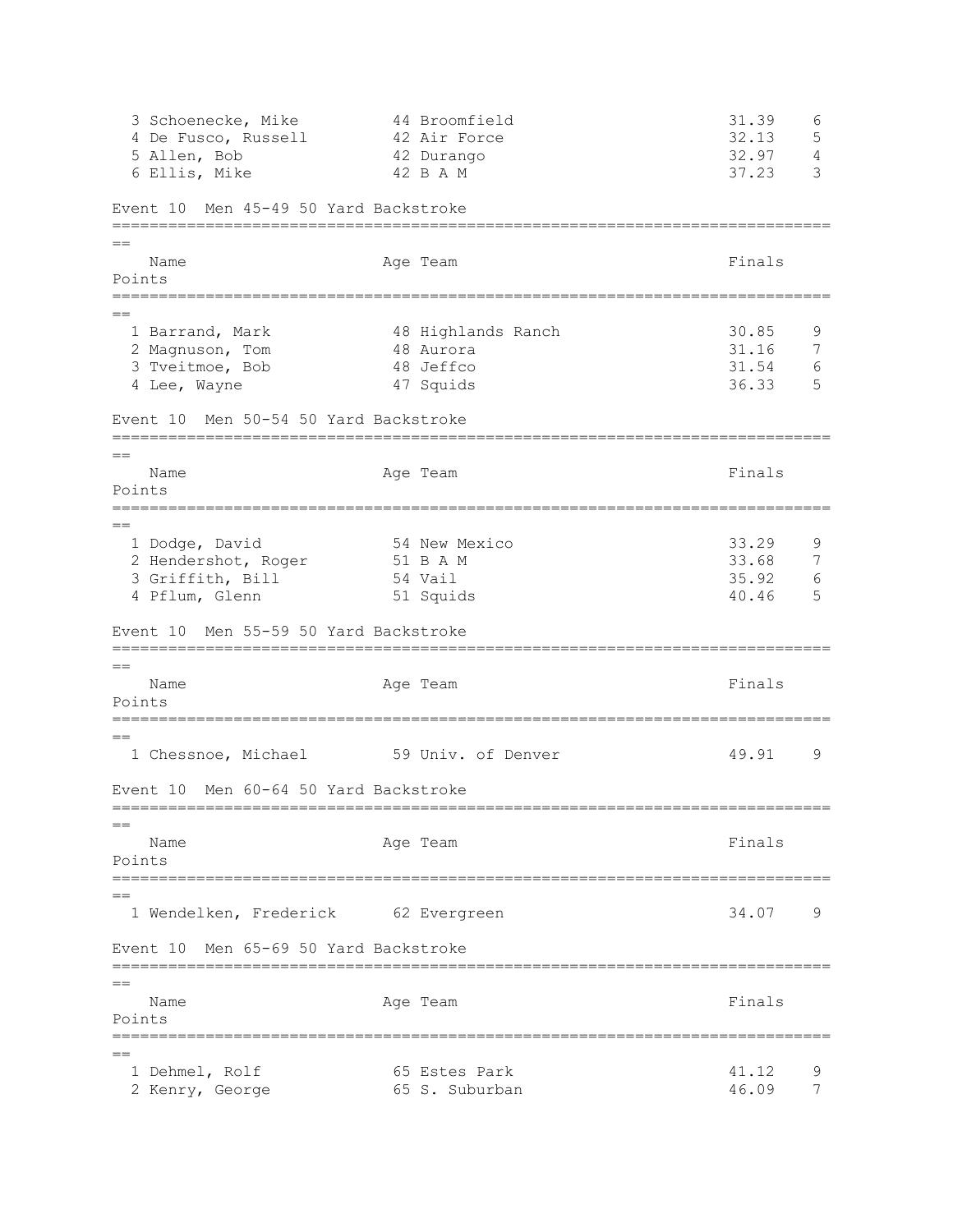| | Name | Age | Team | Finals | Points |
|---|---|---|---|---|---|
| 3 | Schoenecke, Mike | 44 | Broomfield | 31.39 | 6 |
| 4 | De Fusco, Russell | 42 | Air Force | 32.13 | 5 |
| 5 | Allen, Bob | 42 | Durango | 32.97 | 4 |
| 6 | Ellis, Mike | 42 | B A M | 37.23 | 3 |

Event 10  Men 45-49 50 Yard Backstroke

| | Name | Age | Team | Finals | Points |
|---|---|---|---|---|---|
| 1 | Barrand, Mark | 48 | Highlands Ranch | 30.85 | 9 |
| 2 | Magnuson, Tom | 48 | Aurora | 31.16 | 7 |
| 3 | Tveitmoe, Bob | 48 | Jeffco | 31.54 | 6 |
| 4 | Lee, Wayne | 47 | Squids | 36.33 | 5 |

Event 10  Men 50-54 50 Yard Backstroke

| | Name | Age | Team | Finals | Points |
|---|---|---|---|---|---|
| 1 | Dodge, David | 54 | New Mexico | 33.29 | 9 |
| 2 | Hendershot, Roger | 51 | B A M | 33.68 | 7 |
| 3 | Griffith, Bill | 54 | Vail | 35.92 | 6 |
| 4 | Pflum, Glenn | 51 | Squids | 40.46 | 5 |

Event 10  Men 55-59 50 Yard Backstroke

| | Name | Age | Team | Finals | Points |
|---|---|---|---|---|---|
| 1 | Chessnoe, Michael | 59 | Univ. of Denver | 49.91 | 9 |

Event 10  Men 60-64 50 Yard Backstroke

| | Name | Age | Team | Finals | Points |
|---|---|---|---|---|---|
| 1 | Wendelken, Frederick | 62 | Evergreen | 34.07 | 9 |

Event 10  Men 65-69 50 Yard Backstroke

| | Name | Age | Team | Finals | Points |
|---|---|---|---|---|---|
| 1 | Dehmel, Rolf | 65 | Estes Park | 41.12 | 9 |
| 2 | Kenry, George | 65 | S. Suburban | 46.09 | 7 |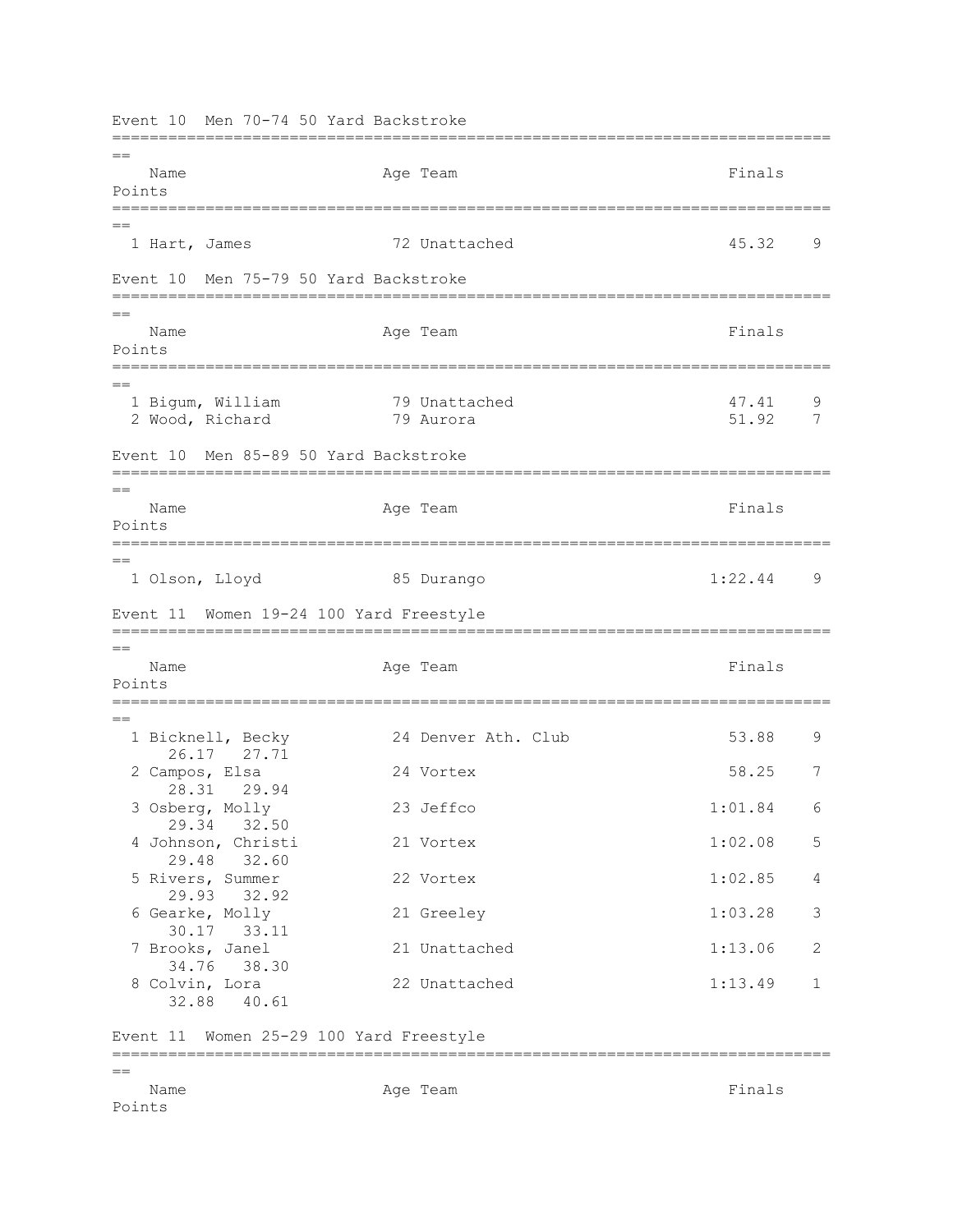Event 10  Men 70-74 50 Yard Backstroke

| | Name | Age | Team | Finals | Points |
|---|---|---|---|---|---|
| 1 | Hart, James | 72 | Unattached | 45.32 | 9 |

Event 10  Men 75-79 50 Yard Backstroke

| | Name | Age | Team | Finals | Points |
|---|---|---|---|---|---|
| 1 | Bigum, William | 79 | Unattached | 47.41 | 9 |
| 2 | Wood, Richard | 79 | Aurora | 51.92 | 7 |

Event 10  Men 85-89 50 Yard Backstroke

| | Name | Age | Team | Finals | Points |
|---|---|---|---|---|---|
| 1 | Olson, Lloyd | 85 | Durango | 1:22.44 | 9 |

Event 11  Women 19-24 100 Yard Freestyle

| | Name | Age | Team | Finals | Points |
|---|---|---|---|---|---|
| 1 | Bicknell, Becky | 24 | Denver Ath. Club | 53.88 | 9 |
| | 26.17   27.71 | | | | |
| 2 | Campos, Elsa | 24 | Vortex | 58.25 | 7 |
| | 28.31   29.94 | | | | |
| 3 | Osberg, Molly | 23 | Jeffco | 1:01.84 | 6 |
| | 29.34   32.50 | | | | |
| 4 | Johnson, Christi | 21 | Vortex | 1:02.08 | 5 |
| | 29.48   32.60 | | | | |
| 5 | Rivers, Summer | 22 | Vortex | 1:02.85 | 4 |
| | 29.93   32.92 | | | | |
| 6 | Gearke, Molly | 21 | Greeley | 1:03.28 | 3 |
| | 30.17   33.11 | | | | |
| 7 | Brooks, Janel | 21 | Unattached | 1:13.06 | 2 |
| | 34.76   38.30 | | | | |
| 8 | Colvin, Lora | 22 | Unattached | 1:13.49 | 1 |
| | 32.88   40.61 | | | | |

Event 11  Women 25-29 100 Yard Freestyle

| | Name | Age | Team | Finals | Points |
|---|---|---|---|---|---|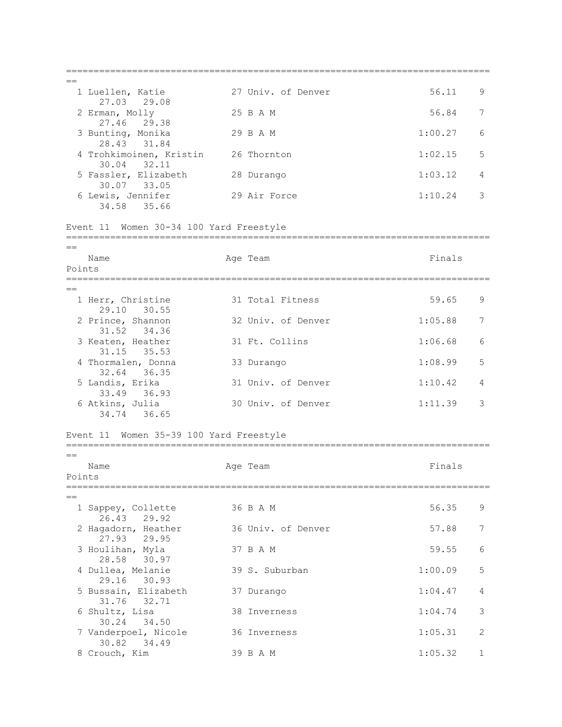| Place | Name | Age | Team | Finals | Points |
|---|---|---|---|---|---|
| 1 | Luellen, Katie | 27 | Univ. of Denver | 56.11 | 9 |
| | 27.03 29.08 | | | | |
| 2 | Erman, Molly | 25 | B A M | 56.84 | 7 |
| | 27.46 29.38 | | | | |
| 3 | Bunting, Monika | 29 | B A M | 1:00.27 | 6 |
| | 28.43 31.84 | | | | |
| 4 | Trohkimoinen, Kristin | 26 | Thornton | 1:02.15 | 5 |
| | 30.04 32.11 | | | | |
| 5 | Fassler, Elizabeth | 28 | Durango | 1:03.12 | 4 |
| | 30.07 33.05 | | | | |
| 6 | Lewis, Jennifer | 29 | Air Force | 1:10.24 | 3 |
| | 34.58 35.66 | | | | |

## Event 11 Women 30-34 100 Yard Freestyle

| Place | Name | Age | Team | Finals | Points |
|---|---|---|---|---|---|
| 1 | Herr, Christine | 31 | Total Fitness | 59.65 | 9 |
| | 29.10 30.55 | | | | |
| 2 | Prince, Shannon | 32 | Univ. of Denver | 1:05.88 | 7 |
| | 31.52 34.36 | | | | |
| 3 | Keaten, Heather | 31 | Ft. Collins | 1:06.68 | 6 |
| | 31.15 35.53 | | | | |
| 4 | Thormalen, Donna | 33 | Durango | 1:08.99 | 5 |
| | 32.64 36.35 | | | | |
| 5 | Landis, Erika | 31 | Univ. of Denver | 1:10.42 | 4 |
| | 33.49 36.93 | | | | |
| 6 | Atkins, Julia | 30 | Univ. of Denver | 1:11.39 | 3 |
| | 34.74 36.65 | | | | |

## Event 11 Women 35-39 100 Yard Freestyle

| Place | Name | Age | Team | Finals | Points |
|---|---|---|---|---|---|
| 1 | Sappey, Collette | 36 | B A M | 56.35 | 9 |
| | 26.43 29.92 | | | | |
| 2 | Hagadorn, Heather | 36 | Univ. of Denver | 57.88 | 7 |
| | 27.93 29.95 | | | | |
| 3 | Houlihan, Myla | 37 | B A M | 59.55 | 6 |
| | 28.58 30.97 | | | | |
| 4 | Dullea, Melanie | 39 | S. Suburban | 1:00.09 | 5 |
| | 29.16 30.93 | | | | |
| 5 | Bussain, Elizabeth | 37 | Durango | 1:04.47 | 4 |
| | 31.76 32.71 | | | | |
| 6 | Shultz, Lisa | 38 | Inverness | 1:04.74 | 3 |
| | 30.24 34.50 | | | | |
| 7 | Vanderpoel, Nicole | 36 | Inverness | 1:05.31 | 2 |
| | 30.82 34.49 | | | | |
| 8 | Crouch, Kim | 39 | B A M | 1:05.32 | 1 |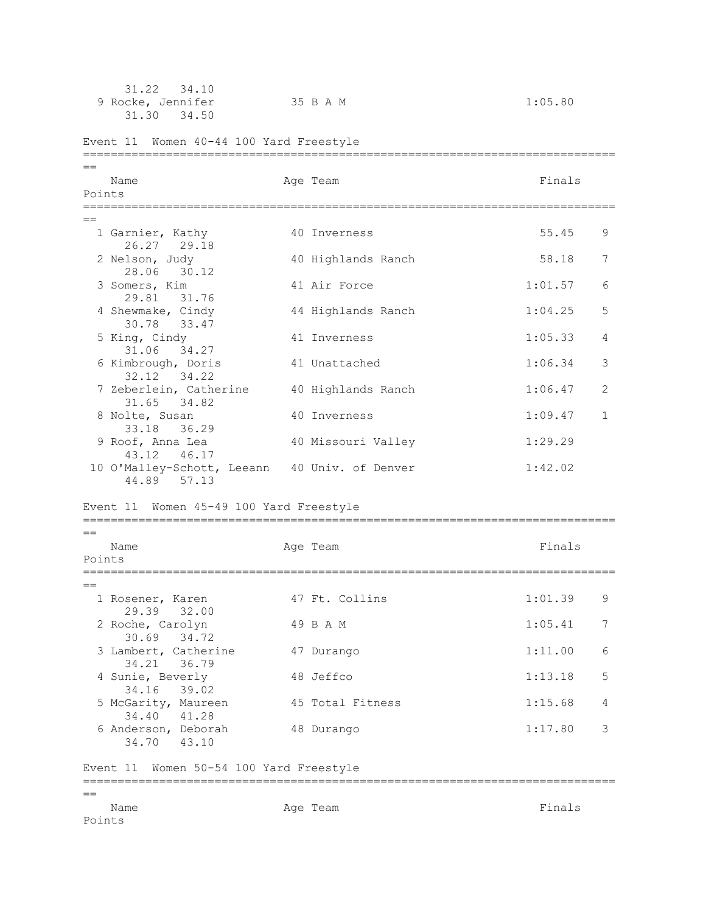31.22 34.10

| | Name | Age | Team | Finals | Points |
|---|---|---|---|---|---|
| 9 | Rocke, Jennifer | 35 | B A M | 1:05.80 | |
| | 31.30 34.50 | | | | |

## Event 11 Women 40-44 100 Yard Freestyle

| | Name | Age | Team | Finals | Points |
|---|---|---|---|---|---|
| 1 | Garnier, Kathy | 40 | Inverness | 55.45 | 9 |
| | 26.27 29.18 | | | | |
| 2 | Nelson, Judy | 40 | Highlands Ranch | 58.18 | 7 |
| | 28.06 30.12 | | | | |
| 3 | Somers, Kim | 41 | Air Force | 1:01.57 | 6 |
| | 29.81 31.76 | | | | |
| 4 | Shewmake, Cindy | 44 | Highlands Ranch | 1:04.25 | 5 |
| | 30.78 33.47 | | | | |
| 5 | King, Cindy | 41 | Inverness | 1:05.33 | 4 |
| | 31.06 34.27 | | | | |
| 6 | Kimbrough, Doris | 41 | Unattached | 1:06.34 | 3 |
| | 32.12 34.22 | | | | |
| 7 | Zeberlein, Catherine | 40 | Highlands Ranch | 1:06.47 | 2 |
| | 31.65 34.82 | | | | |
| 8 | Nolte, Susan | 40 | Inverness | 1:09.47 | 1 |
| | 33.18 36.29 | | | | |
| 9 | Roof, Anna Lea | 40 | Missouri Valley | 1:29.29 | |
| | 43.12 46.17 | | | | |
| 10 | O'Malley-Schott, Leeann | 40 | Univ. of Denver | 1:42.02 | |
| | 44.89 57.13 | | | | |

## Event 11 Women 45-49 100 Yard Freestyle

| | Name | Age | Team | Finals | Points |
|---|---|---|---|---|---|
| 1 | Rosener, Karen | 47 | Ft. Collins | 1:01.39 | 9 |
| | 29.39 32.00 | | | | |
| 2 | Roche, Carolyn | 49 | B A M | 1:05.41 | 7 |
| | 30.69 34.72 | | | | |
| 3 | Lambert, Catherine | 47 | Durango | 1:11.00 | 6 |
| | 34.21 36.79 | | | | |
| 4 | Sunie, Beverly | 48 | Jeffco | 1:13.18 | 5 |
| | 34.16 39.02 | | | | |
| 5 | McGarity, Maureen | 45 | Total Fitness | 1:15.68 | 4 |
| | 34.40 41.28 | | | | |
| 6 | Anderson, Deborah | 48 | Durango | 1:17.80 | 3 |
| | 34.70 43.10 | | | | |

## Event 11 Women 50-54 100 Yard Freestyle

| | Name | Age | Team | Finals | Points |
|---|---|---|---|---|---|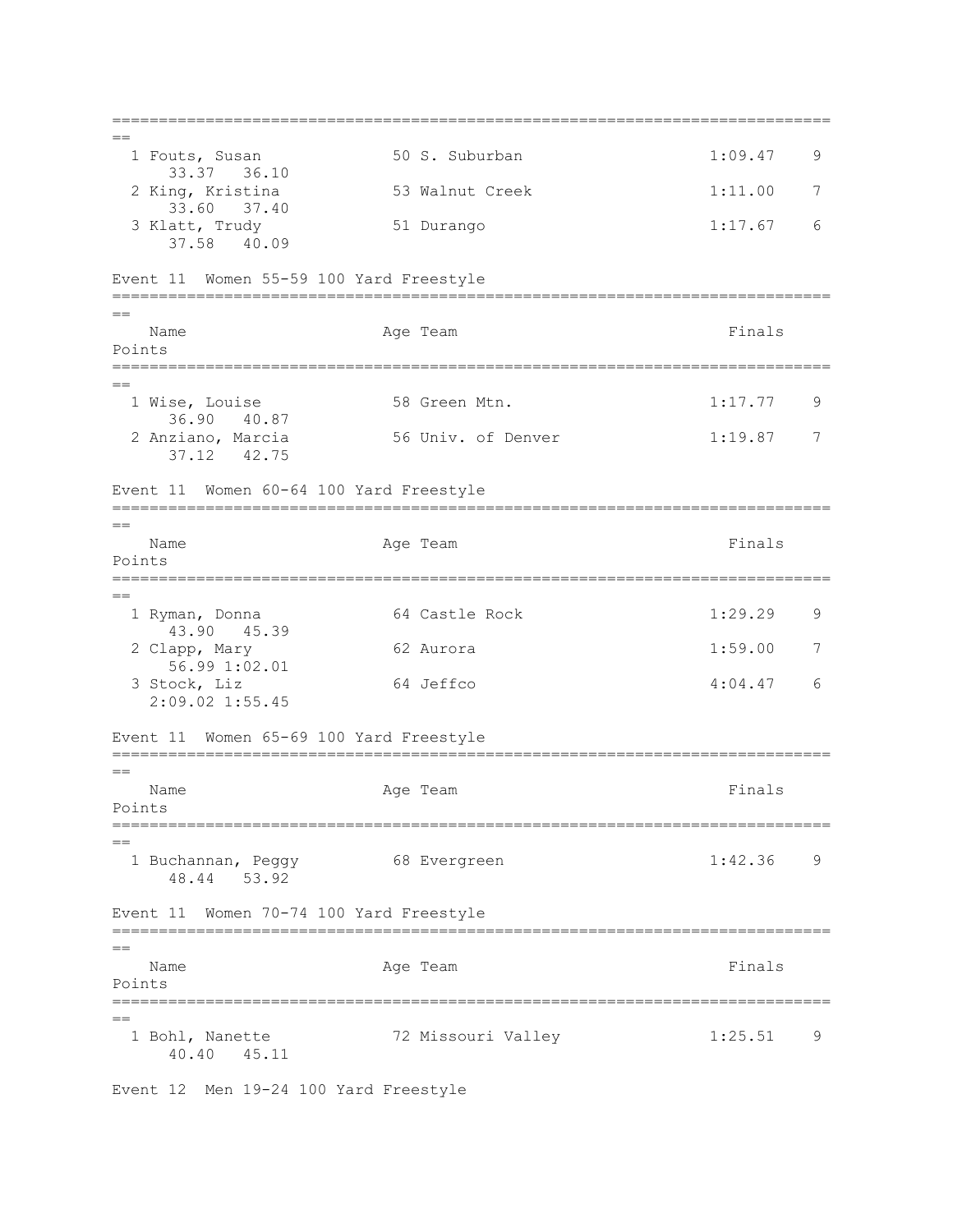| Place | Name | Age | Team | Finals | Points |
|---|---|---|---|---|---|
| 1 | Fouts, Susan | 50 | S. Suburban | 1:09.47 | 9 |
| | 33.37 36.10 | | | | |
| 2 | King, Kristina | 53 | Walnut Creek | 1:11.00 | 7 |
| | 33.60 37.40 | | | | |
| 3 | Klatt, Trudy | 51 | Durango | 1:17.67 | 6 |
| | 37.58 40.09 | | | | |

Event 11 Women 55-59 100 Yard Freestyle

| Place | Name | Age | Team | Finals | Points |
|---|---|---|---|---|---|
| 1 | Wise, Louise | 58 | Green Mtn. | 1:17.77 | 9 |
| | 36.90 40.87 | | | | |
| 2 | Anziano, Marcia | 56 | Univ. of Denver | 1:19.87 | 7 |
| | 37.12 42.75 | | | | |

Event 11 Women 60-64 100 Yard Freestyle

| Place | Name | Age | Team | Finals | Points |
|---|---|---|---|---|---|
| 1 | Ryman, Donna | 64 | Castle Rock | 1:29.29 | 9 |
| | 43.90 45.39 | | | | |
| 2 | Clapp, Mary | 62 | Aurora | 1:59.00 | 7 |
| | 56.99 1:02.01 | | | | |
| 3 | Stock, Liz | 64 | Jeffco | 4:04.47 | 6 |
| | 2:09.02 1:55.45 | | | | |

Event 11 Women 65-69 100 Yard Freestyle

| Place | Name | Age | Team | Finals | Points |
|---|---|---|---|---|---|
| 1 | Buchannan, Peggy | 68 | Evergreen | 1:42.36 | 9 |
| | 48.44 53.92 | | | | |

Event 11 Women 70-74 100 Yard Freestyle

| Place | Name | Age | Team | Finals | Points |
|---|---|---|---|---|---|
| 1 | Bohl, Nanette | 72 | Missouri Valley | 1:25.51 | 9 |
| | 40.40 45.11 | | | | |

Event 12 Men 19-24 100 Yard Freestyle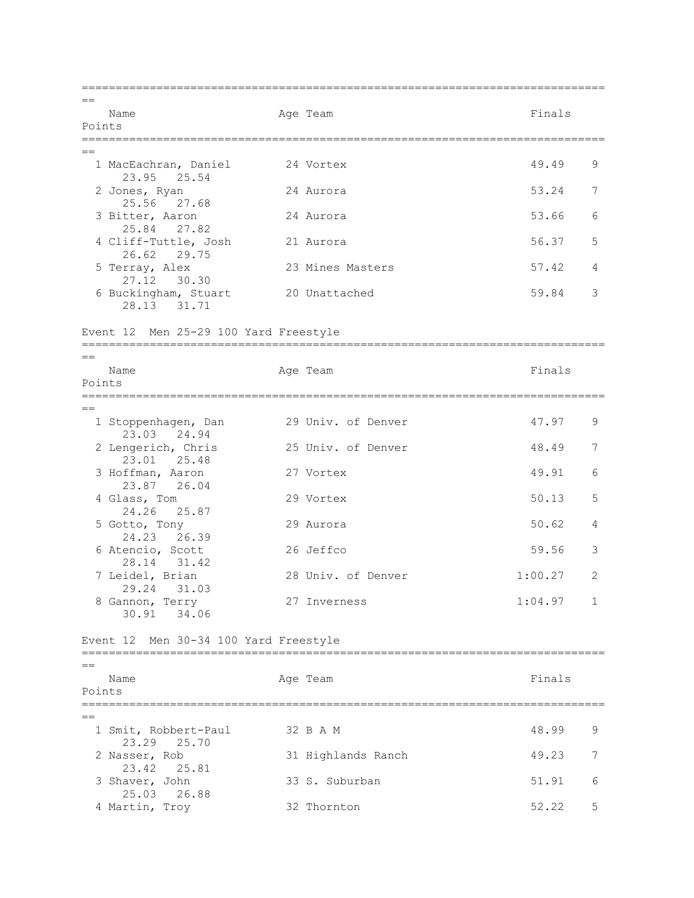| Name | Age | Team | Finals | Points |
|---|---|---|---|---|
| 1 MacEachran, Daniel | 24 | Vortex | 49.49 | 9 |
| 23.95 25.54 | | | | |
| 2 Jones, Ryan | 24 | Aurora | 53.24 | 7 |
| 25.56 27.68 | | | | |
| 3 Bitter, Aaron | 24 | Aurora | 53.66 | 6 |
| 25.84 27.82 | | | | |
| 4 Cliff-Tuttle, Josh | 21 | Aurora | 56.37 | 5 |
| 26.62 29.75 | | | | |
| 5 Terray, Alex | 23 | Mines Masters | 57.42 | 4 |
| 27.12 30.30 | | | | |
| 6 Buckingham, Stuart | 20 | Unattached | 59.84 | 3 |
| 28.13 31.71 | | | | |

Event 12 Men 25-29 100 Yard Freestyle

| Name | Age | Team | Finals | Points |
|---|---|---|---|---|
| 1 Stoppenhagen, Dan | 29 | Univ. of Denver | 47.97 | 9 |
| 23.03 24.94 | | | | |
| 2 Lengerich, Chris | 25 | Univ. of Denver | 48.49 | 7 |
| 23.01 25.48 | | | | |
| 3 Hoffman, Aaron | 27 | Vortex | 49.91 | 6 |
| 23.87 26.04 | | | | |
| 4 Glass, Tom | 29 | Vortex | 50.13 | 5 |
| 24.26 25.87 | | | | |
| 5 Gotto, Tony | 29 | Aurora | 50.62 | 4 |
| 24.23 26.39 | | | | |
| 6 Atencio, Scott | 26 | Jeffco | 59.56 | 3 |
| 28.14 31.42 | | | | |
| 7 Leidel, Brian | 28 | Univ. of Denver | 1:00.27 | 2 |
| 29.24 31.03 | | | | |
| 8 Gannon, Terry | 27 | Inverness | 1:04.97 | 1 |
| 30.91 34.06 | | | | |

Event 12 Men 30-34 100 Yard Freestyle

| Name | Age | Team | Finals | Points |
|---|---|---|---|---|
| 1 Smit, Robbert-Paul | 32 | B A M | 48.99 | 9 |
| 23.29 25.70 | | | | |
| 2 Nasser, Rob | 31 | Highlands Ranch | 49.23 | 7 |
| 23.42 25.81 | | | | |
| 3 Shaver, John | 33 | S. Suburban | 51.91 | 6 |
| 25.03 26.88 | | | | |
| 4 Martin, Troy | 32 | Thornton | 52.22 | 5 |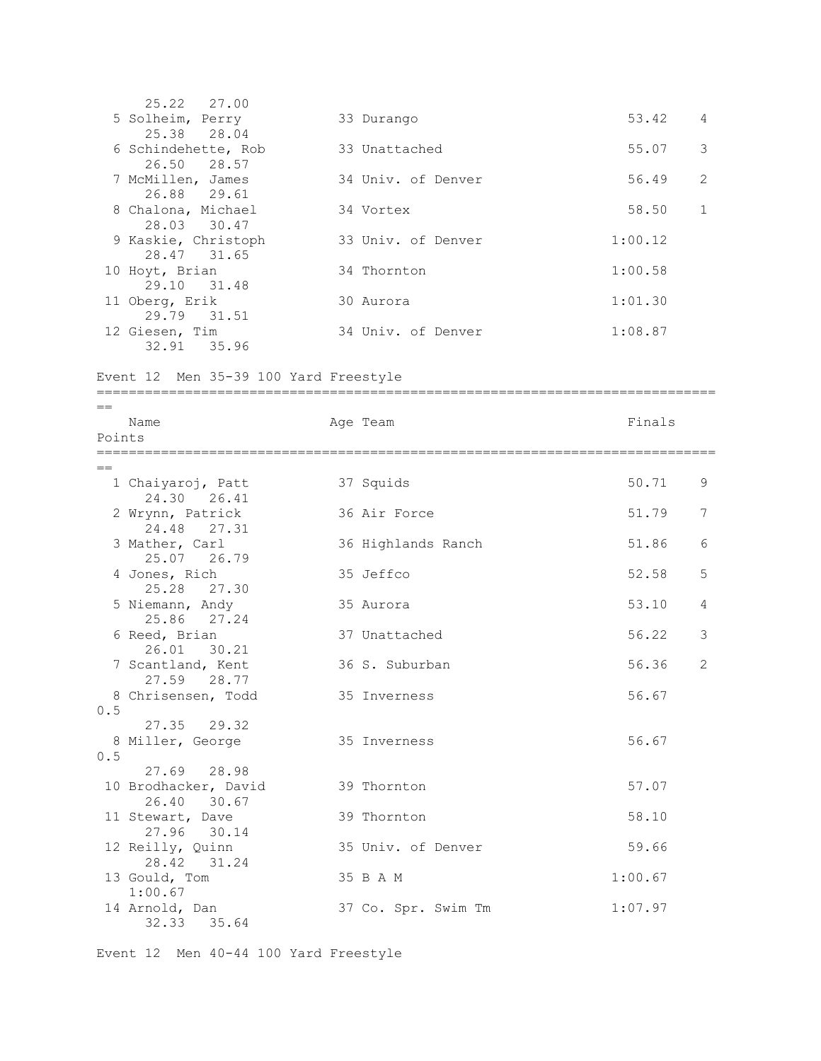25.22 27.00

| Place | Name | Age | Team | Finals | Points |
|---|---|---|---|---|---|
| 5 | Solheim, Perry | 33 | Durango | 53.42 | 4 |
| | 25.38 28.04 | | | | |
| 6 | Schindehette, Rob | 33 | Unattached | 55.07 | 3 |
| | 26.50 28.57 | | | | |
| 7 | McMillen, James | 34 | Univ. of Denver | 56.49 | 2 |
| | 26.88 29.61 | | | | |
| 8 | Chalona, Michael | 34 | Vortex | 58.50 | 1 |
| | 28.03 30.47 | | | | |
| 9 | Kaskie, Christoph | 33 | Univ. of Denver | 1:00.12 | |
| | 28.47 31.65 | | | | |
| 10 | Hoyt, Brian | 34 | Thornton | 1:00.58 | |
| | 29.10 31.48 | | | | |
| 11 | Oberg, Erik | 30 | Aurora | 1:01.30 | |
| | 29.79 31.51 | | | | |
| 12 | Giesen, Tim | 34 | Univ. of Denver | 1:08.87 | |
| | 32.91 35.96 | | | | |

## Event 12 Men 35-39 100 Yard Freestyle

| Place | Name | Age | Team | Finals | Points |
|---|---|---|---|---|---|
| 1 | Chaiyaroj, Patt | 37 | Squids | 50.71 | 9 |
| | 24.30 26.41 | | | | |
| 2 | Wrynn, Patrick | 36 | Air Force | 51.79 | 7 |
| | 24.48 27.31 | | | | |
| 3 | Mather, Carl | 36 | Highlands Ranch | 51.86 | 6 |
| | 25.07 26.79 | | | | |
| 4 | Jones, Rich | 35 | Jeffco | 52.58 | 5 |
| | 25.28 27.30 | | | | |
| 5 | Niemann, Andy | 35 | Aurora | 53.10 | 4 |
| | 25.86 27.24 | | | | |
| 6 | Reed, Brian | 37 | Unattached | 56.22 | 3 |
| | 26.01 30.21 | | | | |
| 7 | Scantland, Kent | 36 | S. Suburban | 56.36 | 2 |
| | 27.59 28.77 | | | | |
| 8 | Chrisensen, Todd | 35 | Inverness | 56.67 | 0.5 |
| | 27.35 29.32 | | | | |
| 8 | Miller, George | 35 | Inverness | 56.67 | 0.5 |
| | 27.69 28.98 | | | | |
| 10 | Brodhacker, David | 39 | Thornton | 57.07 | |
| | 26.40 30.67 | | | | |
| 11 | Stewart, Dave | 39 | Thornton | 58.10 | |
| | 27.96 30.14 | | | | |
| 12 | Reilly, Quinn | 35 | Univ. of Denver | 59.66 | |
| | 28.42 31.24 | | | | |
| 13 | Gould, Tom | 35 | B A M | 1:00.67 | |
| | 1:00.67 | | | | |
| 14 | Arnold, Dan | 37 | Co. Spr. Swim Tm | 1:07.97 | |
| | 32.33 35.64 | | | | |

## Event 12 Men 40-44 100 Yard Freestyle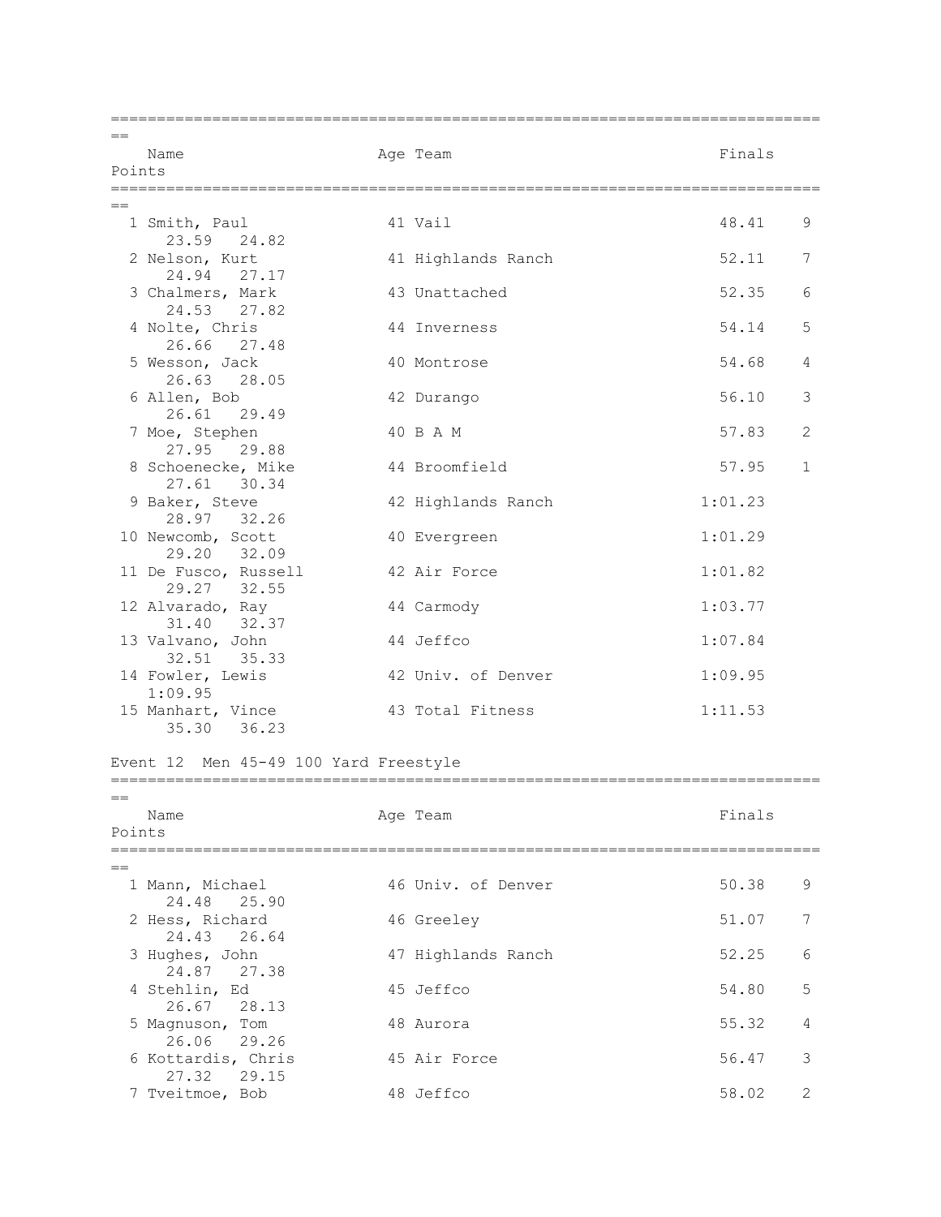| Name | Age | Team | Finals | Points |
|---|---|---|---|---|
| 1 Smith, Paul | 41 | Vail | 48.41 | 9 |
| 23.59 24.82 | | | | |
| 2 Nelson, Kurt | 41 | Highlands Ranch | 52.11 | 7 |
| 24.94 27.17 | | | | |
| 3 Chalmers, Mark | 43 | Unattached | 52.35 | 6 |
| 24.53 27.82 | | | | |
| 4 Nolte, Chris | 44 | Inverness | 54.14 | 5 |
| 26.66 27.48 | | | | |
| 5 Wesson, Jack | 40 | Montrose | 54.68 | 4 |
| 26.63 28.05 | | | | |
| 6 Allen, Bob | 42 | Durango | 56.10 | 3 |
| 26.61 29.49 | | | | |
| 7 Moe, Stephen | 40 | B A M | 57.83 | 2 |
| 27.95 29.88 | | | | |
| 8 Schoenecke, Mike | 44 | Broomfield | 57.95 | 1 |
| 27.61 30.34 | | | | |
| 9 Baker, Steve | 42 | Highlands Ranch | 1:01.23 | |
| 28.97 32.26 | | | | |
| 10 Newcomb, Scott | 40 | Evergreen | 1:01.29 | |
| 29.20 32.09 | | | | |
| 11 De Fusco, Russell | 42 | Air Force | 1:01.82 | |
| 29.27 32.55 | | | | |
| 12 Alvarado, Ray | 44 | Carmody | 1:03.77 | |
| 31.40 32.37 | | | | |
| 13 Valvano, John | 44 | Jeffco | 1:07.84 | |
| 32.51 35.33 | | | | |
| 14 Fowler, Lewis | 42 | Univ. of Denver | 1:09.95 | |
| 1:09.95 | | | | |
| 15 Manhart, Vince | 43 | Total Fitness | 1:11.53 | |
| 35.30 36.23 | | | | |

Event 12 Men 45-49 100 Yard Freestyle

| Name | Age | Team | Finals | Points |
|---|---|---|---|---|
| 1 Mann, Michael | 46 | Univ. of Denver | 50.38 | 9 |
| 24.48 25.90 | | | | |
| 2 Hess, Richard | 46 | Greeley | 51.07 | 7 |
| 24.43 26.64 | | | | |
| 3 Hughes, John | 47 | Highlands Ranch | 52.25 | 6 |
| 24.87 27.38 | | | | |
| 4 Stehlin, Ed | 45 | Jeffco | 54.80 | 5 |
| 26.67 28.13 | | | | |
| 5 Magnuson, Tom | 48 | Aurora | 55.32 | 4 |
| 26.06 29.26 | | | | |
| 6 Kottardis, Chris | 45 | Air Force | 56.47 | 3 |
| 27.32 29.15 | | | | |
| 7 Tveitmoe, Bob | 48 | Jeffco | 58.02 | 2 |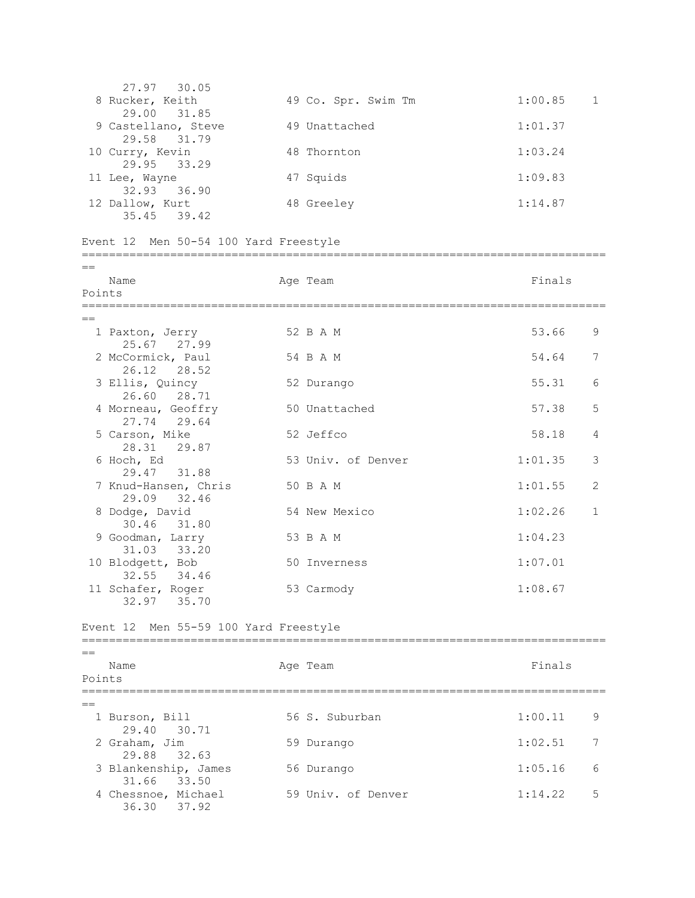27.97 30.05

| | Name | Age | Team | Finals | Points |
|---|---|---|---|---|---|
| 8 | Rucker, Keith | 49 | Co. Spr. Swim Tm | 1:00.85 | 1 |
| | 29.00 31.85 | | | | |
| 9 | Castellano, Steve | 49 | Unattached | 1:01.37 | |
| | 29.58 31.79 | | | | |
| 10 | Curry, Kevin | 48 | Thornton | 1:03.24 | |
| | 29.95 33.29 | | | | |
| 11 | Lee, Wayne | 47 | Squids | 1:09.83 | |
| | 32.93 36.90 | | | | |
| 12 | Dallow, Kurt | 48 | Greeley | 1:14.87 | |
| | 35.45 39.42 | | | | |

## Event 12 Men 50-54 100 Yard Freestyle

| | Name | Age | Team | Finals | Points |
|---|---|---|---|---|---|
| 1 | Paxton, Jerry | 52 | B A M | 53.66 | 9 |
| | 25.67 27.99 | | | | |
| 2 | McCormick, Paul | 54 | B A M | 54.64 | 7 |
| | 26.12 28.52 | | | | |
| 3 | Ellis, Quincy | 52 | Durango | 55.31 | 6 |
| | 26.60 28.71 | | | | |
| 4 | Morneau, Geoffry | 50 | Unattached | 57.38 | 5 |
| | 27.74 29.64 | | | | |
| 5 | Carson, Mike | 52 | Jeffco | 58.18 | 4 |
| | 28.31 29.87 | | | | |
| 6 | Hoch, Ed | 53 | Univ. of Denver | 1:01.35 | 3 |
| | 29.47 31.88 | | | | |
| 7 | Knud-Hansen, Chris | 50 | B A M | 1:01.55 | 2 |
| | 29.09 32.46 | | | | |
| 8 | Dodge, David | 54 | New Mexico | 1:02.26 | 1 |
| | 30.46 31.80 | | | | |
| 9 | Goodman, Larry | 53 | B A M | 1:04.23 | |
| | 31.03 33.20 | | | | |
| 10 | Blodgett, Bob | 50 | Inverness | 1:07.01 | |
| | 32.55 34.46 | | | | |
| 11 | Schafer, Roger | 53 | Carmody | 1:08.67 | |
| | 32.97 35.70 | | | | |

## Event 12 Men 55-59 100 Yard Freestyle

| | Name | Age | Team | Finals | Points |
|---|---|---|---|---|---|
| 1 | Burson, Bill | 56 | S. Suburban | 1:00.11 | 9 |
| | 29.40 30.71 | | | | |
| 2 | Graham, Jim | 59 | Durango | 1:02.51 | 7 |
| | 29.88 32.63 | | | | |
| 3 | Blankenship, James | 56 | Durango | 1:05.16 | 6 |
| | 31.66 33.50 | | | | |
| 4 | Chessnoe, Michael | 59 | Univ. of Denver | 1:14.22 | 5 |
| | 36.30 37.92 | | | | |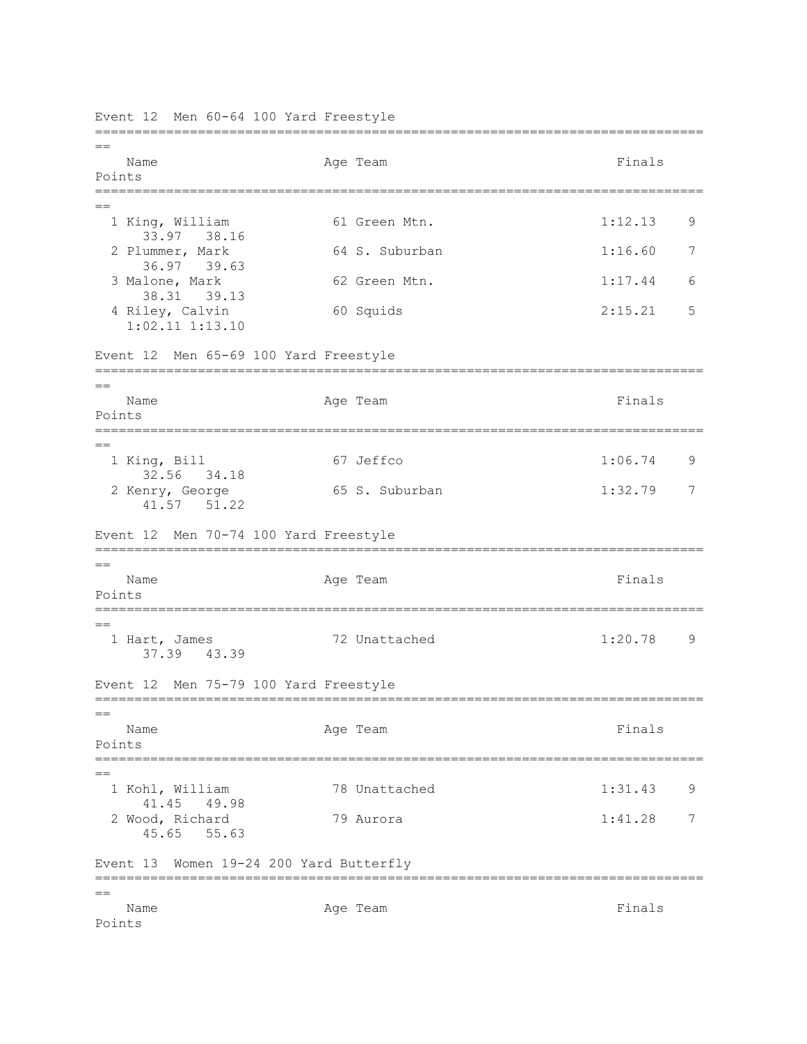## Event 12 Men 60-64 100 Yard Freestyle

| Name | Age | Team | Finals | Points |
|---|---|---|---|---|
| 1 King, William | 61 | Green Mtn. | 1:12.13 | 9 |
| 33.97 38.16 | | | | |
| 2 Plummer, Mark | 64 | S. Suburban | 1:16.60 | 7 |
| 36.97 39.63 | | | | |
| 3 Malone, Mark | 62 | Green Mtn. | 1:17.44 | 6 |
| 38.31 39.13 | | | | |
| 4 Riley, Calvin | 60 | Squids | 2:15.21 | 5 |
| 1:02.11 1:13.10 | | | | |

## Event 12 Men 65-69 100 Yard Freestyle

| Name | Age | Team | Finals | Points |
|---|---|---|---|---|
| 1 King, Bill | 67 | Jeffco | 1:06.74 | 9 |
| 32.56 34.18 | | | | |
| 2 Kenry, George | 65 | S. Suburban | 1:32.79 | 7 |
| 41.57 51.22 | | | | |

## Event 12 Men 70-74 100 Yard Freestyle

| Name | Age | Team | Finals | Points |
|---|---|---|---|---|
| 1 Hart, James | 72 | Unattached | 1:20.78 | 9 |
| 37.39 43.39 | | | | |

## Event 12 Men 75-79 100 Yard Freestyle

| Name | Age | Team | Finals | Points |
|---|---|---|---|---|
| 1 Kohl, William | 78 | Unattached | 1:31.43 | 9 |
| 41.45 49.98 | | | | |
| 2 Wood, Richard | 79 | Aurora | 1:41.28 | 7 |
| 45.65 55.63 | | | | |

## Event 13 Women 19-24 200 Yard Butterfly

| Name | Age | Team | Finals | Points |
|---|---|---|---|---|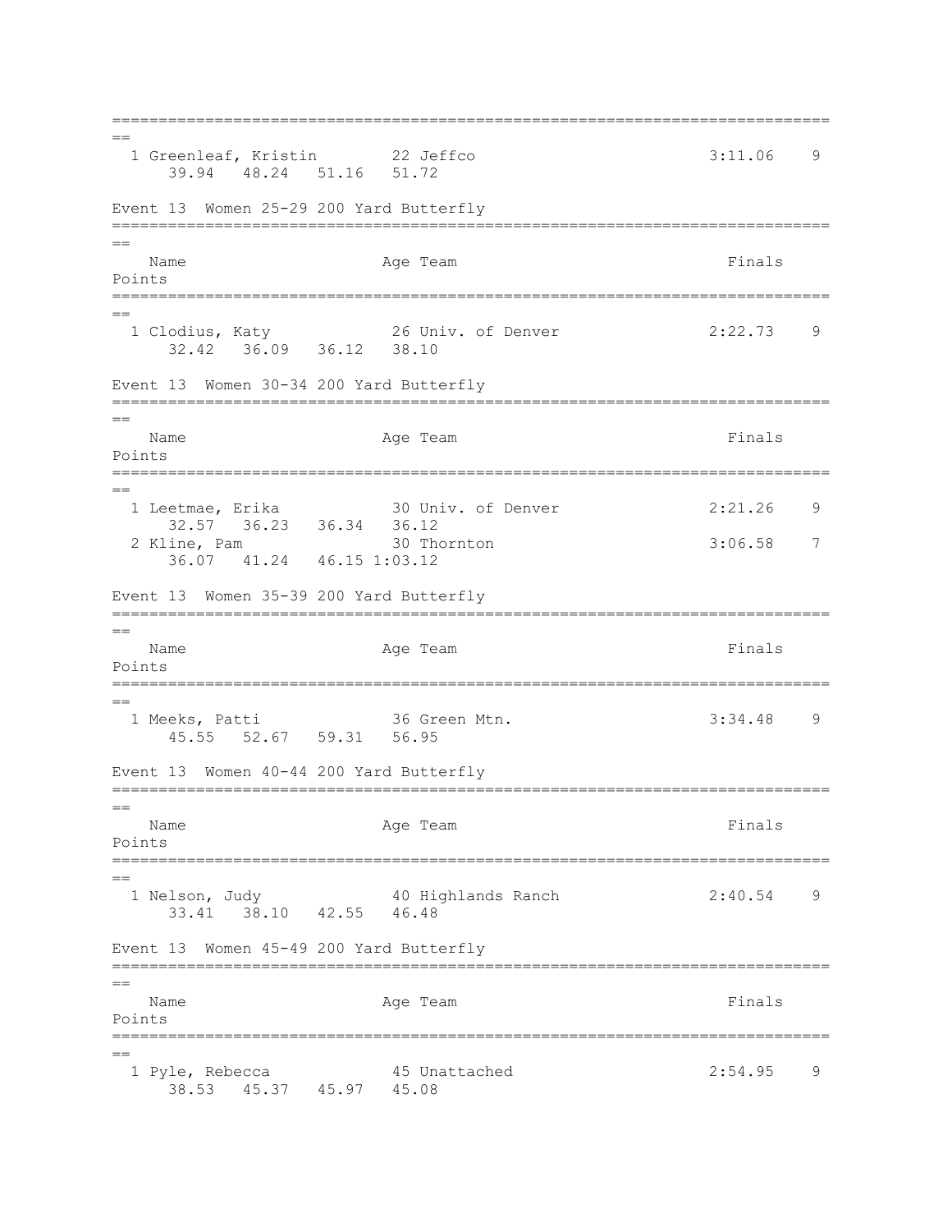| Place | Name | Age | Team | Finals | Points |
|---|---|---|---|---|---|
| 1 | Greenleaf, Kristin | 22 | Jeffco | 3:11.06 | 9 |
| | 39.94  48.24  51.16  51.72 | | | | |

### Event 13  Women 25-29 200 Yard Butterfly

| Place | Name | Age | Team | Finals | Points |
|---|---|---|---|---|---|
| 1 | Clodius, Katy | 26 | Univ. of Denver | 2:22.73 | 9 |
| | 32.42  36.09  36.12  38.10 | | | | |

### Event 13  Women 30-34 200 Yard Butterfly

| Place | Name | Age | Team | Finals | Points |
|---|---|---|---|---|---|
| 1 | Leetmae, Erika | 30 | Univ. of Denver | 2:21.26 | 9 |
| | 32.57  36.23  36.34  36.12 | | | | |
| 2 | Kline, Pam | 30 | Thornton | 3:06.58 | 7 |
| | 36.07  41.24  46.15 1:03.12 | | | | |

### Event 13  Women 35-39 200 Yard Butterfly

| Place | Name | Age | Team | Finals | Points |
|---|---|---|---|---|---|
| 1 | Meeks, Patti | 36 | Green Mtn. | 3:34.48 | 9 |
| | 45.55  52.67  59.31  56.95 | | | | |

### Event 13  Women 40-44 200 Yard Butterfly

| Place | Name | Age | Team | Finals | Points |
|---|---|---|---|---|---|
| 1 | Nelson, Judy | 40 | Highlands Ranch | 2:40.54 | 9 |
| | 33.41  38.10  42.55  46.48 | | | | |

### Event 13  Women 45-49 200 Yard Butterfly

| Place | Name | Age | Team | Finals | Points |
|---|---|---|---|---|---|
| 1 | Pyle, Rebecca | 45 | Unattached | 2:54.95 | 9 |
| | 38.53  45.37  45.97  45.08 | | | | |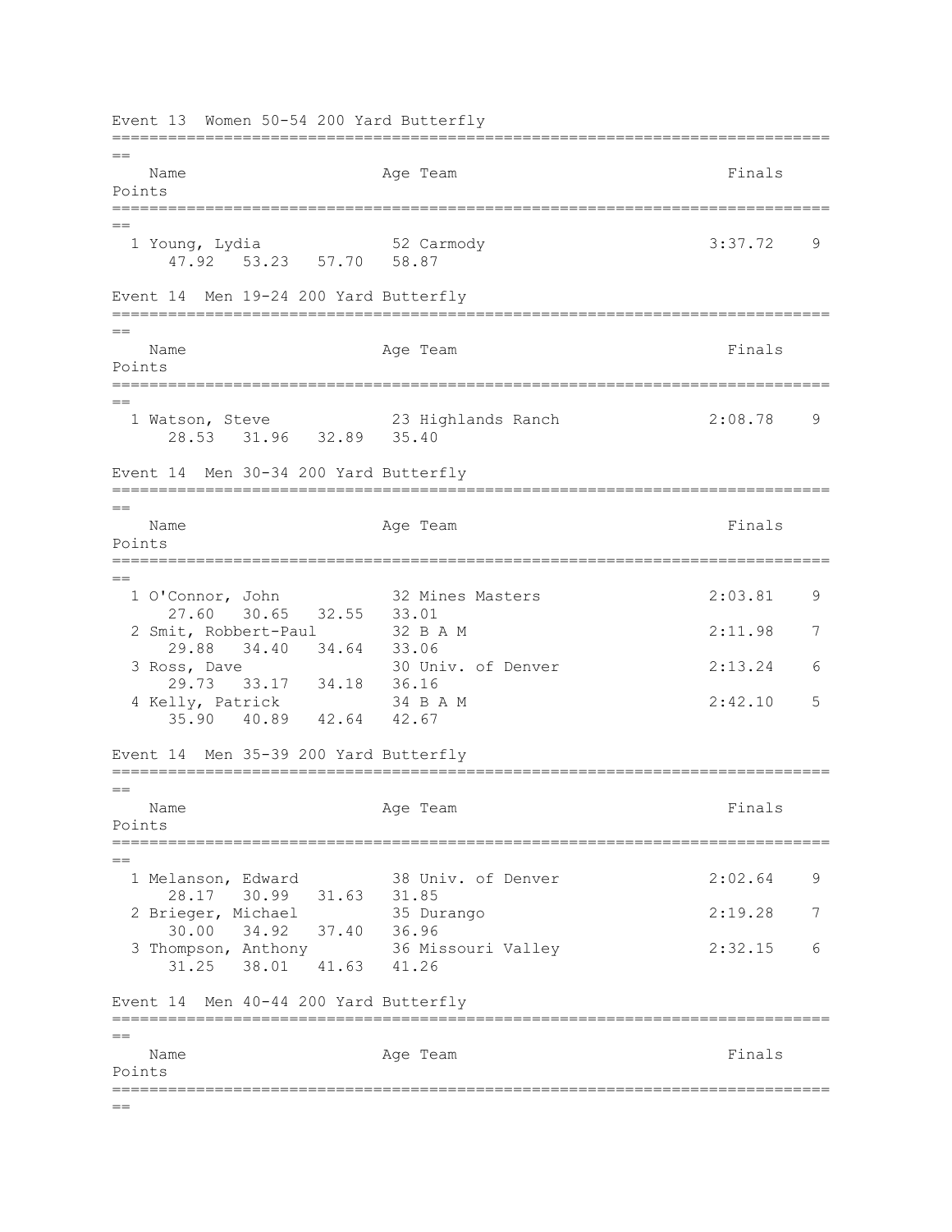## Event 13 Women 50-54 200 Yard Butterfly

| | Name | Age | Team | Finals | Points |
|---|---|---|---|---|---|
| 1 | Young, Lydia | 52 | Carmody | 3:37.72 | 9 |
| | 47.92 53.23 57.70 58.87 | | | | |

## Event 14 Men 19-24 200 Yard Butterfly

| | Name | Age | Team | Finals | Points |
|---|---|---|---|---|---|
| 1 | Watson, Steve | 23 | Highlands Ranch | 2:08.78 | 9 |
| | 28.53 31.96 32.89 35.40 | | | | |

## Event 14 Men 30-34 200 Yard Butterfly

| | Name | Age | Team | Finals | Points |
|---|---|---|---|---|---|
| 1 | O'Connor, John | 32 | Mines Masters | 2:03.81 | 9 |
| | 27.60 30.65 32.55 33.01 | | | | |
| 2 | Smit, Robbert-Paul | 32 | B A M | 2:11.98 | 7 |
| | 29.88 34.40 34.64 33.06 | | | | |
| 3 | Ross, Dave | 30 | Univ. of Denver | 2:13.24 | 6 |
| | 29.73 33.17 34.18 36.16 | | | | |
| 4 | Kelly, Patrick | 34 | B A M | 2:42.10 | 5 |
| | 35.90 40.89 42.64 42.67 | | | | |

## Event 14 Men 35-39 200 Yard Butterfly

| | Name | Age | Team | Finals | Points |
|---|---|---|---|---|---|
| 1 | Melanson, Edward | 38 | Univ. of Denver | 2:02.64 | 9 |
| | 28.17 30.99 31.63 31.85 | | | | |
| 2 | Brieger, Michael | 35 | Durango | 2:19.28 | 7 |
| | 30.00 34.92 37.40 36.96 | | | | |
| 3 | Thompson, Anthony | 36 | Missouri Valley | 2:32.15 | 6 |
| | 31.25 38.01 41.63 41.26 | | | | |

## Event 14 Men 40-44 200 Yard Butterfly

| | Name | Age | Team | Finals | Points |
|---|---|---|---|---|---|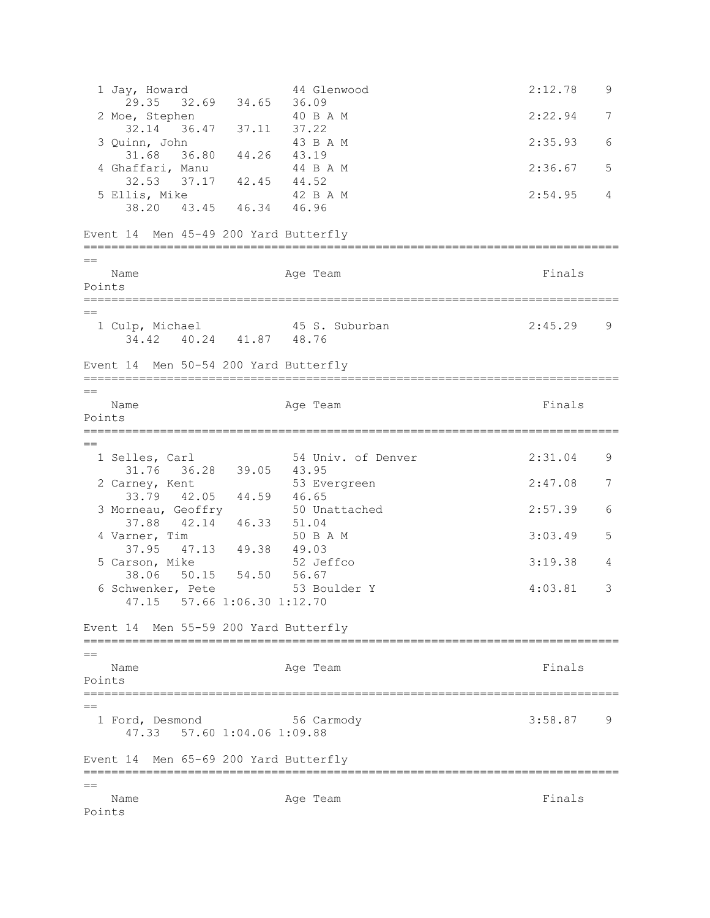| Place | Name | Age | Team | Finals | Points |
|---|---|---|---|---|---|
| 1 | Jay, Howard | 44 | Glenwood | 2:12.78 | 9 |
| | 29.35  32.69  34.65  36.09 | | | | |
| 2 | Moe, Stephen | 40 | B A M | 2:22.94 | 7 |
| | 32.14  36.47  37.11  37.22 | | | | |
| 3 | Quinn, John | 43 | B A M | 2:35.93 | 6 |
| | 31.68  36.80  44.26  43.19 | | | | |
| 4 | Ghaffari, Manu | 44 | B A M | 2:36.67 | 5 |
| | 32.53  37.17  42.45  44.52 | | | | |
| 5 | Ellis, Mike | 42 | B A M | 2:54.95 | 4 |
| | 38.20  43.45  46.34  46.96 | | | | |

## Event 14  Men 45-49 200 Yard Butterfly

| Place | Name | Age | Team | Finals | Points |
|---|---|---|---|---|---|
| 1 | Culp, Michael | 45 | S. Suburban | 2:45.29 | 9 |
| | 34.42  40.24  41.87  48.76 | | | | |

## Event 14  Men 50-54 200 Yard Butterfly

| Place | Name | Age | Team | Finals | Points |
|---|---|---|---|---|---|
| 1 | Selles, Carl | 54 | Univ. of Denver | 2:31.04 | 9 |
| | 31.76  36.28  39.05  43.95 | | | | |
| 2 | Carney, Kent | 53 | Evergreen | 2:47.08 | 7 |
| | 33.79  42.05  44.59  46.65 | | | | |
| 3 | Morneau, Geoffry | 50 | Unattached | 2:57.39 | 6 |
| | 37.88  42.14  46.33  51.04 | | | | |
| 4 | Varner, Tim | 50 | B A M | 3:03.49 | 5 |
| | 37.95  47.13  49.38  49.03 | | | | |
| 5 | Carson, Mike | 52 | Jeffco | 3:19.38 | 4 |
| | 38.06  50.15  54.50  56.67 | | | | |
| 6 | Schwenker, Pete | 53 | Boulder Y | 4:03.81 | 3 |
| | 47.15  57.66 1:06.30 1:12.70 | | | | |

## Event 14  Men 55-59 200 Yard Butterfly

| Place | Name | Age | Team | Finals | Points |
|---|---|---|---|---|---|
| 1 | Ford, Desmond | 56 | Carmody | 3:58.87 | 9 |
| | 47.33  57.60 1:04.06 1:09.88 | | | | |

## Event 14  Men 65-69 200 Yard Butterfly

| Place | Name | Age | Team | Finals | Points |
|---|---|---|---|---|---|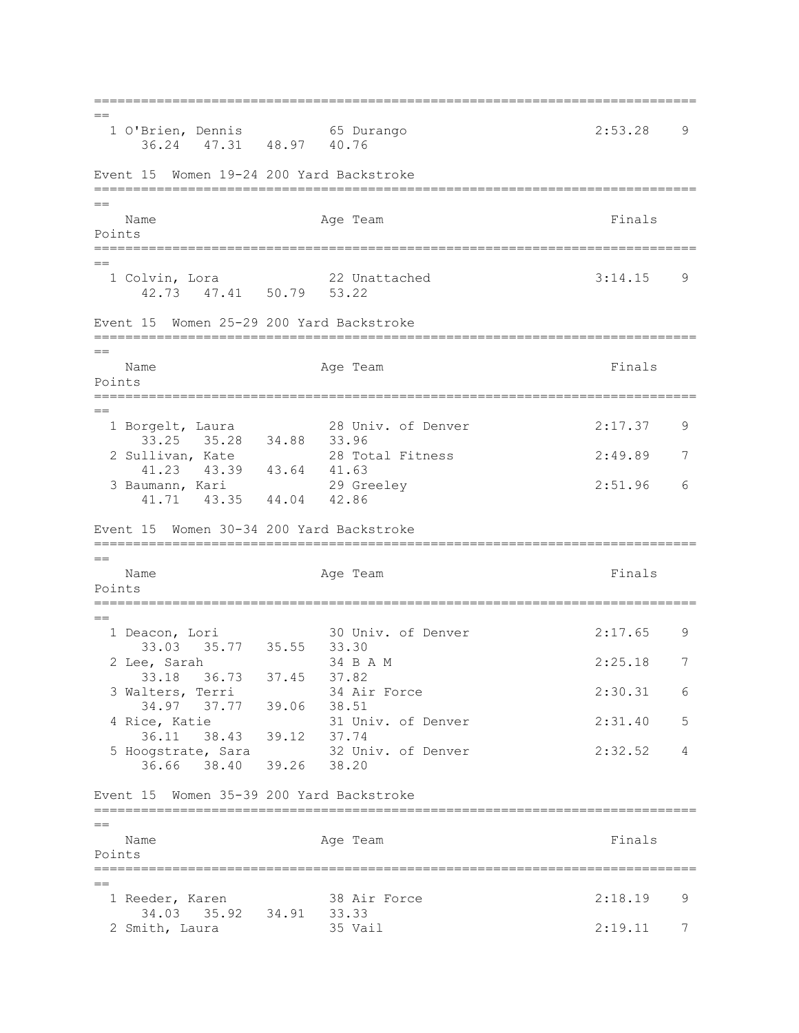| Place | Name | Age | Team | Finals | Points |
|---|---|---|---|---|---|
| 1 | O'Brien, Dennis | 65 | Durango | 2:53.28 | 9 |
| | 36.24 47.31 48.97 40.76 | | | | |

## Event 15 Women 19-24 200 Yard Backstroke

| Place | Name | Age | Team | Finals | Points |
|---|---|---|---|---|---|
| 1 | Colvin, Lora | 22 | Unattached | 3:14.15 | 9 |
| | 42.73 47.41 50.79 53.22 | | | | |

## Event 15 Women 25-29 200 Yard Backstroke

| Place | Name | Age | Team | Finals | Points |
|---|---|---|---|---|---|
| 1 | Borgelt, Laura | 28 | Univ. of Denver | 2:17.37 | 9 |
| | 33.25 35.28 34.88 33.96 | | | | |
| 2 | Sullivan, Kate | 28 | Total Fitness | 2:49.89 | 7 |
| | 41.23 43.39 43.64 41.63 | | | | |
| 3 | Baumann, Kari | 29 | Greeley | 2:51.96 | 6 |
| | 41.71 43.35 44.04 42.86 | | | | |

## Event 15 Women 30-34 200 Yard Backstroke

| Place | Name | Age | Team | Finals | Points |
|---|---|---|---|---|---|
| 1 | Deacon, Lori | 30 | Univ. of Denver | 2:17.65 | 9 |
| | 33.03 35.77 35.55 33.30 | | | | |
| 2 | Lee, Sarah | 34 | B A M | 2:25.18 | 7 |
| | 33.18 36.73 37.45 37.82 | | | | |
| 3 | Walters, Terri | 34 | Air Force | 2:30.31 | 6 |
| | 34.97 37.77 39.06 38.51 | | | | |
| 4 | Rice, Katie | 31 | Univ. of Denver | 2:31.40 | 5 |
| | 36.11 38.43 39.12 37.74 | | | | |
| 5 | Hoogstrate, Sara | 32 | Univ. of Denver | 2:32.52 | 4 |
| | 36.66 38.40 39.26 38.20 | | | | |

## Event 15 Women 35-39 200 Yard Backstroke

| Place | Name | Age | Team | Finals | Points |
|---|---|---|---|---|---|
| 1 | Reeder, Karen | 38 | Air Force | 2:18.19 | 9 |
| | 34.03 35.92 34.91 33.33 | | | | |
| 2 | Smith, Laura | 35 | Vail | 2:19.11 | 7 |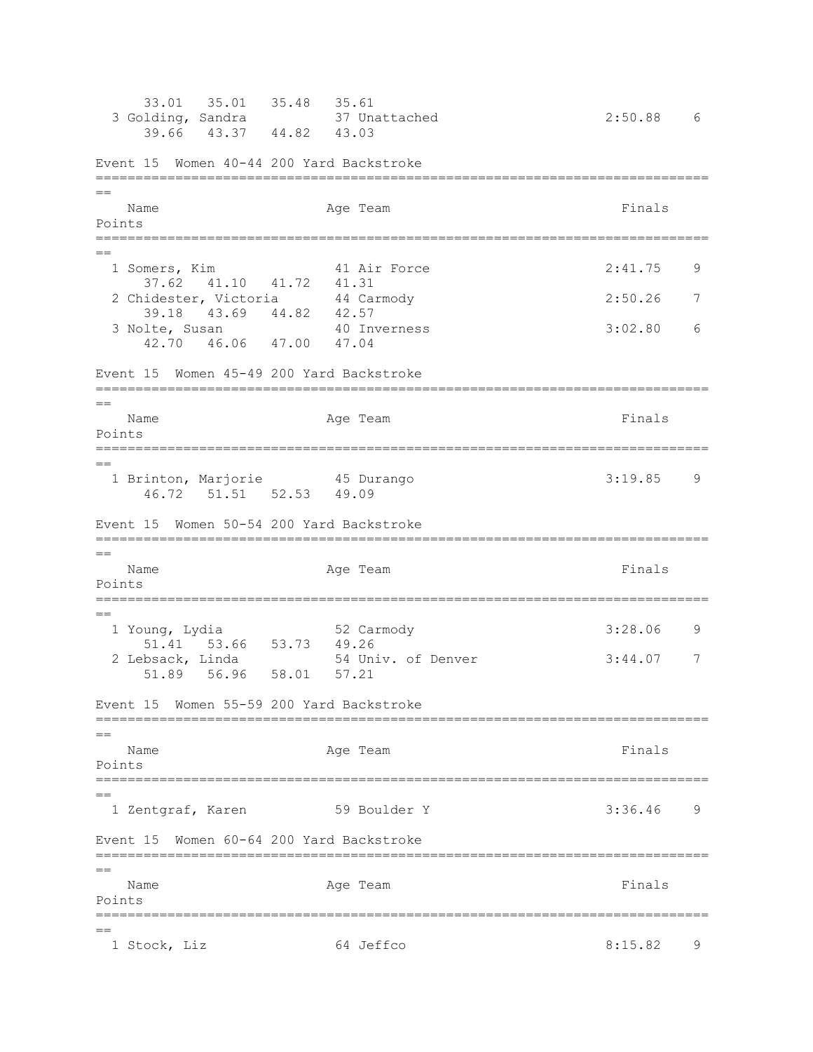```
    33.01   35.01   35.48   35.61
  3 Golding, Sandra          37 Unattached                      2:50.88    6
    39.66   43.37   44.82   43.03
```

Event 15  Women 40-44 200 Yard Backstroke

```
===============================================================================
==
    Name                    Age Team                            Finals
Points
===============================================================================
==
  1 Somers, Kim              41 Air Force                       2:41.75    9
    37.62   41.10   41.72   41.31
  2 Chidester, Victoria      44 Carmody                         2:50.26    7
    39.18   43.69   44.82   42.57
  3 Nolte, Susan             40 Inverness                       3:02.80    6
    42.70   46.06   47.00   47.04
```

Event 15  Women 45-49 200 Yard Backstroke

```
===============================================================================
==
    Name                    Age Team                            Finals
Points
===============================================================================
==
  1 Brinton, Marjorie        45 Durango                         3:19.85    9
    46.72   51.51   52.53   49.09
```

Event 15  Women 50-54 200 Yard Backstroke

```
===============================================================================
==
    Name                    Age Team                            Finals
Points
===============================================================================
==
  1 Young, Lydia             52 Carmody                         3:28.06    9
    51.41   53.66   53.73   49.26
  2 Lebsack, Linda           54 Univ. of Denver                 3:44.07    7
    51.89   56.96   58.01   57.21
```

Event 15  Women 55-59 200 Yard Backstroke

```
===============================================================================
==
    Name                    Age Team                            Finals
Points
===============================================================================
==
  1 Zentgraf, Karen          59 Boulder Y                       3:36.46    9
```

Event 15  Women 60-64 200 Yard Backstroke

```
===============================================================================
==
    Name                    Age Team                            Finals
Points
===============================================================================
==
  1 Stock, Liz               64 Jeffco                          8:15.82    9
```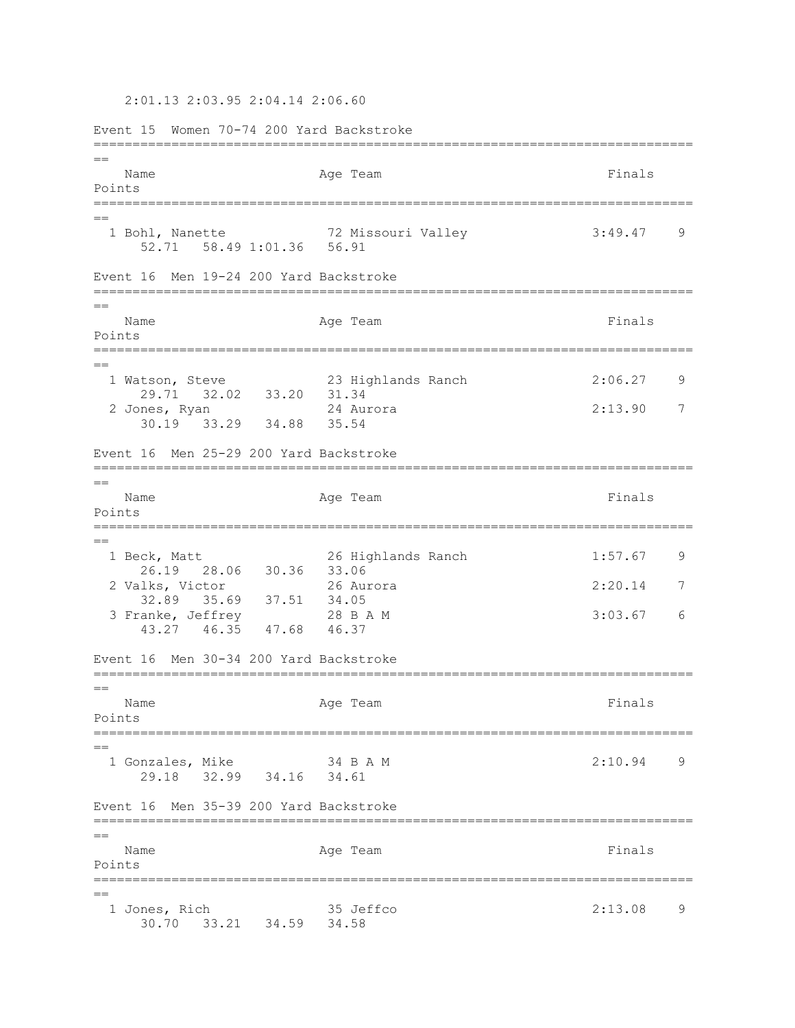2:01.13 2:03.95 2:04.14 2:06.60

Event 15 Women 70-74 200 Yard Backstroke

| Name | Age | Team | Finals | Points |
|---|---|---|---|---|
| 1 Bohl, Nanette | 72 | Missouri Valley | 3:49.47 | 9 |
| 52.71 58.49 1:01.36 56.91 | | | | |

Event 16 Men 19-24 200 Yard Backstroke

| Name | Age | Team | Finals | Points |
|---|---|---|---|---|
| 1 Watson, Steve | 23 | Highlands Ranch | 2:06.27 | 9 |
| 29.71 32.02 33.20 31.34 | | | | |
| 2 Jones, Ryan | 24 | Aurora | 2:13.90 | 7 |
| 30.19 33.29 34.88 35.54 | | | | |

Event 16 Men 25-29 200 Yard Backstroke

| Name | Age | Team | Finals | Points |
|---|---|---|---|---|
| 1 Beck, Matt | 26 | Highlands Ranch | 1:57.67 | 9 |
| 26.19 28.06 30.36 33.06 | | | | |
| 2 Valks, Victor | 26 | Aurora | 2:20.14 | 7 |
| 32.89 35.69 37.51 34.05 | | | | |
| 3 Franke, Jeffrey | 28 | B A M | 3:03.67 | 6 |
| 43.27 46.35 47.68 46.37 | | | | |

Event 16 Men 30-34 200 Yard Backstroke

| Name | Age | Team | Finals | Points |
|---|---|---|---|---|
| 1 Gonzales, Mike | 34 | B A M | 2:10.94 | 9 |
| 29.18 32.99 34.16 34.61 | | | | |

Event 16 Men 35-39 200 Yard Backstroke

| Name | Age | Team | Finals | Points |
|---|---|---|---|---|
| 1 Jones, Rich | 35 | Jeffco | 2:13.08 | 9 |
| 30.70 33.21 34.59 34.58 | | | | |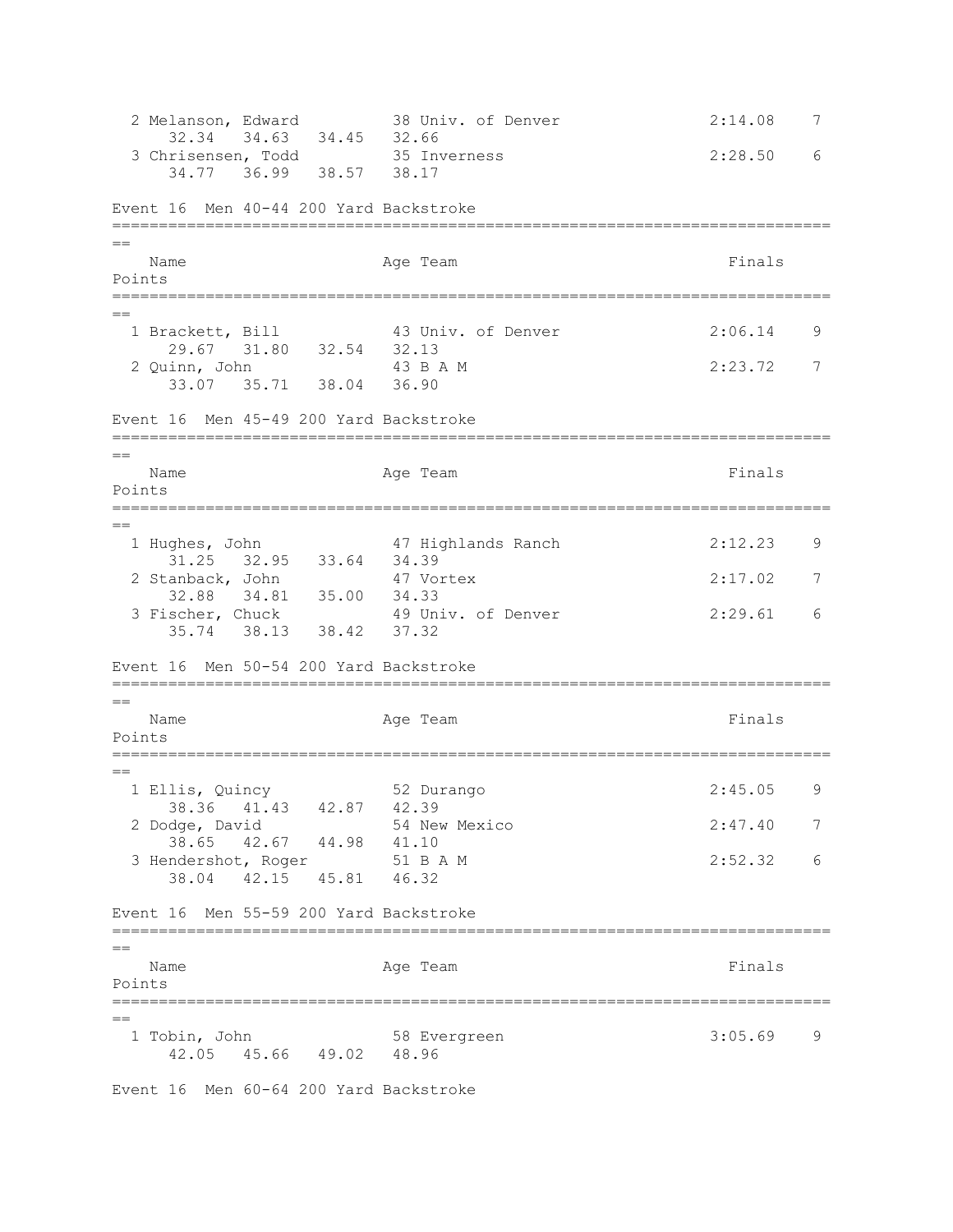| | Name | Age | Team | Finals | Points |
|---|---|---|---|---|---|
| 2 | Melanson, Edward | 38 | Univ. of Denver | 2:14.08 | 7 |
| | 32.34 34.63 34.45 32.66 | | | | |
| 3 | Chrisensen, Todd | 35 | Inverness | 2:28.50 | 6 |
| | 34.77 36.99 38.57 38.17 | | | | |

## Event 16 Men 40-44 200 Yard Backstroke

| | Name | Age | Team | Finals | Points |
|---|---|---|---|---|---|
| 1 | Brackett, Bill | 43 | Univ. of Denver | 2:06.14 | 9 |
| | 29.67 31.80 32.54 32.13 | | | | |
| 2 | Quinn, John | 43 | B A M | 2:23.72 | 7 |
| | 33.07 35.71 38.04 36.90 | | | | |

## Event 16 Men 45-49 200 Yard Backstroke

| | Name | Age | Team | Finals | Points |
|---|---|---|---|---|---|
| 1 | Hughes, John | 47 | Highlands Ranch | 2:12.23 | 9 |
| | 31.25 32.95 33.64 34.39 | | | | |
| 2 | Stanback, John | 47 | Vortex | 2:17.02 | 7 |
| | 32.88 34.81 35.00 34.33 | | | | |
| 3 | Fischer, Chuck | 49 | Univ. of Denver | 2:29.61 | 6 |
| | 35.74 38.13 38.42 37.32 | | | | |

## Event 16 Men 50-54 200 Yard Backstroke

| | Name | Age | Team | Finals | Points |
|---|---|---|---|---|---|
| 1 | Ellis, Quincy | 52 | Durango | 2:45.05 | 9 |
| | 38.36 41.43 42.87 42.39 | | | | |
| 2 | Dodge, David | 54 | New Mexico | 2:47.40 | 7 |
| | 38.65 42.67 44.98 41.10 | | | | |
| 3 | Hendershot, Roger | 51 | B A M | 2:52.32 | 6 |
| | 38.04 42.15 45.81 46.32 | | | | |

## Event 16 Men 55-59 200 Yard Backstroke

| | Name | Age | Team | Finals | Points |
|---|---|---|---|---|---|
| 1 | Tobin, John | 58 | Evergreen | 3:05.69 | 9 |
| | 42.05 45.66 49.02 48.96 | | | | |

## Event 16 Men 60-64 200 Yard Backstroke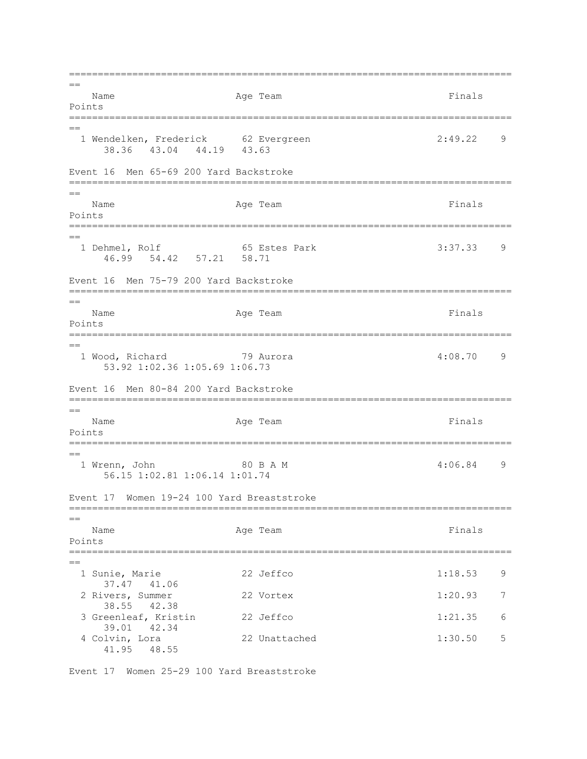| Name | Age | Team | Finals | Points |
|---|---|---|---|---|
| 1 Wendelken, Frederick | 62 | Evergreen | 2:49.22 | 9 |
| 38.36 43.04 44.19 43.63 | | | | |

Event 16 Men 65-69 200 Yard Backstroke

| Name | Age | Team | Finals | Points |
|---|---|---|---|---|
| 1 Dehmel, Rolf | 65 | Estes Park | 3:37.33 | 9 |
| 46.99 54.42 57.21 58.71 | | | | |

Event 16 Men 75-79 200 Yard Backstroke

| Name | Age | Team | Finals | Points |
|---|---|---|---|---|
| 1 Wood, Richard | 79 | Aurora | 4:08.70 | 9 |
| 53.92 1:02.36 1:05.69 1:06.73 | | | | |

Event 16 Men 80-84 200 Yard Backstroke

| Name | Age | Team | Finals | Points |
|---|---|---|---|---|
| 1 Wrenn, John | 80 | B A M | 4:06.84 | 9 |
| 56.15 1:02.81 1:06.14 1:01.74 | | | | |

Event 17 Women 19-24 100 Yard Breaststroke

| Name | Age | Team | Finals | Points |
|---|---|---|---|---|
| 1 Sunie, Marie | 22 | Jeffco | 1:18.53 | 9 |
| 37.47 41.06 | | | | |
| 2 Rivers, Summer | 22 | Vortex | 1:20.93 | 7 |
| 38.55 42.38 | | | | |
| 3 Greenleaf, Kristin | 22 | Jeffco | 1:21.35 | 6 |
| 39.01 42.34 | | | | |
| 4 Colvin, Lora | 22 | Unattached | 1:30.50 | 5 |
| 41.95 48.55 | | | | |

Event 17 Women 25-29 100 Yard Breaststroke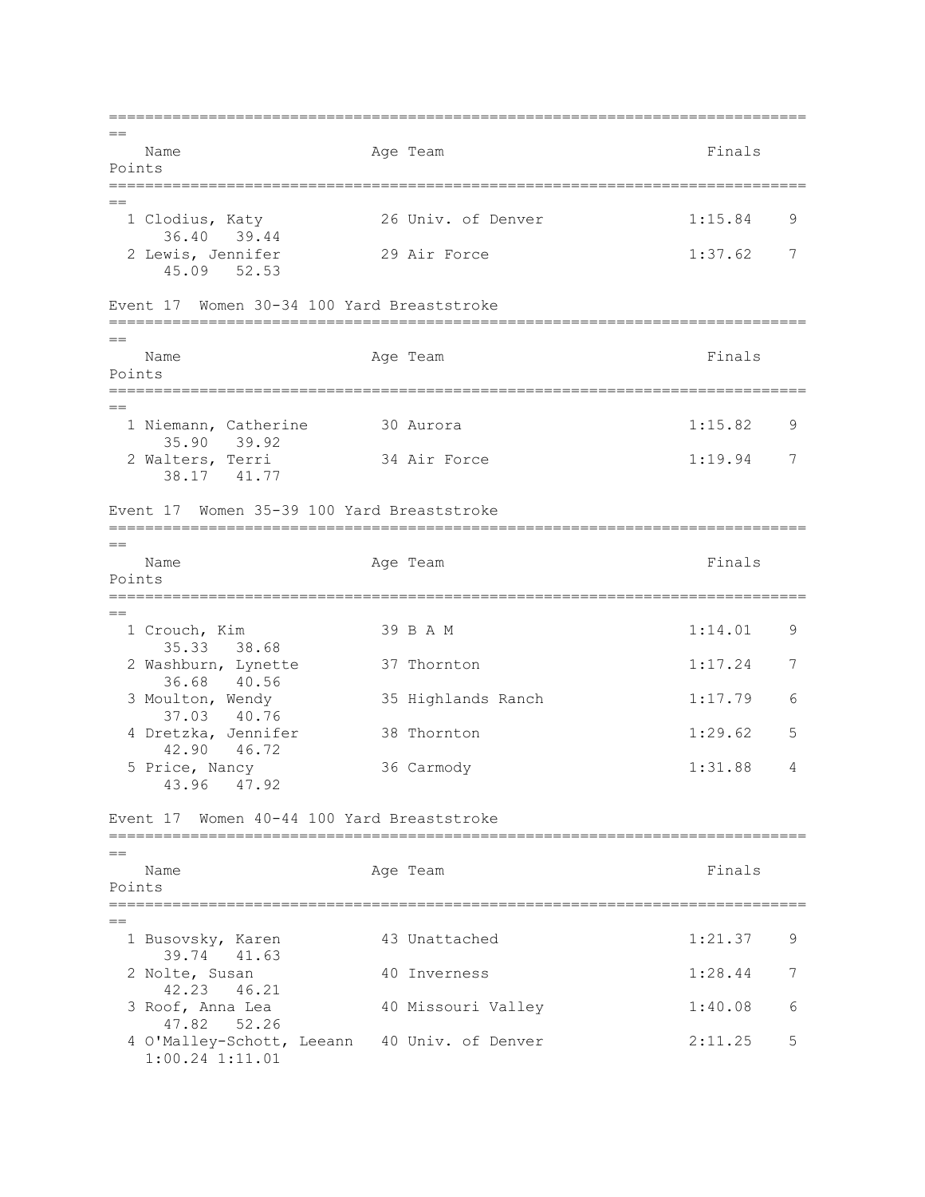| Name | Age | Team | Finals | Points |
|---|---|---|---|---|
| 1 Clodius, Katy | 26 | Univ. of Denver | 1:15.84 | 9 |
| 36.40 39.44 | | | | |
| 2 Lewis, Jennifer | 29 | Air Force | 1:37.62 | 7 |
| 45.09 52.53 | | | | |

Event 17 Women 30-34 100 Yard Breaststroke

| Name | Age | Team | Finals | Points |
|---|---|---|---|---|
| 1 Niemann, Catherine | 30 | Aurora | 1:15.82 | 9 |
| 35.90 39.92 | | | | |
| 2 Walters, Terri | 34 | Air Force | 1:19.94 | 7 |
| 38.17 41.77 | | | | |

Event 17 Women 35-39 100 Yard Breaststroke

| Name | Age | Team | Finals | Points |
|---|---|---|---|---|
| 1 Crouch, Kim | 39 | B A M | 1:14.01 | 9 |
| 35.33 38.68 | | | | |
| 2 Washburn, Lynette | 37 | Thornton | 1:17.24 | 7 |
| 36.68 40.56 | | | | |
| 3 Moulton, Wendy | 35 | Highlands Ranch | 1:17.79 | 6 |
| 37.03 40.76 | | | | |
| 4 Dretzka, Jennifer | 38 | Thornton | 1:29.62 | 5 |
| 42.90 46.72 | | | | |
| 5 Price, Nancy | 36 | Carmody | 1:31.88 | 4 |
| 43.96 47.92 | | | | |

Event 17 Women 40-44 100 Yard Breaststroke

| Name | Age | Team | Finals | Points |
|---|---|---|---|---|
| 1 Busovsky, Karen | 43 | Unattached | 1:21.37 | 9 |
| 39.74 41.63 | | | | |
| 2 Nolte, Susan | 40 | Inverness | 1:28.44 | 7 |
| 42.23 46.21 | | | | |
| 3 Roof, Anna Lea | 40 | Missouri Valley | 1:40.08 | 6 |
| 47.82 52.26 | | | | |
| 4 O'Malley-Schott, Leeann | 40 | Univ. of Denver | 2:11.25 | 5 |
| 1:00.24 1:11.01 | | | | |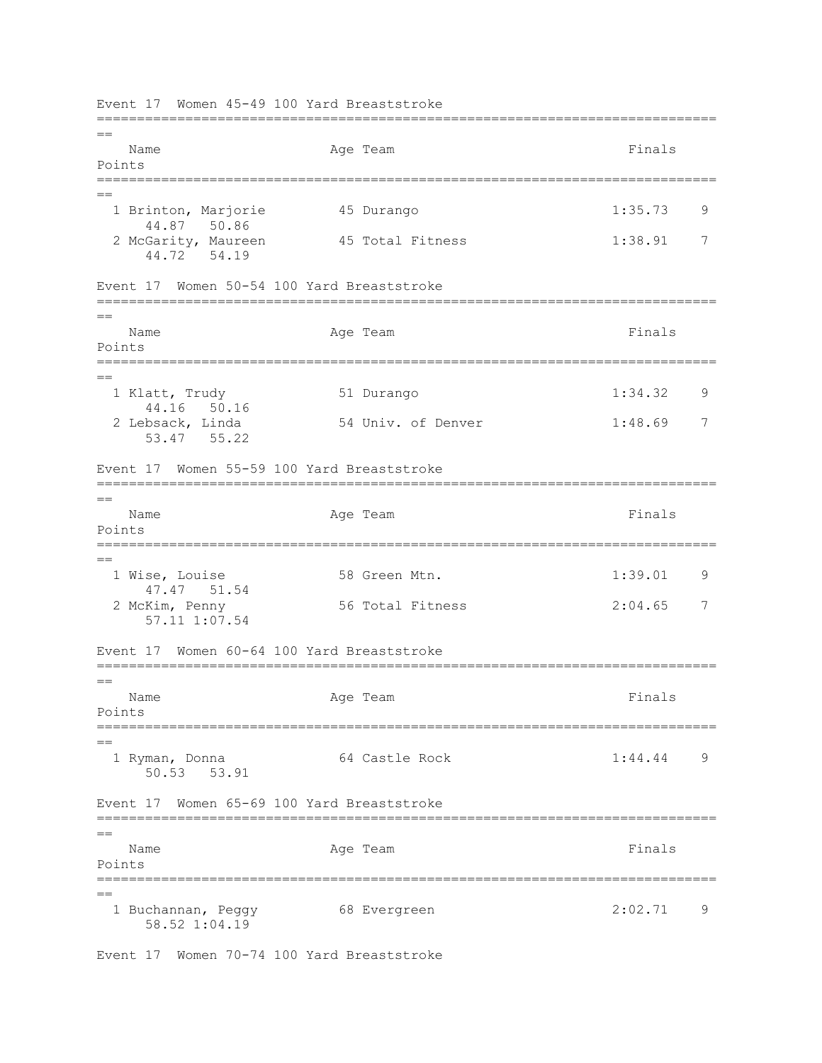Event 17  Women 45-49 100 Yard Breaststroke

| | Name | Age | Team | Finals | Points |
|---|---|---|---|---|---|
| 1 | Brinton, Marjorie | 45 | Durango | 1:35.73 | 9 |
| | 44.87   50.86 | | | | |
| 2 | McGarity, Maureen | 45 | Total Fitness | 1:38.91 | 7 |
| | 44.72   54.19 | | | | |

Event 17  Women 50-54 100 Yard Breaststroke

| | Name | Age | Team | Finals | Points |
|---|---|---|---|---|---|
| 1 | Klatt, Trudy | 51 | Durango | 1:34.32 | 9 |
| | 44.16   50.16 | | | | |
| 2 | Lebsack, Linda | 54 | Univ. of Denver | 1:48.69 | 7 |
| | 53.47   55.22 | | | | |

Event 17  Women 55-59 100 Yard Breaststroke

| | Name | Age | Team | Finals | Points |
|---|---|---|---|---|---|
| 1 | Wise, Louise | 58 | Green Mtn. | 1:39.01 | 9 |
| | 47.47   51.54 | | | | |
| 2 | McKim, Penny | 56 | Total Fitness | 2:04.65 | 7 |
| | 57.11 1:07.54 | | | | |

Event 17  Women 60-64 100 Yard Breaststroke

| | Name | Age | Team | Finals | Points |
|---|---|---|---|---|---|
| 1 | Ryman, Donna | 64 | Castle Rock | 1:44.44 | 9 |
| | 50.53   53.91 | | | | |

Event 17  Women 65-69 100 Yard Breaststroke

| | Name | Age | Team | Finals | Points |
|---|---|---|---|---|---|
| 1 | Buchannan, Peggy | 68 | Evergreen | 2:02.71 | 9 |
| | 58.52 1:04.19 | | | | |

Event 17  Women 70-74 100 Yard Breaststroke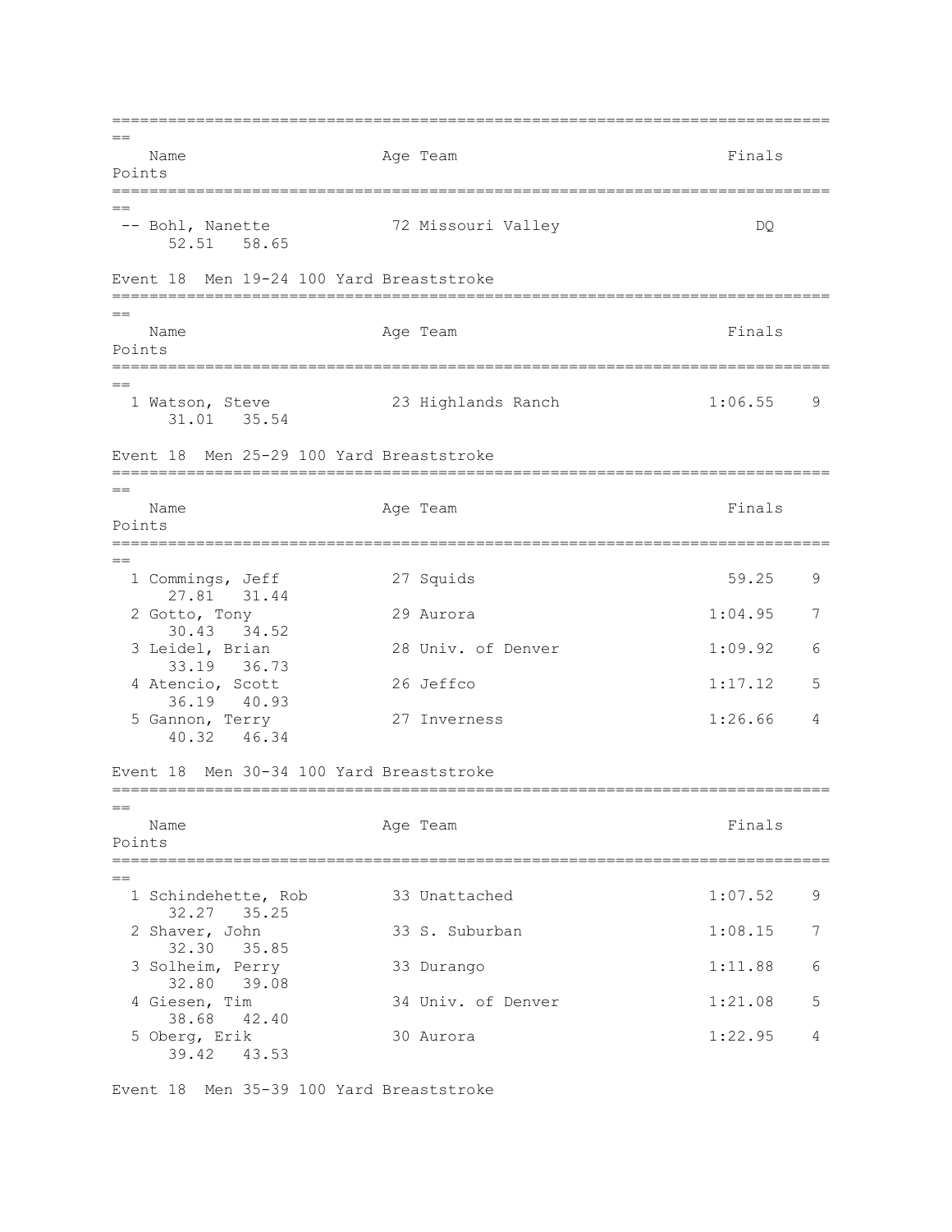| Name | Age | Team | Finals | Points |
|---|---|---|---|---|
| -- Bohl, Nanette | 72 | Missouri Valley | DQ | |
| 52.51 58.65 | | | | |

Event 18 Men 19-24 100 Yard Breaststroke

| Name | Age | Team | Finals | Points |
|---|---|---|---|---|
| 1 Watson, Steve | 23 | Highlands Ranch | 1:06.55 | 9 |
| 31.01 35.54 | | | | |

Event 18 Men 25-29 100 Yard Breaststroke

| Name | Age | Team | Finals | Points |
|---|---|---|---|---|
| 1 Commings, Jeff | 27 | Squids | 59.25 | 9 |
| 27.81 31.44 | | | | |
| 2 Gotto, Tony | 29 | Aurora | 1:04.95 | 7 |
| 30.43 34.52 | | | | |
| 3 Leidel, Brian | 28 | Univ. of Denver | 1:09.92 | 6 |
| 33.19 36.73 | | | | |
| 4 Atencio, Scott | 26 | Jeffco | 1:17.12 | 5 |
| 36.19 40.93 | | | | |
| 5 Gannon, Terry | 27 | Inverness | 1:26.66 | 4 |
| 40.32 46.34 | | | | |

Event 18 Men 30-34 100 Yard Breaststroke

| Name | Age | Team | Finals | Points |
|---|---|---|---|---|
| 1 Schindehette, Rob | 33 | Unattached | 1:07.52 | 9 |
| 32.27 35.25 | | | | |
| 2 Shaver, John | 33 | S. Suburban | 1:08.15 | 7 |
| 32.30 35.85 | | | | |
| 3 Solheim, Perry | 33 | Durango | 1:11.88 | 6 |
| 32.80 39.08 | | | | |
| 4 Giesen, Tim | 34 | Univ. of Denver | 1:21.08 | 5 |
| 38.68 42.40 | | | | |
| 5 Oberg, Erik | 30 | Aurora | 1:22.95 | 4 |
| 39.42 43.53 | | | | |

Event 18 Men 35-39 100 Yard Breaststroke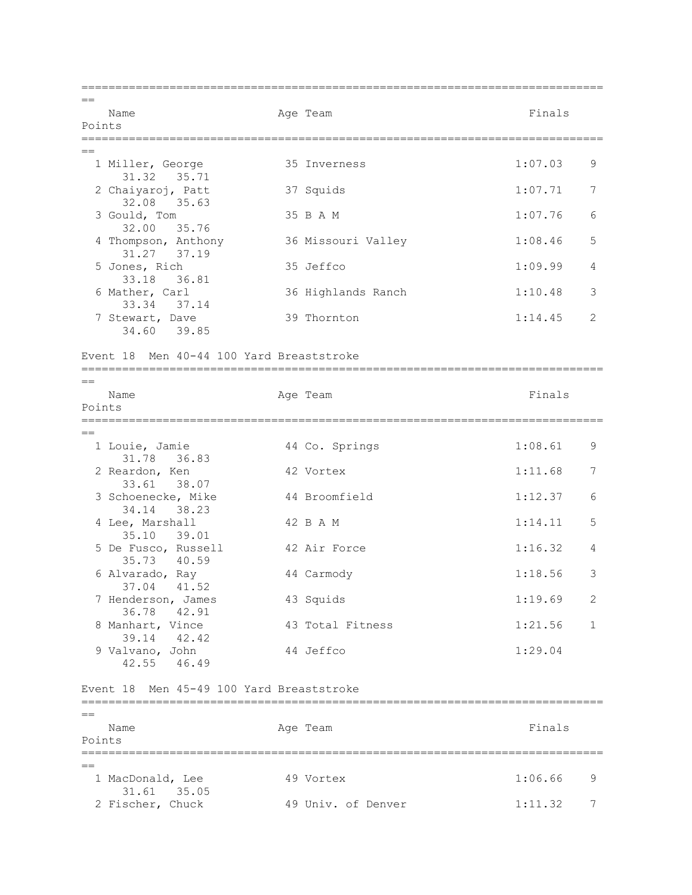| Name | Age | Team | Finals | Points |
|---|---|---|---|---|
| 1 Miller, George | 35 | Inverness | 1:07.03 | 9 |
| 31.32 35.71 | | | | |
| 2 Chaiyaroj, Patt | 37 | Squids | 1:07.71 | 7 |
| 32.08 35.63 | | | | |
| 3 Gould, Tom | 35 | B A M | 1:07.76 | 6 |
| 32.00 35.76 | | | | |
| 4 Thompson, Anthony | 36 | Missouri Valley | 1:08.46 | 5 |
| 31.27 37.19 | | | | |
| 5 Jones, Rich | 35 | Jeffco | 1:09.99 | 4 |
| 33.18 36.81 | | | | |
| 6 Mather, Carl | 36 | Highlands Ranch | 1:10.48 | 3 |
| 33.34 37.14 | | | | |
| 7 Stewart, Dave | 39 | Thornton | 1:14.45 | 2 |
| 34.60 39.85 | | | | |

Event 18 Men 40-44 100 Yard Breaststroke

| Name | Age | Team | Finals | Points |
|---|---|---|---|---|
| 1 Louie, Jamie | 44 | Co. Springs | 1:08.61 | 9 |
| 31.78 36.83 | | | | |
| 2 Reardon, Ken | 42 | Vortex | 1:11.68 | 7 |
| 33.61 38.07 | | | | |
| 3 Schoenecke, Mike | 44 | Broomfield | 1:12.37 | 6 |
| 34.14 38.23 | | | | |
| 4 Lee, Marshall | 42 | B A M | 1:14.11 | 5 |
| 35.10 39.01 | | | | |
| 5 De Fusco, Russell | 42 | Air Force | 1:16.32 | 4 |
| 35.73 40.59 | | | | |
| 6 Alvarado, Ray | 44 | Carmody | 1:18.56 | 3 |
| 37.04 41.52 | | | | |
| 7 Henderson, James | 43 | Squids | 1:19.69 | 2 |
| 36.78 42.91 | | | | |
| 8 Manhart, Vince | 43 | Total Fitness | 1:21.56 | 1 |
| 39.14 42.42 | | | | |
| 9 Valvano, John | 44 | Jeffco | 1:29.04 | |
| 42.55 46.49 | | | | |

Event 18 Men 45-49 100 Yard Breaststroke

| Name | Age | Team | Finals | Points |
|---|---|---|---|---|
| 1 MacDonald, Lee | 49 | Vortex | 1:06.66 | 9 |
| 31.61 35.05 | | | | |
| 2 Fischer, Chuck | 49 | Univ. of Denver | 1:11.32 | 7 |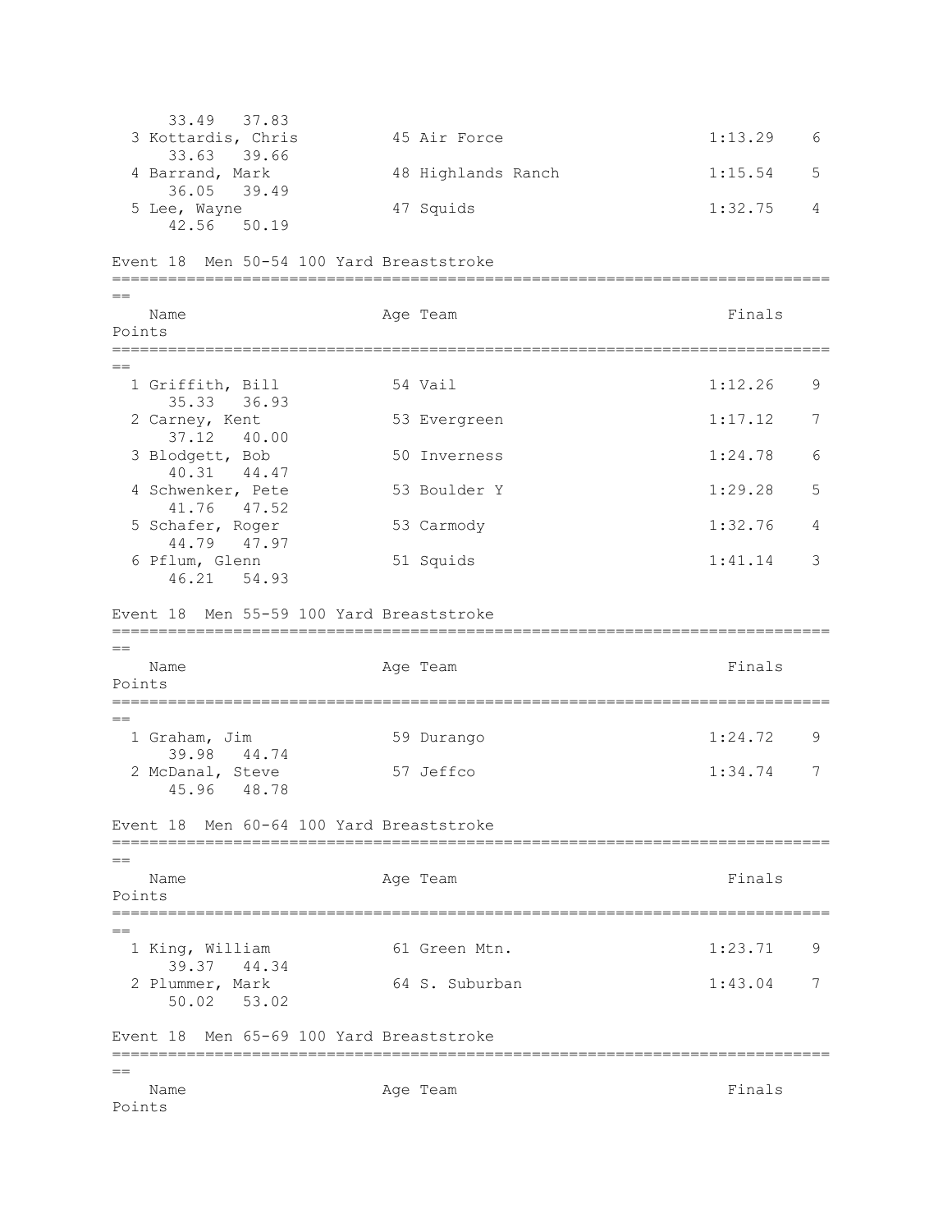```
      33.49   37.83
  3 Kottardis, Chris          45 Air Force                    1:13.29    6
      33.63   39.66
  4 Barrand, Mark             48 Highlands Ranch              1:15.54    5
      36.05   39.49
  5 Lee, Wayne                47 Squids                       1:32.75    4
      42.56   50.19
```

Event 18  Men 50-54 100 Yard Breaststroke

```
===============================================================================
==
    Name                    Age Team                            Finals      
Points
===============================================================================
==
  1 Griffith, Bill          54 Vail                         1:12.26    9
      35.33   36.93
  2 Carney, Kent            53 Evergreen                    1:17.12    7
      37.12   40.00
  3 Blodgett, Bob           50 Inverness                    1:24.78    6
      40.31   44.47
  4 Schwenker, Pete         53 Boulder Y                    1:29.28    5
      41.76   47.52
  5 Schafer, Roger          53 Carmody                      1:32.76    4
      44.79   47.97
  6 Pflum, Glenn            51 Squids                       1:41.14    3
      46.21   54.93
```

Event 18  Men 55-59 100 Yard Breaststroke

```
===============================================================================
==
    Name                    Age Team                            Finals      
Points
===============================================================================
==
  1 Graham, Jim             59 Durango                      1:24.72    9
      39.98   44.74
  2 McDanal, Steve          57 Jeffco                       1:34.74    7
      45.96   48.78
```

Event 18  Men 60-64 100 Yard Breaststroke

```
===============================================================================
==
    Name                    Age Team                            Finals      
Points
===============================================================================
==
  1 King, William           61 Green Mtn.                   1:23.71    9
      39.37   44.34
  2 Plummer, Mark           64 S. Suburban                  1:43.04    7
      50.02   53.02
```

Event 18  Men 65-69 100 Yard Breaststroke

```
===============================================================================
==
    Name                    Age Team                            Finals      
Points
```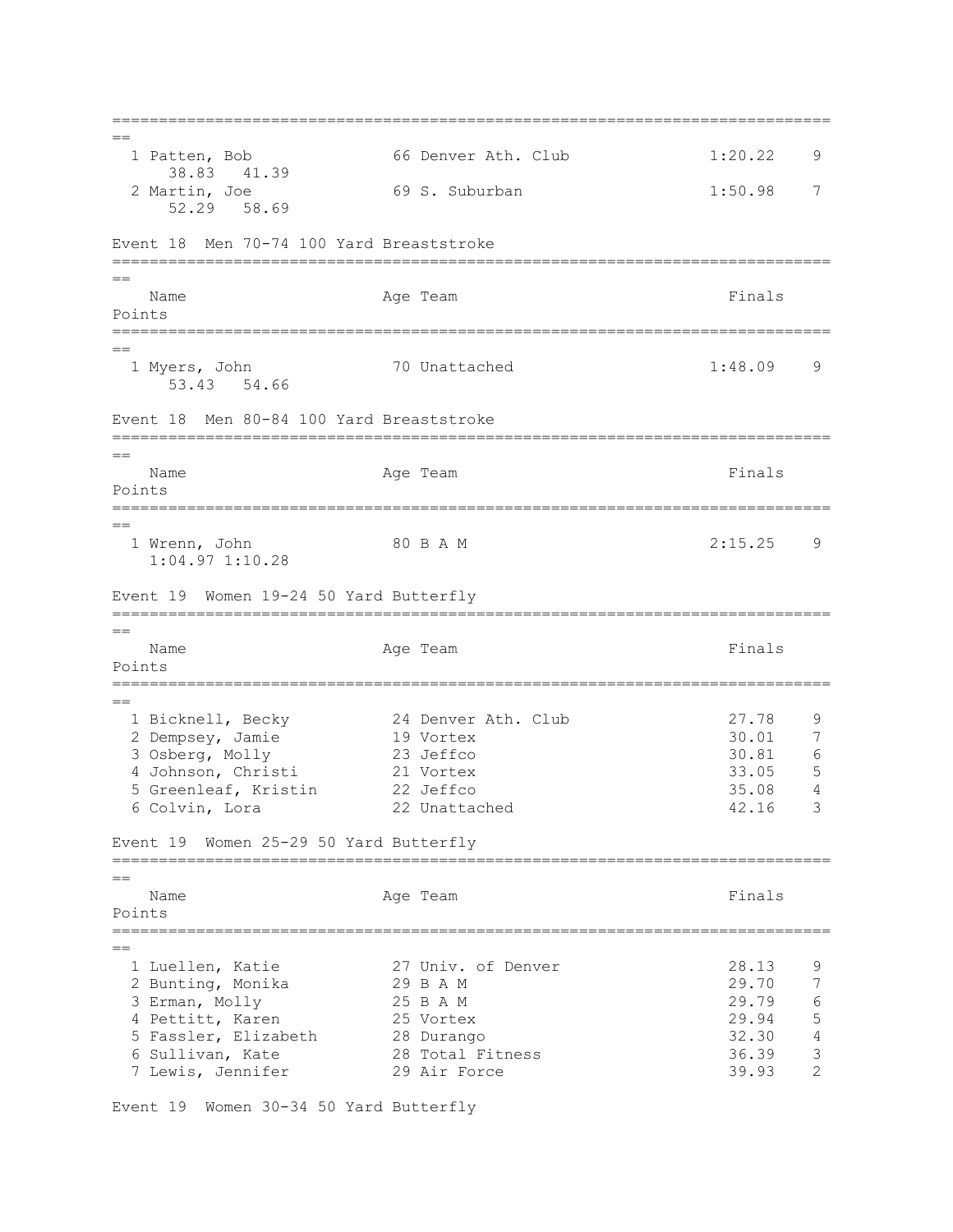| Place | Name | Age | Team | Finals | Points |
|---|---|---|---|---|---|
| 1 | Patten, Bob | 66 | Denver Ath. Club | 1:20.22 | 9 |
| | 38.83 41.39 | | | | |
| 2 | Martin, Joe | 69 | S. Suburban | 1:50.98 | 7 |
| | 52.29 58.69 | | | | |

### Event 18 Men 70-74 100 Yard Breaststroke

| Place | Name | Age | Team | Finals | Points |
|---|---|---|---|---|---|
| 1 | Myers, John | 70 | Unattached | 1:48.09 | 9 |
| | 53.43 54.66 | | | | |

### Event 18 Men 80-84 100 Yard Breaststroke

| Place | Name | Age | Team | Finals | Points |
|---|---|---|---|---|---|
| 1 | Wrenn, John | 80 | B A M | 2:15.25 | 9 |
| | 1:04.97 1:10.28 | | | | |

### Event 19 Women 19-24 50 Yard Butterfly

| Place | Name | Age | Team | Finals | Points |
|---|---|---|---|---|---|
| 1 | Bicknell, Becky | 24 | Denver Ath. Club | 27.78 | 9 |
| 2 | Dempsey, Jamie | 19 | Vortex | 30.01 | 7 |
| 3 | Osberg, Molly | 23 | Jeffco | 30.81 | 6 |
| 4 | Johnson, Christi | 21 | Vortex | 33.05 | 5 |
| 5 | Greenleaf, Kristin | 22 | Jeffco | 35.08 | 4 |
| 6 | Colvin, Lora | 22 | Unattached | 42.16 | 3 |

### Event 19 Women 25-29 50 Yard Butterfly

| Place | Name | Age | Team | Finals | Points |
|---|---|---|---|---|---|
| 1 | Luellen, Katie | 27 | Univ. of Denver | 28.13 | 9 |
| 2 | Bunting, Monika | 29 | B A M | 29.70 | 7 |
| 3 | Erman, Molly | 25 | B A M | 29.79 | 6 |
| 4 | Pettitt, Karen | 25 | Vortex | 29.94 | 5 |
| 5 | Fassler, Elizabeth | 28 | Durango | 32.30 | 4 |
| 6 | Sullivan, Kate | 28 | Total Fitness | 36.39 | 3 |
| 7 | Lewis, Jennifer | 29 | Air Force | 39.93 | 2 |

### Event 19 Women 30-34 50 Yard Butterfly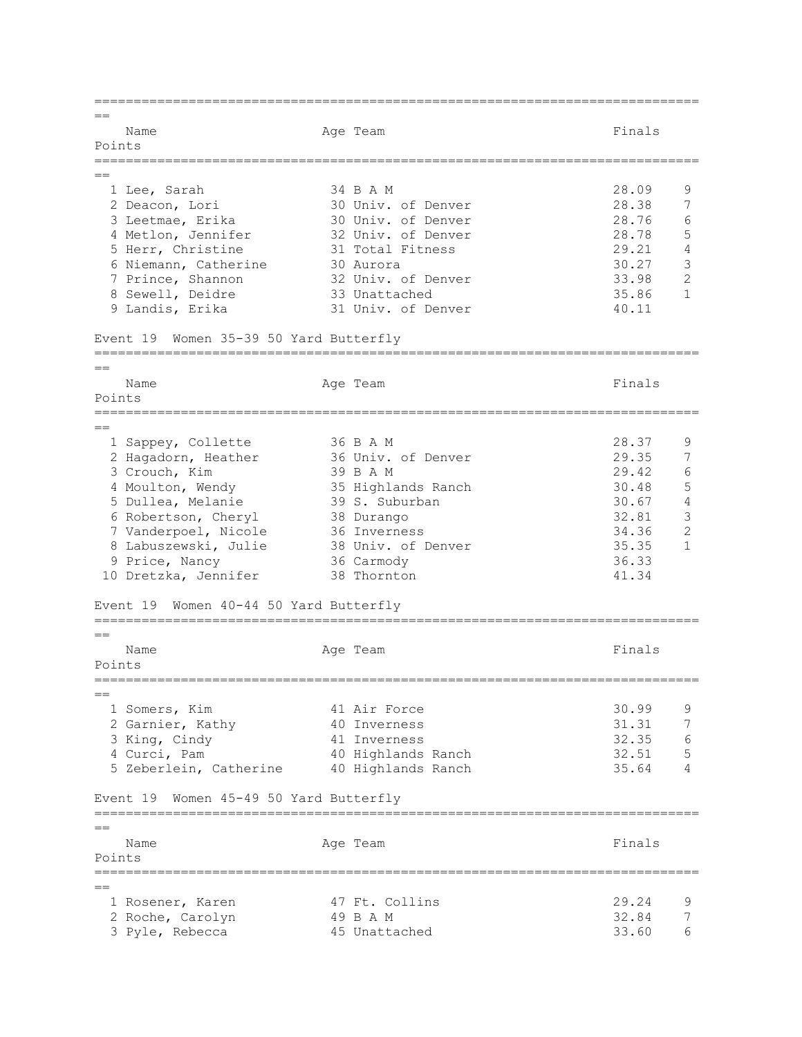| | Name | Age | Team | Finals | Points |
|---|---|---|---|---|---|
| 1 | Lee, Sarah | 34 | B A M | 28.09 | 9 |
| 2 | Deacon, Lori | 30 | Univ. of Denver | 28.38 | 7 |
| 3 | Leetmae, Erika | 30 | Univ. of Denver | 28.76 | 6 |
| 4 | Metlon, Jennifer | 32 | Univ. of Denver | 28.78 | 5 |
| 5 | Herr, Christine | 31 | Total Fitness | 29.21 | 4 |
| 6 | Niemann, Catherine | 30 | Aurora | 30.27 | 3 |
| 7 | Prince, Shannon | 32 | Univ. of Denver | 33.98 | 2 |
| 8 | Sewell, Deidre | 33 | Unattached | 35.86 | 1 |
| 9 | Landis, Erika | 31 | Univ. of Denver | 40.11 | |

## Event 19 Women 35-39 50 Yard Butterfly

| | Name | Age | Team | Finals | Points |
|---|---|---|---|---|---|
| 1 | Sappey, Collette | 36 | B A M | 28.37 | 9 |
| 2 | Hagadorn, Heather | 36 | Univ. of Denver | 29.35 | 7 |
| 3 | Crouch, Kim | 39 | B A M | 29.42 | 6 |
| 4 | Moulton, Wendy | 35 | Highlands Ranch | 30.48 | 5 |
| 5 | Dullea, Melanie | 39 | S. Suburban | 30.67 | 4 |
| 6 | Robertson, Cheryl | 38 | Durango | 32.81 | 3 |
| 7 | Vanderpoel, Nicole | 36 | Inverness | 34.36 | 2 |
| 8 | Labuszewski, Julie | 38 | Univ. of Denver | 35.35 | 1 |
| 9 | Price, Nancy | 36 | Carmody | 36.33 | |
| 10 | Dretzka, Jennifer | 38 | Thornton | 41.34 | |

## Event 19 Women 40-44 50 Yard Butterfly

| | Name | Age | Team | Finals | Points |
|---|---|---|---|---|---|
| 1 | Somers, Kim | 41 | Air Force | 30.99 | 9 |
| 2 | Garnier, Kathy | 40 | Inverness | 31.31 | 7 |
| 3 | King, Cindy | 41 | Inverness | 32.35 | 6 |
| 4 | Curci, Pam | 40 | Highlands Ranch | 32.51 | 5 |
| 5 | Zeberlein, Catherine | 40 | Highlands Ranch | 35.64 | 4 |

## Event 19 Women 45-49 50 Yard Butterfly

| | Name | Age | Team | Finals | Points |
|---|---|---|---|---|---|
| 1 | Rosener, Karen | 47 | Ft. Collins | 29.24 | 9 |
| 2 | Roche, Carolyn | 49 | B A M | 32.84 | 7 |
| 3 | Pyle, Rebecca | 45 | Unattached | 33.60 | 6 |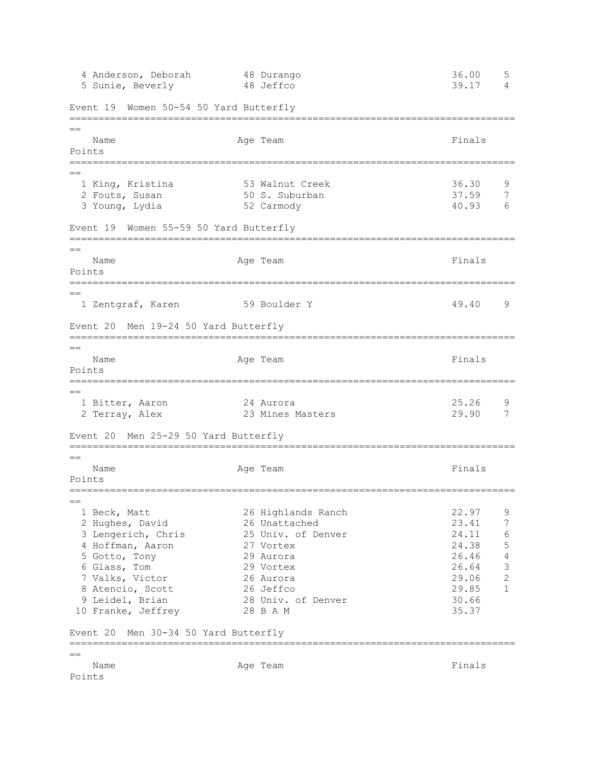| Place | Name | Age | Team | Finals | Points |
|---|---|---|---|---|---|
| 4 | Anderson, Deborah | 48 | Durango | 36.00 | 5 |
| 5 | Sunie, Beverly | 48 | Jeffco | 39.17 | 4 |

### Event 19 Women 50-54 50 Yard Butterfly

| Place | Name | Age | Team | Finals | Points |
|---|---|---|---|---|---|
| 1 | King, Kristina | 53 | Walnut Creek | 36.30 | 9 |
| 2 | Fouts, Susan | 50 | S. Suburban | 37.59 | 7 |
| 3 | Young, Lydia | 52 | Carmody | 40.93 | 6 |

### Event 19 Women 55-59 50 Yard Butterfly

| Place | Name | Age | Team | Finals | Points |
|---|---|---|---|---|---|
| 1 | Zentgraf, Karen | 59 | Boulder Y | 49.40 | 9 |

### Event 20 Men 19-24 50 Yard Butterfly

| Place | Name | Age | Team | Finals | Points |
|---|---|---|---|---|---|
| 1 | Bitter, Aaron | 24 | Aurora | 25.26 | 9 |
| 2 | Terray, Alex | 23 | Mines Masters | 29.90 | 7 |

### Event 20 Men 25-29 50 Yard Butterfly

| Place | Name | Age | Team | Finals | Points |
|---|---|---|---|---|---|
| 1 | Beck, Matt | 26 | Highlands Ranch | 22.97 | 9 |
| 2 | Hughes, David | 26 | Unattached | 23.41 | 7 |
| 3 | Lengerich, Chris | 25 | Univ. of Denver | 24.11 | 6 |
| 4 | Hoffman, Aaron | 27 | Vortex | 24.38 | 5 |
| 5 | Gotto, Tony | 29 | Aurora | 26.46 | 4 |
| 6 | Glass, Tom | 29 | Vortex | 26.64 | 3 |
| 7 | Valks, Victor | 26 | Aurora | 29.06 | 2 |
| 8 | Atencio, Scott | 26 | Jeffco | 29.85 | 1 |
| 9 | Leidel, Brian | 28 | Univ. of Denver | 30.66 | |
| 10 | Franke, Jeffrey | 28 | B A M | 35.37 | |

### Event 20 Men 30-34 50 Yard Butterfly

| Place | Name | Age | Team | Finals | Points |
|---|---|---|---|---|---|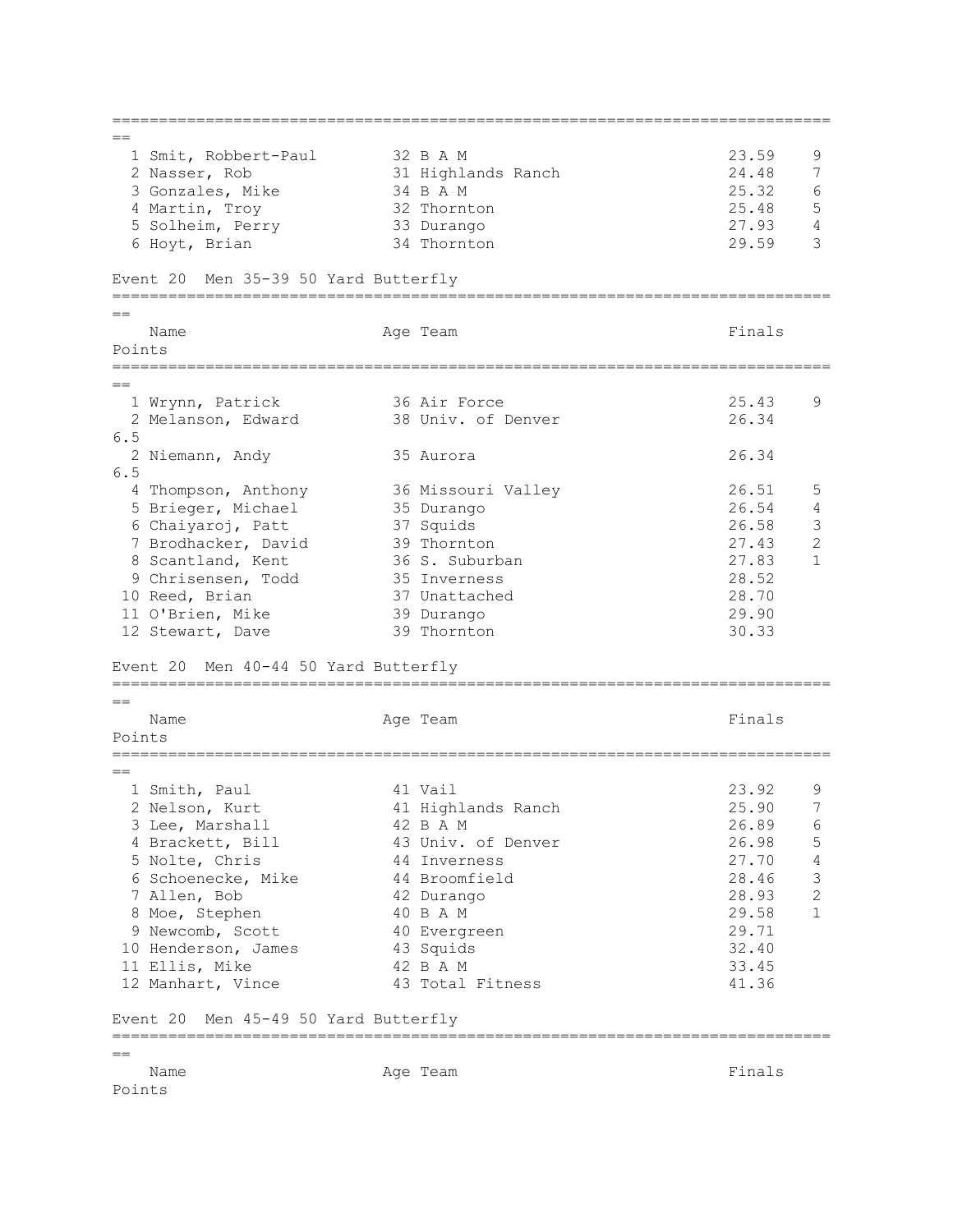| Place | Name | Age | Team | Finals | Points |
| --- | --- | --- | --- | --- | --- |
| 1 | Smit, Robbert-Paul | 32 | B A M | 23.59 | 9 |
| 2 | Nasser, Rob | 31 | Highlands Ranch | 24.48 | 7 |
| 3 | Gonzales, Mike | 34 | B A M | 25.32 | 6 |
| 4 | Martin, Troy | 32 | Thornton | 25.48 | 5 |
| 5 | Solheim, Perry | 33 | Durango | 27.93 | 4 |
| 6 | Hoyt, Brian | 34 | Thornton | 29.59 | 3 |

## Event 20 Men 35-39 50 Yard Butterfly

| Place | Name | Age | Team | Finals | Points |
| --- | --- | --- | --- | --- | --- |
| 1 | Wrynn, Patrick | 36 | Air Force | 25.43 | 9 |
| 2 | Melanson, Edward | 38 | Univ. of Denver | 26.34 | 6.5 |
| 2 | Niemann, Andy | 35 | Aurora | 26.34 | 6.5 |
| 4 | Thompson, Anthony | 36 | Missouri Valley | 26.51 | 5 |
| 5 | Brieger, Michael | 35 | Durango | 26.54 | 4 |
| 6 | Chaiyaroj, Patt | 37 | Squids | 26.58 | 3 |
| 7 | Brodhacker, David | 39 | Thornton | 27.43 | 2 |
| 8 | Scantland, Kent | 36 | S. Suburban | 27.83 | 1 |
| 9 | Chrisensen, Todd | 35 | Inverness | 28.52 | |
| 10 | Reed, Brian | 37 | Unattached | 28.70 | |
| 11 | O'Brien, Mike | 39 | Durango | 29.90 | |
| 12 | Stewart, Dave | 39 | Thornton | 30.33 | |

## Event 20 Men 40-44 50 Yard Butterfly

| Place | Name | Age | Team | Finals | Points |
| --- | --- | --- | --- | --- | --- |
| 1 | Smith, Paul | 41 | Vail | 23.92 | 9 |
| 2 | Nelson, Kurt | 41 | Highlands Ranch | 25.90 | 7 |
| 3 | Lee, Marshall | 42 | B A M | 26.89 | 6 |
| 4 | Brackett, Bill | 43 | Univ. of Denver | 26.98 | 5 |
| 5 | Nolte, Chris | 44 | Inverness | 27.70 | 4 |
| 6 | Schoenecke, Mike | 44 | Broomfield | 28.46 | 3 |
| 7 | Allen, Bob | 42 | Durango | 28.93 | 2 |
| 8 | Moe, Stephen | 40 | B A M | 29.58 | 1 |
| 9 | Newcomb, Scott | 40 | Evergreen | 29.71 | |
| 10 | Henderson, James | 43 | Squids | 32.40 | |
| 11 | Ellis, Mike | 42 | B A M | 33.45 | |
| 12 | Manhart, Vince | 43 | Total Fitness | 41.36 | |

## Event 20 Men 45-49 50 Yard Butterfly

| Place | Name | Age | Team | Finals | Points |
| --- | --- | --- | --- | --- | --- |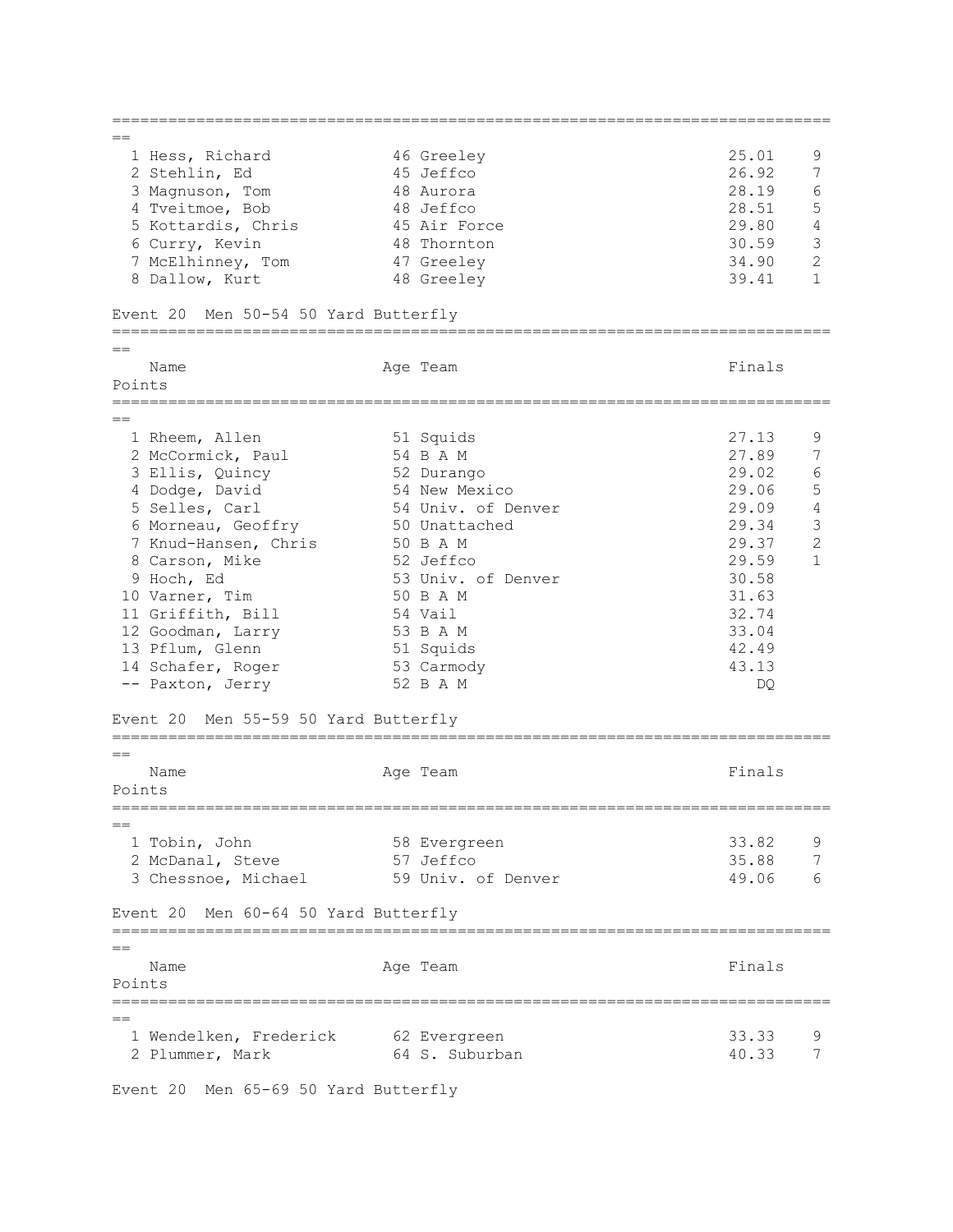| Place | Name | Age | Team | Finals | Points |
|---|---|---|---|---|---|
| 1 | Hess, Richard | 46 | Greeley | 25.01 | 9 |
| 2 | Stehlin, Ed | 45 | Jeffco | 26.92 | 7 |
| 3 | Magnuson, Tom | 48 | Aurora | 28.19 | 6 |
| 4 | Tveitmoe, Bob | 48 | Jeffco | 28.51 | 5 |
| 5 | Kottardis, Chris | 45 | Air Force | 29.80 | 4 |
| 6 | Curry, Kevin | 48 | Thornton | 30.59 | 3 |
| 7 | McElhinney, Tom | 47 | Greeley | 34.90 | 2 |
| 8 | Dallow, Kurt | 48 | Greeley | 39.41 | 1 |

Event 20 Men 50-54 50 Yard Butterfly

| Place | Name | Age | Team | Finals | Points |
|---|---|---|---|---|---|
| 1 | Rheem, Allen | 51 | Squids | 27.13 | 9 |
| 2 | McCormick, Paul | 54 | B A M | 27.89 | 7 |
| 3 | Ellis, Quincy | 52 | Durango | 29.02 | 6 |
| 4 | Dodge, David | 54 | New Mexico | 29.06 | 5 |
| 5 | Selles, Carl | 54 | Univ. of Denver | 29.09 | 4 |
| 6 | Morneau, Geoffry | 50 | Unattached | 29.34 | 3 |
| 7 | Knud-Hansen, Chris | 50 | B A M | 29.37 | 2 |
| 8 | Carson, Mike | 52 | Jeffco | 29.59 | 1 |
| 9 | Hoch, Ed | 53 | Univ. of Denver | 30.58 | |
| 10 | Varner, Tim | 50 | B A M | 31.63 | |
| 11 | Griffith, Bill | 54 | Vail | 32.74 | |
| 12 | Goodman, Larry | 53 | B A M | 33.04 | |
| 13 | Pflum, Glenn | 51 | Squids | 42.49 | |
| 14 | Schafer, Roger | 53 | Carmody | 43.13 | |
| -- | Paxton, Jerry | 52 | B A M | DQ | |

Event 20 Men 55-59 50 Yard Butterfly

| Place | Name | Age | Team | Finals | Points |
|---|---|---|---|---|---|
| 1 | Tobin, John | 58 | Evergreen | 33.82 | 9 |
| 2 | McDanal, Steve | 57 | Jeffco | 35.88 | 7 |
| 3 | Chessnoe, Michael | 59 | Univ. of Denver | 49.06 | 6 |

Event 20 Men 60-64 50 Yard Butterfly

| Place | Name | Age | Team | Finals | Points |
|---|---|---|---|---|---|
| 1 | Wendelken, Frederick | 62 | Evergreen | 33.33 | 9 |
| 2 | Plummer, Mark | 64 | S. Suburban | 40.33 | 7 |

Event 20 Men 65-69 50 Yard Butterfly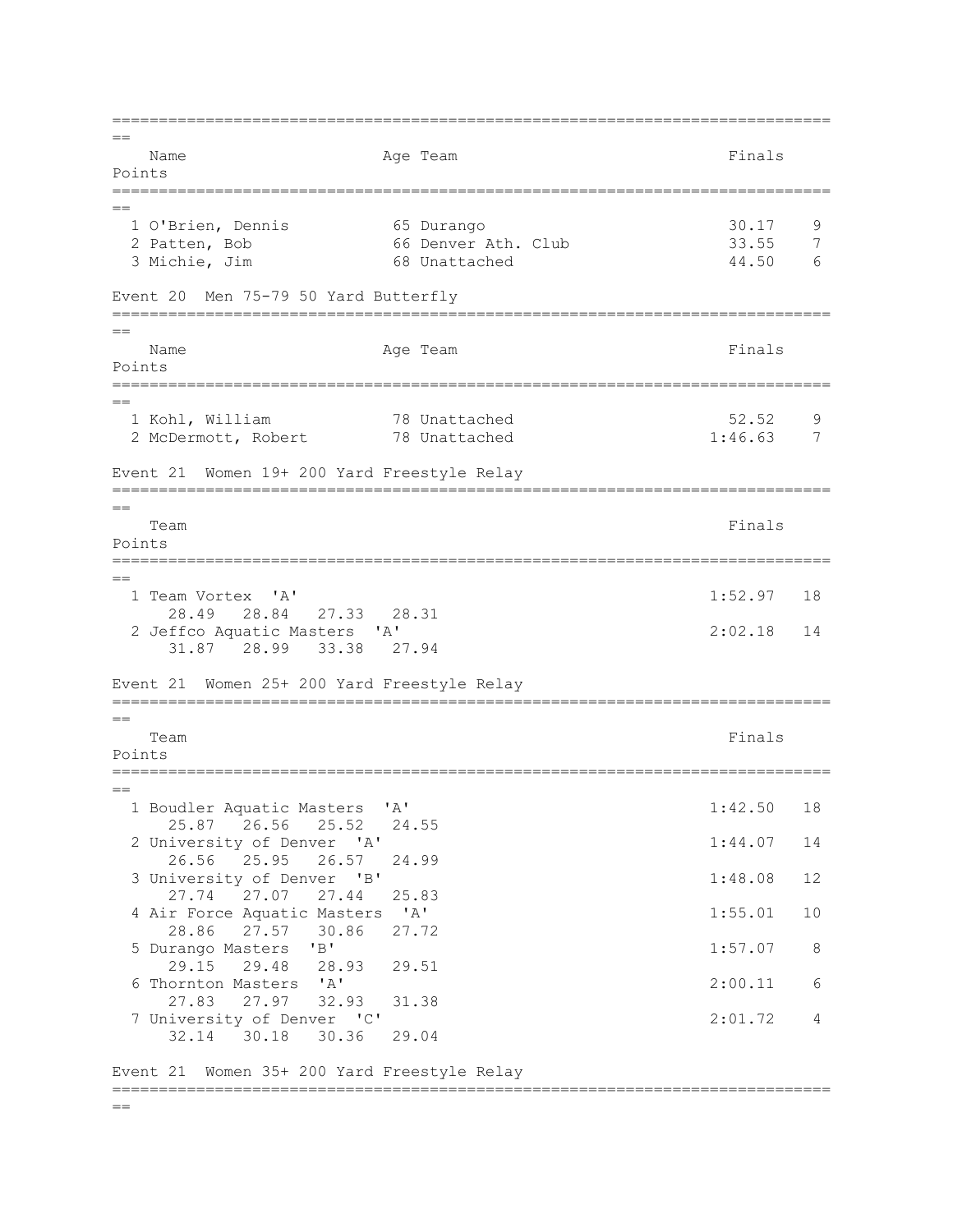| | Name | Age | Team | Finals | Points |
|---|---|---|---|---|---|
| 1 | O'Brien, Dennis | 65 | Durango | 30.17 | 9 |
| 2 | Patten, Bob | 66 | Denver Ath. Club | 33.55 | 7 |
| 3 | Michie, Jim | 68 | Unattached | 44.50 | 6 |

### Event 20 Men 75-79 50 Yard Butterfly

| | Name | Age | Team | Finals | Points |
|---|---|---|---|---|---|
| 1 | Kohl, William | 78 | Unattached | 52.52 | 9 |
| 2 | McDermott, Robert | 78 | Unattached | 1:46.63 | 7 |

### Event 21 Women 19+ 200 Yard Freestyle Relay

| | Team | Finals | Points |
|---|---|---|---|
| 1 | Team Vortex 'A' | 1:52.97 | 18 |
| | 28.49 28.84 27.33 28.31 | | |
| 2 | Jeffco Aquatic Masters 'A' | 2:02.18 | 14 |
| | 31.87 28.99 33.38 27.94 | | |

### Event 21 Women 25+ 200 Yard Freestyle Relay

| | Team | Finals | Points |
|---|---|---|---|
| 1 | Boudler Aquatic Masters 'A' | 1:42.50 | 18 |
| | 25.87 26.56 25.52 24.55 | | |
| 2 | University of Denver 'A' | 1:44.07 | 14 |
| | 26.56 25.95 26.57 24.99 | | |
| 3 | University of Denver 'B' | 1:48.08 | 12 |
| | 27.74 27.07 27.44 25.83 | | |
| 4 | Air Force Aquatic Masters 'A' | 1:55.01 | 10 |
| | 28.86 27.57 30.86 27.72 | | |
| 5 | Durango Masters 'B' | 1:57.07 | 8 |
| | 29.15 29.48 28.93 29.51 | | |
| 6 | Thornton Masters 'A' | 2:00.11 | 6 |
| | 27.83 27.97 32.93 31.38 | | |
| 7 | University of Denver 'C' | 2:01.72 | 4 |
| | 32.14 30.18 30.36 29.04 | | |

### Event 21 Women 35+ 200 Yard Freestyle Relay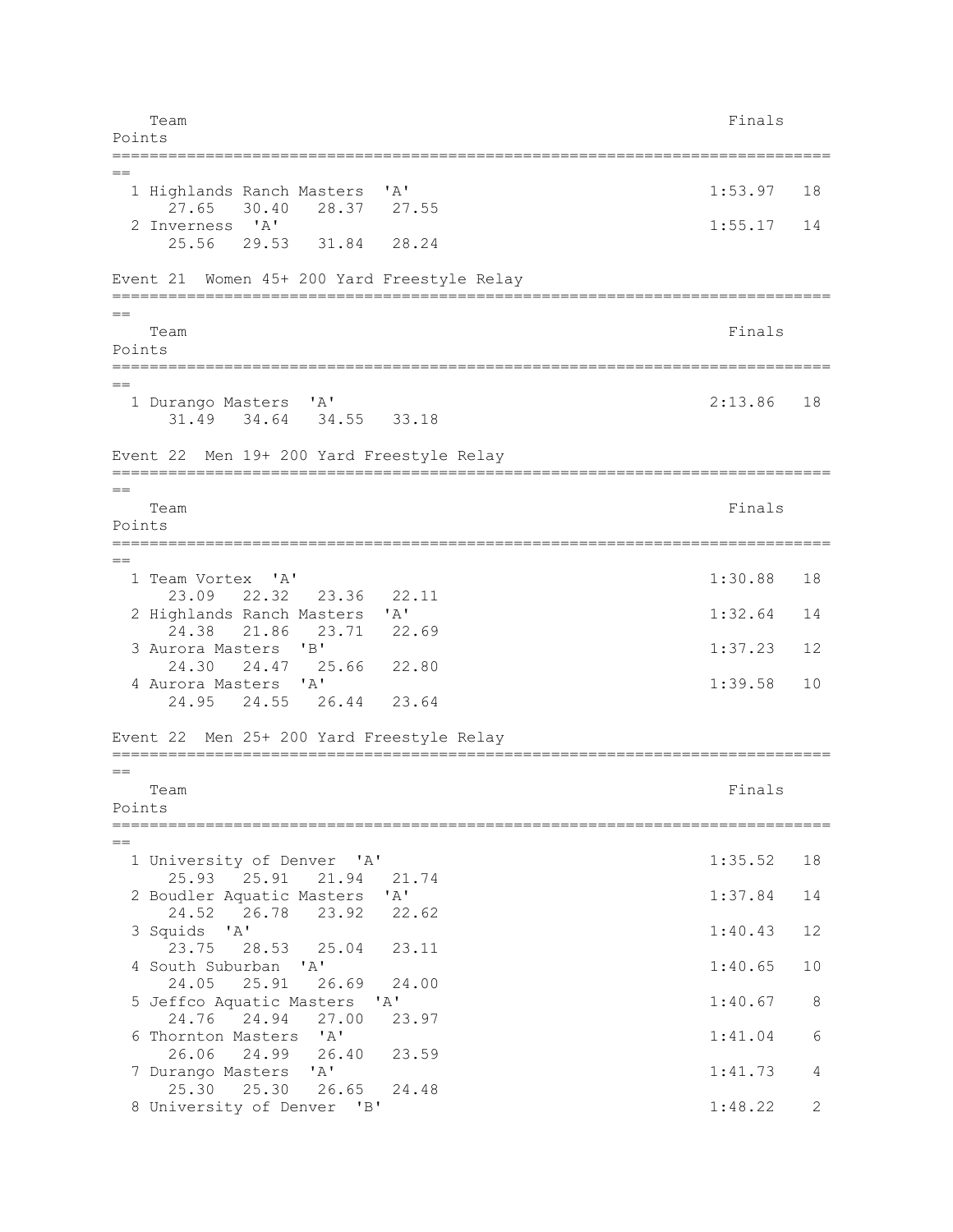| | Team | Finals | Points |
|---|---|---|---|
| 1 | Highlands Ranch Masters 'A' | 1:53.97 | 18 |
| | 27.65 30.40 28.37 27.55 | | |
| 2 | Inverness 'A' | 1:55.17 | 14 |
| | 25.56 29.53 31.84 28.24 | | |

## Event 21 Women 45+ 200 Yard Freestyle Relay

| | Team | Finals | Points |
|---|---|---|---|
| 1 | Durango Masters 'A' | 2:13.86 | 18 |
| | 31.49 34.64 34.55 33.18 | | |

## Event 22 Men 19+ 200 Yard Freestyle Relay

| | Team | Finals | Points |
|---|---|---|---|
| 1 | Team Vortex 'A' | 1:30.88 | 18 |
| | 23.09 22.32 23.36 22.11 | | |
| 2 | Highlands Ranch Masters 'A' | 1:32.64 | 14 |
| | 24.38 21.86 23.71 22.69 | | |
| 3 | Aurora Masters 'B' | 1:37.23 | 12 |
| | 24.30 24.47 25.66 22.80 | | |
| 4 | Aurora Masters 'A' | 1:39.58 | 10 |
| | 24.95 24.55 26.44 23.64 | | |

## Event 22 Men 25+ 200 Yard Freestyle Relay

| | Team | Finals | Points |
|---|---|---|---|
| 1 | University of Denver 'A' | 1:35.52 | 18 |
| | 25.93 25.91 21.94 21.74 | | |
| 2 | Boudler Aquatic Masters 'A' | 1:37.84 | 14 |
| | 24.52 26.78 23.92 22.62 | | |
| 3 | Squids 'A' | 1:40.43 | 12 |
| | 23.75 28.53 25.04 23.11 | | |
| 4 | South Suburban 'A' | 1:40.65 | 10 |
| | 24.05 25.91 26.69 24.00 | | |
| 5 | Jeffco Aquatic Masters 'A' | 1:40.67 | 8 |
| | 24.76 24.94 27.00 23.97 | | |
| 6 | Thornton Masters 'A' | 1:41.04 | 6 |
| | 26.06 24.99 26.40 23.59 | | |
| 7 | Durango Masters 'A' | 1:41.73 | 4 |
| | 25.30 25.30 26.65 24.48 | | |
| 8 | University of Denver 'B' | 1:48.22 | 2 |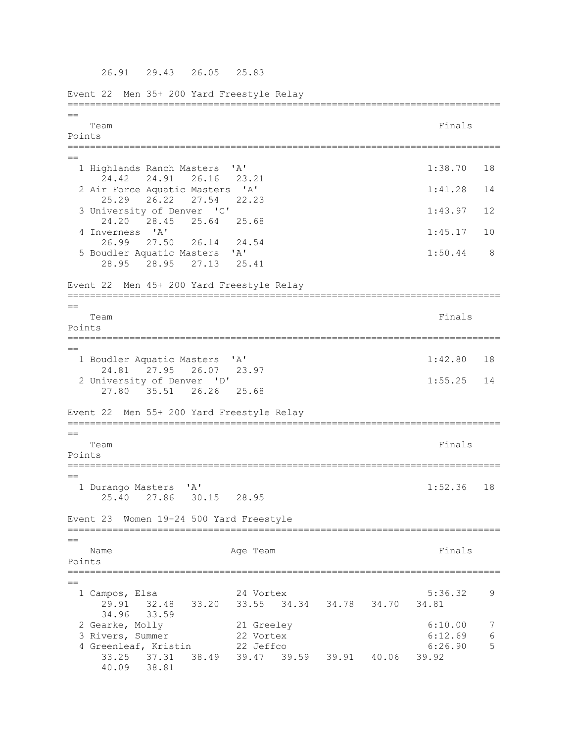26.91   29.43   26.05   25.83

### Event 22  Men 35+ 200 Yard Freestyle Relay

| | Team | Finals | Points |
|---|---|---|---|
| 1 | Highlands Ranch Masters 'A' | 1:38.70 | 18 |
| | 24.42   24.91   26.16   23.21 | | |
| 2 | Air Force Aquatic Masters 'A' | 1:41.28 | 14 |
| | 25.29   26.22   27.54   22.23 | | |
| 3 | University of Denver 'C' | 1:43.97 | 12 |
| | 24.20   28.45   25.64   25.68 | | |
| 4 | Inverness 'A' | 1:45.17 | 10 |
| | 26.99   27.50   26.14   24.54 | | |
| 5 | Boudler Aquatic Masters 'A' | 1:50.44 | 8 |
| | 28.95   28.95   27.13   25.41 | | |

### Event 22  Men 45+ 200 Yard Freestyle Relay

| | Team | Finals | Points |
|---|---|---|---|
| 1 | Boudler Aquatic Masters 'A' | 1:42.80 | 18 |
| | 24.81   27.95   26.07   23.97 | | |
| 2 | University of Denver 'D' | 1:55.25 | 14 |
| | 27.80   35.51   26.26   25.68 | | |

### Event 22  Men 55+ 200 Yard Freestyle Relay

| | Team | Finals | Points |
|---|---|---|---|
| 1 | Durango Masters 'A' | 1:52.36 | 18 |
| | 25.40   27.86   30.15   28.95 | | |

### Event 23  Women 19-24 500 Yard Freestyle

| | Name | Age | Team | Finals | Points |
|---|---|---|---|---|---|
| 1 | Campos, Elsa | 24 | Vortex | 5:36.32 | 9 |
| | 29.91   32.48   33.20   33.55   34.34   34.78   34.70   34.81   34.96   33.59 | | | | |
| 2 | Gearke, Molly | 21 | Greeley | 6:10.00 | 7 |
| 3 | Rivers, Summer | 22 | Vortex | 6:12.69 | 6 |
| 4 | Greenleaf, Kristin | 22 | Jeffco | 6:26.90 | 5 |
| | 33.25   37.31   38.49   39.47   39.59   39.91   40.06   39.92   40.09   38.81 | | | | |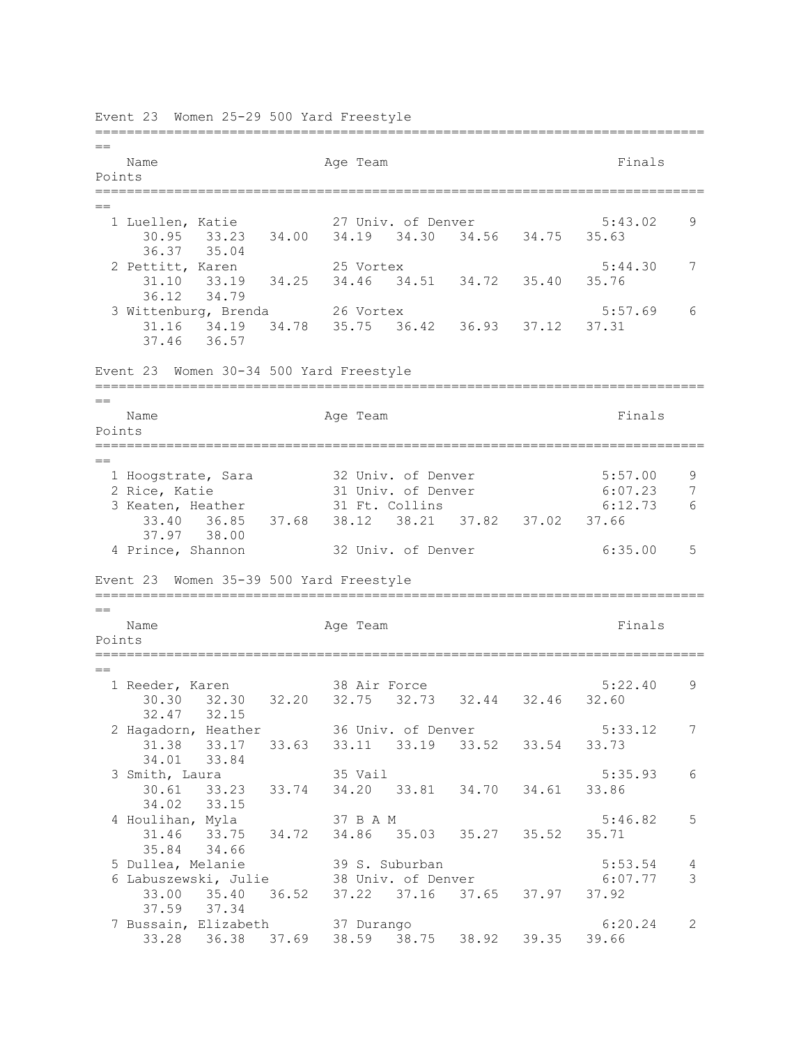Event 23  Women 25-29 500 Yard Freestyle

| Name | Age | Team | Finals | Points |
|---|---|---|---|---|
| 1 Luellen, Katie | 27 | Univ. of Denver | 5:43.02 | 9 |
| 30.95  33.23  34.00  34.19  34.30  34.56  34.75  35.63  36.37  35.04 | | | | |
| 2 Pettitt, Karen | 25 | Vortex | 5:44.30 | 7 |
| 31.10  33.19  34.25  34.46  34.51  34.72  35.40  35.76  36.12  34.79 | | | | |
| 3 Wittenburg, Brenda | 26 | Vortex | 5:57.69 | 6 |
| 31.16  34.19  34.78  35.75  36.42  36.93  37.12  37.31  37.46  36.57 | | | | |

Event 23  Women 30-34 500 Yard Freestyle

| Name | Age | Team | Finals | Points |
|---|---|---|---|---|
| 1 Hoogstrate, Sara | 32 | Univ. of Denver | 5:57.00 | 9 |
| 2 Rice, Katie | 31 | Univ. of Denver | 6:07.23 | 7 |
| 3 Keaten, Heather | 31 | Ft. Collins | 6:12.73 | 6 |
| 33.40  36.85  37.68  38.12  38.21  37.82  37.02  37.66  37.97  38.00 | | | | |
| 4 Prince, Shannon | 32 | Univ. of Denver | 6:35.00 | 5 |

Event 23  Women 35-39 500 Yard Freestyle

| Name | Age | Team | Finals | Points |
|---|---|---|---|---|
| 1 Reeder, Karen | 38 | Air Force | 5:22.40 | 9 |
| 30.30  32.30  32.20  32.75  32.73  32.44  32.46  32.60  32.47  32.15 | | | | |
| 2 Hagadorn, Heather | 36 | Univ. of Denver | 5:33.12 | 7 |
| 31.38  33.17  33.63  33.11  33.19  33.52  33.54  33.73  34.01  33.84 | | | | |
| 3 Smith, Laura | 35 | Vail | 5:35.93 | 6 |
| 30.61  33.23  33.74  34.20  33.81  34.70  34.61  33.86  34.02  33.15 | | | | |
| 4 Houlihan, Myla | 37 | B A M | 5:46.82 | 5 |
| 31.46  33.75  34.72  34.86  35.03  35.27  35.52  35.71  35.84  34.66 | | | | |
| 5 Dullea, Melanie | 39 | S. Suburban | 5:53.54 | 4 |
| 6 Labuszewski, Julie | 38 | Univ. of Denver | 6:07.77 | 3 |
| 33.00  35.40  36.52  37.22  37.16  37.65  37.97  37.92  37.59  37.34 | | | | |
| 7 Bussain, Elizabeth | 37 | Durango | 6:20.24 | 2 |
| 33.28  36.38  37.69  38.59  38.75  38.92  39.35  39.66 | | | | |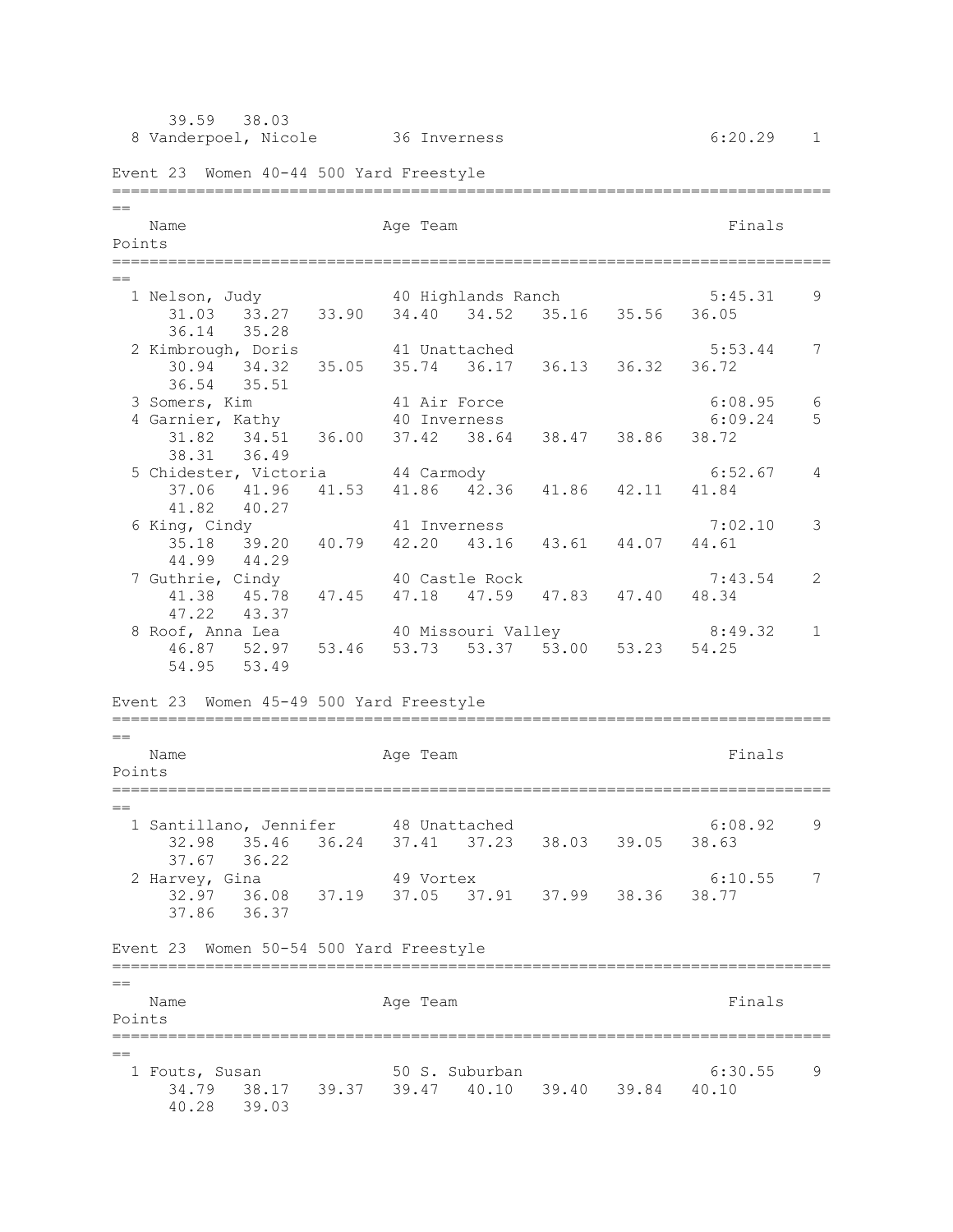39.59 38.03
8 Vanderpoel, Nicole 36 Inverness 6:20.29 1

## Event 23 Women 40-44 500 Yard Freestyle

| Place | Name | Age | Team | Finals | Points |
|---|---|---|---|---|---|
| 1 | Nelson, Judy | 40 | Highlands Ranch | 5:45.31 | 9 |
| | 31.03 33.27 33.90 34.40 34.52 35.16 35.56 36.05 36.14 35.28 | | | | |
| 2 | Kimbrough, Doris | 41 | Unattached | 5:53.44 | 7 |
| | 30.94 34.32 35.05 35.74 36.17 36.13 36.32 36.72 36.54 35.51 | | | | |
| 3 | Somers, Kim | 41 | Air Force | 6:08.95 | 6 |
| 4 | Garnier, Kathy | 40 | Inverness | 6:09.24 | 5 |
| | 31.82 34.51 36.00 37.42 38.64 38.47 38.86 38.72 38.31 36.49 | | | | |
| 5 | Chidester, Victoria | 44 | Carmody | 6:52.67 | 4 |
| | 37.06 41.96 41.53 41.86 42.36 41.86 42.11 41.84 41.82 40.27 | | | | |
| 6 | King, Cindy | 41 | Inverness | 7:02.10 | 3 |
| | 35.18 39.20 40.79 42.20 43.16 43.61 44.07 44.61 44.99 44.29 | | | | |
| 7 | Guthrie, Cindy | 40 | Castle Rock | 7:43.54 | 2 |
| | 41.38 45.78 47.45 47.18 47.59 47.83 47.40 48.34 47.22 43.37 | | | | |
| 8 | Roof, Anna Lea | 40 | Missouri Valley | 8:49.32 | 1 |
| | 46.87 52.97 53.46 53.73 53.37 53.00 53.23 54.25 54.95 53.49 | | | | |

## Event 23 Women 45-49 500 Yard Freestyle

| Place | Name | Age | Team | Finals | Points |
|---|---|---|---|---|---|
| 1 | Santillano, Jennifer | 48 | Unattached | 6:08.92 | 9 |
| | 32.98 35.46 36.24 37.41 37.23 38.03 39.05 38.63 37.67 36.22 | | | | |
| 2 | Harvey, Gina | 49 | Vortex | 6:10.55 | 7 |
| | 32.97 36.08 37.19 37.05 37.91 37.99 38.36 38.77 37.86 36.37 | | | | |

## Event 23 Women 50-54 500 Yard Freestyle

| Place | Name | Age | Team | Finals | Points |
|---|---|---|---|---|---|
| 1 | Fouts, Susan | 50 | S. Suburban | 6:30.55 | 9 |
| | 34.79 38.17 39.37 39.47 40.10 39.40 39.84 40.10 40.28 39.03 | | | | |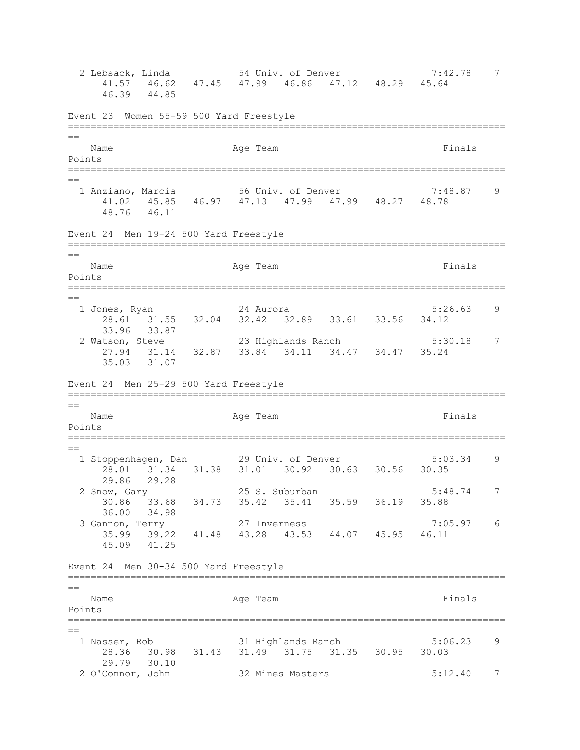```
  2 Lebsack, Linda            54 Univ. of Denver            7:42.78    7
      41.57   46.62   47.45   47.99   46.86   47.12   48.29   45.64
      46.39   44.85
```

Event 23  Women 55-59 500 Yard Freestyle

```
===============================================================================
==
    Name                    Age Team                            Finals
Points
===============================================================================
==
  1 Anziano, Marcia         56 Univ. of Denver            7:48.87    9
      41.02   45.85   46.97   47.13   47.99   47.99   48.27   48.78
      48.76   46.11
```

Event 24  Men 19-24 500 Yard Freestyle

```
===============================================================================
==
    Name                    Age Team                            Finals
Points
===============================================================================
==
  1 Jones, Ryan             24 Aurora                     5:26.63    9
      28.61   31.55   32.04   32.42   32.89   33.61   33.56   34.12
      33.96   33.87
  2 Watson, Steve           23 Highlands Ranch            5:30.18    7
      27.94   31.14   32.87   33.84   34.11   34.47   34.47   35.24
      35.03   31.07
```

Event 24  Men 25-29 500 Yard Freestyle

```
===============================================================================
==
    Name                    Age Team                            Finals
Points
===============================================================================
==
  1 Stoppenhagen, Dan       29 Univ. of Denver            5:03.34    9
      28.01   31.34   31.38   31.01   30.92   30.63   30.56   30.35
      29.86   29.28
  2 Snow, Gary              25 S. Suburban                5:48.74    7
      30.86   33.68   34.73   35.42   35.41   35.59   36.19   35.88
      36.00   34.98
  3 Gannon, Terry           27 Inverness                  7:05.97    6
      35.99   39.22   41.48   43.28   43.53   44.07   45.95   46.11
      45.09   41.25
```

Event 24  Men 30-34 500 Yard Freestyle

```
===============================================================================
==
    Name                    Age Team                            Finals
Points
===============================================================================
==
  1 Nasser, Rob             31 Highlands Ranch            5:06.23    9
      28.36   30.98   31.43   31.49   31.75   31.35   30.95   30.03
      29.79   30.10
  2 O'Connor, John          32 Mines Masters              5:12.40    7
```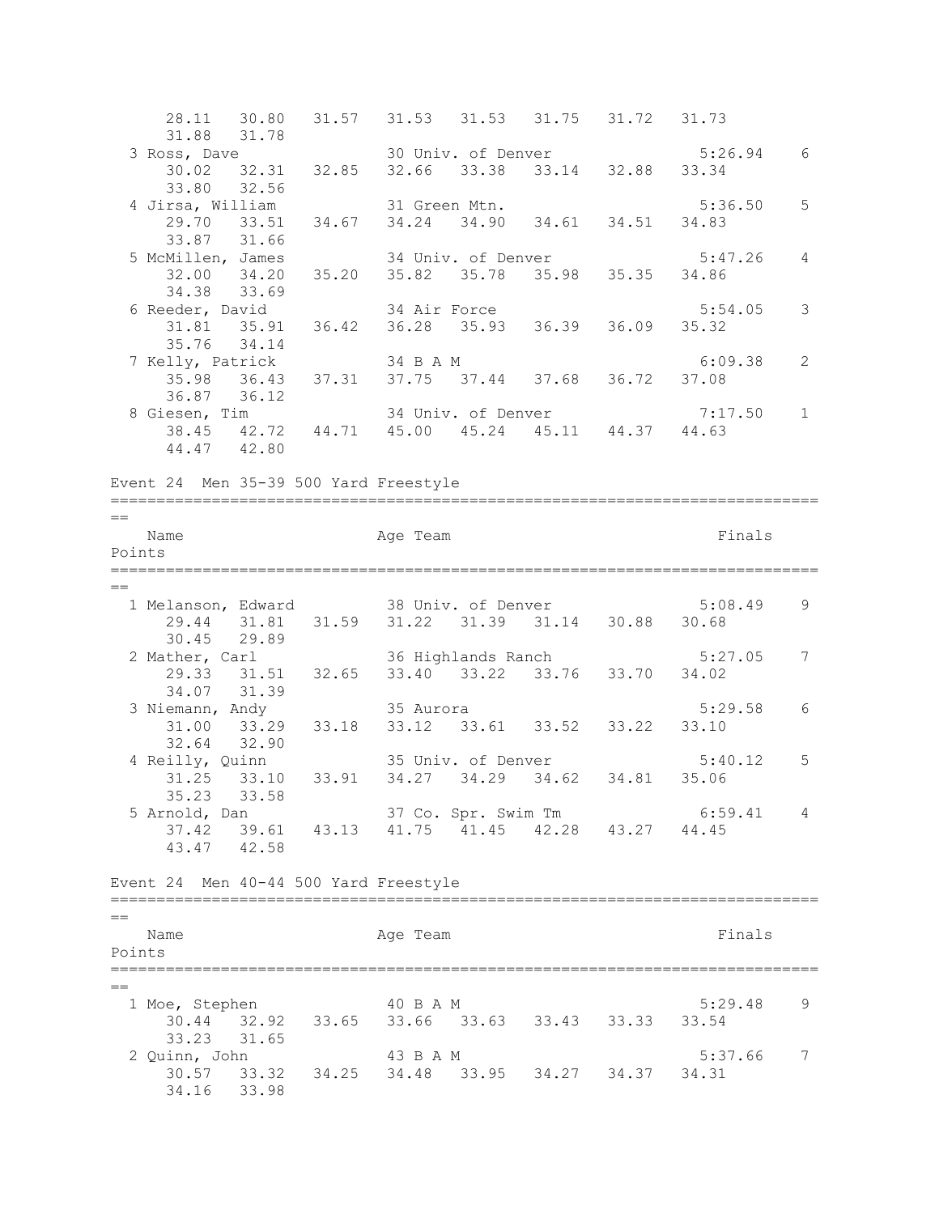```
     28.11   30.80   31.57   31.53   31.53   31.75   31.72   31.73
     31.88   31.78
  3 Ross, Dave              30 Univ. of Denver            5:26.94    6
     30.02   32.31   32.85   32.66   33.38   33.14   32.88   33.34
     33.80   32.56
  4 Jirsa, William          31 Green Mtn.                 5:36.50    5
     29.70   33.51   34.67   34.24   34.90   34.61   34.51   34.83
     33.87   31.66
  5 McMillen, James         34 Univ. of Denver            5:47.26    4
     32.00   34.20   35.20   35.82   35.78   35.98   35.35   34.86
     34.38   33.69
  6 Reeder, David           34 Air Force                  5:54.05    3
     31.81   35.91   36.42   36.28   35.93   36.39   36.09   35.32
     35.76   34.14
  7 Kelly, Patrick          34 B A M                      6:09.38    2
     35.98   36.43   37.31   37.75   37.44   37.68   36.72   37.08
     36.87   36.12
  8 Giesen, Tim             34 Univ. of Denver            7:17.50    1
     38.45   42.72   44.71   45.00   45.24   45.11   44.37   44.63
     44.47   42.80
```

Event 24  Men 35-39 500 Yard Freestyle

```
===============================================================================
==
    Name                    Age Team                        Finals    
Points
===============================================================================
==
  1 Melanson, Edward        38 Univ. of Denver            5:08.49    9
     29.44   31.81   31.59   31.22   31.39   31.14   30.88   30.68
     30.45   29.89
  2 Mather, Carl            36 Highlands Ranch            5:27.05    7
     29.33   31.51   32.65   33.40   33.22   33.76   33.70   34.02
     34.07   31.39
  3 Niemann, Andy           35 Aurora                     5:29.58    6
     31.00   33.29   33.18   33.12   33.61   33.52   33.22   33.10
     32.64   32.90
  4 Reilly, Quinn           35 Univ. of Denver            5:40.12    5
     31.25   33.10   33.91   34.27   34.29   34.62   34.81   35.06
     35.23   33.58
  5 Arnold, Dan             37 Co. Spr. Swim Tm           6:59.41    4
     37.42   39.61   43.13   41.75   41.45   42.28   43.27   44.45
     43.47   42.58
```

Event 24  Men 40-44 500 Yard Freestyle

```
===============================================================================
==
    Name                    Age Team                        Finals    
Points
===============================================================================
==
  1 Moe, Stephen            40 B A M                      5:29.48    9
     30.44   32.92   33.65   33.66   33.63   33.43   33.33   33.54
     33.23   31.65
  2 Quinn, John             43 B A M                      5:37.66    7
     30.57   33.32   34.25   34.48   33.95   34.27   34.37   34.31
     34.16   33.98
```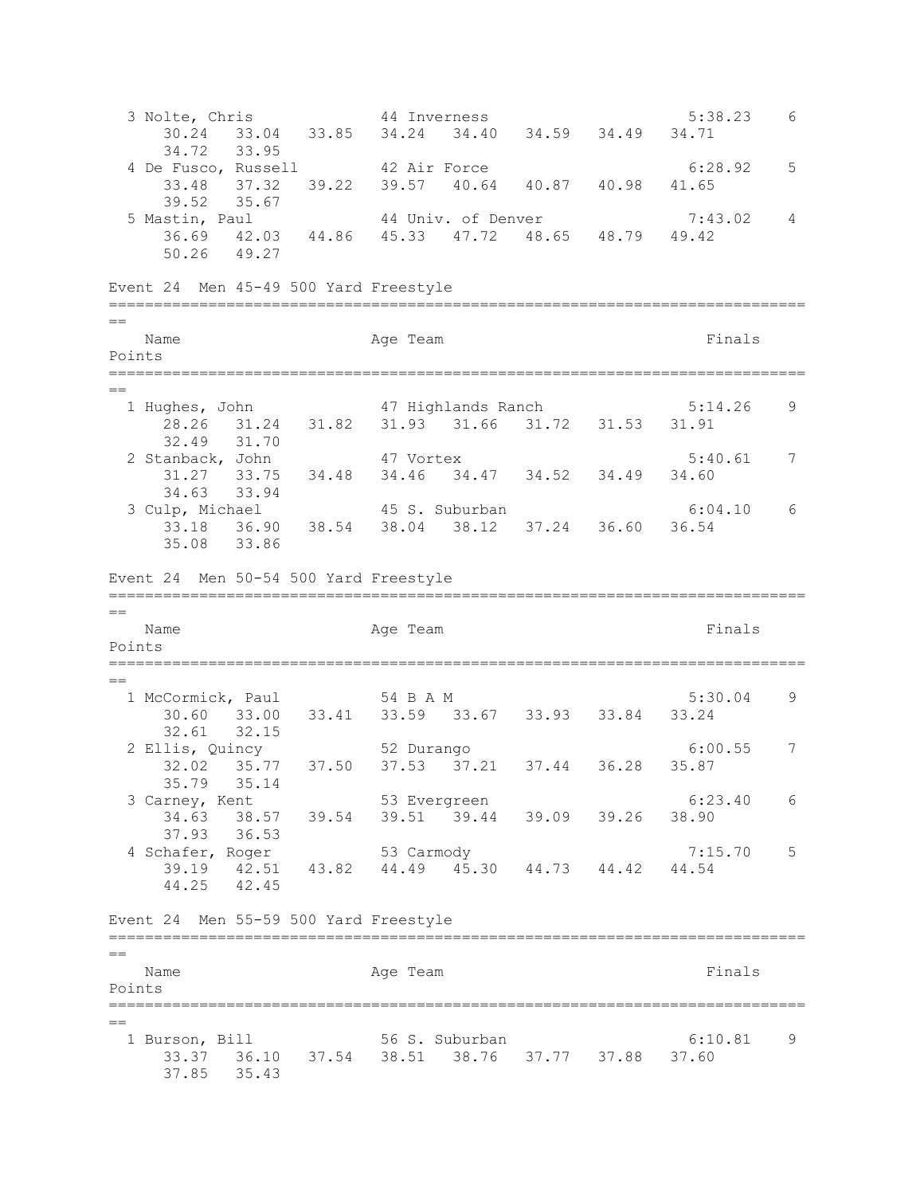```
  3 Nolte, Chris             44 Inverness                  5:38.23    6
      30.24   33.04   33.85   34.24   34.40   34.59   34.49   34.71
      34.72   33.95
  4 De Fusco, Russell        42 Air Force                  6:28.92    5
      33.48   37.32   39.22   39.57   40.64   40.87   40.98   41.65
      39.52   35.67
  5 Mastin, Paul             44 Univ. of Denver            7:43.02    4
      36.69   42.03   44.86   45.33   47.72   48.65   48.79   49.42
      50.26   49.27
```

Event 24  Men 45-49 500 Yard Freestyle

```
===============================================================================
==
    Name                    Age Team                           Finals
Points
===============================================================================
==
  1 Hughes, John             47 Highlands Ranch            5:14.26    9
      28.26   31.24   31.82   31.93   31.66   31.72   31.53   31.91
      32.49   31.70
  2 Stanback, John           47 Vortex                     5:40.61    7
      31.27   33.75   34.48   34.46   34.47   34.52   34.49   34.60
      34.63   33.94
  3 Culp, Michael            45 S. Suburban                6:04.10    6
      33.18   36.90   38.54   38.04   38.12   37.24   36.60   36.54
      35.08   33.86
```

Event 24  Men 50-54 500 Yard Freestyle

```
===============================================================================
==
    Name                    Age Team                           Finals
Points
===============================================================================
==
  1 McCormick, Paul          54 B A M                      5:30.04    9
      30.60   33.00   33.41   33.59   33.67   33.93   33.84   33.24
      32.61   32.15
  2 Ellis, Quincy            52 Durango                    6:00.55    7
      32.02   35.77   37.50   37.53   37.21   37.44   36.28   35.87
      35.79   35.14
  3 Carney, Kent             53 Evergreen                  6:23.40    6
      34.63   38.57   39.54   39.51   39.44   39.09   39.26   38.90
      37.93   36.53
  4 Schafer, Roger           53 Carmody                    7:15.70    5
      39.19   42.51   43.82   44.49   45.30   44.73   44.42   44.54
      44.25   42.45
```

Event 24  Men 55-59 500 Yard Freestyle

```
===============================================================================
==
    Name                    Age Team                           Finals
Points
===============================================================================
==
  1 Burson, Bill             56 S. Suburban                6:10.81    9
      33.37   36.10   37.54   38.51   38.76   37.77   37.88   37.60
      37.85   35.43
```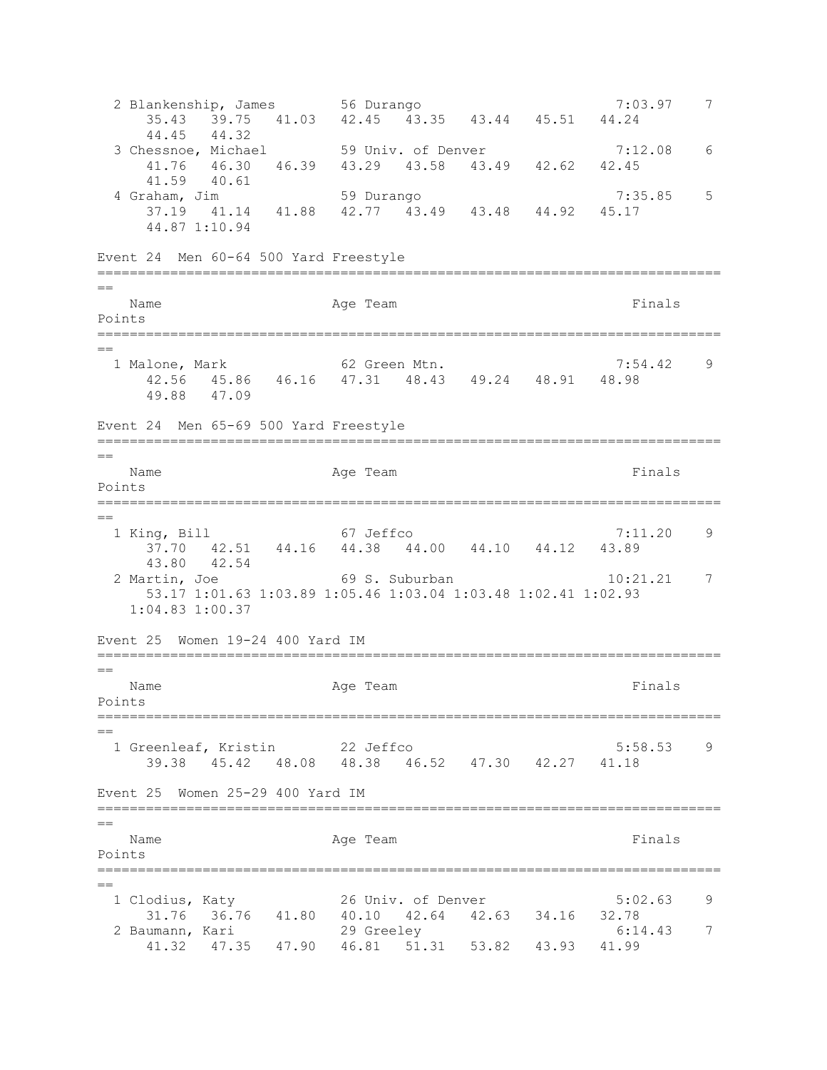```
  2 Blankenship, James        56 Durango                         7:03.97    7
      35.43   39.75   41.03   42.45   43.35   43.44   45.51   44.24
      44.45   44.32
  3 Chessnoe, Michael         59 Univ. of Denver                 7:12.08    6
      41.76   46.30   46.39   43.29   43.58   43.49   42.62   42.45
      41.59   40.61
  4 Graham, Jim               59 Durango                         7:35.85    5
      37.19   41.14   41.88   42.77   43.49   43.48   44.92   45.17
      44.87 1:10.94
```

Event 24  Men 60-64 500 Yard Freestyle

```
===============================================================================
    Name                    Age Team                            Finals   Points
===============================================================================
  1 Malone, Mark              62 Green Mtn.                      7:54.42    9
      42.56   45.86   46.16   47.31   48.43   49.24   48.91   48.98
      49.88   47.09
```

Event 24  Men 65-69 500 Yard Freestyle

```
===============================================================================
    Name                    Age Team                            Finals   Points
===============================================================================
  1 King, Bill                67 Jeffco                          7:11.20    9
      37.70   42.51   44.16   44.38   44.00   44.10   44.12   43.89
      43.80   42.54
  2 Martin, Joe               69 S. Suburban                    10:21.21    7
      53.17 1:01.63 1:03.89 1:05.46 1:03.04 1:03.48 1:02.41 1:02.93
    1:04.83 1:00.37
```

Event 25  Women 19-24 400 Yard IM

```
===============================================================================
    Name                    Age Team                            Finals   Points
===============================================================================
  1 Greenleaf, Kristin        22 Jeffco                          5:58.53    9
      39.38   45.42   48.08   48.38   46.52   47.30   42.27   41.18
```

Event 25  Women 25-29 400 Yard IM

```
===============================================================================
    Name                    Age Team                            Finals   Points
===============================================================================
  1 Clodius, Katy             26 Univ. of Denver                 5:02.63    9
      31.76   36.76   41.80   40.10   42.64   42.63   34.16   32.78
  2 Baumann, Kari             29 Greeley                         6:14.43    7
      41.32   47.35   47.90   46.81   51.31   53.82   43.93   41.99
```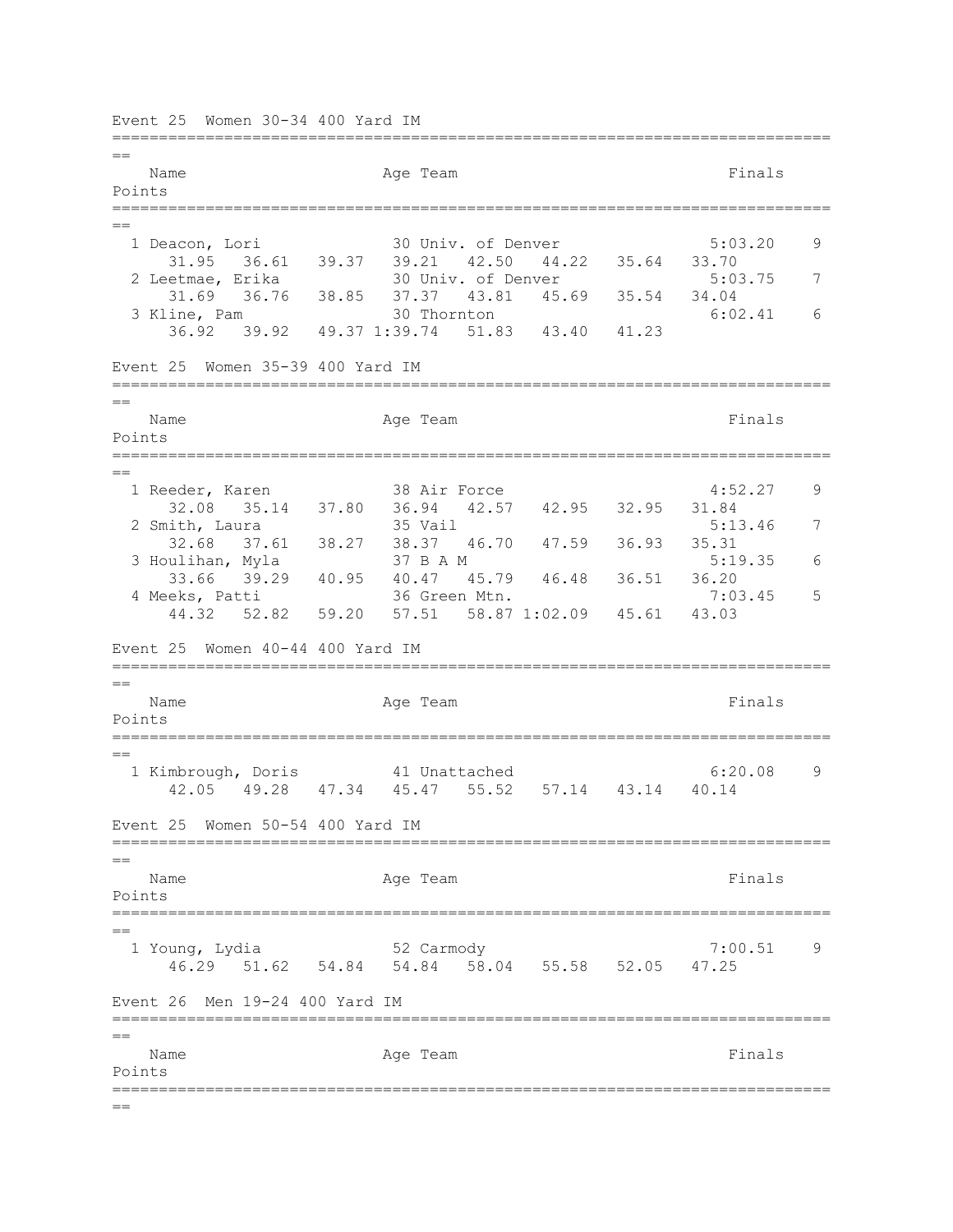Event 25  Women 30-34 400 Yard IM

```
===============================================================================
==
   Name                    Age Team                               Finals     
Points
===============================================================================
==
  1 Deacon, Lori             30 Univ. of Denver                    5:03.20    9
      31.95   36.61   39.37   39.21   42.50   44.22   35.64   33.70
  2 Leetmae, Erika           30 Univ. of Denver                    5:03.75    7
      31.69   36.76   38.85   37.37   43.81   45.69   35.54   34.04
  3 Kline, Pam               30 Thornton                           6:02.41    6
      36.92   39.92   49.37 1:39.74   51.83   43.40   41.23
```

Event 25  Women 35-39 400 Yard IM

```
===============================================================================
==
   Name                    Age Team                               Finals     
Points
===============================================================================
==
  1 Reeder, Karen            38 Air Force                          4:52.27    9
      32.08   35.14   37.80   36.94   42.57   42.95   32.95   31.84
  2 Smith, Laura             35 Vail                               5:13.46    7
      32.68   37.61   38.27   38.37   46.70   47.59   36.93   35.31
  3 Houlihan, Myla           37 B A M                              5:19.35    6
      33.66   39.29   40.95   40.47   45.79   46.48   36.51   36.20
  4 Meeks, Patti             36 Green Mtn.                         7:03.45    5
      44.32   52.82   59.20   57.51   58.87 1:02.09   45.61   43.03
```

Event 25  Women 40-44 400 Yard IM

```
===============================================================================
==
   Name                    Age Team                               Finals     
Points
===============================================================================
==
  1 Kimbrough, Doris         41 Unattached                         6:20.08    9
      42.05   49.28   47.34   45.47   55.52   57.14   43.14   40.14
```

Event 25  Women 50-54 400 Yard IM

```
===============================================================================
==
   Name                    Age Team                               Finals     
Points
===============================================================================
==
  1 Young, Lydia             52 Carmody                            7:00.51    9
      46.29   51.62   54.84   54.84   58.04   55.58   52.05   47.25
```

Event 26  Men 19-24 400 Yard IM

```
===============================================================================
==
   Name                    Age Team                               Finals     
Points
===============================================================================
==
```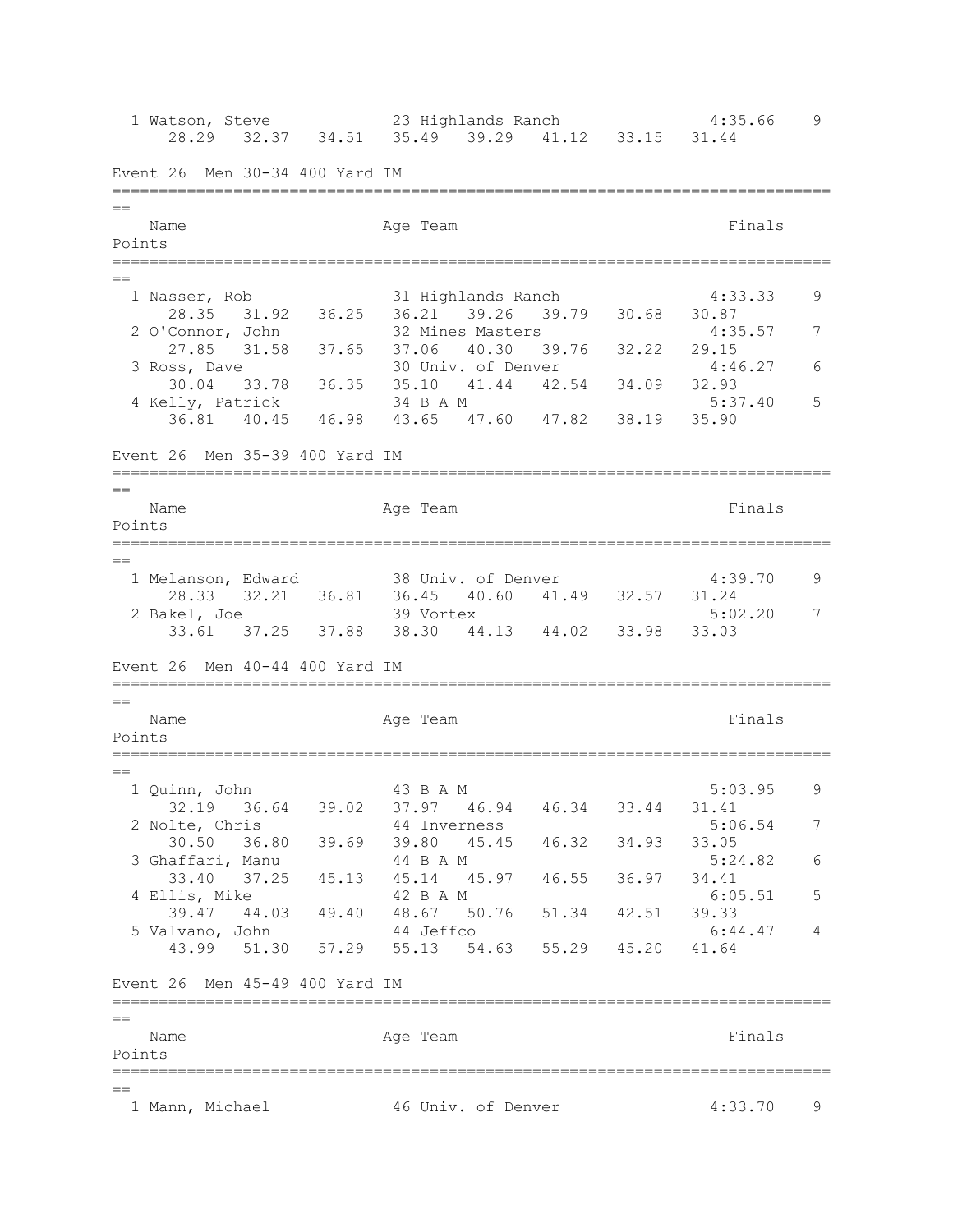| Place | Name | Age | Team | Finals | Points |
|---|---|---|---|---|---|
| 1 | Watson, Steve | 23 | Highlands Ranch | 4:35.66 | 9 |
| | 28.29 32.37 34.51 35.49 39.29 41.12 33.15 31.44 | | | | |

## Event 26 Men 30-34 400 Yard IM

| Place | Name | Age | Team | Finals | Points |
|---|---|---|---|---|---|
| 1 | Nasser, Rob | 31 | Highlands Ranch | 4:33.33 | 9 |
| | 28.35 31.92 36.25 36.21 39.26 39.79 30.68 30.87 | | | | |
| 2 | O'Connor, John | 32 | Mines Masters | 4:35.57 | 7 |
| | 27.85 31.58 37.65 37.06 40.30 39.76 32.22 29.15 | | | | |
| 3 | Ross, Dave | 30 | Univ. of Denver | 4:46.27 | 6 |
| | 30.04 33.78 36.35 35.10 41.44 42.54 34.09 32.93 | | | | |
| 4 | Kelly, Patrick | 34 | B A M | 5:37.40 | 5 |
| | 36.81 40.45 46.98 43.65 47.60 47.82 38.19 35.90 | | | | |

## Event 26 Men 35-39 400 Yard IM

| Place | Name | Age | Team | Finals | Points |
|---|---|---|---|---|---|
| 1 | Melanson, Edward | 38 | Univ. of Denver | 4:39.70 | 9 |
| | 28.33 32.21 36.81 36.45 40.60 41.49 32.57 31.24 | | | | |
| 2 | Bakel, Joe | 39 | Vortex | 5:02.20 | 7 |
| | 33.61 37.25 37.88 38.30 44.13 44.02 33.98 33.03 | | | | |

## Event 26 Men 40-44 400 Yard IM

| Place | Name | Age | Team | Finals | Points |
|---|---|---|---|---|---|
| 1 | Quinn, John | 43 | B A M | 5:03.95 | 9 |
| | 32.19 36.64 39.02 37.97 46.94 46.34 33.44 31.41 | | | | |
| 2 | Nolte, Chris | 44 | Inverness | 5:06.54 | 7 |
| | 30.50 36.80 39.69 39.80 45.45 46.32 34.93 33.05 | | | | |
| 3 | Ghaffari, Manu | 44 | B A M | 5:24.82 | 6 |
| | 33.40 37.25 45.13 45.14 45.97 46.55 36.97 34.41 | | | | |
| 4 | Ellis, Mike | 42 | B A M | 6:05.51 | 5 |
| | 39.47 44.03 49.40 48.67 50.76 51.34 42.51 39.33 | | | | |
| 5 | Valvano, John | 44 | Jeffco | 6:44.47 | 4 |
| | 43.99 51.30 57.29 55.13 54.63 55.29 45.20 41.64 | | | | |

## Event 26 Men 45-49 400 Yard IM

| Place | Name | Age | Team | Finals | Points |
|---|---|---|---|---|---|
| 1 | Mann, Michael | 46 | Univ. of Denver | 4:33.70 | 9 |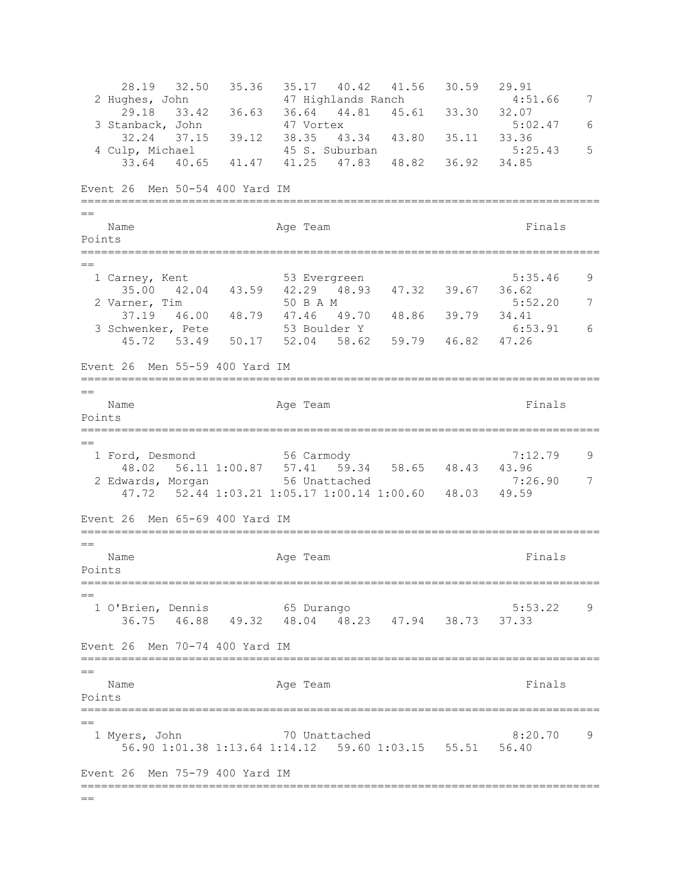```
     28.19   32.50   35.36   35.17   40.42   41.56   30.59   29.91
  2 Hughes, John             47 Highlands Ranch              4:51.66    7
     29.18   33.42   36.63   36.64   44.81   45.61   33.30   32.07
  3 Stanback, John           47 Vortex                       5:02.47    6
     32.24   37.15   39.12   38.35   43.34   43.80   35.11   33.36
  4 Culp, Michael            45 S. Suburban                  5:25.43    5
     33.64   40.65   41.47   41.25   47.83   48.82   36.92   34.85
```

Event 26  Men 50-54 400 Yard IM

```
===============================================================================
==
    Name                    Age Team                              Finals
Points
===============================================================================
==
  1 Carney, Kent             53 Evergreen                    5:35.46    9
     35.00   42.04   43.59   42.29   48.93   47.32   39.67   36.62
  2 Varner, Tim              50 B A M                        5:52.20    7
     37.19   46.00   48.79   47.46   49.70   48.86   39.79   34.41
  3 Schwenker, Pete          53 Boulder Y                    6:53.91    6
     45.72   53.49   50.17   52.04   58.62   59.79   46.82   47.26
```

Event 26  Men 55-59 400 Yard IM

```
===============================================================================
==
    Name                    Age Team                              Finals
Points
===============================================================================
==
  1 Ford, Desmond            56 Carmody                      7:12.79    9
     48.02   56.11 1:00.87   57.41   59.34   58.65   48.43   43.96
  2 Edwards, Morgan          56 Unattached                   7:26.90    7
     47.72   52.44 1:03.21 1:05.17 1:00.14 1:00.60   48.03   49.59
```

Event 26  Men 65-69 400 Yard IM

```
===============================================================================
==
    Name                    Age Team                              Finals
Points
===============================================================================
==
  1 O'Brien, Dennis          65 Durango                      5:53.22    9
     36.75   46.88   49.32   48.04   48.23   47.94   38.73   37.33
```

Event 26  Men 70-74 400 Yard IM

```
===============================================================================
==
    Name                    Age Team                              Finals
Points
===============================================================================
==
  1 Myers, John              70 Unattached                   8:20.70    9
     56.90 1:01.38 1:13.64 1:14.12   59.60 1:03.15   55.51   56.40
```

Event 26  Men 75-79 400 Yard IM

```
===============================================================================
==
```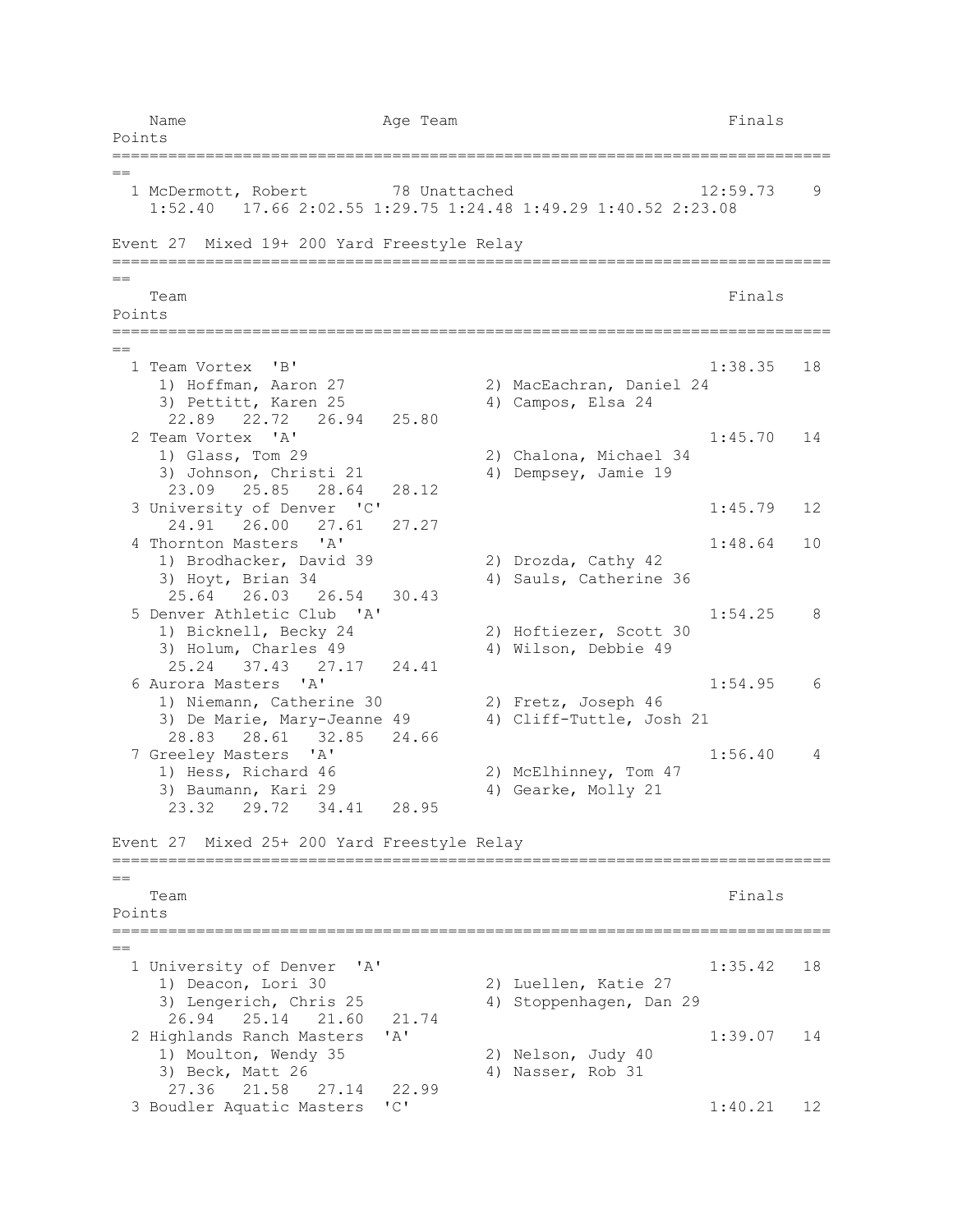```
   Name                    Age Team                              Finals    Points
===============================================================================
  1 McDermott, Robert         78 Unattached                     12:59.73    9
    1:52.40   17.66 2:02.55 1:29.75 1:24.48 1:49.29 1:40.52 2:23.08
```

Event 27 Mixed 19+ 200 Yard Freestyle Relay

```
===============================================================================
   Team                                                          Finals    Points
===============================================================================
  1 Team Vortex  'B'                                            1:38.35   18
     1) Hoffman, Aaron 27              2) MacEachran, Daniel 24
     3) Pettitt, Karen 25              4) Campos, Elsa 24
      22.89   22.72   26.94   25.80
  2 Team Vortex  'A'                                            1:45.70   14
     1) Glass, Tom 29                  2) Chalona, Michael 34
     3) Johnson, Christi 21            4) Dempsey, Jamie 19
      23.09   25.85   28.64   28.12
  3 University of Denver  'C'                                   1:45.79   12
      24.91   26.00   27.61   27.27
  4 Thornton Masters  'A'                                       1:48.64   10
     1) Brodhacker, David 39           2) Drozda, Cathy 42
     3) Hoyt, Brian 34                 4) Sauls, Catherine 36
      25.64   26.03   26.54   30.43
  5 Denver Athletic Club  'A'                                   1:54.25    8
     1) Bicknell, Becky 24             2) Hoftiezer, Scott 30
     3) Holum, Charles 49              4) Wilson, Debbie 49
      25.24   37.43   27.17   24.41
  6 Aurora Masters  'A'                                         1:54.95    6
     1) Niemann, Catherine 30          2) Fretz, Joseph 46
     3) De Marie, Mary-Jeanne 49       4) Cliff-Tuttle, Josh 21
      28.83   28.61   32.85   24.66
  7 Greeley Masters  'A'                                        1:56.40    4
     1) Hess, Richard 46               2) McElhinney, Tom 47
     3) Baumann, Kari 29               4) Gearke, Molly 21
      23.32   29.72   34.41   28.95
```

Event 27 Mixed 25+ 200 Yard Freestyle Relay

```
===============================================================================
   Team                                                          Finals    Points
===============================================================================
  1 University of Denver  'A'                                   1:35.42   18
     1) Deacon, Lori 30                2) Luellen, Katie 27
     3) Lengerich, Chris 25            4) Stoppenhagen, Dan 29
      26.94   25.14   21.60   21.74
  2 Highlands Ranch Masters  'A'                                1:39.07   14
     1) Moulton, Wendy 35              2) Nelson, Judy 40
     3) Beck, Matt 26                  4) Nasser, Rob 31
      27.36   21.58   27.14   22.99
  3 Boudler Aquatic Masters  'C'                                1:40.21   12
```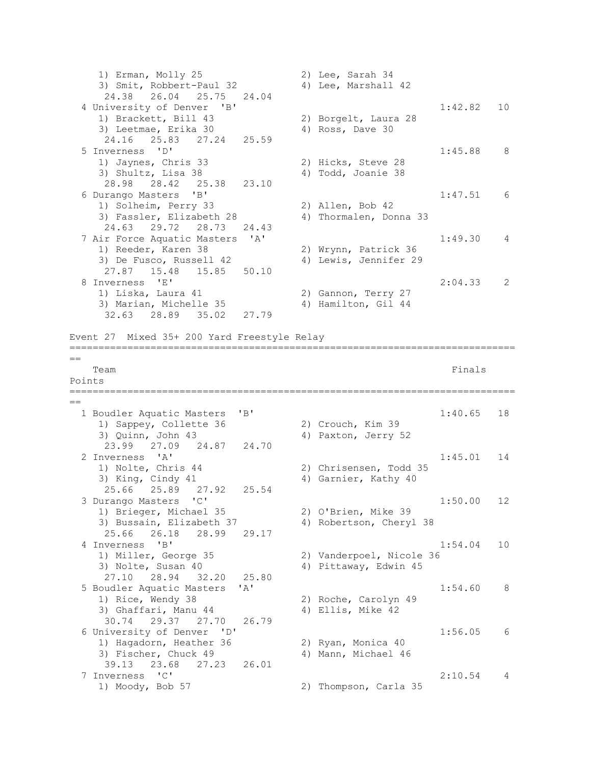```
    1) Erman, Molly 25                2) Lee, Sarah 34
    3) Smit, Robbert-Paul 32          4) Lee, Marshall 42
     24.38   26.04   25.75   24.04
  4 University of Denver  'B'                                 1:42.82   10
    1) Brackett, Bill 43              2) Borgelt, Laura 28
    3) Leetmae, Erika 30              4) Ross, Dave 30
     24.16   25.83   27.24   25.59
  5 Inverness  'D'                                            1:45.88    8
    1) Jaynes, Chris 33               2) Hicks, Steve 28
    3) Shultz, Lisa 38                4) Todd, Joanie 38
     28.98   28.42   25.38   23.10
  6 Durango Masters  'B'                                      1:47.51    6
    1) Solheim, Perry 33              2) Allen, Bob 42
    3) Fassler, Elizabeth 28          4) Thormalen, Donna 33
     24.63   29.72   28.73   24.43
  7 Air Force Aquatic Masters  'A'                            1:49.30    4
    1) Reeder, Karen 38               2) Wrynn, Patrick 36
    3) De Fusco, Russell 42           4) Lewis, Jennifer 29
     27.87   15.48   15.85   50.10
  8 Inverness  'E'                                            2:04.33    2
    1) Liska, Laura 41                2) Gannon, Terry 27
    3) Marian, Michelle 35            4) Hamilton, Gil 44
     32.63   28.89   35.02   27.79
```

Event 27  Mixed 35+ 200 Yard Freestyle Relay

```
===============================================================================
==
   Team                                                       Finals
Points
===============================================================================
==
  1 Boudler Aquatic Masters  'B'                              1:40.65   18
    1) Sappey, Collette 36            2) Crouch, Kim 39
    3) Quinn, John 43                 4) Paxton, Jerry 52
     23.99   27.09   24.87   24.70
  2 Inverness  'A'                                            1:45.01   14
    1) Nolte, Chris 44                2) Chrisensen, Todd 35
    3) King, Cindy 41                 4) Garnier, Kathy 40
     25.66   25.89   27.92   25.54
  3 Durango Masters  'C'                                      1:50.00   12
    1) Brieger, Michael 35            2) O'Brien, Mike 39
    3) Bussain, Elizabeth 37          4) Robertson, Cheryl 38
     25.66   26.18   28.99   29.17
  4 Inverness  'B'                                            1:54.04   10
    1) Miller, George 35              2) Vanderpoel, Nicole 36
    3) Nolte, Susan 40                4) Pittaway, Edwin 45
     27.10   28.94   32.20   25.80
  5 Boudler Aquatic Masters  'A'                              1:54.60    8
    1) Rice, Wendy 38                 2) Roche, Carolyn 49
    3) Ghaffari, Manu 44              4) Ellis, Mike 42
     30.74   29.37   27.70   26.79
  6 University of Denver  'D'                                 1:56.05    6
    1) Hagadorn, Heather 36           2) Ryan, Monica 40
    3) Fischer, Chuck 49              4) Mann, Michael 46
     39.13   23.68   27.23   26.01
  7 Inverness  'C'                                            2:10.54    4
    1) Moody, Bob 57                  2) Thompson, Carla 35
```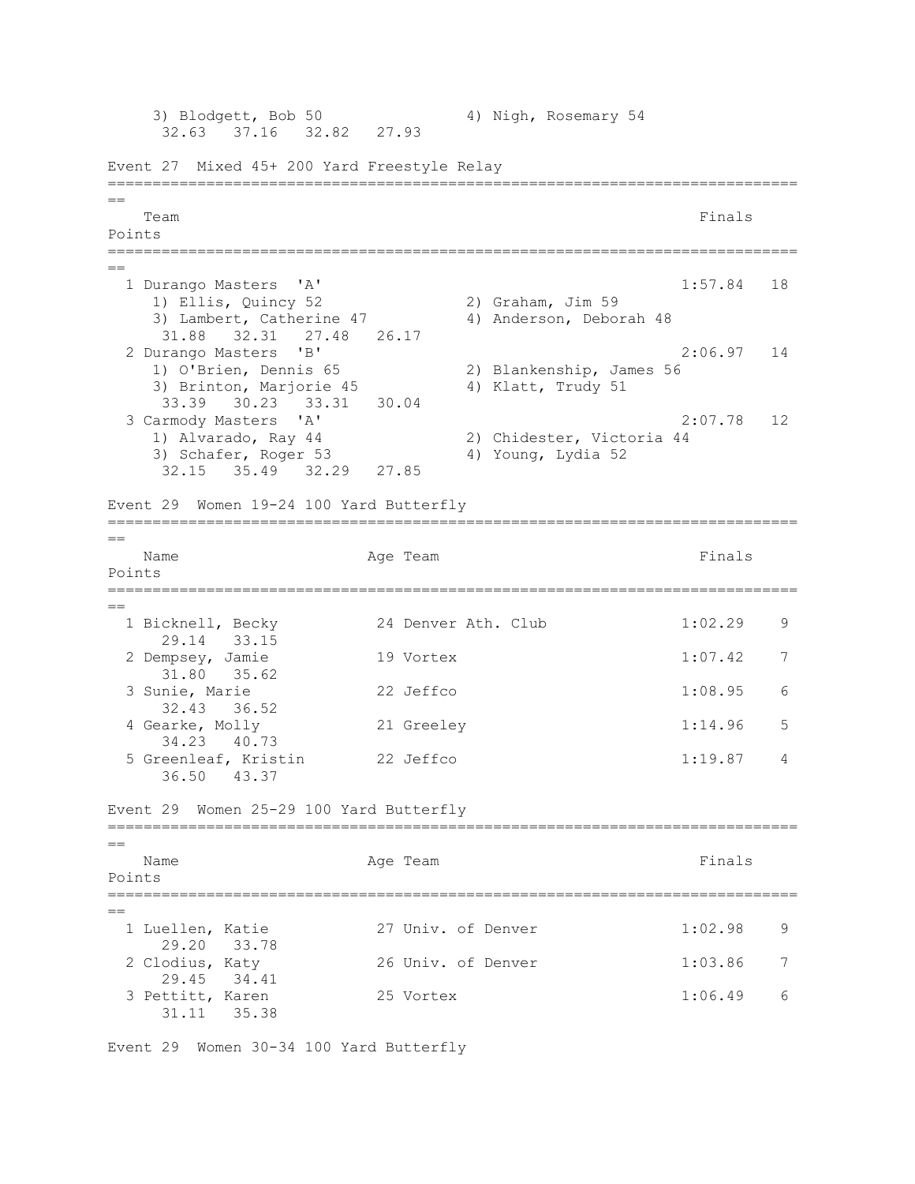3) Blodgett, Bob 50    4) Nigh, Rosemary 54
32.63   37.16   32.82   27.93

## Event 27  Mixed 45+ 200 Yard Freestyle Relay

| | Team | Finals | Points |
|---|---|---|---|
| 1 | Durango Masters 'A' | 1:57.84 | 18 |
| | 1) Ellis, Quincy 52; 2) Graham, Jim 59; 3) Lambert, Catherine 47; 4) Anderson, Deborah 48 | | |
| | 31.88   32.31   27.48   26.17 | | |
| 2 | Durango Masters 'B' | 2:06.97 | 14 |
| | 1) O'Brien, Dennis 65; 2) Blankenship, James 56; 3) Brinton, Marjorie 45; 4) Klatt, Trudy 51 | | |
| | 33.39   30.23   33.31   30.04 | | |
| 3 | Carmody Masters 'A' | 2:07.78 | 12 |
| | 1) Alvarado, Ray 44; 2) Chidester, Victoria 44; 3) Schafer, Roger 53; 4) Young, Lydia 52 | | |
| | 32.15   35.49   32.29   27.85 | | |

## Event 29  Women 19-24 100 Yard Butterfly

| | Name | Age | Team | Finals | Points |
|---|---|---|---|---|---|
| 1 | Bicknell, Becky | 24 | Denver Ath. Club | 1:02.29 | 9 |
| | 29.14   33.15 | | | | |
| 2 | Dempsey, Jamie | 19 | Vortex | 1:07.42 | 7 |
| | 31.80   35.62 | | | | |
| 3 | Sunie, Marie | 22 | Jeffco | 1:08.95 | 6 |
| | 32.43   36.52 | | | | |
| 4 | Gearke, Molly | 21 | Greeley | 1:14.96 | 5 |
| | 34.23   40.73 | | | | |
| 5 | Greenleaf, Kristin | 22 | Jeffco | 1:19.87 | 4 |
| | 36.50   43.37 | | | | |

## Event 29  Women 25-29 100 Yard Butterfly

| | Name | Age | Team | Finals | Points |
|---|---|---|---|---|---|
| 1 | Luellen, Katie | 27 | Univ. of Denver | 1:02.98 | 9 |
| | 29.20   33.78 | | | | |
| 2 | Clodius, Katy | 26 | Univ. of Denver | 1:03.86 | 7 |
| | 29.45   34.41 | | | | |
| 3 | Pettitt, Karen | 25 | Vortex | 1:06.49 | 6 |
| | 31.11   35.38 | | | | |

## Event 29  Women 30-34 100 Yard Butterfly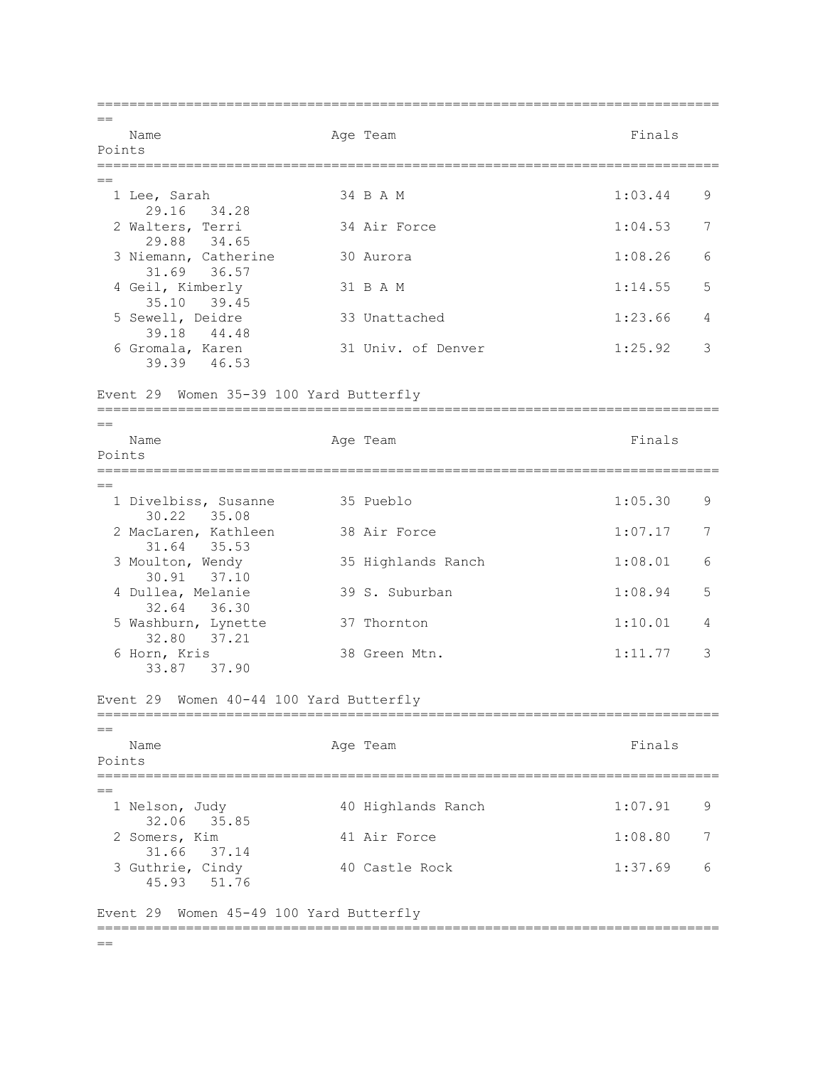| Place | Name | Age | Team | Finals | Points |
|---|---|---|---|---|---|
| 1 | Lee, Sarah | 34 | B A M | 1:03.44 | 9 |
| | 29.16 34.28 | | | | |
| 2 | Walters, Terri | 34 | Air Force | 1:04.53 | 7 |
| | 29.88 34.65 | | | | |
| 3 | Niemann, Catherine | 30 | Aurora | 1:08.26 | 6 |
| | 31.69 36.57 | | | | |
| 4 | Geil, Kimberly | 31 | B A M | 1:14.55 | 5 |
| | 35.10 39.45 | | | | |
| 5 | Sewell, Deidre | 33 | Unattached | 1:23.66 | 4 |
| | 39.18 44.48 | | | | |
| 6 | Gromala, Karen | 31 | Univ. of Denver | 1:25.92 | 3 |
| | 39.39 46.53 | | | | |

Event 29 Women 35-39 100 Yard Butterfly

| Place | Name | Age | Team | Finals | Points |
|---|---|---|---|---|---|
| 1 | Divelbiss, Susanne | 35 | Pueblo | 1:05.30 | 9 |
| | 30.22 35.08 | | | | |
| 2 | MacLaren, Kathleen | 38 | Air Force | 1:07.17 | 7 |
| | 31.64 35.53 | | | | |
| 3 | Moulton, Wendy | 35 | Highlands Ranch | 1:08.01 | 6 |
| | 30.91 37.10 | | | | |
| 4 | Dullea, Melanie | 39 | S. Suburban | 1:08.94 | 5 |
| | 32.64 36.30 | | | | |
| 5 | Washburn, Lynette | 37 | Thornton | 1:10.01 | 4 |
| | 32.80 37.21 | | | | |
| 6 | Horn, Kris | 38 | Green Mtn. | 1:11.77 | 3 |
| | 33.87 37.90 | | | | |

Event 29 Women 40-44 100 Yard Butterfly

| Place | Name | Age | Team | Finals | Points |
|---|---|---|---|---|---|
| 1 | Nelson, Judy | 40 | Highlands Ranch | 1:07.91 | 9 |
| | 32.06 35.85 | | | | |
| 2 | Somers, Kim | 41 | Air Force | 1:08.80 | 7 |
| | 31.66 37.14 | | | | |
| 3 | Guthrie, Cindy | 40 | Castle Rock | 1:37.69 | 6 |
| | 45.93 51.76 | | | | |

Event 29 Women 45-49 100 Yard Butterfly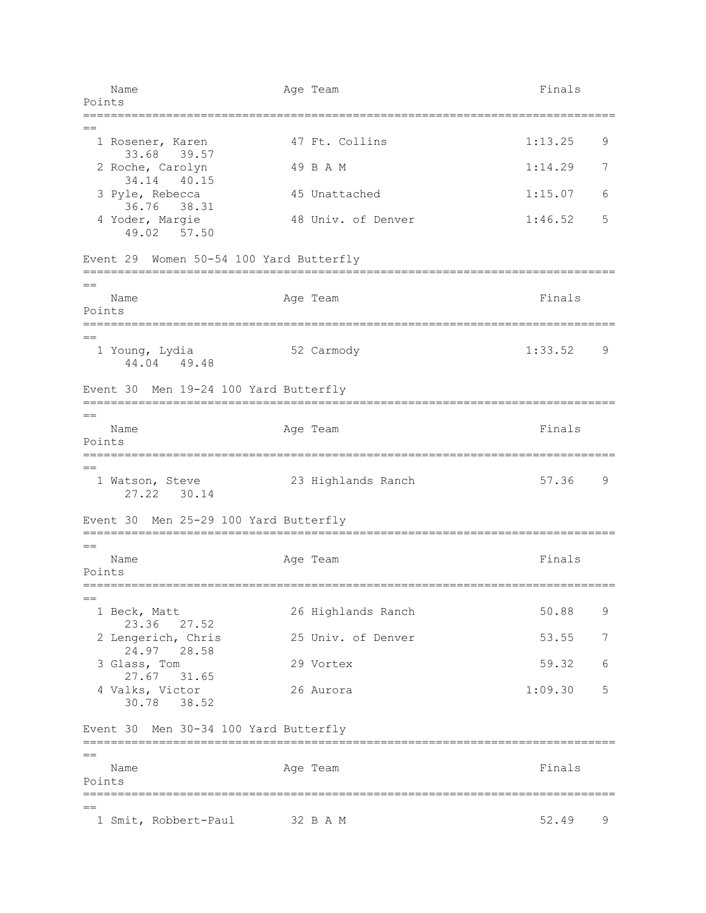| Name | Age | Team | Finals | Points |
|---|---|---|---|---|
| 1 Rosener, Karen | 47 | Ft. Collins | 1:13.25 | 9 |
| 33.68 39.57 | | | | |
| 2 Roche, Carolyn | 49 | B A M | 1:14.29 | 7 |
| 34.14 40.15 | | | | |
| 3 Pyle, Rebecca | 45 | Unattached | 1:15.07 | 6 |
| 36.76 38.31 | | | | |
| 4 Yoder, Margie | 48 | Univ. of Denver | 1:46.52 | 5 |
| 49.02 57.50 | | | | |

### Event 29 Women 50-54 100 Yard Butterfly

| Name | Age | Team | Finals | Points |
|---|---|---|---|---|
| 1 Young, Lydia | 52 | Carmody | 1:33.52 | 9 |
| 44.04 49.48 | | | | |

### Event 30 Men 19-24 100 Yard Butterfly

| Name | Age | Team | Finals | Points |
|---|---|---|---|---|
| 1 Watson, Steve | 23 | Highlands Ranch | 57.36 | 9 |
| 27.22 30.14 | | | | |

### Event 30 Men 25-29 100 Yard Butterfly

| Name | Age | Team | Finals | Points |
|---|---|---|---|---|
| 1 Beck, Matt | 26 | Highlands Ranch | 50.88 | 9 |
| 23.36 27.52 | | | | |
| 2 Lengerich, Chris | 25 | Univ. of Denver | 53.55 | 7 |
| 24.97 28.58 | | | | |
| 3 Glass, Tom | 29 | Vortex | 59.32 | 6 |
| 27.67 31.65 | | | | |
| 4 Valks, Victor | 26 | Aurora | 1:09.30 | 5 |
| 30.78 38.52 | | | | |

### Event 30 Men 30-34 100 Yard Butterfly

| Name | Age | Team | Finals | Points |
|---|---|---|---|---|
| 1 Smit, Robbert-Paul | 32 | B A M | 52.49 | 9 |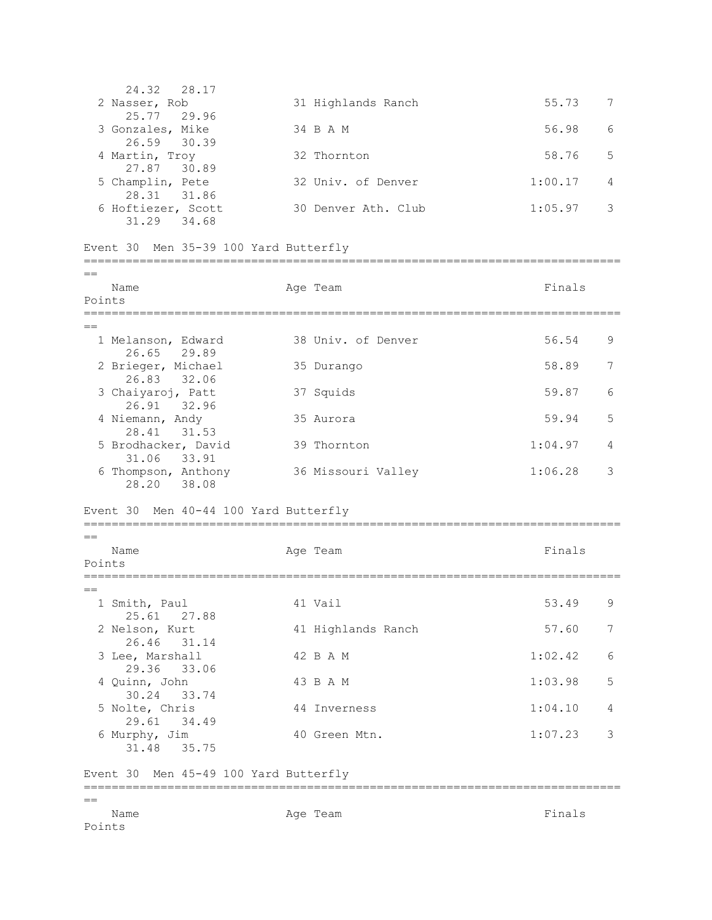24.32 28.17

| Place | Name | Age | Team | Finals | Points |
|---|---|---|---|---|---|
| 2 | Nasser, Rob | 31 | Highlands Ranch | 55.73 | 7 |
| | 25.77 29.96 | | | | |
| 3 | Gonzales, Mike | 34 | B A M | 56.98 | 6 |
| | 26.59 30.39 | | | | |
| 4 | Martin, Troy | 32 | Thornton | 58.76 | 5 |
| | 27.87 30.89 | | | | |
| 5 | Champlin, Pete | 32 | Univ. of Denver | 1:00.17 | 4 |
| | 28.31 31.86 | | | | |
| 6 | Hoftiezer, Scott | 30 | Denver Ath. Club | 1:05.97 | 3 |
| | 31.29 34.68 | | | | |

Event 30 Men 35-39 100 Yard Butterfly

| Place | Name | Age | Team | Finals | Points |
|---|---|---|---|---|---|
| 1 | Melanson, Edward | 38 | Univ. of Denver | 56.54 | 9 |
| | 26.65 29.89 | | | | |
| 2 | Brieger, Michael | 35 | Durango | 58.89 | 7 |
| | 26.83 32.06 | | | | |
| 3 | Chaiyaroj, Patt | 37 | Squids | 59.87 | 6 |
| | 26.91 32.96 | | | | |
| 4 | Niemann, Andy | 35 | Aurora | 59.94 | 5 |
| | 28.41 31.53 | | | | |
| 5 | Brodhacker, David | 39 | Thornton | 1:04.97 | 4 |
| | 31.06 33.91 | | | | |
| 6 | Thompson, Anthony | 36 | Missouri Valley | 1:06.28 | 3 |
| | 28.20 38.08 | | | | |

Event 30 Men 40-44 100 Yard Butterfly

| Place | Name | Age | Team | Finals | Points |
|---|---|---|---|---|---|
| 1 | Smith, Paul | 41 | Vail | 53.49 | 9 |
| | 25.61 27.88 | | | | |
| 2 | Nelson, Kurt | 41 | Highlands Ranch | 57.60 | 7 |
| | 26.46 31.14 | | | | |
| 3 | Lee, Marshall | 42 | B A M | 1:02.42 | 6 |
| | 29.36 33.06 | | | | |
| 4 | Quinn, John | 43 | B A M | 1:03.98 | 5 |
| | 30.24 33.74 | | | | |
| 5 | Nolte, Chris | 44 | Inverness | 1:04.10 | 4 |
| | 29.61 34.49 | | | | |
| 6 | Murphy, Jim | 40 | Green Mtn. | 1:07.23 | 3 |
| | 31.48 35.75 | | | | |

Event 30 Men 45-49 100 Yard Butterfly

| Place | Name | Age | Team | Finals | Points |
|---|---|---|---|---|---|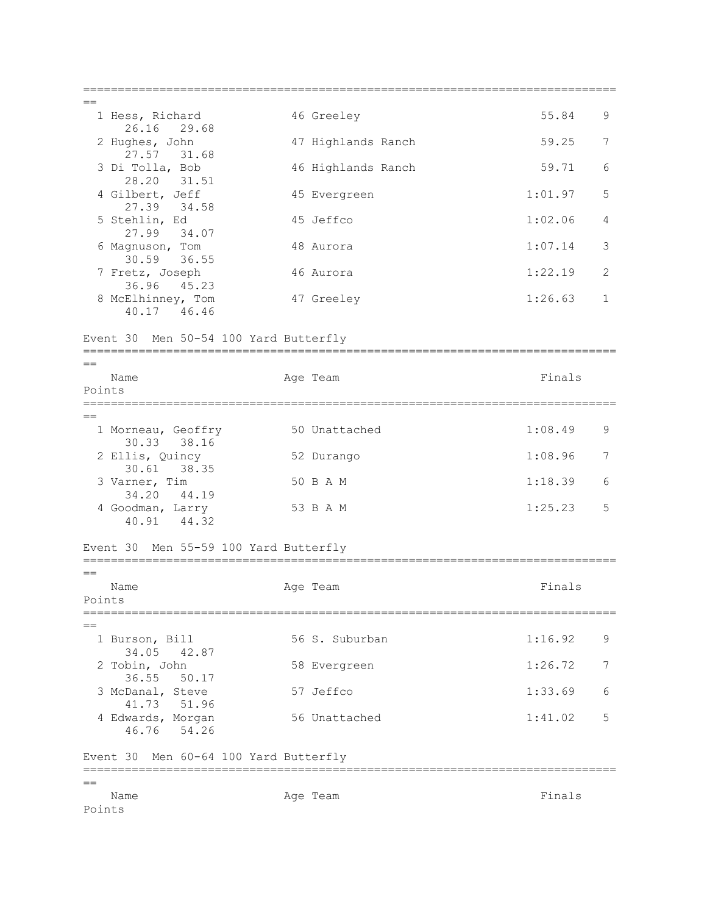| Place | Name | Age | Team | Finals | Points | Splits |
|---|---|---|---|---|---|---|
| 1 | Hess, Richard | 46 | Greeley | 55.84 | 9 | 26.16 29.68 |
| 2 | Hughes, John | 47 | Highlands Ranch | 59.25 | 7 | 27.57 31.68 |
| 3 | Di Tolla, Bob | 46 | Highlands Ranch | 59.71 | 6 | 28.20 31.51 |
| 4 | Gilbert, Jeff | 45 | Evergreen | 1:01.97 | 5 | 27.39 34.58 |
| 5 | Stehlin, Ed | 45 | Jeffco | 1:02.06 | 4 | 27.99 34.07 |
| 6 | Magnuson, Tom | 48 | Aurora | 1:07.14 | 3 | 30.59 36.55 |
| 7 | Fretz, Joseph | 46 | Aurora | 1:22.19 | 2 | 36.96 45.23 |
| 8 | McElhinney, Tom | 47 | Greeley | 1:26.63 | 1 | 40.17 46.46 |

## Event 30 Men 50-54 100 Yard Butterfly

| Place | Name | Age | Team | Finals | Points | Splits |
|---|---|---|---|---|---|---|
| 1 | Morneau, Geoffry | 50 | Unattached | 1:08.49 | 9 | 30.33 38.16 |
| 2 | Ellis, Quincy | 52 | Durango | 1:08.96 | 7 | 30.61 38.35 |
| 3 | Varner, Tim | 50 | B A M | 1:18.39 | 6 | 34.20 44.19 |
| 4 | Goodman, Larry | 53 | B A M | 1:25.23 | 5 | 40.91 44.32 |

## Event 30 Men 55-59 100 Yard Butterfly

| Place | Name | Age | Team | Finals | Points | Splits |
|---|---|---|---|---|---|---|
| 1 | Burson, Bill | 56 | S. Suburban | 1:16.92 | 9 | 34.05 42.87 |
| 2 | Tobin, John | 58 | Evergreen | 1:26.72 | 7 | 36.55 50.17 |
| 3 | McDanal, Steve | 57 | Jeffco | 1:33.69 | 6 | 41.73 51.96 |
| 4 | Edwards, Morgan | 56 | Unattached | 1:41.02 | 5 | 46.76 54.26 |

## Event 30 Men 60-64 100 Yard Butterfly

| Place | Name | Age | Team | Finals | Points | Splits |
|---|---|---|---|---|---|---|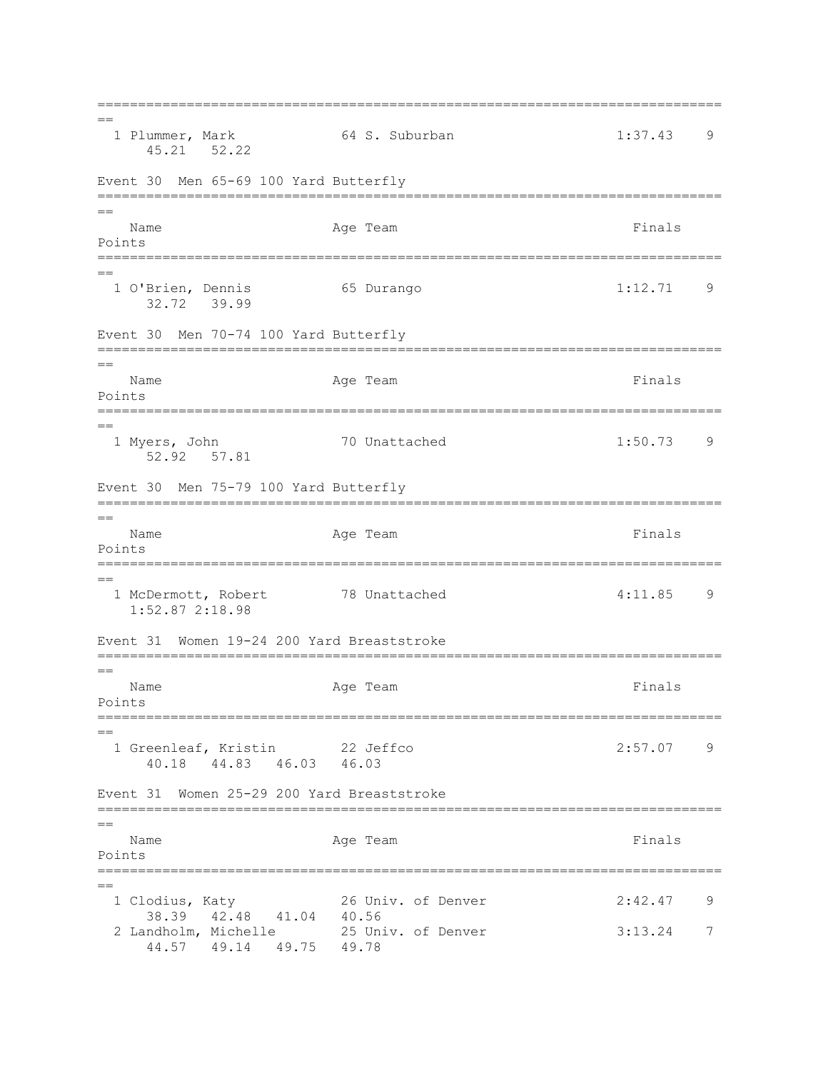| | Name | Age | Team | Finals | Points |
|---|---|---|---|---|---|
| 1 | Plummer, Mark | 64 | S. Suburban | 1:37.43 | 9 |
| | 45.21 52.22 | | | | |

Event 30 Men 65-69 100 Yard Butterfly

| | Name | Age | Team | Finals | Points |
|---|---|---|---|---|---|
| 1 | O'Brien, Dennis | 65 | Durango | 1:12.71 | 9 |
| | 32.72 39.99 | | | | |

Event 30 Men 70-74 100 Yard Butterfly

| | Name | Age | Team | Finals | Points |
|---|---|---|---|---|---|
| 1 | Myers, John | 70 | Unattached | 1:50.73 | 9 |
| | 52.92 57.81 | | | | |

Event 30 Men 75-79 100 Yard Butterfly

| | Name | Age | Team | Finals | Points |
|---|---|---|---|---|---|
| 1 | McDermott, Robert | 78 | Unattached | 4:11.85 | 9 |
| | 1:52.87 2:18.98 | | | | |

Event 31 Women 19-24 200 Yard Breaststroke

| | Name | Age | Team | Finals | Points |
|---|---|---|---|---|---|
| 1 | Greenleaf, Kristin | 22 | Jeffco | 2:57.07 | 9 |
| | 40.18 44.83 46.03 46.03 | | | | |

Event 31 Women 25-29 200 Yard Breaststroke

| | Name | Age | Team | Finals | Points |
|---|---|---|---|---|---|
| 1 | Clodius, Katy | 26 | Univ. of Denver | 2:42.47 | 9 |
| | 38.39 42.48 41.04 40.56 | | | | |
| 2 | Landholm, Michelle | 25 | Univ. of Denver | 3:13.24 | 7 |
| | 44.57 49.14 49.75 49.78 | | | | |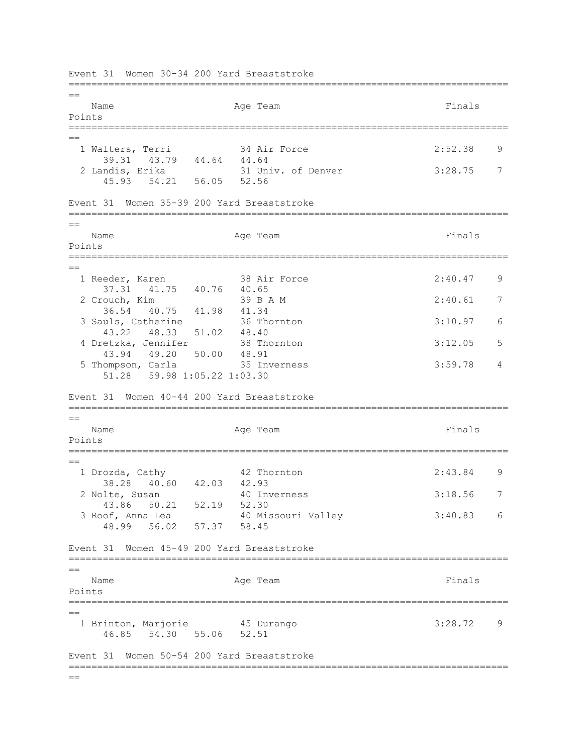Event 31  Women 30-34 200 Yard Breaststroke

| | Name | Age | Team | Finals | Points |
|---|---|---|---|---|---|
| 1 | Walters, Terri | 34 | Air Force | 2:52.38 | 9 |
| | 39.31   43.79   44.64   44.64 | | | | |
| 2 | Landis, Erika | 31 | Univ. of Denver | 3:28.75 | 7 |
| | 45.93   54.21   56.05   52.56 | | | | |

Event 31  Women 35-39 200 Yard Breaststroke

| | Name | Age | Team | Finals | Points |
|---|---|---|---|---|---|
| 1 | Reeder, Karen | 38 | Air Force | 2:40.47 | 9 |
| | 37.31   41.75   40.76   40.65 | | | | |
| 2 | Crouch, Kim | 39 | B A M | 2:40.61 | 7 |
| | 36.54   40.75   41.98   41.34 | | | | |
| 3 | Sauls, Catherine | 36 | Thornton | 3:10.97 | 6 |
| | 43.22   48.33   51.02   48.40 | | | | |
| 4 | Dretzka, Jennifer | 38 | Thornton | 3:12.05 | 5 |
| | 43.94   49.20   50.00   48.91 | | | | |
| 5 | Thompson, Carla | 35 | Inverness | 3:59.78 | 4 |
| | 51.28   59.98 1:05.22 1:03.30 | | | | |

Event 31  Women 40-44 200 Yard Breaststroke

| | Name | Age | Team | Finals | Points |
|---|---|---|---|---|---|
| 1 | Drozda, Cathy | 42 | Thornton | 2:43.84 | 9 |
| | 38.28   40.60   42.03   42.93 | | | | |
| 2 | Nolte, Susan | 40 | Inverness | 3:18.56 | 7 |
| | 43.86   50.21   52.19   52.30 | | | | |
| 3 | Roof, Anna Lea | 40 | Missouri Valley | 3:40.83 | 6 |
| | 48.99   56.02   57.37   58.45 | | | | |

Event 31  Women 45-49 200 Yard Breaststroke

| | Name | Age | Team | Finals | Points |
|---|---|---|---|---|---|
| 1 | Brinton, Marjorie | 45 | Durango | 3:28.72 | 9 |
| | 46.85   54.30   55.06   52.51 | | | | |

Event 31  Women 50-54 200 Yard Breaststroke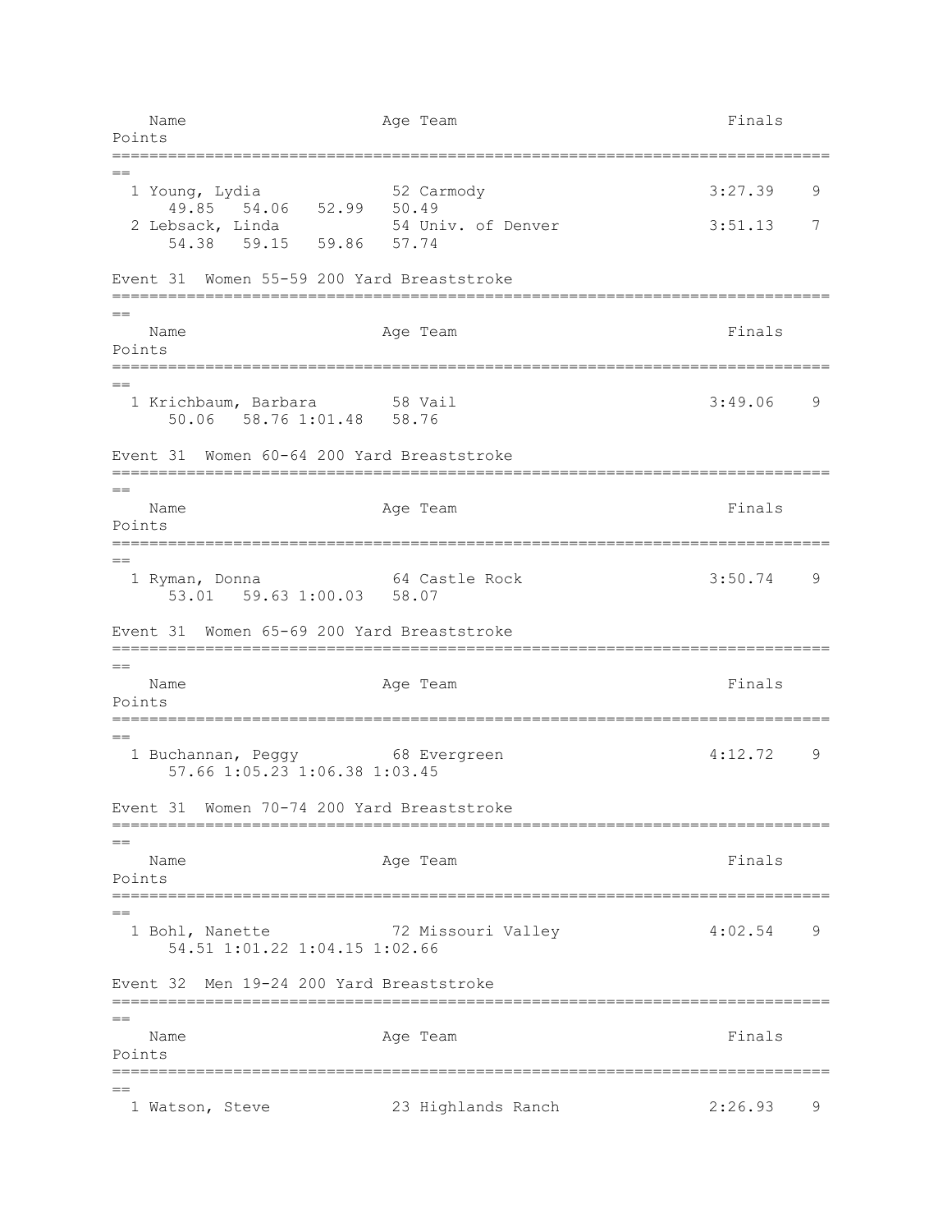| Name | Age | Team | Finals | Points |
|---|---|---|---|---|
| 1 Young, Lydia | 52 | Carmody | 3:27.39 | 9 |
| 49.85 54.06 52.99 50.49 | | | | |
| 2 Lebsack, Linda | 54 | Univ. of Denver | 3:51.13 | 7 |
| 54.38 59.15 59.86 57.74 | | | | |

### Event 31 Women 55-59 200 Yard Breaststroke

| Name | Age | Team | Finals | Points |
|---|---|---|---|---|
| 1 Krichbaum, Barbara | 58 | Vail | 3:49.06 | 9 |
| 50.06 58.76 1:01.48 58.76 | | | | |

### Event 31 Women 60-64 200 Yard Breaststroke

| Name | Age | Team | Finals | Points |
|---|---|---|---|---|
| 1 Ryman, Donna | 64 | Castle Rock | 3:50.74 | 9 |
| 53.01 59.63 1:00.03 58.07 | | | | |

### Event 31 Women 65-69 200 Yard Breaststroke

| Name | Age | Team | Finals | Points |
|---|---|---|---|---|
| 1 Buchannan, Peggy | 68 | Evergreen | 4:12.72 | 9 |
| 57.66 1:05.23 1:06.38 1:03.45 | | | | |

### Event 31 Women 70-74 200 Yard Breaststroke

| Name | Age | Team | Finals | Points |
|---|---|---|---|---|
| 1 Bohl, Nanette | 72 | Missouri Valley | 4:02.54 | 9 |
| 54.51 1:01.22 1:04.15 1:02.66 | | | | |

### Event 32 Men 19-24 200 Yard Breaststroke

| Name | Age | Team | Finals | Points |
|---|---|---|---|---|
| 1 Watson, Steve | 23 | Highlands Ranch | 2:26.93 | 9 |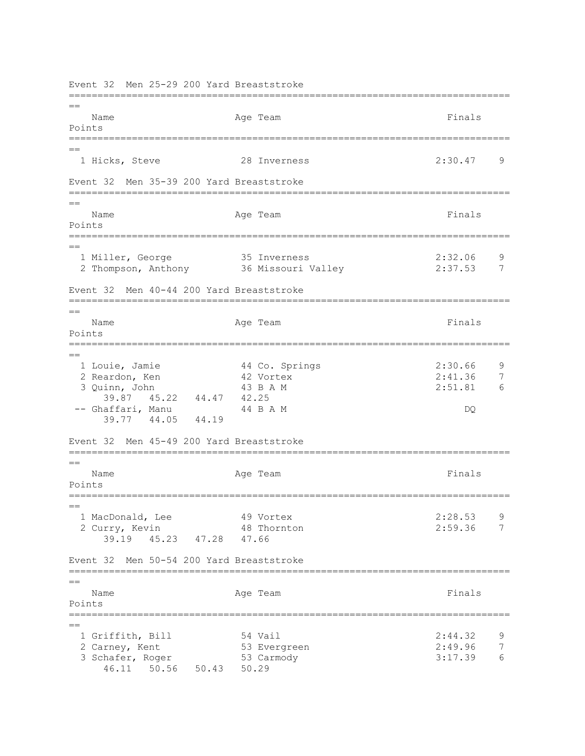### Event 32 Men 25-29 200 Yard Breaststroke

| Place | Name | Age | Team | Finals | Points |
|---|---|---|---|---|---|
| 1 | Hicks, Steve | 28 | Inverness | 2:30.47 | 9 |

### Event 32 Men 35-39 200 Yard Breaststroke

| Place | Name | Age | Team | Finals | Points |
|---|---|---|---|---|---|
| 1 | Miller, George | 35 | Inverness | 2:32.06 | 9 |
| 2 | Thompson, Anthony | 36 | Missouri Valley | 2:37.53 | 7 |

### Event 32 Men 40-44 200 Yard Breaststroke

| Place | Name | Age | Team | Finals | Points |
|---|---|---|---|---|---|
| 1 | Louie, Jamie | 44 | Co. Springs | 2:30.66 | 9 |
| 2 | Reardon, Ken | 42 | Vortex | 2:41.36 | 7 |
| 3 | Quinn, John | 43 | B A M | 2:51.81 | 6 |
| | 39.87 45.22 44.47 42.25 | | | | |
| -- | Ghaffari, Manu | 44 | B A M | DQ | |
| | 39.77 44.05 44.19 | | | | |

### Event 32 Men 45-49 200 Yard Breaststroke

| Place | Name | Age | Team | Finals | Points |
|---|---|---|---|---|---|
| 1 | MacDonald, Lee | 49 | Vortex | 2:28.53 | 9 |
| 2 | Curry, Kevin | 48 | Thornton | 2:59.36 | 7 |
| | 39.19 45.23 47.28 47.66 | | | | |

### Event 32 Men 50-54 200 Yard Breaststroke

| Place | Name | Age | Team | Finals | Points |
|---|---|---|---|---|---|
| 1 | Griffith, Bill | 54 | Vail | 2:44.32 | 9 |
| 2 | Carney, Kent | 53 | Evergreen | 2:49.96 | 7 |
| 3 | Schafer, Roger | 53 | Carmody | 3:17.39 | 6 |
| | 46.11 50.56 50.43 50.29 | | | | |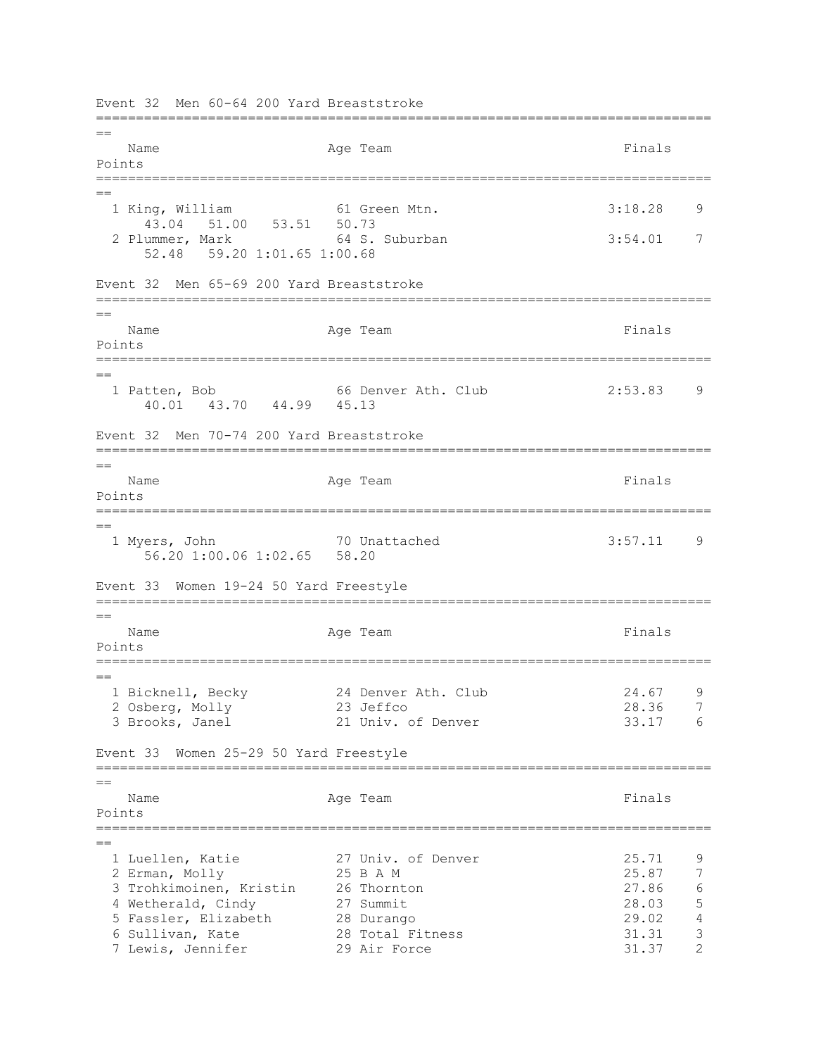## Event 32 Men 60-64 200 Yard Breaststroke

| | Name | Age | Team | Finals | Points |
|---|---|---|---|---|---|
| 1 | King, William | 61 | Green Mtn. | 3:18.28 | 9 |
| | 43.04 51.00 53.51 50.73 | | | | |
| 2 | Plummer, Mark | 64 | S. Suburban | 3:54.01 | 7 |
| | 52.48 59.20 1:01.65 1:00.68 | | | | |

## Event 32 Men 65-69 200 Yard Breaststroke

| | Name | Age | Team | Finals | Points |
|---|---|---|---|---|---|
| 1 | Patten, Bob | 66 | Denver Ath. Club | 2:53.83 | 9 |
| | 40.01 43.70 44.99 45.13 | | | | |

## Event 32 Men 70-74 200 Yard Breaststroke

| | Name | Age | Team | Finals | Points |
|---|---|---|---|---|---|
| 1 | Myers, John | 70 | Unattached | 3:57.11 | 9 |
| | 56.20 1:00.06 1:02.65 58.20 | | | | |

## Event 33 Women 19-24 50 Yard Freestyle

| | Name | Age | Team | Finals | Points |
|---|---|---|---|---|---|
| 1 | Bicknell, Becky | 24 | Denver Ath. Club | 24.67 | 9 |
| 2 | Osberg, Molly | 23 | Jeffco | 28.36 | 7 |
| 3 | Brooks, Janel | 21 | Univ. of Denver | 33.17 | 6 |

## Event 33 Women 25-29 50 Yard Freestyle

| | Name | Age | Team | Finals | Points |
|---|---|---|---|---|---|
| 1 | Luellen, Katie | 27 | Univ. of Denver | 25.71 | 9 |
| 2 | Erman, Molly | 25 | B A M | 25.87 | 7 |
| 3 | Trohkimoinen, Kristin | 26 | Thornton | 27.86 | 6 |
| 4 | Wetherald, Cindy | 27 | Summit | 28.03 | 5 |
| 5 | Fassler, Elizabeth | 28 | Durango | 29.02 | 4 |
| 6 | Sullivan, Kate | 28 | Total Fitness | 31.31 | 3 |
| 7 | Lewis, Jennifer | 29 | Air Force | 31.37 | 2 |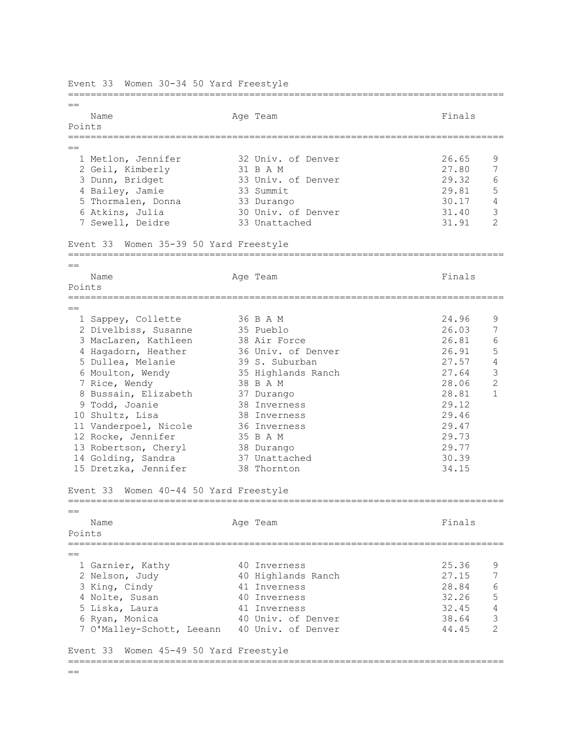Event 33  Women 30-34 50 Yard Freestyle

| | Name | Age | Team | Finals | Points |
|---|---|---|---|---|---|
| 1 | Metlon, Jennifer | 32 | Univ. of Denver | 26.65 | 9 |
| 2 | Geil, Kimberly | 31 | B A M | 27.80 | 7 |
| 3 | Dunn, Bridget | 33 | Univ. of Denver | 29.32 | 6 |
| 4 | Bailey, Jamie | 33 | Summit | 29.81 | 5 |
| 5 | Thormalen, Donna | 33 | Durango | 30.17 | 4 |
| 6 | Atkins, Julia | 30 | Univ. of Denver | 31.40 | 3 |
| 7 | Sewell, Deidre | 33 | Unattached | 31.91 | 2 |

Event 33  Women 35-39 50 Yard Freestyle

| | Name | Age | Team | Finals | Points |
|---|---|---|---|---|---|
| 1 | Sappey, Collette | 36 | B A M | 24.96 | 9 |
| 2 | Divelbiss, Susanne | 35 | Pueblo | 26.03 | 7 |
| 3 | MacLaren, Kathleen | 38 | Air Force | 26.81 | 6 |
| 4 | Hagadorn, Heather | 36 | Univ. of Denver | 26.91 | 5 |
| 5 | Dullea, Melanie | 39 | S. Suburban | 27.57 | 4 |
| 6 | Moulton, Wendy | 35 | Highlands Ranch | 27.64 | 3 |
| 7 | Rice, Wendy | 38 | B A M | 28.06 | 2 |
| 8 | Bussain, Elizabeth | 37 | Durango | 28.81 | 1 |
| 9 | Todd, Joanie | 38 | Inverness | 29.12 | |
| 10 | Shultz, Lisa | 38 | Inverness | 29.46 | |
| 11 | Vanderpoel, Nicole | 36 | Inverness | 29.47 | |
| 12 | Rocke, Jennifer | 35 | B A M | 29.73 | |
| 13 | Robertson, Cheryl | 38 | Durango | 29.77 | |
| 14 | Golding, Sandra | 37 | Unattached | 30.39 | |
| 15 | Dretzka, Jennifer | 38 | Thornton | 34.15 | |

Event 33  Women 40-44 50 Yard Freestyle

| | Name | Age | Team | Finals | Points |
|---|---|---|---|---|---|
| 1 | Garnier, Kathy | 40 | Inverness | 25.36 | 9 |
| 2 | Nelson, Judy | 40 | Highlands Ranch | 27.15 | 7 |
| 3 | King, Cindy | 41 | Inverness | 28.84 | 6 |
| 4 | Nolte, Susan | 40 | Inverness | 32.26 | 5 |
| 5 | Liska, Laura | 41 | Inverness | 32.45 | 4 |
| 6 | Ryan, Monica | 40 | Univ. of Denver | 38.64 | 3 |
| 7 | O'Malley-Schott, Leeann | 40 | Univ. of Denver | 44.45 | 2 |

Event 33  Women 45-49 50 Yard Freestyle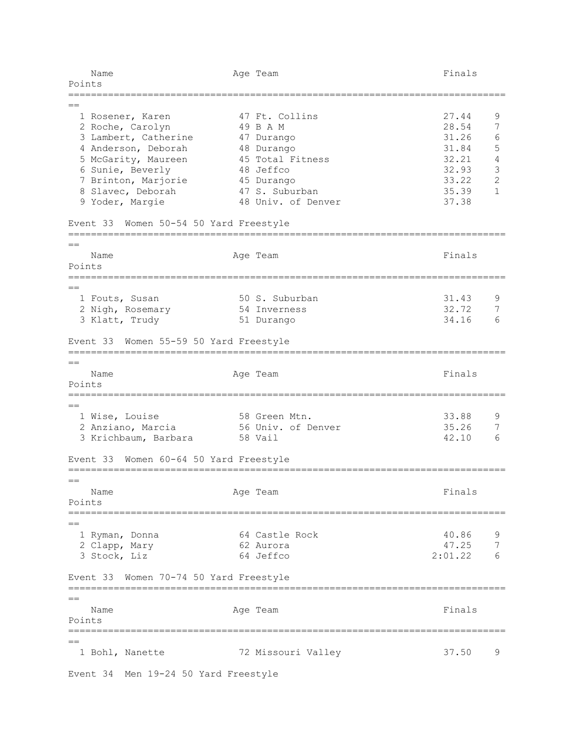| Place | Name | Age | Team | Finals | Points |
| --- | --- | --- | --- | --- | --- |
| 1 | Rosener, Karen | 47 | Ft. Collins | 27.44 | 9 |
| 2 | Roche, Carolyn | 49 | B A M | 28.54 | 7 |
| 3 | Lambert, Catherine | 47 | Durango | 31.26 | 6 |
| 4 | Anderson, Deborah | 48 | Durango | 31.84 | 5 |
| 5 | McGarity, Maureen | 45 | Total Fitness | 32.21 | 4 |
| 6 | Sunie, Beverly | 48 | Jeffco | 32.93 | 3 |
| 7 | Brinton, Marjorie | 45 | Durango | 33.22 | 2 |
| 8 | Slavec, Deborah | 47 | S. Suburban | 35.39 | 1 |
| 9 | Yoder, Margie | 48 | Univ. of Denver | 37.38 | |

### Event 33 Women 50-54 50 Yard Freestyle

| Place | Name | Age | Team | Finals | Points |
| --- | --- | --- | --- | --- | --- |
| 1 | Fouts, Susan | 50 | S. Suburban | 31.43 | 9 |
| 2 | Nigh, Rosemary | 54 | Inverness | 32.72 | 7 |
| 3 | Klatt, Trudy | 51 | Durango | 34.16 | 6 |

### Event 33 Women 55-59 50 Yard Freestyle

| Place | Name | Age | Team | Finals | Points |
| --- | --- | --- | --- | --- | --- |
| 1 | Wise, Louise | 58 | Green Mtn. | 33.88 | 9 |
| 2 | Anziano, Marcia | 56 | Univ. of Denver | 35.26 | 7 |
| 3 | Krichbaum, Barbara | 58 | Vail | 42.10 | 6 |

### Event 33 Women 60-64 50 Yard Freestyle

| Place | Name | Age | Team | Finals | Points |
| --- | --- | --- | --- | --- | --- |
| 1 | Ryman, Donna | 64 | Castle Rock | 40.86 | 9 |
| 2 | Clapp, Mary | 62 | Aurora | 47.25 | 7 |
| 3 | Stock, Liz | 64 | Jeffco | 2:01.22 | 6 |

### Event 33 Women 70-74 50 Yard Freestyle

| Place | Name | Age | Team | Finals | Points |
| --- | --- | --- | --- | --- | --- |
| 1 | Bohl, Nanette | 72 | Missouri Valley | 37.50 | 9 |

### Event 34 Men 19-24 50 Yard Freestyle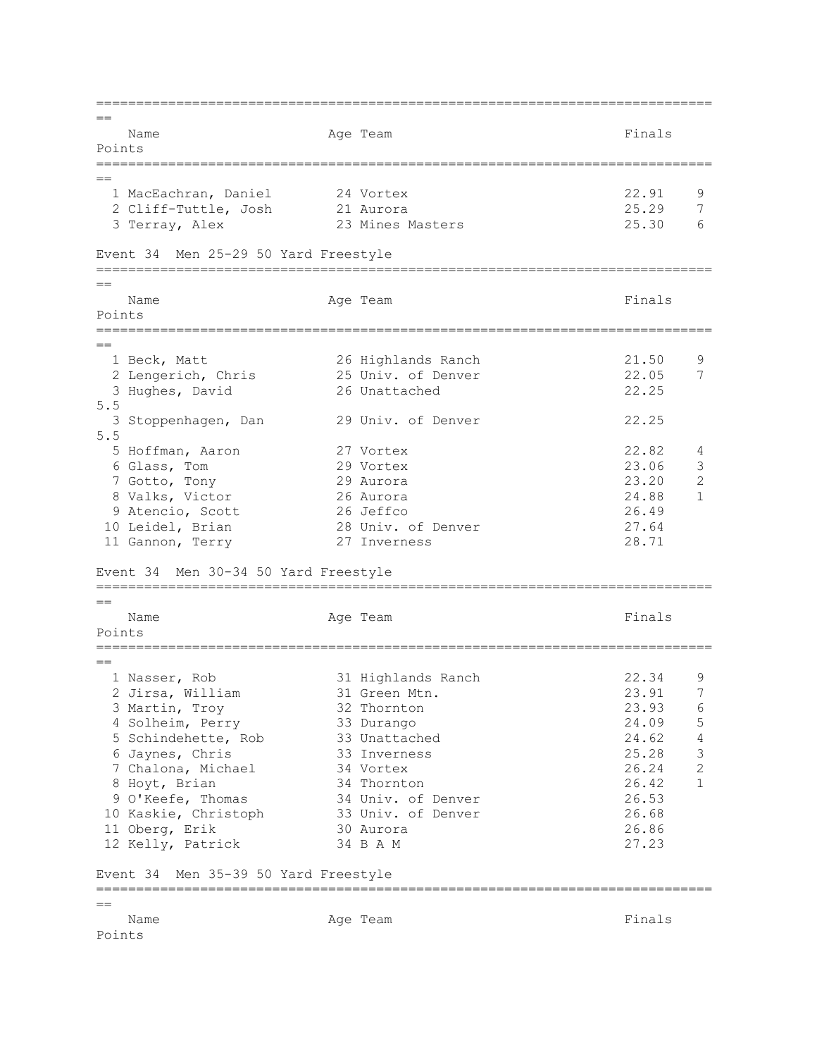| | Name | Age | Team | Finals | Points |
|---|---|---|---|---|---|
| 1 | MacEachran, Daniel | 24 | Vortex | 22.91 | 9 |
| 2 | Cliff-Tuttle, Josh | 21 | Aurora | 25.29 | 7 |
| 3 | Terray, Alex | 23 | Mines Masters | 25.30 | 6 |

Event 34  Men 25-29 50 Yard Freestyle

| | Name | Age | Team | Finals | Points |
|---|---|---|---|---|---|
| 1 | Beck, Matt | 26 | Highlands Ranch | 21.50 | 9 |
| 2 | Lengerich, Chris | 25 | Univ. of Denver | 22.05 | 7 |
| 3 | Hughes, David | 26 | Unattached | 22.25 | 5.5 |
| 3 | Stoppenhagen, Dan | 29 | Univ. of Denver | 22.25 | 5.5 |
| 5 | Hoffman, Aaron | 27 | Vortex | 22.82 | 4 |
| 6 | Glass, Tom | 29 | Vortex | 23.06 | 3 |
| 7 | Gotto, Tony | 29 | Aurora | 23.20 | 2 |
| 8 | Valks, Victor | 26 | Aurora | 24.88 | 1 |
| 9 | Atencio, Scott | 26 | Jeffco | 26.49 | |
| 10 | Leidel, Brian | 28 | Univ. of Denver | 27.64 | |
| 11 | Gannon, Terry | 27 | Inverness | 28.71 | |

Event 34  Men 30-34 50 Yard Freestyle

| | Name | Age | Team | Finals | Points |
|---|---|---|---|---|---|
| 1 | Nasser, Rob | 31 | Highlands Ranch | 22.34 | 9 |
| 2 | Jirsa, William | 31 | Green Mtn. | 23.91 | 7 |
| 3 | Martin, Troy | 32 | Thornton | 23.93 | 6 |
| 4 | Solheim, Perry | 33 | Durango | 24.09 | 5 |
| 5 | Schindehette, Rob | 33 | Unattached | 24.62 | 4 |
| 6 | Jaynes, Chris | 33 | Inverness | 25.28 | 3 |
| 7 | Chalona, Michael | 34 | Vortex | 26.24 | 2 |
| 8 | Hoyt, Brian | 34 | Thornton | 26.42 | 1 |
| 9 | O'Keefe, Thomas | 34 | Univ. of Denver | 26.53 | |
| 10 | Kaskie, Christoph | 33 | Univ. of Denver | 26.68 | |
| 11 | Oberg, Erik | 30 | Aurora | 26.86 | |
| 12 | Kelly, Patrick | 34 | B A M | 27.23 | |

Event 34  Men 35-39 50 Yard Freestyle

| | Name | Age | Team | Finals | Points |
|---|---|---|---|---|---|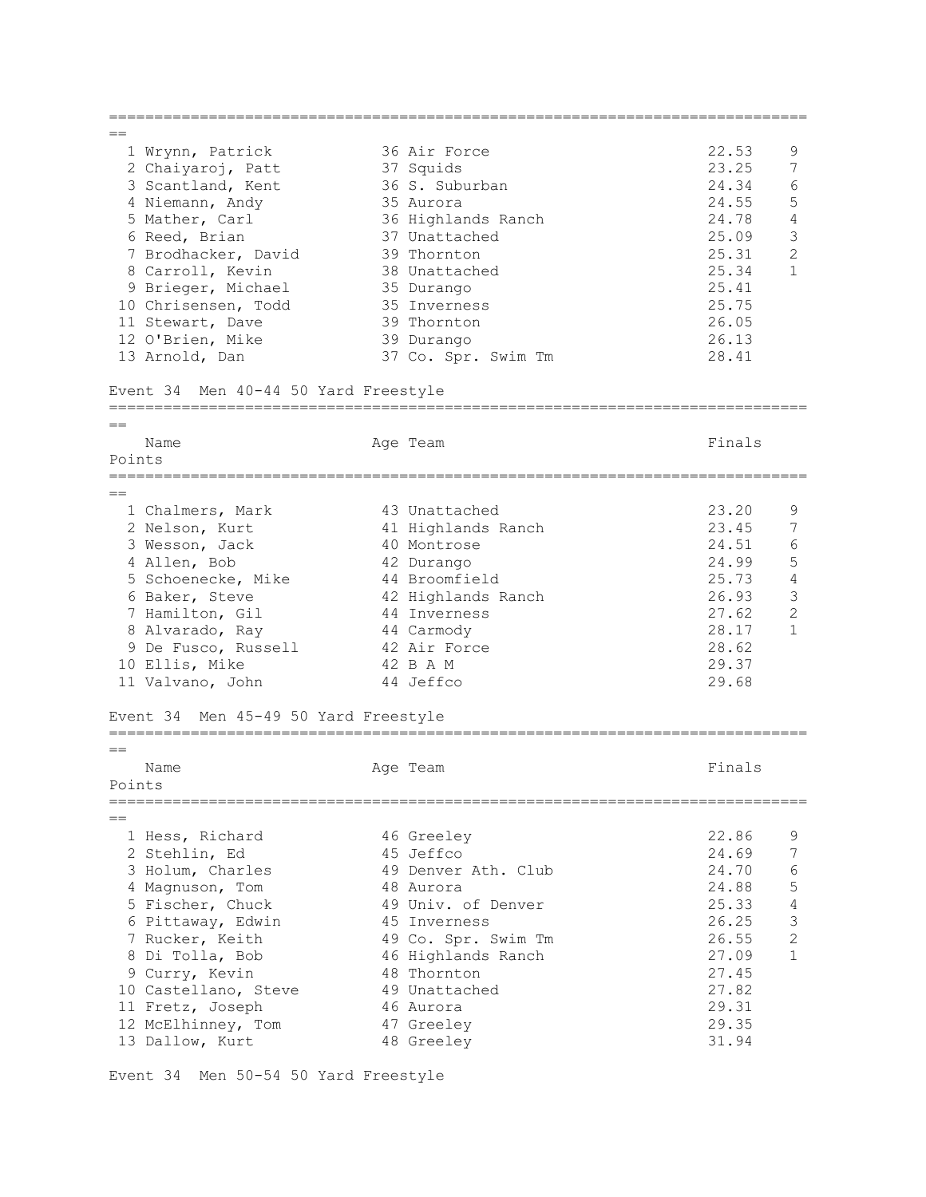| Place | Name | Age | Team | Finals | Points |
|---|---|---|---|---|---|
| 1 | Wrynn, Patrick | 36 | Air Force | 22.53 | 9 |
| 2 | Chaiyaroj, Patt | 37 | Squids | 23.25 | 7 |
| 3 | Scantland, Kent | 36 | S. Suburban | 24.34 | 6 |
| 4 | Niemann, Andy | 35 | Aurora | 24.55 | 5 |
| 5 | Mather, Carl | 36 | Highlands Ranch | 24.78 | 4 |
| 6 | Reed, Brian | 37 | Unattached | 25.09 | 3 |
| 7 | Brodhacker, David | 39 | Thornton | 25.31 | 2 |
| 8 | Carroll, Kevin | 38 | Unattached | 25.34 | 1 |
| 9 | Brieger, Michael | 35 | Durango | 25.41 | |
| 10 | Chrisensen, Todd | 35 | Inverness | 25.75 | |
| 11 | Stewart, Dave | 39 | Thornton | 26.05 | |
| 12 | O'Brien, Mike | 39 | Durango | 26.13 | |
| 13 | Arnold, Dan | 37 | Co. Spr. Swim Tm | 28.41 | |

Event 34 Men 40-44 50 Yard Freestyle

| Place | Name | Age | Team | Finals | Points |
|---|---|---|---|---|---|
| 1 | Chalmers, Mark | 43 | Unattached | 23.20 | 9 |
| 2 | Nelson, Kurt | 41 | Highlands Ranch | 23.45 | 7 |
| 3 | Wesson, Jack | 40 | Montrose | 24.51 | 6 |
| 4 | Allen, Bob | 42 | Durango | 24.99 | 5 |
| 5 | Schoenecke, Mike | 44 | Broomfield | 25.73 | 4 |
| 6 | Baker, Steve | 42 | Highlands Ranch | 26.93 | 3 |
| 7 | Hamilton, Gil | 44 | Inverness | 27.62 | 2 |
| 8 | Alvarado, Ray | 44 | Carmody | 28.17 | 1 |
| 9 | De Fusco, Russell | 42 | Air Force | 28.62 | |
| 10 | Ellis, Mike | 42 | B A M | 29.37 | |
| 11 | Valvano, John | 44 | Jeffco | 29.68 | |

Event 34 Men 45-49 50 Yard Freestyle

| Place | Name | Age | Team | Finals | Points |
|---|---|---|---|---|---|
| 1 | Hess, Richard | 46 | Greeley | 22.86 | 9 |
| 2 | Stehlin, Ed | 45 | Jeffco | 24.69 | 7 |
| 3 | Holum, Charles | 49 | Denver Ath. Club | 24.70 | 6 |
| 4 | Magnuson, Tom | 48 | Aurora | 24.88 | 5 |
| 5 | Fischer, Chuck | 49 | Univ. of Denver | 25.33 | 4 |
| 6 | Pittaway, Edwin | 45 | Inverness | 26.25 | 3 |
| 7 | Rucker, Keith | 49 | Co. Spr. Swim Tm | 26.55 | 2 |
| 8 | Di Tolla, Bob | 46 | Highlands Ranch | 27.09 | 1 |
| 9 | Curry, Kevin | 48 | Thornton | 27.45 | |
| 10 | Castellano, Steve | 49 | Unattached | 27.82 | |
| 11 | Fretz, Joseph | 46 | Aurora | 29.31 | |
| 12 | McElhinney, Tom | 47 | Greeley | 29.35 | |
| 13 | Dallow, Kurt | 48 | Greeley | 31.94 | |

Event 34 Men 50-54 50 Yard Freestyle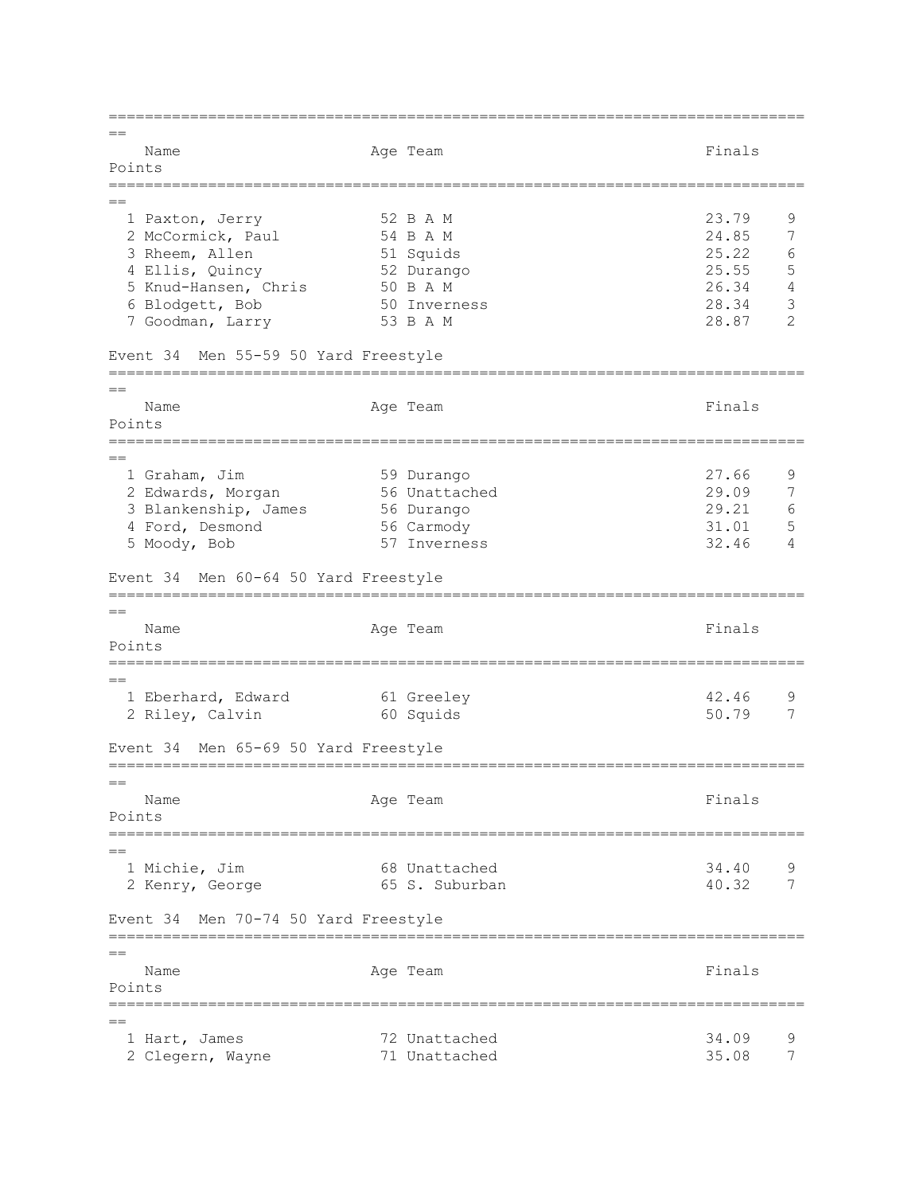| | Name | Age | Team | Finals | Points |
|---|---|---|---|---|---|
| 1 | Paxton, Jerry | 52 | B A M | 23.79 | 9 |
| 2 | McCormick, Paul | 54 | B A M | 24.85 | 7 |
| 3 | Rheem, Allen | 51 | Squids | 25.22 | 6 |
| 4 | Ellis, Quincy | 52 | Durango | 25.55 | 5 |
| 5 | Knud-Hansen, Chris | 50 | B A M | 26.34 | 4 |
| 6 | Blodgett, Bob | 50 | Inverness | 28.34 | 3 |
| 7 | Goodman, Larry | 53 | B A M | 28.87 | 2 |

Event 34 Men 55-59 50 Yard Freestyle

| | Name | Age | Team | Finals | Points |
|---|---|---|---|---|---|
| 1 | Graham, Jim | 59 | Durango | 27.66 | 9 |
| 2 | Edwards, Morgan | 56 | Unattached | 29.09 | 7 |
| 3 | Blankenship, James | 56 | Durango | 29.21 | 6 |
| 4 | Ford, Desmond | 56 | Carmody | 31.01 | 5 |
| 5 | Moody, Bob | 57 | Inverness | 32.46 | 4 |

Event 34 Men 60-64 50 Yard Freestyle

| | Name | Age | Team | Finals | Points |
|---|---|---|---|---|---|
| 1 | Eberhard, Edward | 61 | Greeley | 42.46 | 9 |
| 2 | Riley, Calvin | 60 | Squids | 50.79 | 7 |

Event 34 Men 65-69 50 Yard Freestyle

| | Name | Age | Team | Finals | Points |
|---|---|---|---|---|---|
| 1 | Michie, Jim | 68 | Unattached | 34.40 | 9 |
| 2 | Kenry, George | 65 | S. Suburban | 40.32 | 7 |

Event 34 Men 70-74 50 Yard Freestyle

| | Name | Age | Team | Finals | Points |
|---|---|---|---|---|---|
| 1 | Hart, James | 72 | Unattached | 34.09 | 9 |
| 2 | Clegern, Wayne | 71 | Unattached | 35.08 | 7 |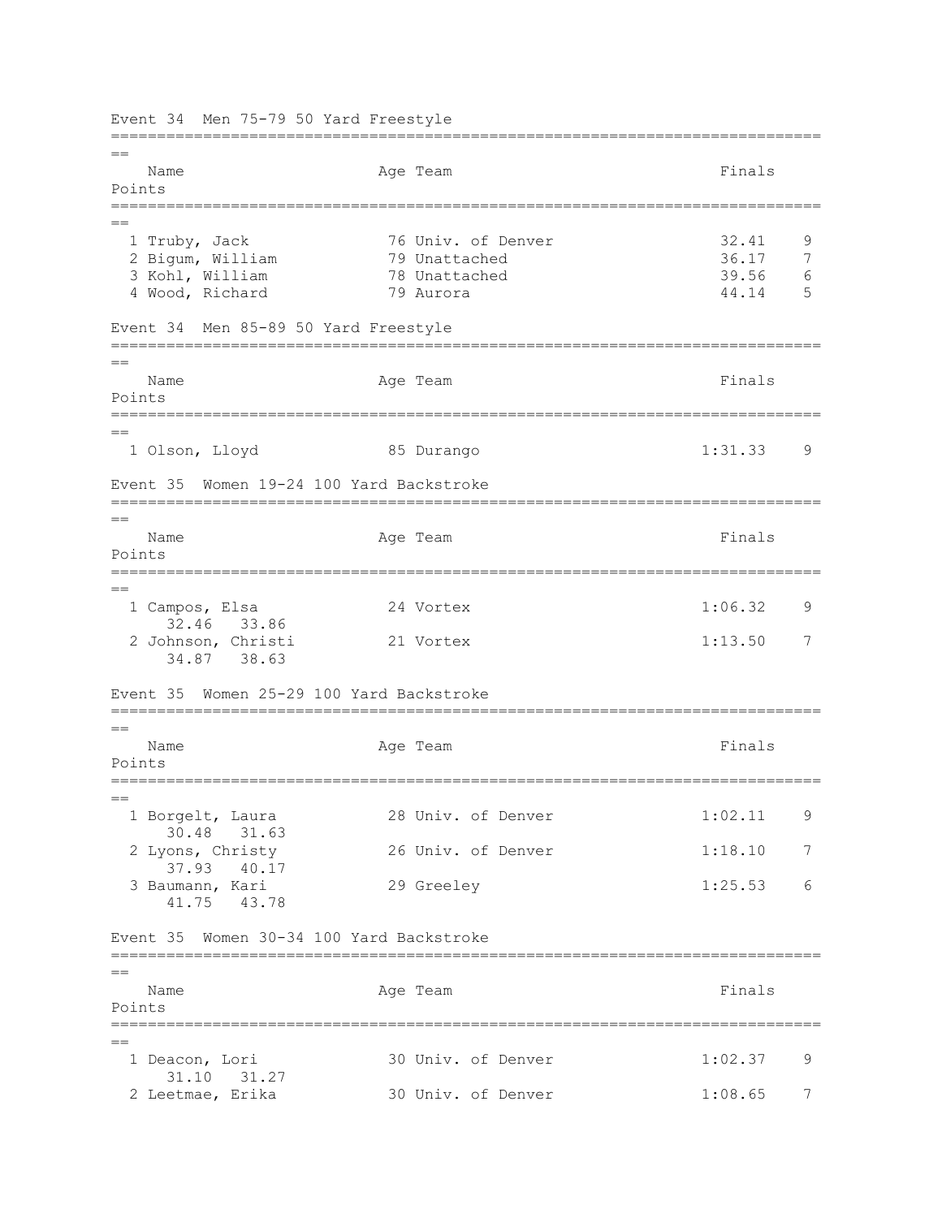### Event 34 Men 75-79 50 Yard Freestyle

| | Name | Age | Team | Finals | Points |
|---|---|---|---|---|---|
| 1 | Truby, Jack | 76 | Univ. of Denver | 32.41 | 9 |
| 2 | Bigum, William | 79 | Unattached | 36.17 | 7 |
| 3 | Kohl, William | 78 | Unattached | 39.56 | 6 |
| 4 | Wood, Richard | 79 | Aurora | 44.14 | 5 |

### Event 34 Men 85-89 50 Yard Freestyle

| | Name | Age | Team | Finals | Points |
|---|---|---|---|---|---|
| 1 | Olson, Lloyd | 85 | Durango | 1:31.33 | 9 |

### Event 35 Women 19-24 100 Yard Backstroke

| | Name | Age | Team | Finals | Points |
|---|---|---|---|---|---|
| 1 | Campos, Elsa | 24 | Vortex | 1:06.32 | 9 |
| | 32.46 33.86 | | | | |
| 2 | Johnson, Christi | 21 | Vortex | 1:13.50 | 7 |
| | 34.87 38.63 | | | | |

### Event 35 Women 25-29 100 Yard Backstroke

| | Name | Age | Team | Finals | Points |
|---|---|---|---|---|---|
| 1 | Borgelt, Laura | 28 | Univ. of Denver | 1:02.11 | 9 |
| | 30.48 31.63 | | | | |
| 2 | Lyons, Christy | 26 | Univ. of Denver | 1:18.10 | 7 |
| | 37.93 40.17 | | | | |
| 3 | Baumann, Kari | 29 | Greeley | 1:25.53 | 6 |
| | 41.75 43.78 | | | | |

### Event 35 Women 30-34 100 Yard Backstroke

| | Name | Age | Team | Finals | Points |
|---|---|---|---|---|---|
| 1 | Deacon, Lori | 30 | Univ. of Denver | 1:02.37 | 9 |
| | 31.10 31.27 | | | | |
| 2 | Leetmae, Erika | 30 | Univ. of Denver | 1:08.65 | 7 |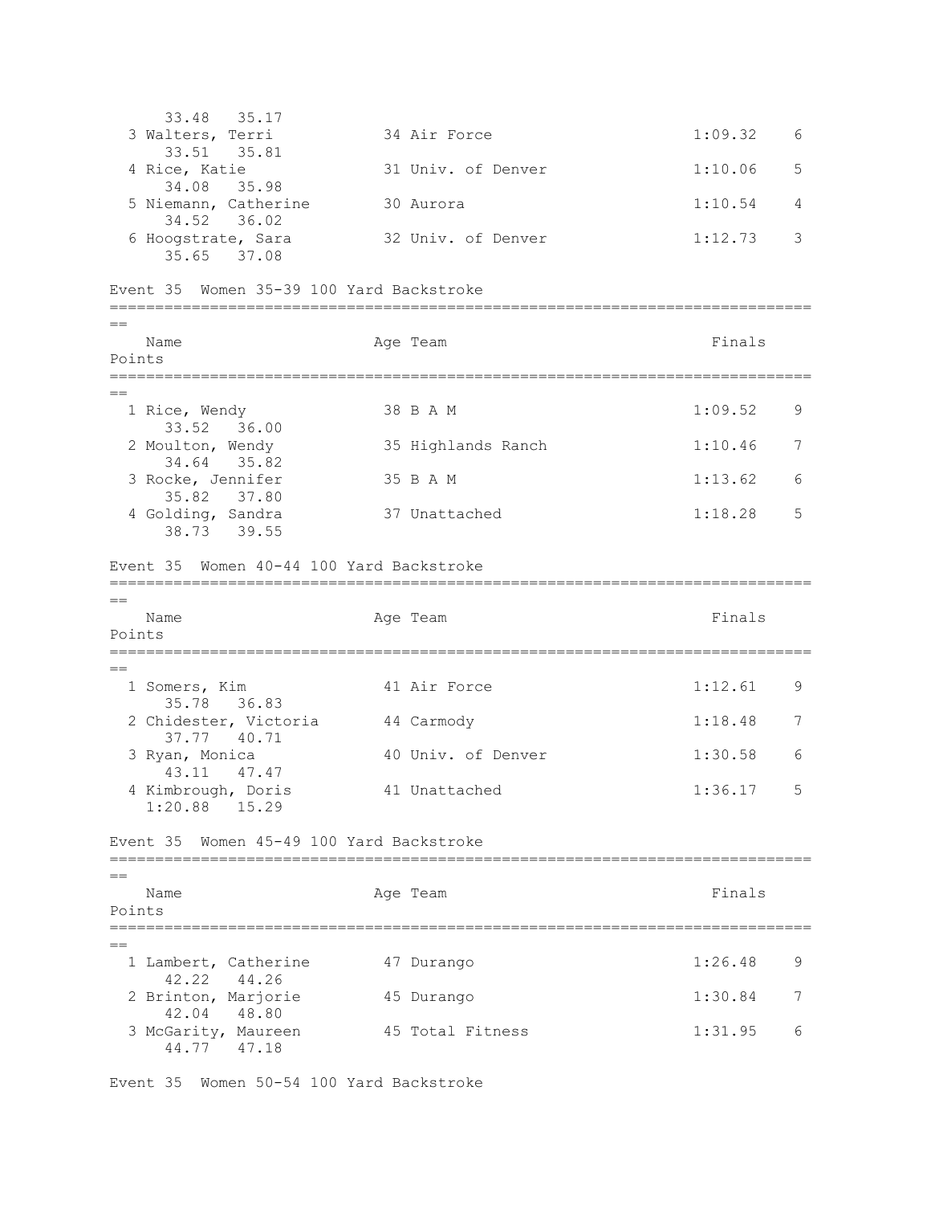```
      33.48   35.17
  3 Walters, Terri           34 Air Force                  1:09.32    6
      33.51   35.81
  4 Rice, Katie              31 Univ. of Denver            1:10.06    5
      34.08   35.98
  5 Niemann, Catherine       30 Aurora                     1:10.54    4
      34.52   36.02
  6 Hoogstrate, Sara         32 Univ. of Denver            1:12.73    3
      35.65   37.08
```

Event 35  Women 35-39 100 Yard Backstroke

```
===============================================================================
==
    Name                    Age Team                       Finals     
Points
===============================================================================
==
  1 Rice, Wendy              38 B A M                      1:09.52    9
      33.52   36.00
  2 Moulton, Wendy           35 Highlands Ranch            1:10.46    7
      34.64   35.82
  3 Rocke, Jennifer          35 B A M                      1:13.62    6
      35.82   37.80
  4 Golding, Sandra          37 Unattached                 1:18.28    5
      38.73   39.55
```

Event 35  Women 40-44 100 Yard Backstroke

```
===============================================================================
==
    Name                    Age Team                       Finals     
Points
===============================================================================
==
  1 Somers, Kim              41 Air Force                  1:12.61    9
      35.78   36.83
  2 Chidester, Victoria      44 Carmody                    1:18.48    7
      37.77   40.71
  3 Ryan, Monica             40 Univ. of Denver            1:30.58    6
      43.11   47.47
  4 Kimbrough, Doris         41 Unattached                 1:36.17    5
    1:20.88   15.29
```

Event 35  Women 45-49 100 Yard Backstroke

```
===============================================================================
==
    Name                    Age Team                       Finals     
Points
===============================================================================
==
  1 Lambert, Catherine       47 Durango                    1:26.48    9
      42.22   44.26
  2 Brinton, Marjorie        45 Durango                    1:30.84    7
      42.04   48.80
  3 McGarity, Maureen        45 Total Fitness              1:31.95    6
      44.77   47.18
```

Event 35  Women 50-54 100 Yard Backstroke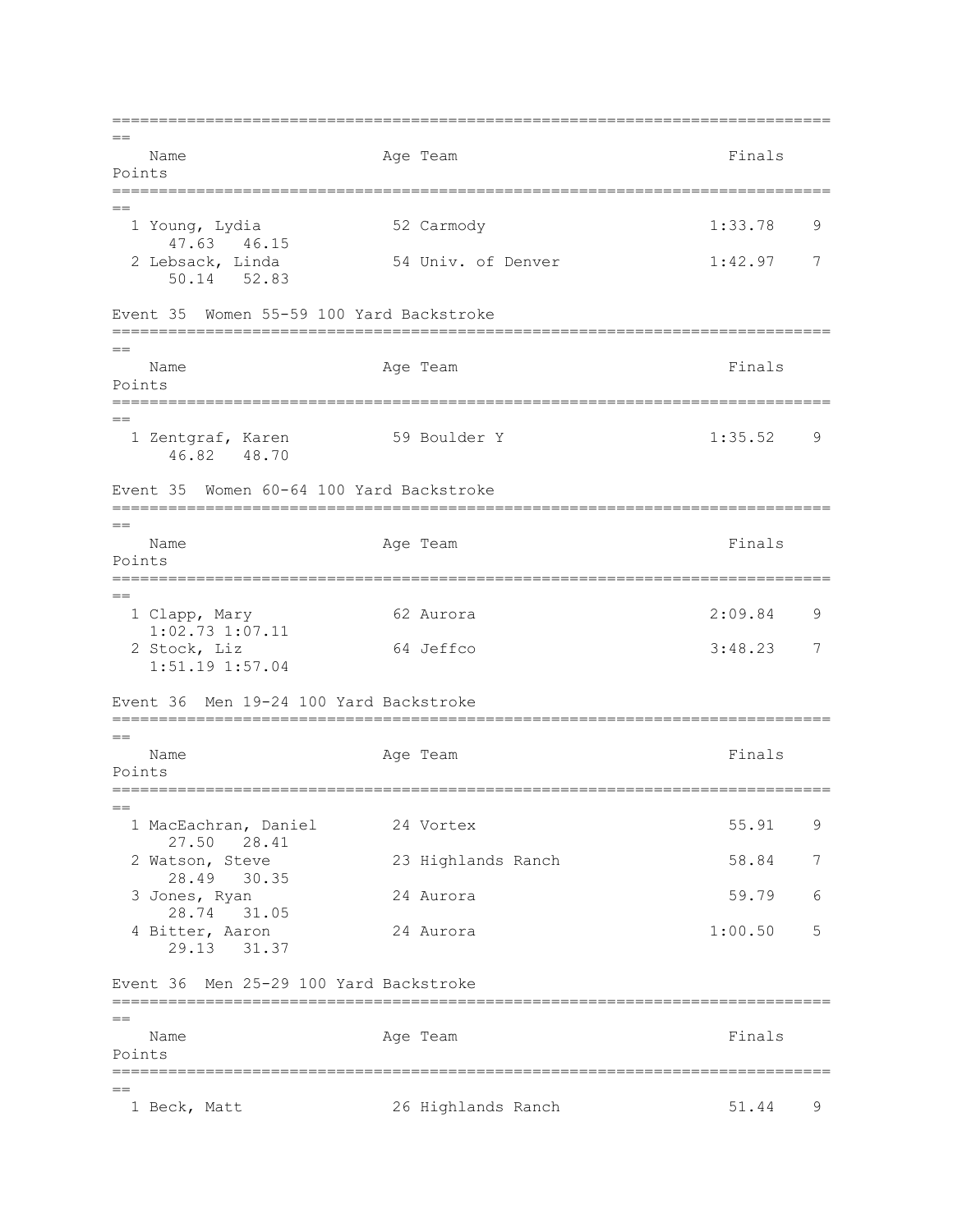| Place | Name | Age | Team | Finals | Points |
|---|---|---|---|---|---|
| 1 | Young, Lydia | 52 | Carmody | 1:33.78 | 9 |
| | 47.63 46.15 | | | | |
| 2 | Lebsack, Linda | 54 | Univ. of Denver | 1:42.97 | 7 |
| | 50.14 52.83 | | | | |

## Event 35 Women 55-59 100 Yard Backstroke

| Place | Name | Age | Team | Finals | Points |
|---|---|---|---|---|---|
| 1 | Zentgraf, Karen | 59 | Boulder Y | 1:35.52 | 9 |
| | 46.82 48.70 | | | | |

## Event 35 Women 60-64 100 Yard Backstroke

| Place | Name | Age | Team | Finals | Points |
|---|---|---|---|---|---|
| 1 | Clapp, Mary | 62 | Aurora | 2:09.84 | 9 |
| | 1:02.73 1:07.11 | | | | |
| 2 | Stock, Liz | 64 | Jeffco | 3:48.23 | 7 |
| | 1:51.19 1:57.04 | | | | |

## Event 36 Men 19-24 100 Yard Backstroke

| Place | Name | Age | Team | Finals | Points |
|---|---|---|---|---|---|
| 1 | MacEachran, Daniel | 24 | Vortex | 55.91 | 9 |
| | 27.50 28.41 | | | | |
| 2 | Watson, Steve | 23 | Highlands Ranch | 58.84 | 7 |
| | 28.49 30.35 | | | | |
| 3 | Jones, Ryan | 24 | Aurora | 59.79 | 6 |
| | 28.74 31.05 | | | | |
| 4 | Bitter, Aaron | 24 | Aurora | 1:00.50 | 5 |
| | 29.13 31.37 | | | | |

## Event 36 Men 25-29 100 Yard Backstroke

| Place | Name | Age | Team | Finals | Points |
|---|---|---|---|---|---|
| 1 | Beck, Matt | 26 | Highlands Ranch | 51.44 | 9 |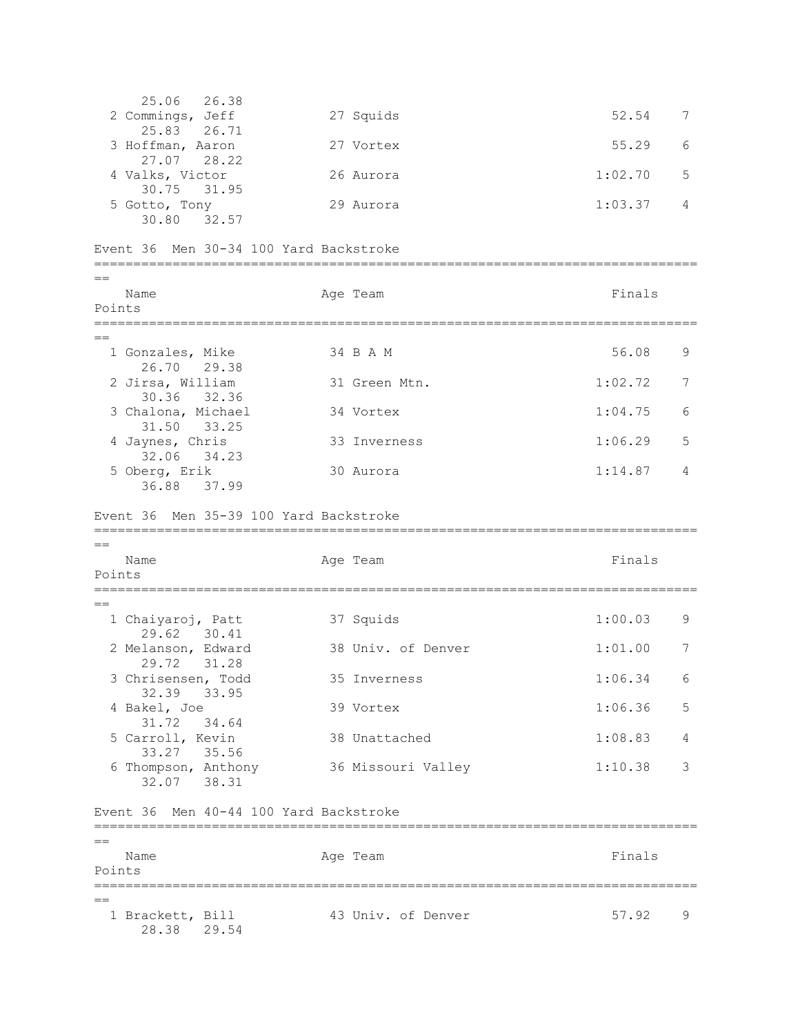25.06 26.38

| Name | Age | Team | Finals | Points |
|---|---|---|---|---|
| 2 Commings, Jeff | 27 | Squids | 52.54 | 7 |
| 25.83 26.71 | | | | |
| 3 Hoffman, Aaron | 27 | Vortex | 55.29 | 6 |
| 27.07 28.22 | | | | |
| 4 Valks, Victor | 26 | Aurora | 1:02.70 | 5 |
| 30.75 31.95 | | | | |
| 5 Gotto, Tony | 29 | Aurora | 1:03.37 | 4 |
| 30.80 32.57 | | | | |

Event 36 Men 30-34 100 Yard Backstroke

| Name | Age | Team | Finals | Points |
|---|---|---|---|---|
| 1 Gonzales, Mike | 34 | B A M | 56.08 | 9 |
| 26.70 29.38 | | | | |
| 2 Jirsa, William | 31 | Green Mtn. | 1:02.72 | 7 |
| 30.36 32.36 | | | | |
| 3 Chalona, Michael | 34 | Vortex | 1:04.75 | 6 |
| 31.50 33.25 | | | | |
| 4 Jaynes, Chris | 33 | Inverness | 1:06.29 | 5 |
| 32.06 34.23 | | | | |
| 5 Oberg, Erik | 30 | Aurora | 1:14.87 | 4 |
| 36.88 37.99 | | | | |

Event 36 Men 35-39 100 Yard Backstroke

| Name | Age | Team | Finals | Points |
|---|---|---|---|---|
| 1 Chaiyaroj, Patt | 37 | Squids | 1:00.03 | 9 |
| 29.62 30.41 | | | | |
| 2 Melanson, Edward | 38 | Univ. of Denver | 1:01.00 | 7 |
| 29.72 31.28 | | | | |
| 3 Chrisensen, Todd | 35 | Inverness | 1:06.34 | 6 |
| 32.39 33.95 | | | | |
| 4 Bakel, Joe | 39 | Vortex | 1:06.36 | 5 |
| 31.72 34.64 | | | | |
| 5 Carroll, Kevin | 38 | Unattached | 1:08.83 | 4 |
| 33.27 35.56 | | | | |
| 6 Thompson, Anthony | 36 | Missouri Valley | 1:10.38 | 3 |
| 32.07 38.31 | | | | |

Event 36 Men 40-44 100 Yard Backstroke

| Name | Age | Team | Finals | Points |
|---|---|---|---|---|
| 1 Brackett, Bill | 43 | Univ. of Denver | 57.92 | 9 |
| 28.38 29.54 | | | | |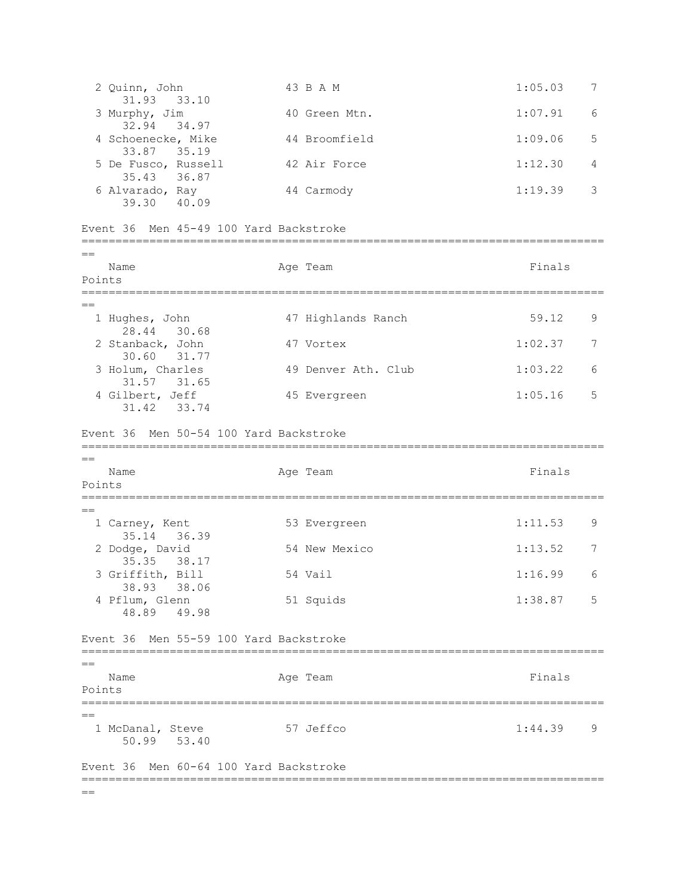| Place | Name | Age | Team | Finals | Points |
|---|---|---|---|---|---|
| 2 | Quinn, John | 43 | B A M | 1:05.03 | 7 |
| | 31.93 33.10 | | | | |
| 3 | Murphy, Jim | 40 | Green Mtn. | 1:07.91 | 6 |
| | 32.94 34.97 | | | | |
| 4 | Schoenecke, Mike | 44 | Broomfield | 1:09.06 | 5 |
| | 33.87 35.19 | | | | |
| 5 | De Fusco, Russell | 42 | Air Force | 1:12.30 | 4 |
| | 35.43 36.87 | | | | |
| 6 | Alvarado, Ray | 44 | Carmody | 1:19.39 | 3 |
| | 39.30 40.09 | | | | |

### Event 36 Men 45-49 100 Yard Backstroke

| Place | Name | Age | Team | Finals | Points |
|---|---|---|---|---|---|
| 1 | Hughes, John | 47 | Highlands Ranch | 59.12 | 9 |
| | 28.44 30.68 | | | | |
| 2 | Stanback, John | 47 | Vortex | 1:02.37 | 7 |
| | 30.60 31.77 | | | | |
| 3 | Holum, Charles | 49 | Denver Ath. Club | 1:03.22 | 6 |
| | 31.57 31.65 | | | | |
| 4 | Gilbert, Jeff | 45 | Evergreen | 1:05.16 | 5 |
| | 31.42 33.74 | | | | |

### Event 36 Men 50-54 100 Yard Backstroke

| Place | Name | Age | Team | Finals | Points |
|---|---|---|---|---|---|
| 1 | Carney, Kent | 53 | Evergreen | 1:11.53 | 9 |
| | 35.14 36.39 | | | | |
| 2 | Dodge, David | 54 | New Mexico | 1:13.52 | 7 |
| | 35.35 38.17 | | | | |
| 3 | Griffith, Bill | 54 | Vail | 1:16.99 | 6 |
| | 38.93 38.06 | | | | |
| 4 | Pflum, Glenn | 51 | Squids | 1:38.87 | 5 |
| | 48.89 49.98 | | | | |

### Event 36 Men 55-59 100 Yard Backstroke

| Place | Name | Age | Team | Finals | Points |
|---|---|---|---|---|---|
| 1 | McDanal, Steve | 57 | Jeffco | 1:44.39 | 9 |
| | 50.99 53.40 | | | | |

### Event 36 Men 60-64 100 Yard Backstroke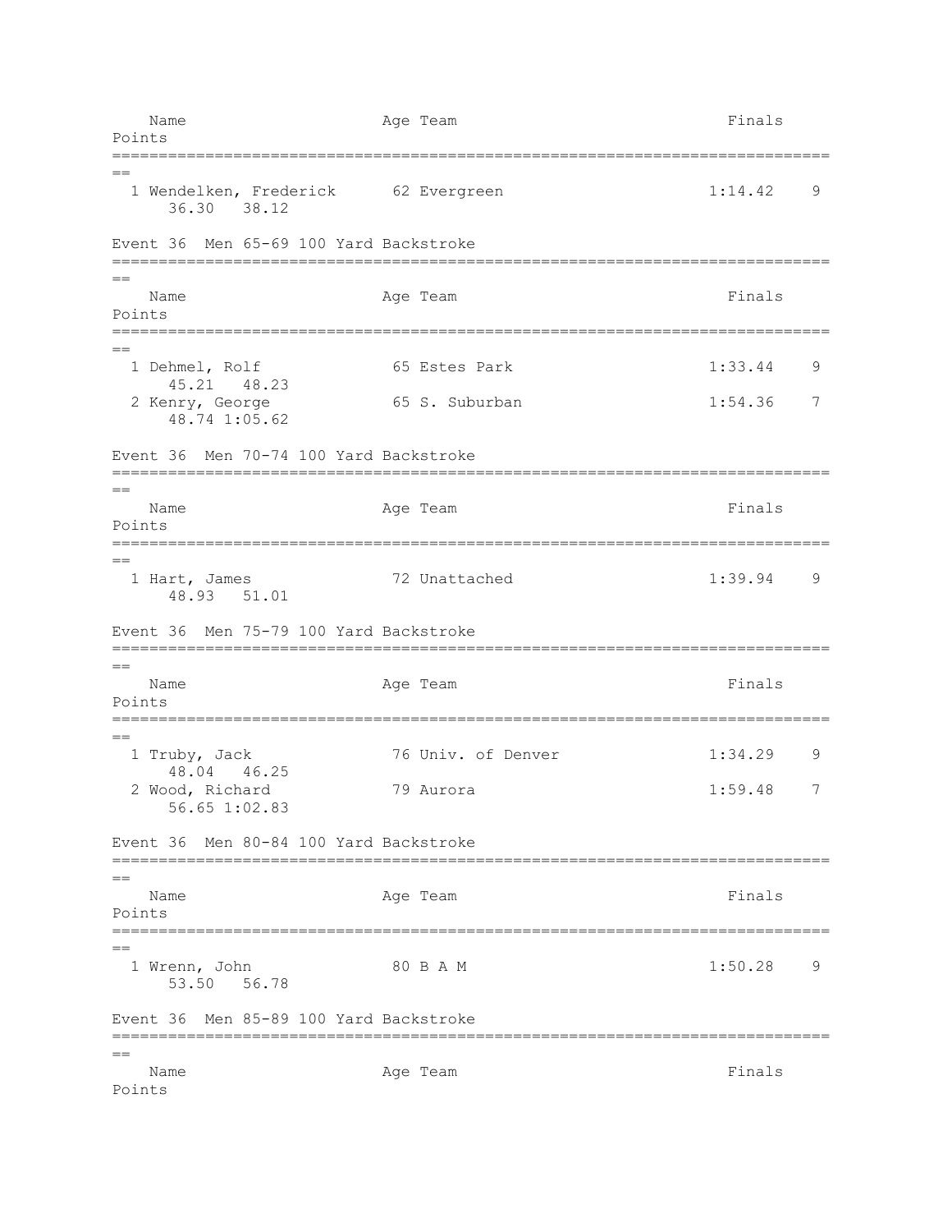| Name | Age | Team | Finals | Points |
|---|---|---|---|---|
| 1 Wendelken, Frederick | 62 | Evergreen | 1:14.42 | 9 |
| 36.30 38.12 | | | | |

### Event 36 Men 65-69 100 Yard Backstroke

| Name | Age | Team | Finals | Points |
|---|---|---|---|---|
| 1 Dehmel, Rolf | 65 | Estes Park | 1:33.44 | 9 |
| 45.21 48.23 | | | | |
| 2 Kenry, George | 65 | S. Suburban | 1:54.36 | 7 |
| 48.74 1:05.62 | | | | |

### Event 36 Men 70-74 100 Yard Backstroke

| Name | Age | Team | Finals | Points |
|---|---|---|---|---|
| 1 Hart, James | 72 | Unattached | 1:39.94 | 9 |
| 48.93 51.01 | | | | |

### Event 36 Men 75-79 100 Yard Backstroke

| Name | Age | Team | Finals | Points |
|---|---|---|---|---|
| 1 Truby, Jack | 76 | Univ. of Denver | 1:34.29 | 9 |
| 48.04 46.25 | | | | |
| 2 Wood, Richard | 79 | Aurora | 1:59.48 | 7 |
| 56.65 1:02.83 | | | | |

### Event 36 Men 80-84 100 Yard Backstroke

| Name | Age | Team | Finals | Points |
|---|---|---|---|---|
| 1 Wrenn, John | 80 | B A M | 1:50.28 | 9 |
| 53.50 56.78 | | | | |

### Event 36 Men 85-89 100 Yard Backstroke

| Name | Age | Team | Finals | Points |
|---|---|---|---|---|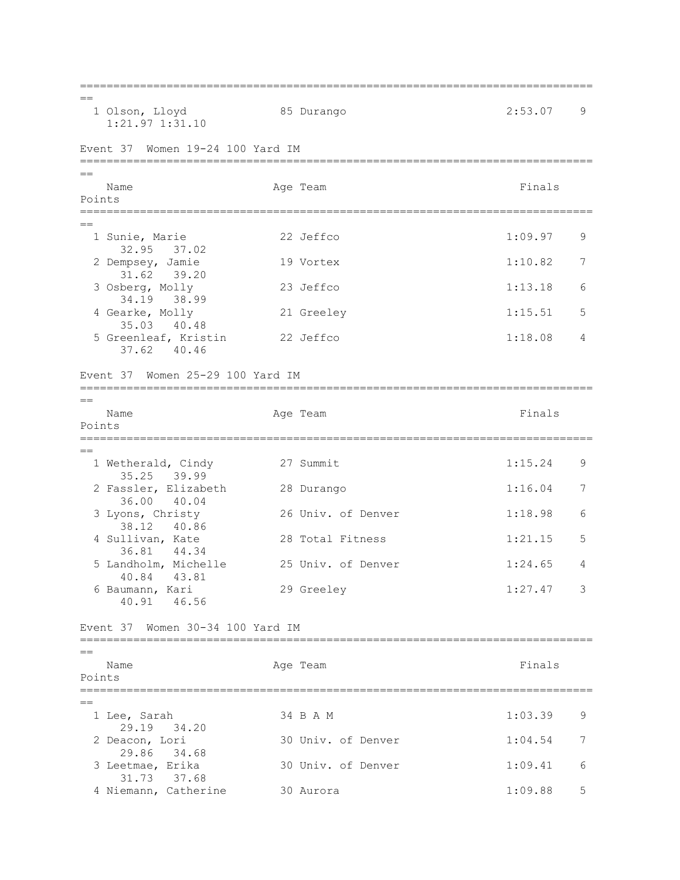| Place | Name | Age | Team | Finals | Points |
|---|---|---|---|---|---|
| 1 | Olson, Lloyd | 85 | Durango | 2:53.07 | 9 |
| | 1:21.97 1:31.10 | | | | |

## Event 37 Women 19-24 100 Yard IM

| Place | Name | Age | Team | Finals | Points |
|---|---|---|---|---|---|
| 1 | Sunie, Marie | 22 | Jeffco | 1:09.97 | 9 |
| | 32.95 37.02 | | | | |
| 2 | Dempsey, Jamie | 19 | Vortex | 1:10.82 | 7 |
| | 31.62 39.20 | | | | |
| 3 | Osberg, Molly | 23 | Jeffco | 1:13.18 | 6 |
| | 34.19 38.99 | | | | |
| 4 | Gearke, Molly | 21 | Greeley | 1:15.51 | 5 |
| | 35.03 40.48 | | | | |
| 5 | Greenleaf, Kristin | 22 | Jeffco | 1:18.08 | 4 |
| | 37.62 40.46 | | | | |

## Event 37 Women 25-29 100 Yard IM

| Place | Name | Age | Team | Finals | Points |
|---|---|---|---|---|---|
| 1 | Wetherald, Cindy | 27 | Summit | 1:15.24 | 9 |
| | 35.25 39.99 | | | | |
| 2 | Fassler, Elizabeth | 28 | Durango | 1:16.04 | 7 |
| | 36.00 40.04 | | | | |
| 3 | Lyons, Christy | 26 | Univ. of Denver | 1:18.98 | 6 |
| | 38.12 40.86 | | | | |
| 4 | Sullivan, Kate | 28 | Total Fitness | 1:21.15 | 5 |
| | 36.81 44.34 | | | | |
| 5 | Landholm, Michelle | 25 | Univ. of Denver | 1:24.65 | 4 |
| | 40.84 43.81 | | | | |
| 6 | Baumann, Kari | 29 | Greeley | 1:27.47 | 3 |
| | 40.91 46.56 | | | | |

## Event 37 Women 30-34 100 Yard IM

| Place | Name | Age | Team | Finals | Points |
|---|---|---|---|---|---|
| 1 | Lee, Sarah | 34 | B A M | 1:03.39 | 9 |
| | 29.19 34.20 | | | | |
| 2 | Deacon, Lori | 30 | Univ. of Denver | 1:04.54 | 7 |
| | 29.86 34.68 | | | | |
| 3 | Leetmae, Erika | 30 | Univ. of Denver | 1:09.41 | 6 |
| | 31.73 37.68 | | | | |
| 4 | Niemann, Catherine | 30 | Aurora | 1:09.88 | 5 |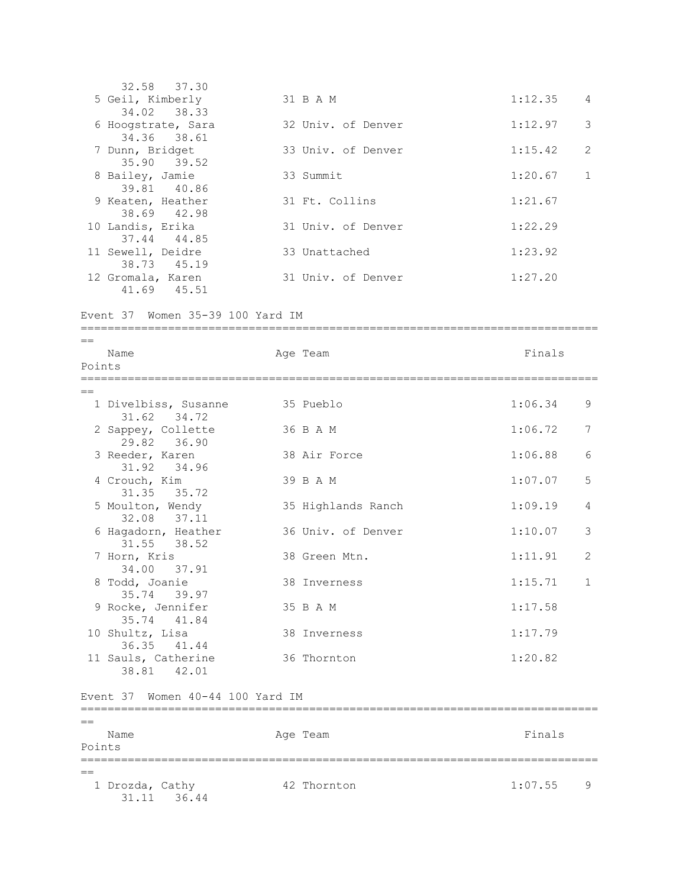32.58 37.30

| Place | Name | Age | Team | Finals | Points |
|---|---|---|---|---|---|
| 5 | Geil, Kimberly | 31 | B A M | 1:12.35 | 4 |
| | 34.02 38.33 | | | | |
| 6 | Hoogstrate, Sara | 32 | Univ. of Denver | 1:12.97 | 3 |
| | 34.36 38.61 | | | | |
| 7 | Dunn, Bridget | 33 | Univ. of Denver | 1:15.42 | 2 |
| | 35.90 39.52 | | | | |
| 8 | Bailey, Jamie | 33 | Summit | 1:20.67 | 1 |
| | 39.81 40.86 | | | | |
| 9 | Keaten, Heather | 31 | Ft. Collins | 1:21.67 | |
| | 38.69 42.98 | | | | |
| 10 | Landis, Erika | 31 | Univ. of Denver | 1:22.29 | |
| | 37.44 44.85 | | | | |
| 11 | Sewell, Deidre | 33 | Unattached | 1:23.92 | |
| | 38.73 45.19 | | | | |
| 12 | Gromala, Karen | 31 | Univ. of Denver | 1:27.20 | |
| | 41.69 45.51 | | | | |

Event 37 Women 35-39 100 Yard IM

| Place | Name | Age | Team | Finals | Points |
|---|---|---|---|---|---|
| 1 | Divelbiss, Susanne | 35 | Pueblo | 1:06.34 | 9 |
| | 31.62 34.72 | | | | |
| 2 | Sappey, Collette | 36 | B A M | 1:06.72 | 7 |
| | 29.82 36.90 | | | | |
| 3 | Reeder, Karen | 38 | Air Force | 1:06.88 | 6 |
| | 31.92 34.96 | | | | |
| 4 | Crouch, Kim | 39 | B A M | 1:07.07 | 5 |
| | 31.35 35.72 | | | | |
| 5 | Moulton, Wendy | 35 | Highlands Ranch | 1:09.19 | 4 |
| | 32.08 37.11 | | | | |
| 6 | Hagadorn, Heather | 36 | Univ. of Denver | 1:10.07 | 3 |
| | 31.55 38.52 | | | | |
| 7 | Horn, Kris | 38 | Green Mtn. | 1:11.91 | 2 |
| | 34.00 37.91 | | | | |
| 8 | Todd, Joanie | 38 | Inverness | 1:15.71 | 1 |
| | 35.74 39.97 | | | | |
| 9 | Rocke, Jennifer | 35 | B A M | 1:17.58 | |
| | 35.74 41.84 | | | | |
| 10 | Shultz, Lisa | 38 | Inverness | 1:17.79 | |
| | 36.35 41.44 | | | | |
| 11 | Sauls, Catherine | 36 | Thornton | 1:20.82 | |
| | 38.81 42.01 | | | | |

Event 37 Women 40-44 100 Yard IM

| Place | Name | Age | Team | Finals | Points |
|---|---|---|---|---|---|
| 1 | Drozda, Cathy | 42 | Thornton | 1:07.55 | 9 |
| | 31.11 36.44 | | | | |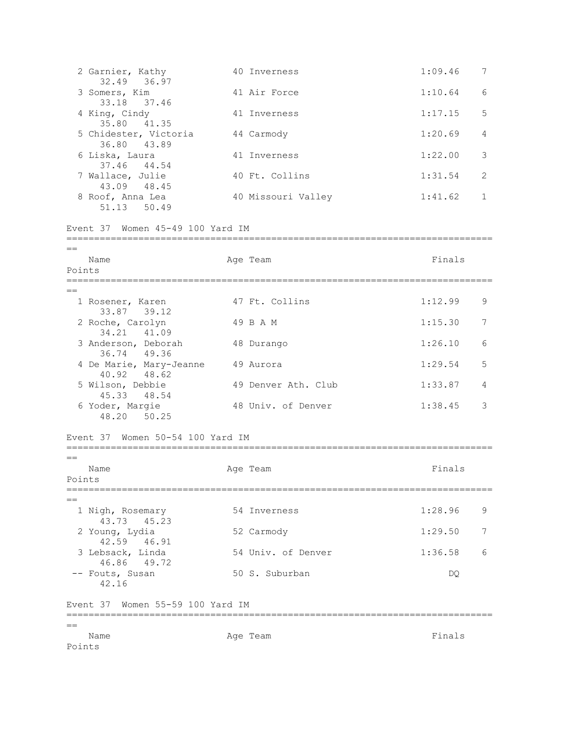```
  2 Garnier, Kathy           40 Inverness                 1:09.46    7
      32.49   36.97
  3 Somers, Kim              41 Air Force                 1:10.64    6
      33.18   37.46
  4 King, Cindy              41 Inverness                 1:17.15    5
      35.80   41.35
  5 Chidester, Victoria      44 Carmody                   1:20.69    4
      36.80   43.89
  6 Liska, Laura             41 Inverness                 1:22.00    3
      37.46   44.54
  7 Wallace, Julie           40 Ft. Collins               1:31.54    2
      43.09   48.45
  8 Roof, Anna Lea           40 Missouri Valley           1:41.62    1
      51.13   50.49
```

Event 37  Women 45-49 100 Yard IM

```
===============================================================================
==
    Name                   Age Team                          Finals      
Points
===============================================================================
==
  1 Rosener, Karen           47 Ft. Collins               1:12.99    9
      33.87   39.12
  2 Roche, Carolyn           49 B A M                     1:15.30    7
      34.21   41.09
  3 Anderson, Deborah        48 Durango                   1:26.10    6
      36.74   49.36
  4 De Marie, Mary-Jeanne    49 Aurora                    1:29.54    5
      40.92   48.62
  5 Wilson, Debbie           49 Denver Ath. Club          1:33.87    4
      45.33   48.54
  6 Yoder, Margie            48 Univ. of Denver           1:38.45    3
      48.20   50.25
```

Event 37  Women 50-54 100 Yard IM

```
===============================================================================
==
    Name                   Age Team                          Finals      
Points
===============================================================================
==
  1 Nigh, Rosemary           54 Inverness                 1:28.96    9
      43.73   45.23
  2 Young, Lydia             52 Carmody                   1:29.50    7
      42.59   46.91
  3 Lebsack, Linda           54 Univ. of Denver           1:36.58    6
      46.86   49.72
 -- Fouts, Susan             50 S. Suburban                    DQ
      42.16
```

Event 37  Women 55-59 100 Yard IM

```
===============================================================================
==
    Name                   Age Team                          Finals      
Points
```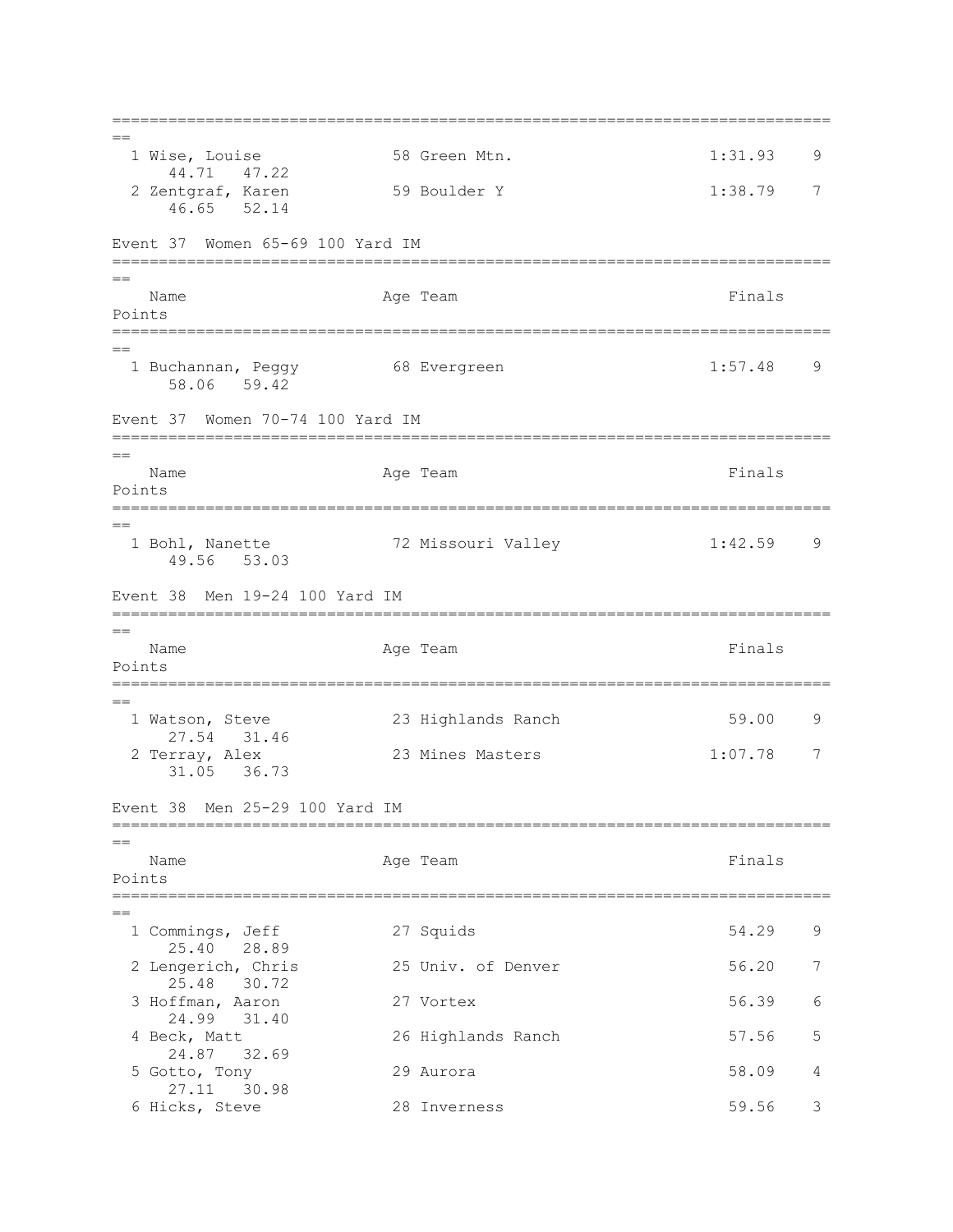| Name | Age | Team | Finals | Points |
|---|---|---|---|---|
| 1 Wise, Louise | 58 | Green Mtn. | 1:31.93 | 9 |
| 44.71 47.22 | | | | |
| 2 Zentgraf, Karen | 59 | Boulder Y | 1:38.79 | 7 |
| 46.65 52.14 | | | | |

Event 37 Women 65-69 100 Yard IM

| Name | Age | Team | Finals | Points |
|---|---|---|---|---|
| 1 Buchannan, Peggy | 68 | Evergreen | 1:57.48 | 9 |
| 58.06 59.42 | | | | |

Event 37 Women 70-74 100 Yard IM

| Name | Age | Team | Finals | Points |
|---|---|---|---|---|
| 1 Bohl, Nanette | 72 | Missouri Valley | 1:42.59 | 9 |
| 49.56 53.03 | | | | |

Event 38 Men 19-24 100 Yard IM

| Name | Age | Team | Finals | Points |
|---|---|---|---|---|
| 1 Watson, Steve | 23 | Highlands Ranch | 59.00 | 9 |
| 27.54 31.46 | | | | |
| 2 Terray, Alex | 23 | Mines Masters | 1:07.78 | 7 |
| 31.05 36.73 | | | | |

Event 38 Men 25-29 100 Yard IM

| Name | Age | Team | Finals | Points |
|---|---|---|---|---|
| 1 Commings, Jeff | 27 | Squids | 54.29 | 9 |
| 25.40 28.89 | | | | |
| 2 Lengerich, Chris | 25 | Univ. of Denver | 56.20 | 7 |
| 25.48 30.72 | | | | |
| 3 Hoffman, Aaron | 27 | Vortex | 56.39 | 6 |
| 24.99 31.40 | | | | |
| 4 Beck, Matt | 26 | Highlands Ranch | 57.56 | 5 |
| 24.87 32.69 | | | | |
| 5 Gotto, Tony | 29 | Aurora | 58.09 | 4 |
| 27.11 30.98 | | | | |
| 6 Hicks, Steve | 28 | Inverness | 59.56 | 3 |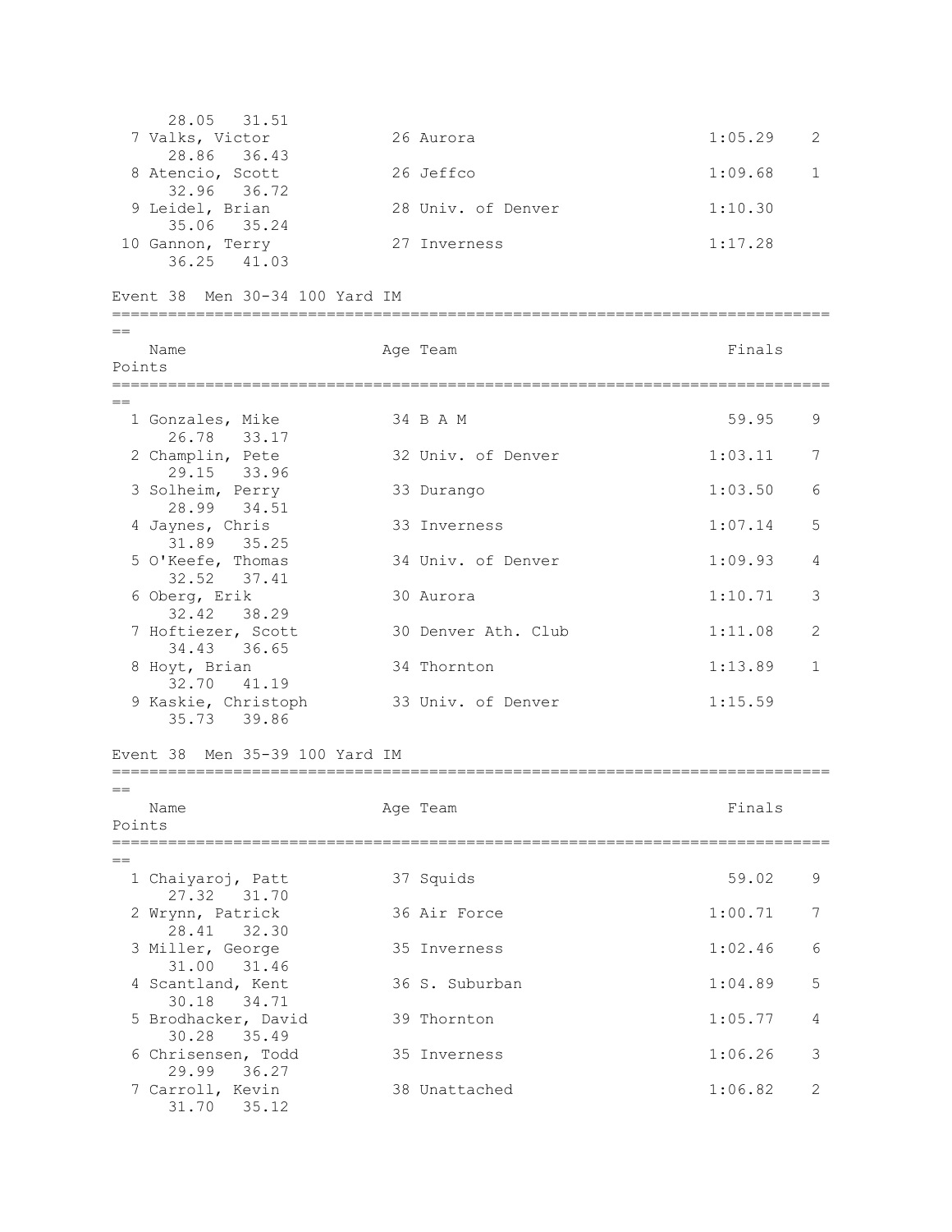| Name | Age | Team | Finals | Points |
|---|---|---|---|---|
| 28.05 31.51 | | | | |
| 7 Valks, Victor | 26 | Aurora | 1:05.29 | 2 |
| 28.86 36.43 | | | | |
| 8 Atencio, Scott | 26 | Jeffco | 1:09.68 | 1 |
| 32.96 36.72 | | | | |
| 9 Leidel, Brian | 28 | Univ. of Denver | 1:10.30 | |
| 35.06 35.24 | | | | |
| 10 Gannon, Terry | 27 | Inverness | 1:17.28 | |
| 36.25 41.03 | | | | |

Event 38 Men 30-34 100 Yard IM

| Name | Age | Team | Finals | Points |
|---|---|---|---|---|
| 1 Gonzales, Mike | 34 | B A M | 59.95 | 9 |
| 26.78 33.17 | | | | |
| 2 Champlin, Pete | 32 | Univ. of Denver | 1:03.11 | 7 |
| 29.15 33.96 | | | | |
| 3 Solheim, Perry | 33 | Durango | 1:03.50 | 6 |
| 28.99 34.51 | | | | |
| 4 Jaynes, Chris | 33 | Inverness | 1:07.14 | 5 |
| 31.89 35.25 | | | | |
| 5 O'Keefe, Thomas | 34 | Univ. of Denver | 1:09.93 | 4 |
| 32.52 37.41 | | | | |
| 6 Oberg, Erik | 30 | Aurora | 1:10.71 | 3 |
| 32.42 38.29 | | | | |
| 7 Hoftiezer, Scott | 30 | Denver Ath. Club | 1:11.08 | 2 |
| 34.43 36.65 | | | | |
| 8 Hoyt, Brian | 34 | Thornton | 1:13.89 | 1 |
| 32.70 41.19 | | | | |
| 9 Kaskie, Christoph | 33 | Univ. of Denver | 1:15.59 | |
| 35.73 39.86 | | | | |

Event 38 Men 35-39 100 Yard IM

| Name | Age | Team | Finals | Points |
|---|---|---|---|---|
| 1 Chaiyaroj, Patt | 37 | Squids | 59.02 | 9 |
| 27.32 31.70 | | | | |
| 2 Wrynn, Patrick | 36 | Air Force | 1:00.71 | 7 |
| 28.41 32.30 | | | | |
| 3 Miller, George | 35 | Inverness | 1:02.46 | 6 |
| 31.00 31.46 | | | | |
| 4 Scantland, Kent | 36 | S. Suburban | 1:04.89 | 5 |
| 30.18 34.71 | | | | |
| 5 Brodhacker, David | 39 | Thornton | 1:05.77 | 4 |
| 30.28 35.49 | | | | |
| 6 Chrisensen, Todd | 35 | Inverness | 1:06.26 | 3 |
| 29.99 36.27 | | | | |
| 7 Carroll, Kevin | 38 | Unattached | 1:06.82 | 2 |
| 31.70 35.12 | | | | |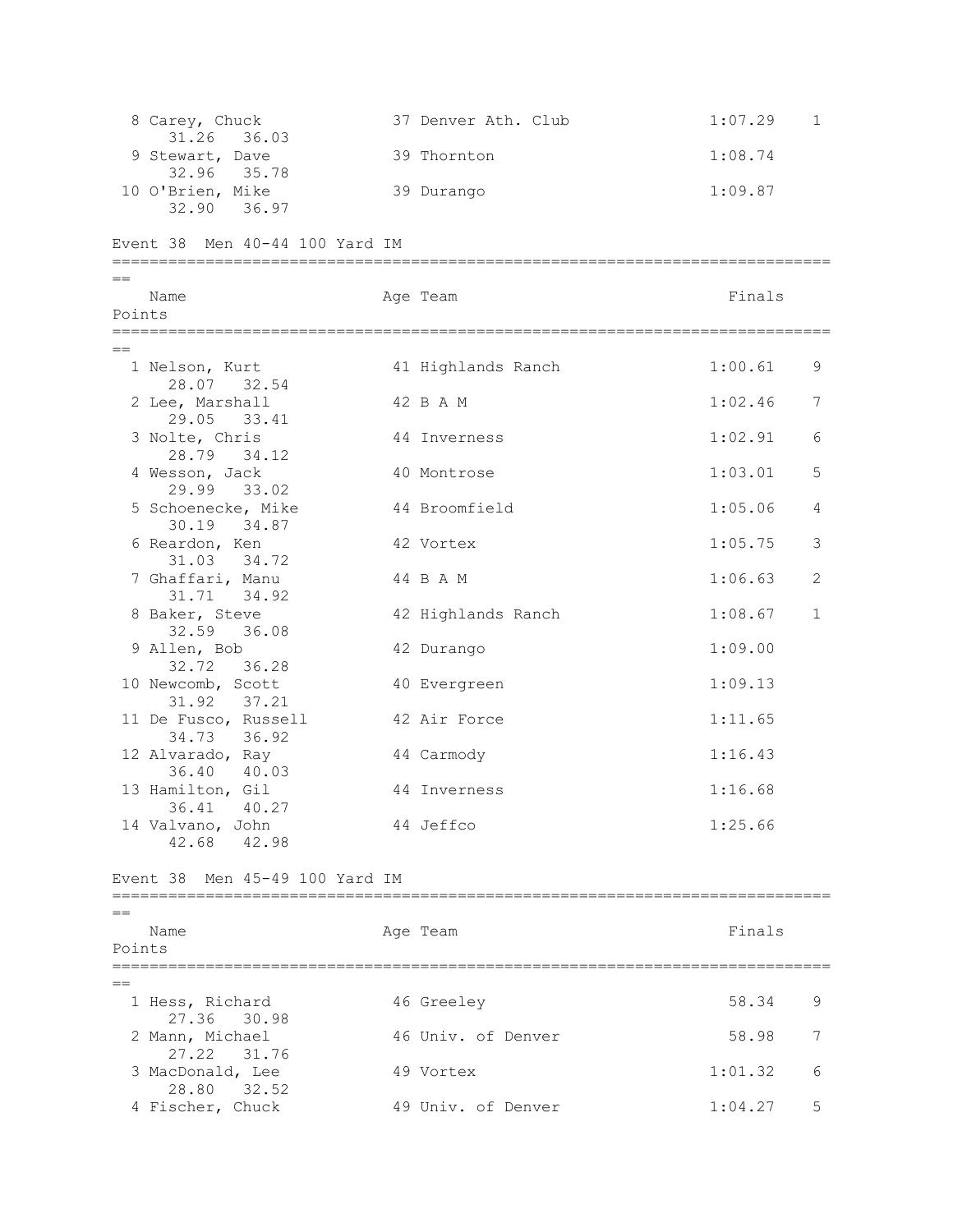| Place | Name | Age | Team | Finals | Points |
|---|---|---|---|---|---|
| 8 | Carey, Chuck | 37 | Denver Ath. Club | 1:07.29 | 1 |
| | 31.26 36.03 | | | | |
| 9 | Stewart, Dave | 39 | Thornton | 1:08.74 | |
| | 32.96 35.78 | | | | |
| 10 | O'Brien, Mike | 39 | Durango | 1:09.87 | |
| | 32.90 36.97 | | | | |

## Event 38 Men 40-44 100 Yard IM

| Place | Name | Age | Team | Finals | Points |
|---|---|---|---|---|---|
| 1 | Nelson, Kurt | 41 | Highlands Ranch | 1:00.61 | 9 |
| | 28.07 32.54 | | | | |
| 2 | Lee, Marshall | 42 | B A M | 1:02.46 | 7 |
| | 29.05 33.41 | | | | |
| 3 | Nolte, Chris | 44 | Inverness | 1:02.91 | 6 |
| | 28.79 34.12 | | | | |
| 4 | Wesson, Jack | 40 | Montrose | 1:03.01 | 5 |
| | 29.99 33.02 | | | | |
| 5 | Schoenecke, Mike | 44 | Broomfield | 1:05.06 | 4 |
| | 30.19 34.87 | | | | |
| 6 | Reardon, Ken | 42 | Vortex | 1:05.75 | 3 |
| | 31.03 34.72 | | | | |
| 7 | Ghaffari, Manu | 44 | B A M | 1:06.63 | 2 |
| | 31.71 34.92 | | | | |
| 8 | Baker, Steve | 42 | Highlands Ranch | 1:08.67 | 1 |
| | 32.59 36.08 | | | | |
| 9 | Allen, Bob | 42 | Durango | 1:09.00 | |
| | 32.72 36.28 | | | | |
| 10 | Newcomb, Scott | 40 | Evergreen | 1:09.13 | |
| | 31.92 37.21 | | | | |
| 11 | De Fusco, Russell | 42 | Air Force | 1:11.65 | |
| | 34.73 36.92 | | | | |
| 12 | Alvarado, Ray | 44 | Carmody | 1:16.43 | |
| | 36.40 40.03 | | | | |
| 13 | Hamilton, Gil | 44 | Inverness | 1:16.68 | |
| | 36.41 40.27 | | | | |
| 14 | Valvano, John | 44 | Jeffco | 1:25.66 | |
| | 42.68 42.98 | | | | |

## Event 38 Men 45-49 100 Yard IM

| Place | Name | Age | Team | Finals | Points |
|---|---|---|---|---|---|
| 1 | Hess, Richard | 46 | Greeley | 58.34 | 9 |
| | 27.36 30.98 | | | | |
| 2 | Mann, Michael | 46 | Univ. of Denver | 58.98 | 7 |
| | 27.22 31.76 | | | | |
| 3 | MacDonald, Lee | 49 | Vortex | 1:01.32 | 6 |
| | 28.80 32.52 | | | | |
| 4 | Fischer, Chuck | 49 | Univ. of Denver | 1:04.27 | 5 |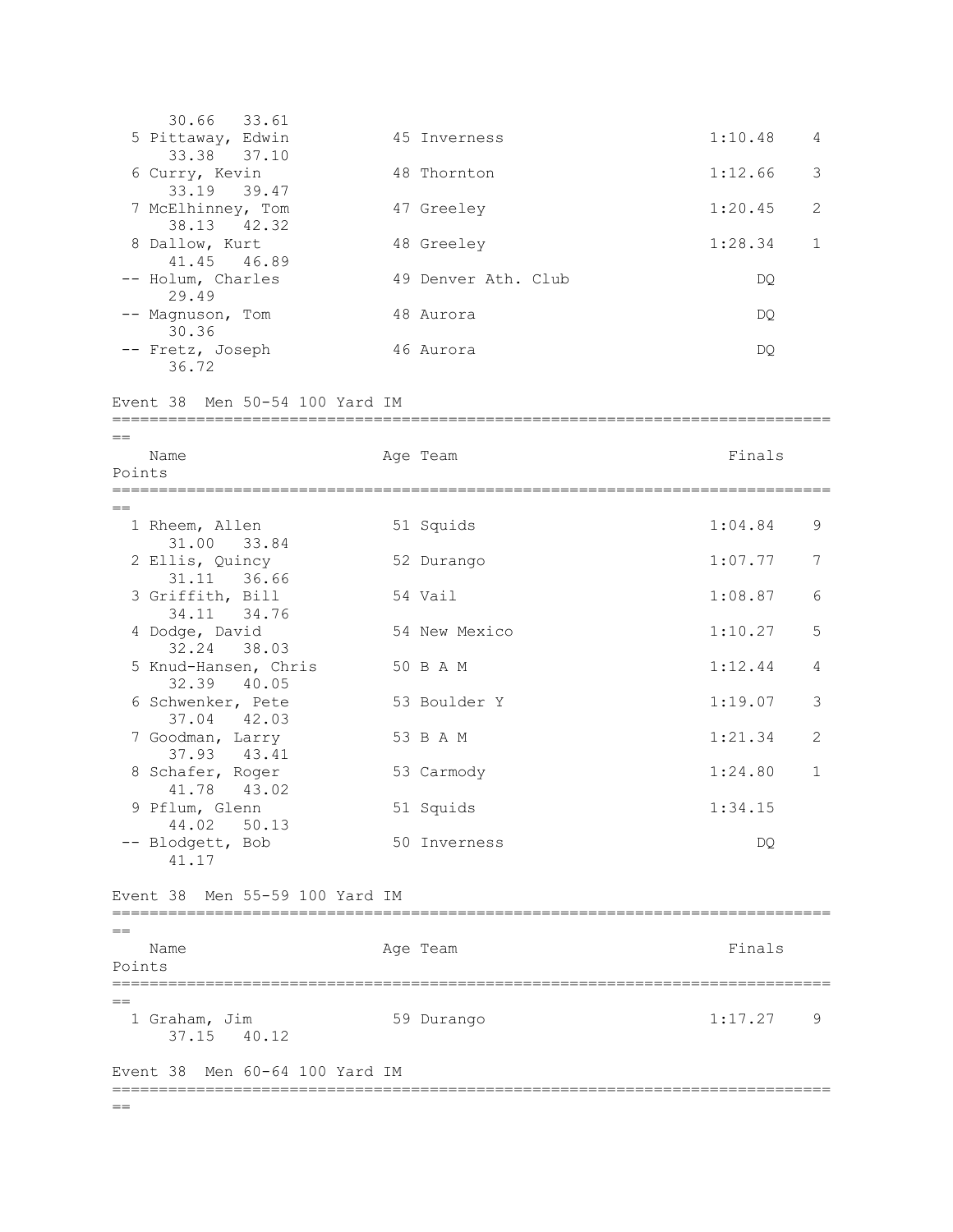```
     30.66   33.61
  5 Pittaway, Edwin          45 Inverness                      1:10.48    4
     33.38   37.10
  6 Curry, Kevin             48 Thornton                       1:12.66    3
     33.19   39.47
  7 McElhinney, Tom          47 Greeley                        1:20.45    2
     38.13   42.32
  8 Dallow, Kurt             48 Greeley                        1:28.34    1
     41.45   46.89
 -- Holum, Charles           49 Denver Ath. Club                    DQ
     29.49
 -- Magnuson, Tom            48 Aurora                              DQ
     30.36
 -- Fretz, Joseph            46 Aurora                              DQ
     36.72
```

Event 38  Men 50-54 100 Yard IM

```
===============================================================================
==
    Name                    Age Team                            Finals    
Points
===============================================================================
==
  1 Rheem, Allen             51 Squids                         1:04.84    9
     31.00   33.84
  2 Ellis, Quincy            52 Durango                        1:07.77    7
     31.11   36.66
  3 Griffith, Bill           54 Vail                           1:08.87    6
     34.11   34.76
  4 Dodge, David             54 New Mexico                     1:10.27    5
     32.24   38.03
  5 Knud-Hansen, Chris       50 B A M                          1:12.44    4
     32.39   40.05
  6 Schwenker, Pete          53 Boulder Y                      1:19.07    3
     37.04   42.03
  7 Goodman, Larry           53 B A M                          1:21.34    2
     37.93   43.41
  8 Schafer, Roger           53 Carmody                        1:24.80    1
     41.78   43.02
  9 Pflum, Glenn             51 Squids                         1:34.15
     44.02   50.13
 -- Blodgett, Bob            50 Inverness                           DQ
     41.17
```

Event 38  Men 55-59 100 Yard IM

```
===============================================================================
==
    Name                    Age Team                            Finals    
Points
===============================================================================
==
  1 Graham, Jim              59 Durango                        1:17.27    9
     37.15   40.12
```

Event 38  Men 60-64 100 Yard IM

```
===============================================================================
==
```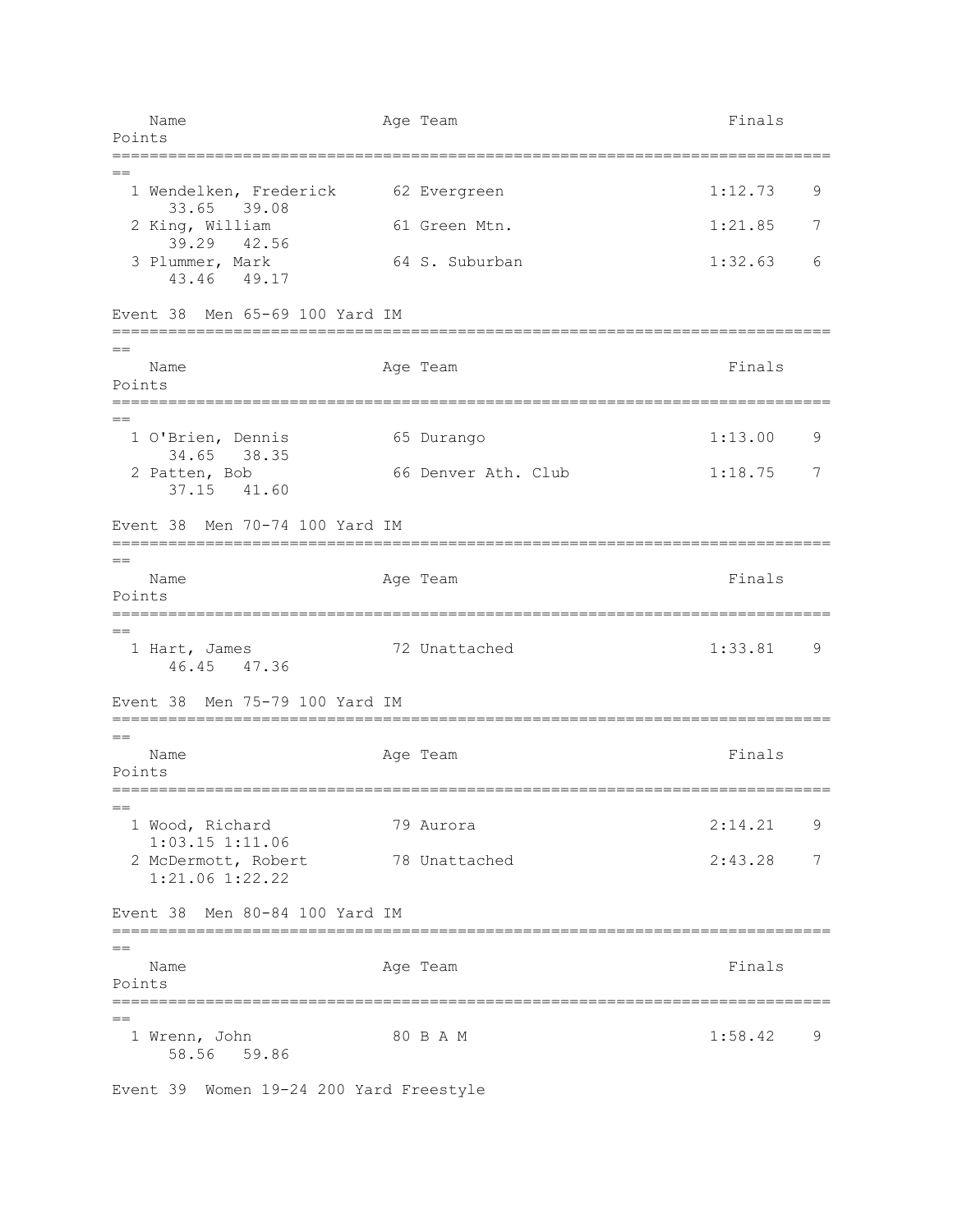| Name | Age | Team | Finals | Points |
|---|---|---|---|---|
| 1 Wendelken, Frederick | 62 | Evergreen | 1:12.73 | 9 |
| 33.65 39.08 | | | | |
| 2 King, William | 61 | Green Mtn. | 1:21.85 | 7 |
| 39.29 42.56 | | | | |
| 3 Plummer, Mark | 64 | S. Suburban | 1:32.63 | 6 |
| 43.46 49.17 | | | | |

Event 38 Men 65-69 100 Yard IM

| Name | Age | Team | Finals | Points |
|---|---|---|---|---|
| 1 O'Brien, Dennis | 65 | Durango | 1:13.00 | 9 |
| 34.65 38.35 | | | | |
| 2 Patten, Bob | 66 | Denver Ath. Club | 1:18.75 | 7 |
| 37.15 41.60 | | | | |

Event 38 Men 70-74 100 Yard IM

| Name | Age | Team | Finals | Points |
|---|---|---|---|---|
| 1 Hart, James | 72 | Unattached | 1:33.81 | 9 |
| 46.45 47.36 | | | | |

Event 38 Men 75-79 100 Yard IM

| Name | Age | Team | Finals | Points |
|---|---|---|---|---|
| 1 Wood, Richard | 79 | Aurora | 2:14.21 | 9 |
| 1:03.15 1:11.06 | | | | |
| 2 McDermott, Robert | 78 | Unattached | 2:43.28 | 7 |
| 1:21.06 1:22.22 | | | | |

Event 38 Men 80-84 100 Yard IM

| Name | Age | Team | Finals | Points |
|---|---|---|---|---|
| 1 Wrenn, John | 80 | B A M | 1:58.42 | 9 |
| 58.56 59.86 | | | | |

Event 39 Women 19-24 200 Yard Freestyle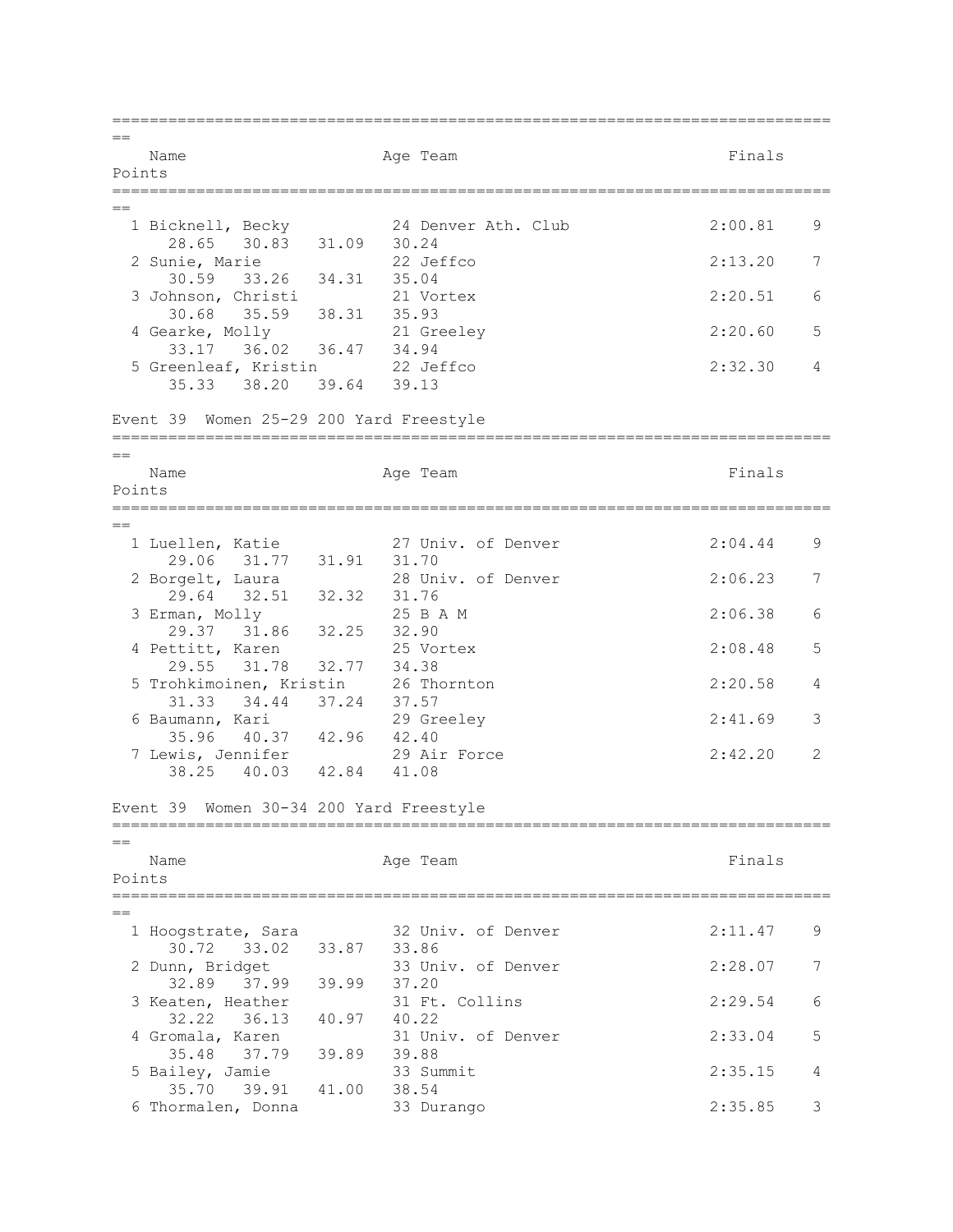| Place | Name | Age | Team | Finals | Points |
|---|---|---|---|---|---|
| 1 | Bicknell, Becky | 24 | Denver Ath. Club | 2:00.81 | 9 |
| | 28.65 30.83 31.09 30.24 | | | | |
| 2 | Sunie, Marie | 22 | Jeffco | 2:13.20 | 7 |
| | 30.59 33.26 34.31 35.04 | | | | |
| 3 | Johnson, Christi | 21 | Vortex | 2:20.51 | 6 |
| | 30.68 35.59 38.31 35.93 | | | | |
| 4 | Gearke, Molly | 21 | Greeley | 2:20.60 | 5 |
| | 33.17 36.02 36.47 34.94 | | | | |
| 5 | Greenleaf, Kristin | 22 | Jeffco | 2:32.30 | 4 |
| | 35.33 38.20 39.64 39.13 | | | | |

Event 39 Women 25-29 200 Yard Freestyle

| Place | Name | Age | Team | Finals | Points |
|---|---|---|---|---|---|
| 1 | Luellen, Katie | 27 | Univ. of Denver | 2:04.44 | 9 |
| | 29.06 31.77 31.91 31.70 | | | | |
| 2 | Borgelt, Laura | 28 | Univ. of Denver | 2:06.23 | 7 |
| | 29.64 32.51 32.32 31.76 | | | | |
| 3 | Erman, Molly | 25 | B A M | 2:06.38 | 6 |
| | 29.37 31.86 32.25 32.90 | | | | |
| 4 | Pettitt, Karen | 25 | Vortex | 2:08.48 | 5 |
| | 29.55 31.78 32.77 34.38 | | | | |
| 5 | Trohkimoinen, Kristin | 26 | Thornton | 2:20.58 | 4 |
| | 31.33 34.44 37.24 37.57 | | | | |
| 6 | Baumann, Kari | 29 | Greeley | 2:41.69 | 3 |
| | 35.96 40.37 42.96 42.40 | | | | |
| 7 | Lewis, Jennifer | 29 | Air Force | 2:42.20 | 2 |
| | 38.25 40.03 42.84 41.08 | | | | |

Event 39 Women 30-34 200 Yard Freestyle

| Place | Name | Age | Team | Finals | Points |
|---|---|---|---|---|---|
| 1 | Hoogstrate, Sara | 32 | Univ. of Denver | 2:11.47 | 9 |
| | 30.72 33.02 33.87 33.86 | | | | |
| 2 | Dunn, Bridget | 33 | Univ. of Denver | 2:28.07 | 7 |
| | 32.89 37.99 39.99 37.20 | | | | |
| 3 | Keaten, Heather | 31 | Ft. Collins | 2:29.54 | 6 |
| | 32.22 36.13 40.97 40.22 | | | | |
| 4 | Gromala, Karen | 31 | Univ. of Denver | 2:33.04 | 5 |
| | 35.48 37.79 39.89 39.88 | | | | |
| 5 | Bailey, Jamie | 33 | Summit | 2:35.15 | 4 |
| | 35.70 39.91 41.00 38.54 | | | | |
| 6 | Thormalen, Donna | 33 | Durango | 2:35.85 | 3 |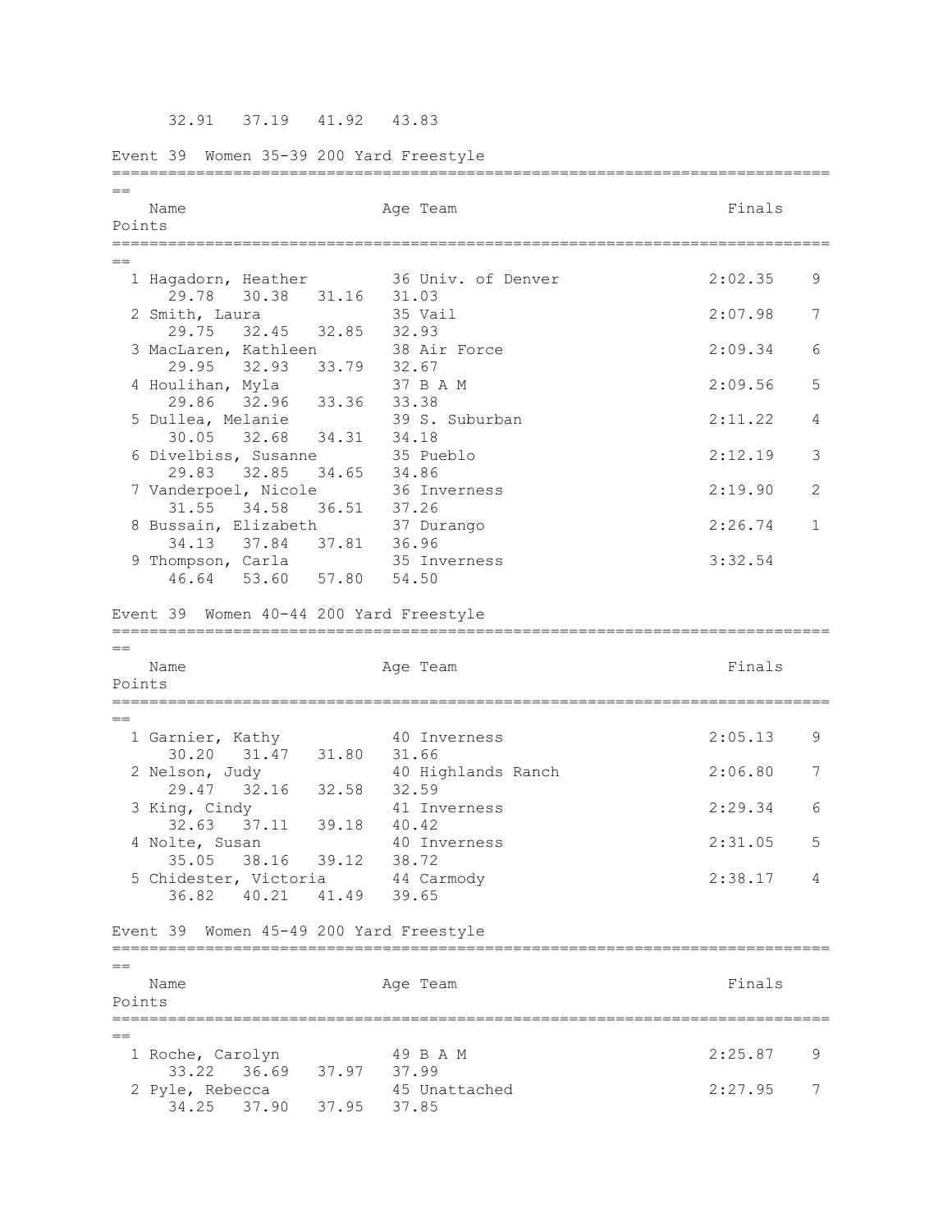32.91   37.19   41.92   43.83

## Event 39  Women 35-39 200 Yard Freestyle

| Place | Name | Age | Team | Finals | Points |
|---|---|---|---|---|---|
| 1 | Hagadorn, Heather | 36 | Univ. of Denver | 2:02.35 | 9 |
| | 29.78   30.38   31.16   31.03 | | | | |
| 2 | Smith, Laura | 35 | Vail | 2:07.98 | 7 |
| | 29.75   32.45   32.85   32.93 | | | | |
| 3 | MacLaren, Kathleen | 38 | Air Force | 2:09.34 | 6 |
| | 29.95   32.93   33.79   32.67 | | | | |
| 4 | Houlihan, Myla | 37 | B A M | 2:09.56 | 5 |
| | 29.86   32.96   33.36   33.38 | | | | |
| 5 | Dullea, Melanie | 39 | S. Suburban | 2:11.22 | 4 |
| | 30.05   32.68   34.31   34.18 | | | | |
| 6 | Divelbiss, Susanne | 35 | Pueblo | 2:12.19 | 3 |
| | 29.83   32.85   34.65   34.86 | | | | |
| 7 | Vanderpoel, Nicole | 36 | Inverness | 2:19.90 | 2 |
| | 31.55   34.58   36.51   37.26 | | | | |
| 8 | Bussain, Elizabeth | 37 | Durango | 2:26.74 | 1 |
| | 34.13   37.84   37.81   36.96 | | | | |
| 9 | Thompson, Carla | 35 | Inverness | 3:32.54 | |
| | 46.64   53.60   57.80   54.50 | | | | |

## Event 39  Women 40-44 200 Yard Freestyle

| Place | Name | Age | Team | Finals | Points |
|---|---|---|---|---|---|
| 1 | Garnier, Kathy | 40 | Inverness | 2:05.13 | 9 |
| | 30.20   31.47   31.80   31.66 | | | | |
| 2 | Nelson, Judy | 40 | Highlands Ranch | 2:06.80 | 7 |
| | 29.47   32.16   32.58   32.59 | | | | |
| 3 | King, Cindy | 41 | Inverness | 2:29.34 | 6 |
| | 32.63   37.11   39.18   40.42 | | | | |
| 4 | Nolte, Susan | 40 | Inverness | 2:31.05 | 5 |
| | 35.05   38.16   39.12   38.72 | | | | |
| 5 | Chidester, Victoria | 44 | Carmody | 2:38.17 | 4 |
| | 36.82   40.21   41.49   39.65 | | | | |

## Event 39  Women 45-49 200 Yard Freestyle

| Place | Name | Age | Team | Finals | Points |
|---|---|---|---|---|---|
| 1 | Roche, Carolyn | 49 | B A M | 2:25.87 | 9 |
| | 33.22   36.69   37.97   37.99 | | | | |
| 2 | Pyle, Rebecca | 45 | Unattached | 2:27.95 | 7 |
| | 34.25   37.90   37.95   37.85 | | | | |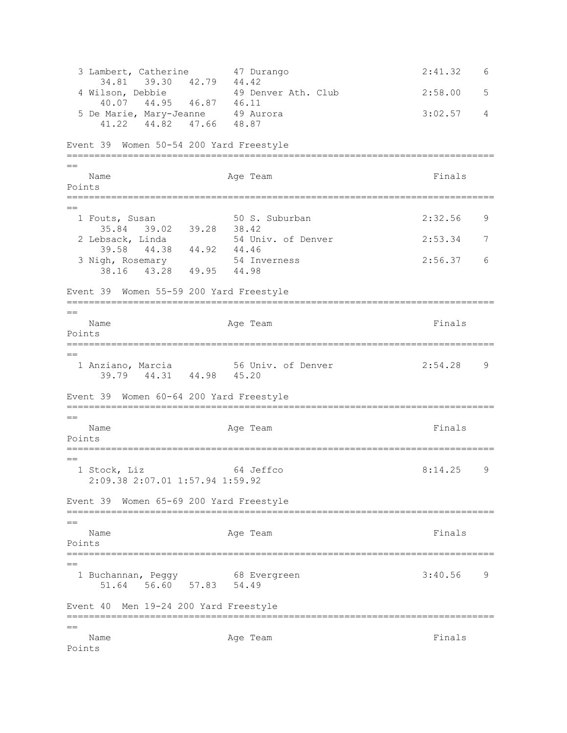```
  3 Lambert, Catherine        47 Durango                   2:41.32    6
      34.81   39.30   42.79   44.42
  4 Wilson, Debbie            49 Denver Ath. Club          2:58.00    5
      40.07   44.95   46.87   46.11
  5 De Marie, Mary-Jeanne     49 Aurora                    3:02.57    4
      41.22   44.82   47.66   48.87
```

Event 39  Women 50-54 200 Yard Freestyle

```
===============================================================================
==
    Name                    Age Team                         Finals      
Points
===============================================================================
==
  1 Fouts, Susan              50 S. Suburban               2:32.56    9
      35.84   39.02   39.28   38.42
  2 Lebsack, Linda            54 Univ. of Denver           2:53.34    7
      39.58   44.38   44.92   44.46
  3 Nigh, Rosemary            54 Inverness                 2:56.37    6
      38.16   43.28   49.95   44.98
```

Event 39  Women 55-59 200 Yard Freestyle

```
===============================================================================
==
    Name                    Age Team                         Finals      
Points
===============================================================================
==
  1 Anziano, Marcia           56 Univ. of Denver           2:54.28    9
      39.79   44.31   44.98   45.20
```

Event 39  Women 60-64 200 Yard Freestyle

```
===============================================================================
==
    Name                    Age Team                         Finals      
Points
===============================================================================
==
  1 Stock, Liz                64 Jeffco                    8:14.25    9
    2:09.38 2:07.01 1:57.94 1:59.92
```

Event 39  Women 65-69 200 Yard Freestyle

```
===============================================================================
==
    Name                    Age Team                         Finals      
Points
===============================================================================
==
  1 Buchannan, Peggy          68 Evergreen                 3:40.56    9
      51.64   56.60   57.83   54.49
```

Event 40  Men 19-24 200 Yard Freestyle

```
===============================================================================
==
    Name                    Age Team                         Finals      
Points
```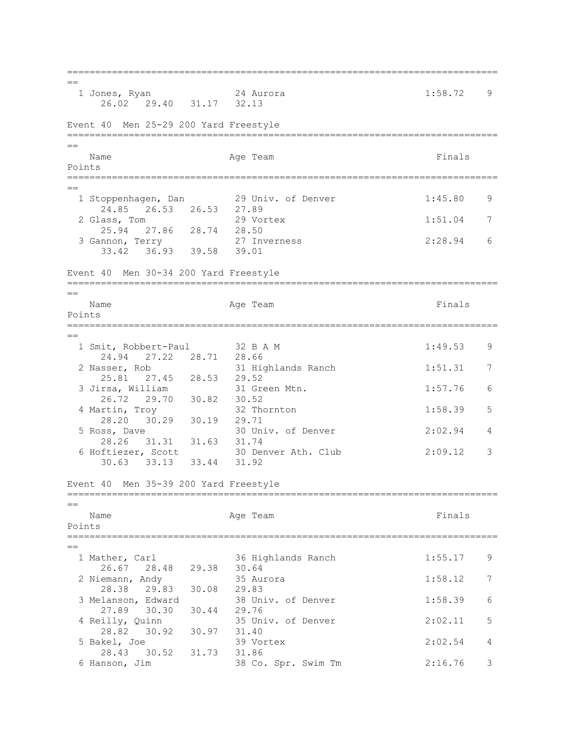| Name | Age | Team | Finals | Points |
|---|---|---|---|---|
| 1 Jones, Ryan | 24 | Aurora | 1:58.72 | 9 |
| 26.02 29.40 31.17 32.13 | | | | |

## Event 40 Men 25-29 200 Yard Freestyle

| Name | Age | Team | Finals | Points |
|---|---|---|---|---|
| 1 Stoppenhagen, Dan | 29 | Univ. of Denver | 1:45.80 | 9 |
| 24.85 26.53 26.53 27.89 | | | | |
| 2 Glass, Tom | 29 | Vortex | 1:51.04 | 7 |
| 25.94 27.86 28.74 28.50 | | | | |
| 3 Gannon, Terry | 27 | Inverness | 2:28.94 | 6 |
| 33.42 36.93 39.58 39.01 | | | | |

## Event 40 Men 30-34 200 Yard Freestyle

| Name | Age | Team | Finals | Points |
|---|---|---|---|---|
| 1 Smit, Robbert-Paul | 32 | B A M | 1:49.53 | 9 |
| 24.94 27.22 28.71 28.66 | | | | |
| 2 Nasser, Rob | 31 | Highlands Ranch | 1:51.31 | 7 |
| 25.81 27.45 28.53 29.52 | | | | |
| 3 Jirsa, William | 31 | Green Mtn. | 1:57.76 | 6 |
| 26.72 29.70 30.82 30.52 | | | | |
| 4 Martin, Troy | 32 | Thornton | 1:58.39 | 5 |
| 28.20 30.29 30.19 29.71 | | | | |
| 5 Ross, Dave | 30 | Univ. of Denver | 2:02.94 | 4 |
| 28.26 31.31 31.63 31.74 | | | | |
| 6 Hoftiezer, Scott | 30 | Denver Ath. Club | 2:09.12 | 3 |
| 30.63 33.13 33.44 31.92 | | | | |

## Event 40 Men 35-39 200 Yard Freestyle

| Name | Age | Team | Finals | Points |
|---|---|---|---|---|
| 1 Mather, Carl | 36 | Highlands Ranch | 1:55.17 | 9 |
| 26.67 28.48 29.38 30.64 | | | | |
| 2 Niemann, Andy | 35 | Aurora | 1:58.12 | 7 |
| 28.38 29.83 30.08 29.83 | | | | |
| 3 Melanson, Edward | 38 | Univ. of Denver | 1:58.39 | 6 |
| 27.89 30.30 30.44 29.76 | | | | |
| 4 Reilly, Quinn | 35 | Univ. of Denver | 2:02.11 | 5 |
| 28.82 30.92 30.97 31.40 | | | | |
| 5 Bakel, Joe | 39 | Vortex | 2:02.54 | 4 |
| 28.43 30.52 31.73 31.86 | | | | |
| 6 Hanson, Jim | 38 | Co. Spr. Swim Tm | 2:16.76 | 3 |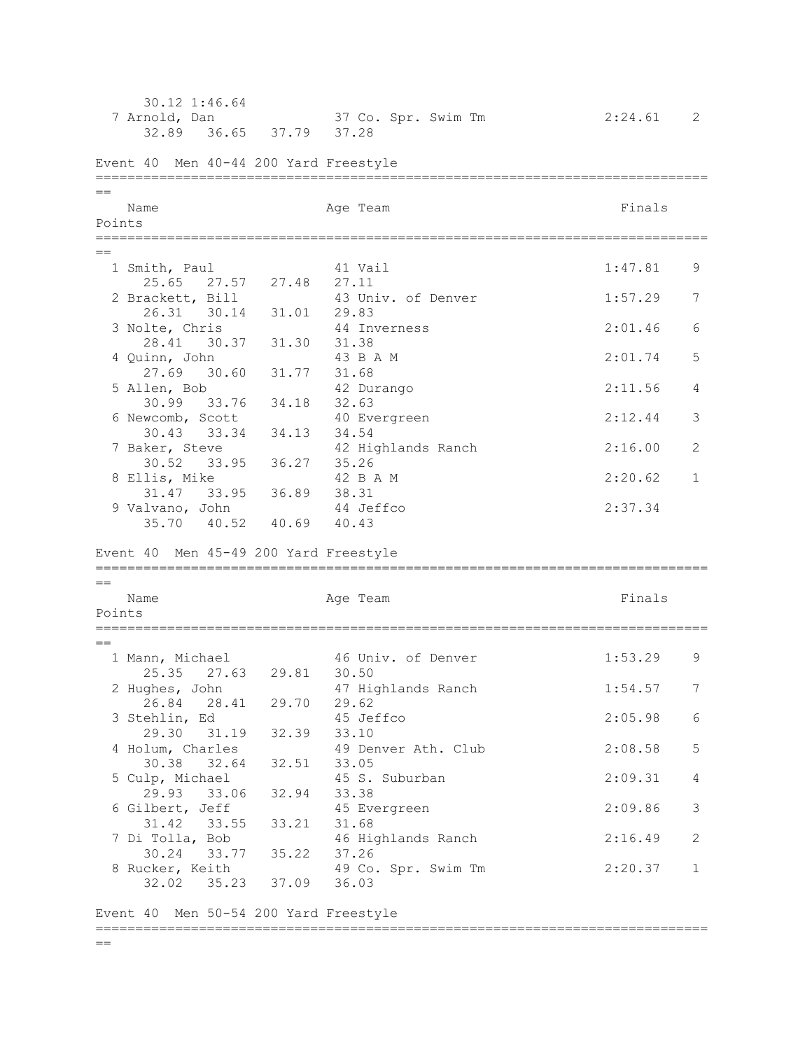```
      30.12 1:46.64
  7 Arnold, Dan              37 Co. Spr. Swim Tm            2:24.61    2
      32.89   36.65   37.79   37.28

Event 40  Men 40-44 200 Yard Freestyle
===============================================================================
==
    Name                    Age Team                            Finals      
Points
===============================================================================
==
  1 Smith, Paul              41 Vail                        1:47.81    9
      25.65   27.57   27.48   27.11
  2 Brackett, Bill           43 Univ. of Denver             1:57.29    7
      26.31   30.14   31.01   29.83
  3 Nolte, Chris             44 Inverness                   2:01.46    6
      28.41   30.37   31.30   31.38
  4 Quinn, John              43 B A M                       2:01.74    5
      27.69   30.60   31.77   31.68
  5 Allen, Bob               42 Durango                     2:11.56    4
      30.99   33.76   34.18   32.63
  6 Newcomb, Scott           40 Evergreen                   2:12.44    3
      30.43   33.34   34.13   34.54
  7 Baker, Steve             42 Highlands Ranch             2:16.00    2
      30.52   33.95   36.27   35.26
  8 Ellis, Mike              42 B A M                       2:20.62    1
      31.47   33.95   36.89   38.31
  9 Valvano, John            44 Jeffco                      2:37.34
      35.70   40.52   40.69   40.43

Event 40  Men 45-49 200 Yard Freestyle
===============================================================================
==
    Name                    Age Team                            Finals      
Points
===============================================================================
==
  1 Mann, Michael            46 Univ. of Denver             1:53.29    9
      25.35   27.63   29.81   30.50
  2 Hughes, John             47 Highlands Ranch             1:54.57    7
      26.84   28.41   29.70   29.62
  3 Stehlin, Ed              45 Jeffco                      2:05.98    6
      29.30   31.19   32.39   33.10
  4 Holum, Charles           49 Denver Ath. Club            2:08.58    5
      30.38   32.64   32.51   33.05
  5 Culp, Michael            45 S. Suburban                 2:09.31    4
      29.93   33.06   32.94   33.38
  6 Gilbert, Jeff            45 Evergreen                   2:09.86    3
      31.42   33.55   33.21   31.68
  7 Di Tolla, Bob            46 Highlands Ranch             2:16.49    2
      30.24   33.77   35.22   37.26
  8 Rucker, Keith            49 Co. Spr. Swim Tm            2:20.37    1
      32.02   35.23   37.09   36.03

Event 40  Men 50-54 200 Yard Freestyle
===============================================================================
==
```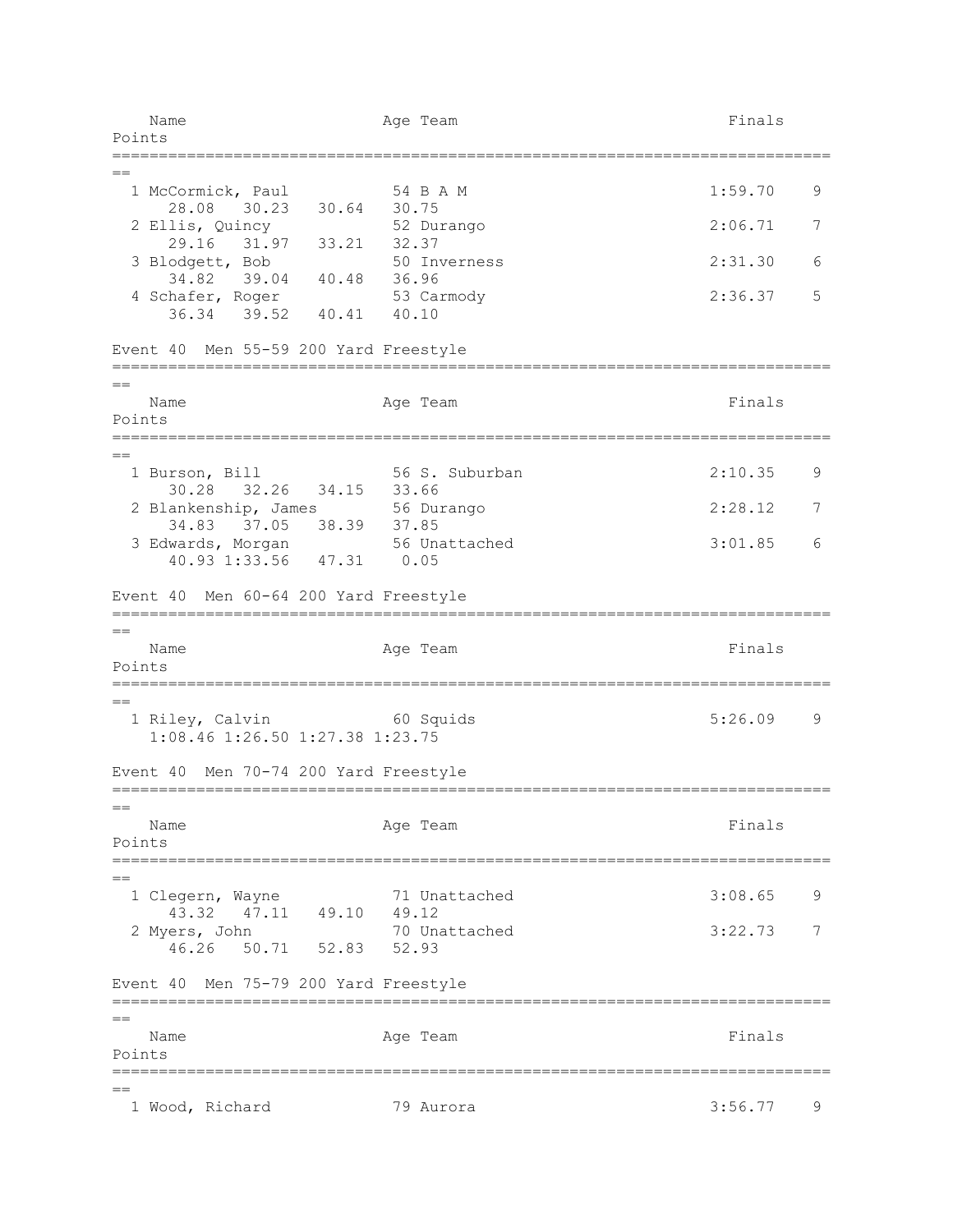| Name | Age | Team | Finals | Points |
|---|---|---|---|---|
| 1 McCormick, Paul | 54 | B A M | 1:59.70 | 9 |
| 28.08 30.23 30.64 30.75 | | | | |
| 2 Ellis, Quincy | 52 | Durango | 2:06.71 | 7 |
| 29.16 31.97 33.21 32.37 | | | | |
| 3 Blodgett, Bob | 50 | Inverness | 2:31.30 | 6 |
| 34.82 39.04 40.48 36.96 | | | | |
| 4 Schafer, Roger | 53 | Carmody | 2:36.37 | 5 |
| 36.34 39.52 40.41 40.10 | | | | |

## Event 40 Men 55-59 200 Yard Freestyle

| Name | Age | Team | Finals | Points |
|---|---|---|---|---|
| 1 Burson, Bill | 56 | S. Suburban | 2:10.35 | 9 |
| 30.28 32.26 34.15 33.66 | | | | |
| 2 Blankenship, James | 56 | Durango | 2:28.12 | 7 |
| 34.83 37.05 38.39 37.85 | | | | |
| 3 Edwards, Morgan | 56 | Unattached | 3:01.85 | 6 |
| 40.93 1:33.56 47.31 0.05 | | | | |

## Event 40 Men 60-64 200 Yard Freestyle

| Name | Age | Team | Finals | Points |
|---|---|---|---|---|
| 1 Riley, Calvin | 60 | Squids | 5:26.09 | 9 |
| 1:08.46 1:26.50 1:27.38 1:23.75 | | | | |

## Event 40 Men 70-74 200 Yard Freestyle

| Name | Age | Team | Finals | Points |
|---|---|---|---|---|
| 1 Clegern, Wayne | 71 | Unattached | 3:08.65 | 9 |
| 43.32 47.11 49.10 49.12 | | | | |
| 2 Myers, John | 70 | Unattached | 3:22.73 | 7 |
| 46.26 50.71 52.83 52.93 | | | | |

## Event 40 Men 75-79 200 Yard Freestyle

| Name | Age | Team | Finals | Points |
|---|---|---|---|---|
| 1 Wood, Richard | 79 | Aurora | 3:56.77 | 9 |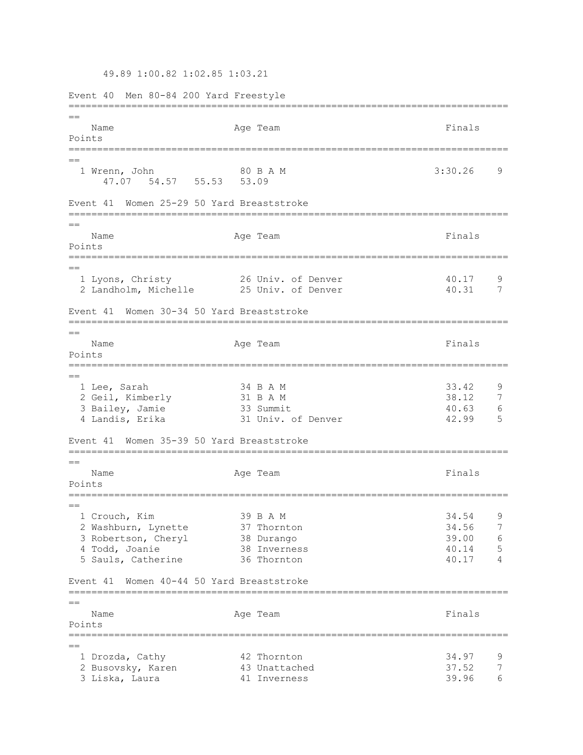49.89 1:00.82 1:02.85 1:03.21

### Event 40  Men 80-84 200 Yard Freestyle

| | Name | Age | Team | Finals | Points |
|---|---|---|---|---|---|
| 1 | Wrenn, John | 80 | B A M | 3:30.26 | 9 |

47.07  54.57  55.53  53.09

### Event 41  Women 25-29 50 Yard Breaststroke

| | Name | Age | Team | Finals | Points |
|---|---|---|---|---|---|
| 1 | Lyons, Christy | 26 | Univ. of Denver | 40.17 | 9 |
| 2 | Landholm, Michelle | 25 | Univ. of Denver | 40.31 | 7 |

### Event 41  Women 30-34 50 Yard Breaststroke

| | Name | Age | Team | Finals | Points |
|---|---|---|---|---|---|
| 1 | Lee, Sarah | 34 | B A M | 33.42 | 9 |
| 2 | Geil, Kimberly | 31 | B A M | 38.12 | 7 |
| 3 | Bailey, Jamie | 33 | Summit | 40.63 | 6 |
| 4 | Landis, Erika | 31 | Univ. of Denver | 42.99 | 5 |

### Event 41  Women 35-39 50 Yard Breaststroke

| | Name | Age | Team | Finals | Points |
|---|---|---|---|---|---|
| 1 | Crouch, Kim | 39 | B A M | 34.54 | 9 |
| 2 | Washburn, Lynette | 37 | Thornton | 34.56 | 7 |
| 3 | Robertson, Cheryl | 38 | Durango | 39.00 | 6 |
| 4 | Todd, Joanie | 38 | Inverness | 40.14 | 5 |
| 5 | Sauls, Catherine | 36 | Thornton | 40.17 | 4 |

### Event 41  Women 40-44 50 Yard Breaststroke

| | Name | Age | Team | Finals | Points |
|---|---|---|---|---|---|
| 1 | Drozda, Cathy | 42 | Thornton | 34.97 | 9 |
| 2 | Busovsky, Karen | 43 | Unattached | 37.52 | 7 |
| 3 | Liska, Laura | 41 | Inverness | 39.96 | 6 |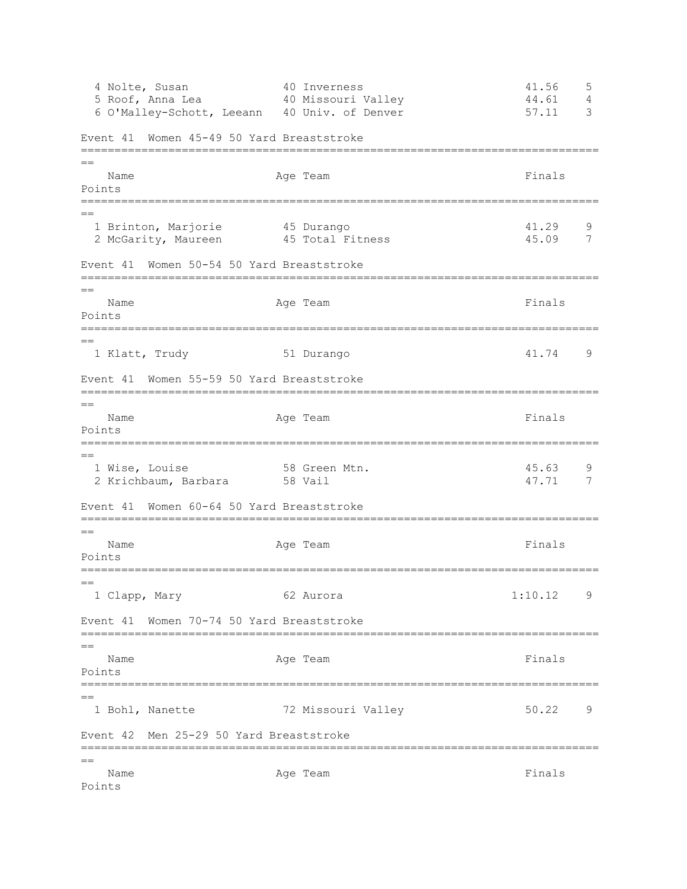| Place | Name | Age | Team | Finals | Points |
|---|---|---|---|---|---|
| 4 | Nolte, Susan | 40 | Inverness | 41.56 | 5 |
| 5 | Roof, Anna Lea | 40 | Missouri Valley | 44.61 | 4 |
| 6 | O'Malley-Schott, Leeann | 40 | Univ. of Denver | 57.11 | 3 |

### Event 41 Women 45-49 50 Yard Breaststroke

| Place | Name | Age | Team | Finals | Points |
|---|---|---|---|---|---|
| 1 | Brinton, Marjorie | 45 | Durango | 41.29 | 9 |
| 2 | McGarity, Maureen | 45 | Total Fitness | 45.09 | 7 |

### Event 41 Women 50-54 50 Yard Breaststroke

| Place | Name | Age | Team | Finals | Points |
|---|---|---|---|---|---|
| 1 | Klatt, Trudy | 51 | Durango | 41.74 | 9 |

### Event 41 Women 55-59 50 Yard Breaststroke

| Place | Name | Age | Team | Finals | Points |
|---|---|---|---|---|---|
| 1 | Wise, Louise | 58 | Green Mtn. | 45.63 | 9 |
| 2 | Krichbaum, Barbara | 58 | Vail | 47.71 | 7 |

### Event 41 Women 60-64 50 Yard Breaststroke

| Place | Name | Age | Team | Finals | Points |
|---|---|---|---|---|---|
| 1 | Clapp, Mary | 62 | Aurora | 1:10.12 | 9 |

### Event 41 Women 70-74 50 Yard Breaststroke

| Place | Name | Age | Team | Finals | Points |
|---|---|---|---|---|---|
| 1 | Bohl, Nanette | 72 | Missouri Valley | 50.22 | 9 |

### Event 42 Men 25-29 50 Yard Breaststroke

| Place | Name | Age | Team | Finals | Points |
|---|---|---|---|---|---|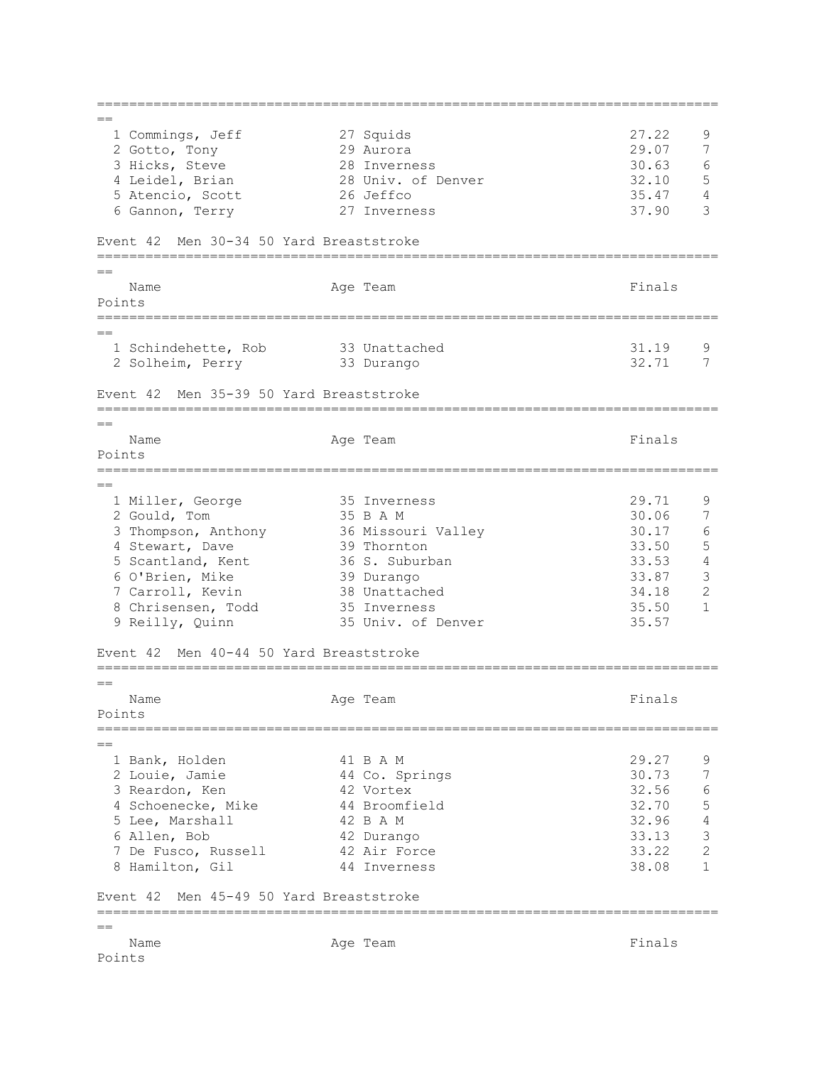| Place | Name | Age | Team | Finals | Points |
|---|---|---|---|---|---|
| 1 | Commings, Jeff | 27 | Squids | 27.22 | 9 |
| 2 | Gotto, Tony | 29 | Aurora | 29.07 | 7 |
| 3 | Hicks, Steve | 28 | Inverness | 30.63 | 6 |
| 4 | Leidel, Brian | 28 | Univ. of Denver | 32.10 | 5 |
| 5 | Atencio, Scott | 26 | Jeffco | 35.47 | 4 |
| 6 | Gannon, Terry | 27 | Inverness | 37.90 | 3 |

## Event 42 Men 30-34 50 Yard Breaststroke

| Place | Name | Age | Team | Finals | Points |
|---|---|---|---|---|---|
| 1 | Schindehette, Rob | 33 | Unattached | 31.19 | 9 |
| 2 | Solheim, Perry | 33 | Durango | 32.71 | 7 |

## Event 42 Men 35-39 50 Yard Breaststroke

| Place | Name | Age | Team | Finals | Points |
|---|---|---|---|---|---|
| 1 | Miller, George | 35 | Inverness | 29.71 | 9 |
| 2 | Gould, Tom | 35 | B A M | 30.06 | 7 |
| 3 | Thompson, Anthony | 36 | Missouri Valley | 30.17 | 6 |
| 4 | Stewart, Dave | 39 | Thornton | 33.50 | 5 |
| 5 | Scantland, Kent | 36 | S. Suburban | 33.53 | 4 |
| 6 | O'Brien, Mike | 39 | Durango | 33.87 | 3 |
| 7 | Carroll, Kevin | 38 | Unattached | 34.18 | 2 |
| 8 | Chrisensen, Todd | 35 | Inverness | 35.50 | 1 |
| 9 | Reilly, Quinn | 35 | Univ. of Denver | 35.57 | |

## Event 42 Men 40-44 50 Yard Breaststroke

| Place | Name | Age | Team | Finals | Points |
|---|---|---|---|---|---|
| 1 | Bank, Holden | 41 | B A M | 29.27 | 9 |
| 2 | Louie, Jamie | 44 | Co. Springs | 30.73 | 7 |
| 3 | Reardon, Ken | 42 | Vortex | 32.56 | 6 |
| 4 | Schoenecke, Mike | 44 | Broomfield | 32.70 | 5 |
| 5 | Lee, Marshall | 42 | B A M | 32.96 | 4 |
| 6 | Allen, Bob | 42 | Durango | 33.13 | 3 |
| 7 | De Fusco, Russell | 42 | Air Force | 33.22 | 2 |
| 8 | Hamilton, Gil | 44 | Inverness | 38.08 | 1 |

## Event 42 Men 45-49 50 Yard Breaststroke

| Place | Name | Age | Team | Finals | Points |
|---|---|---|---|---|---|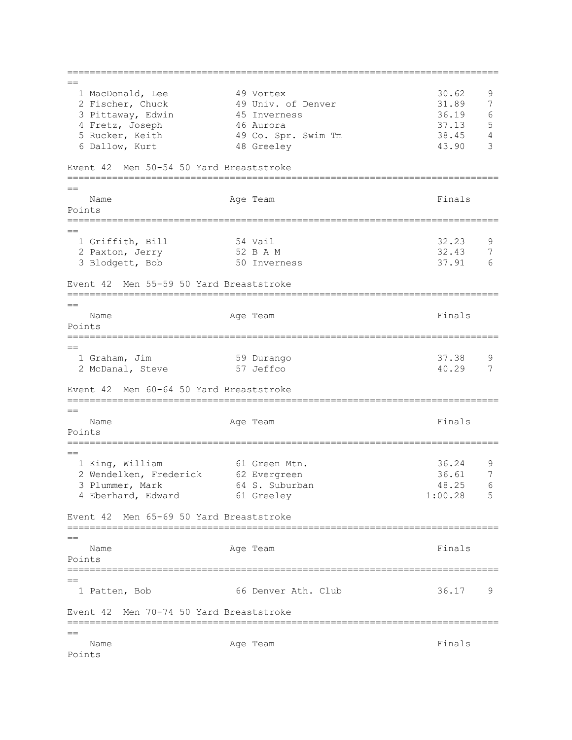| | Name | Age | Team | Finals | Points |
|---|---|---|---|---|---|
| 1 | MacDonald, Lee | 49 | Vortex | 30.62 | 9 |
| 2 | Fischer, Chuck | 49 | Univ. of Denver | 31.89 | 7 |
| 3 | Pittaway, Edwin | 45 | Inverness | 36.19 | 6 |
| 4 | Fretz, Joseph | 46 | Aurora | 37.13 | 5 |
| 5 | Rucker, Keith | 49 | Co. Spr. Swim Tm | 38.45 | 4 |
| 6 | Dallow, Kurt | 48 | Greeley | 43.90 | 3 |

Event 42 Men 50-54 50 Yard Breaststroke

| | Name | Age | Team | Finals | Points |
|---|---|---|---|---|---|
| 1 | Griffith, Bill | 54 | Vail | 32.23 | 9 |
| 2 | Paxton, Jerry | 52 | B A M | 32.43 | 7 |
| 3 | Blodgett, Bob | 50 | Inverness | 37.91 | 6 |

Event 42 Men 55-59 50 Yard Breaststroke

| | Name | Age | Team | Finals | Points |
|---|---|---|---|---|---|
| 1 | Graham, Jim | 59 | Durango | 37.38 | 9 |
| 2 | McDanal, Steve | 57 | Jeffco | 40.29 | 7 |

Event 42 Men 60-64 50 Yard Breaststroke

| | Name | Age | Team | Finals | Points |
|---|---|---|---|---|---|
| 1 | King, William | 61 | Green Mtn. | 36.24 | 9 |
| 2 | Wendelken, Frederick | 62 | Evergreen | 36.61 | 7 |
| 3 | Plummer, Mark | 64 | S. Suburban | 48.25 | 6 |
| 4 | Eberhard, Edward | 61 | Greeley | 1:00.28 | 5 |

Event 42 Men 65-69 50 Yard Breaststroke

| | Name | Age | Team | Finals | Points |
|---|---|---|---|---|---|
| 1 | Patten, Bob | 66 | Denver Ath. Club | 36.17 | 9 |

Event 42 Men 70-74 50 Yard Breaststroke

| | Name | Age | Team | Finals | Points |
|---|---|---|---|---|---|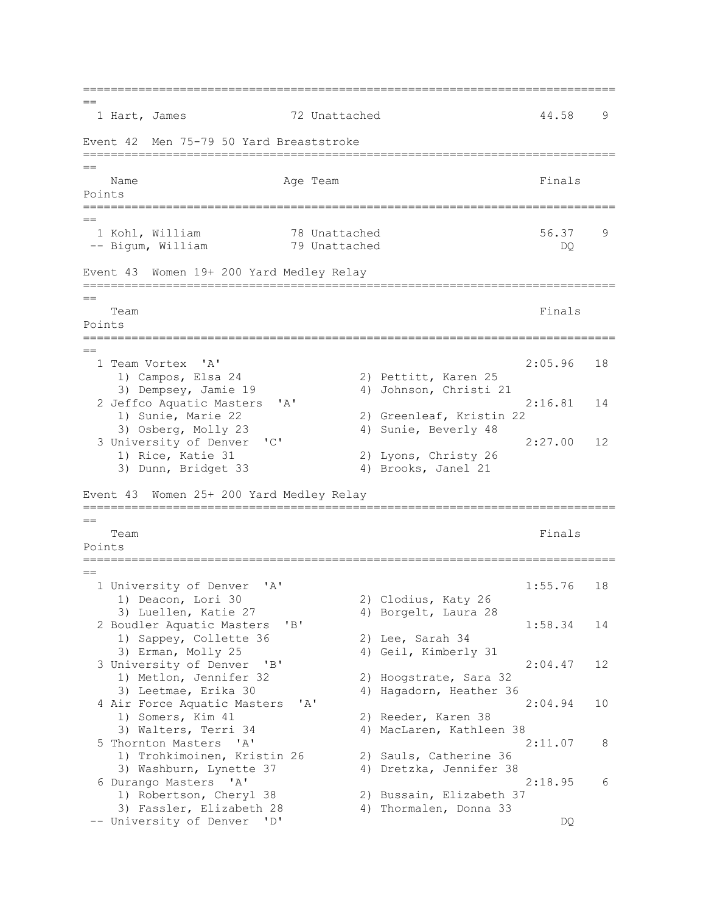| Place | Name | Age | Team | Finals | Points |
| --- | --- | --- | --- | --- | --- |
| 1 | Hart, James | 72 | Unattached | 44.58 | 9 |

### Event 42 Men 75-79 50 Yard Breaststroke

| Place | Name | Age | Team | Finals | Points |
| --- | --- | --- | --- | --- | --- |
| 1 | Kohl, William | 78 | Unattached | 56.37 | 9 |
| -- | Bigum, William | 79 | Unattached | DQ | |

### Event 43 Women 19+ 200 Yard Medley Relay

| Place | Team | Finals | Points |
| --- | --- | --- | --- |
| 1 | Team Vortex 'A' | 2:05.96 | 18 |
| | 1) Campos, Elsa 24; 2) Pettitt, Karen 25; 3) Dempsey, Jamie 19; 4) Johnson, Christi 21 | | |
| 2 | Jeffco Aquatic Masters 'A' | 2:16.81 | 14 |
| | 1) Sunie, Marie 22; 2) Greenleaf, Kristin 22; 3) Osberg, Molly 23; 4) Sunie, Beverly 48 | | |
| 3 | University of Denver 'C' | 2:27.00 | 12 |
| | 1) Rice, Katie 31; 2) Lyons, Christy 26; 3) Dunn, Bridget 33; 4) Brooks, Janel 21 | | |

### Event 43 Women 25+ 200 Yard Medley Relay

| Place | Team | Finals | Points |
| --- | --- | --- | --- |
| 1 | University of Denver 'A' | 1:55.76 | 18 |
| | 1) Deacon, Lori 30; 2) Clodius, Katy 26; 3) Luellen, Katie 27; 4) Borgelt, Laura 28 | | |
| 2 | Boudler Aquatic Masters 'B' | 1:58.34 | 14 |
| | 1) Sappey, Collette 36; 2) Lee, Sarah 34; 3) Erman, Molly 25; 4) Geil, Kimberly 31 | | |
| 3 | University of Denver 'B' | 2:04.47 | 12 |
| | 1) Metlon, Jennifer 32; 2) Hoogstrate, Sara 32; 3) Leetmae, Erika 30; 4) Hagadorn, Heather 36 | | |
| 4 | Air Force Aquatic Masters 'A' | 2:04.94 | 10 |
| | 1) Somers, Kim 41; 2) Reeder, Karen 38; 3) Walters, Terri 34; 4) MacLaren, Kathleen 38 | | |
| 5 | Thornton Masters 'A' | 2:11.07 | 8 |
| | 1) Trohkimoinen, Kristin 26; 2) Sauls, Catherine 36; 3) Washburn, Lynette 37; 4) Dretzka, Jennifer 38 | | |
| 6 | Durango Masters 'A' | 2:18.95 | 6 |
| | 1) Robertson, Cheryl 38; 2) Bussain, Elizabeth 37; 3) Fassler, Elizabeth 28; 4) Thormalen, Donna 33 | | |
| -- | University of Denver 'D' | DQ | |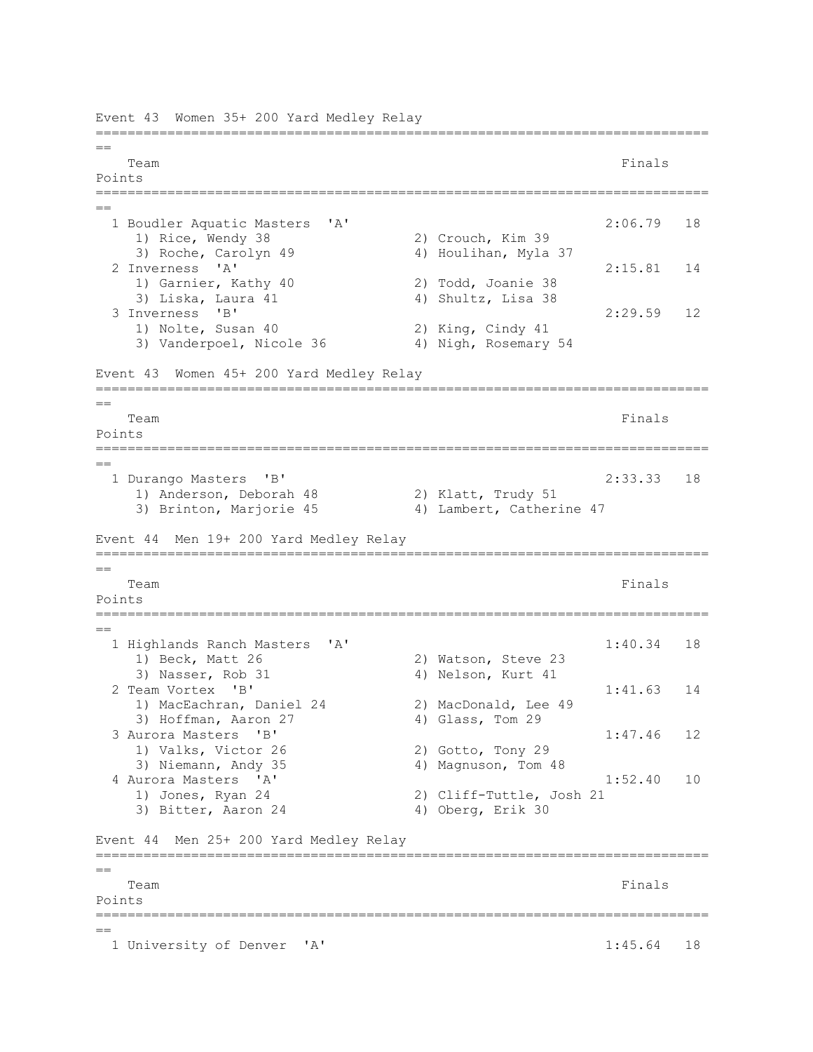Event 43  Women 35+ 200 Yard Medley Relay

| Team | | Finals | Points |
|---|---|---|---|
| 1 Boudler Aquatic Masters 'A' | | 2:06.79 | 18 |
| 1) Rice, Wendy 38 | 2) Crouch, Kim 39 | | |
| 3) Roche, Carolyn 49 | 4) Houlihan, Myla 37 | | |
| 2 Inverness 'A' | | 2:15.81 | 14 |
| 1) Garnier, Kathy 40 | 2) Todd, Joanie 38 | | |
| 3) Liska, Laura 41 | 4) Shultz, Lisa 38 | | |
| 3 Inverness 'B' | | 2:29.59 | 12 |
| 1) Nolte, Susan 40 | 2) King, Cindy 41 | | |
| 3) Vanderpoel, Nicole 36 | 4) Nigh, Rosemary 54 | | |

Event 43  Women 45+ 200 Yard Medley Relay

| Team | | Finals | Points |
|---|---|---|---|
| 1 Durango Masters 'B' | | 2:33.33 | 18 |
| 1) Anderson, Deborah 48 | 2) Klatt, Trudy 51 | | |
| 3) Brinton, Marjorie 45 | 4) Lambert, Catherine 47 | | |

Event 44  Men 19+ 200 Yard Medley Relay

| Team | | Finals | Points |
|---|---|---|---|
| 1 Highlands Ranch Masters 'A' | | 1:40.34 | 18 |
| 1) Beck, Matt 26 | 2) Watson, Steve 23 | | |
| 3) Nasser, Rob 31 | 4) Nelson, Kurt 41 | | |
| 2 Team Vortex 'B' | | 1:41.63 | 14 |
| 1) MacEachran, Daniel 24 | 2) MacDonald, Lee 49 | | |
| 3) Hoffman, Aaron 27 | 4) Glass, Tom 29 | | |
| 3 Aurora Masters 'B' | | 1:47.46 | 12 |
| 1) Valks, Victor 26 | 2) Gotto, Tony 29 | | |
| 3) Niemann, Andy 35 | 4) Magnuson, Tom 48 | | |
| 4 Aurora Masters 'A' | | 1:52.40 | 10 |
| 1) Jones, Ryan 24 | 2) Cliff-Tuttle, Josh 21 | | |
| 3) Bitter, Aaron 24 | 4) Oberg, Erik 30 | | |

Event 44  Men 25+ 200 Yard Medley Relay

| Team | | Finals | Points |
|---|---|---|---|
| 1 University of Denver 'A' | | 1:45.64 | 18 |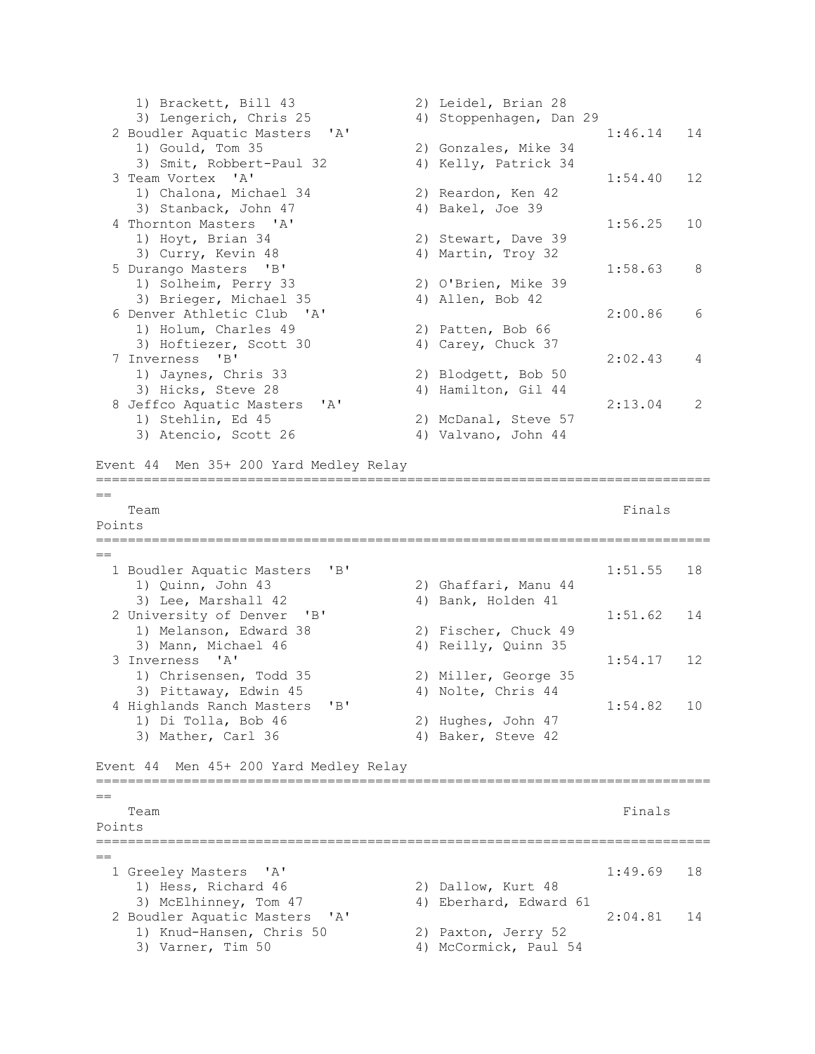```
    1) Brackett, Bill 43              2) Leidel, Brian 28
    3) Lengerich, Chris 25            4) Stoppenhagen, Dan 29
  2 Boudler Aquatic Masters  'A'                              1:46.14   14
    1) Gould, Tom 35                  2) Gonzales, Mike 34
    3) Smit, Robbert-Paul 32          4) Kelly, Patrick 34
  3 Team Vortex  'A'                                          1:54.40   12
    1) Chalona, Michael 34            2) Reardon, Ken 42
    3) Stanback, John 47              4) Bakel, Joe 39
  4 Thornton Masters  'A'                                     1:56.25   10
    1) Hoyt, Brian 34                 2) Stewart, Dave 39
    3) Curry, Kevin 48                4) Martin, Troy 32
  5 Durango Masters  'B'                                      1:58.63    8
    1) Solheim, Perry 33              2) O'Brien, Mike 39
    3) Brieger, Michael 35            4) Allen, Bob 42
  6 Denver Athletic Club  'A'                                 2:00.86    6
    1) Holum, Charles 49              2) Patten, Bob 66
    3) Hoftiezer, Scott 30            4) Carey, Chuck 37
  7 Inverness  'B'                                            2:02.43    4
    1) Jaynes, Chris 33               2) Blodgett, Bob 50
    3) Hicks, Steve 28                4) Hamilton, Gil 44
  8 Jeffco Aquatic Masters  'A'                               2:13.04    2
    1) Stehlin, Ed 45                 2) McDanal, Steve 57
    3) Atencio, Scott 26              4) Valvano, John 44

Event 44  Men 35+ 200 Yard Medley Relay
===============================================================================
==
   Team                                                        Finals
Points
===============================================================================
==
  1 Boudler Aquatic Masters  'B'                              1:51.55   18
    1) Quinn, John 43                 2) Ghaffari, Manu 44
    3) Lee, Marshall 42               4) Bank, Holden 41
  2 University of Denver  'B'                                 1:51.62   14
    1) Melanson, Edward 38            2) Fischer, Chuck 49
    3) Mann, Michael 46               4) Reilly, Quinn 35
  3 Inverness  'A'                                            1:54.17   12
    1) Chrisensen, Todd 35            2) Miller, George 35
    3) Pittaway, Edwin 45             4) Nolte, Chris 44
  4 Highlands Ranch Masters  'B'                              1:54.82   10
    1) Di Tolla, Bob 46               2) Hughes, John 47
    3) Mather, Carl 36                4) Baker, Steve 42

Event 44  Men 45+ 200 Yard Medley Relay
===============================================================================
==
   Team                                                        Finals
Points
===============================================================================
==
  1 Greeley Masters  'A'                                      1:49.69   18
    1) Hess, Richard 46               2) Dallow, Kurt 48
    3) McElhinney, Tom 47             4) Eberhard, Edward 61
  2 Boudler Aquatic Masters  'A'                              2:04.81   14
    1) Knud-Hansen, Chris 50          2) Paxton, Jerry 52
    3) Varner, Tim 50                 4) McCormick, Paul 54
```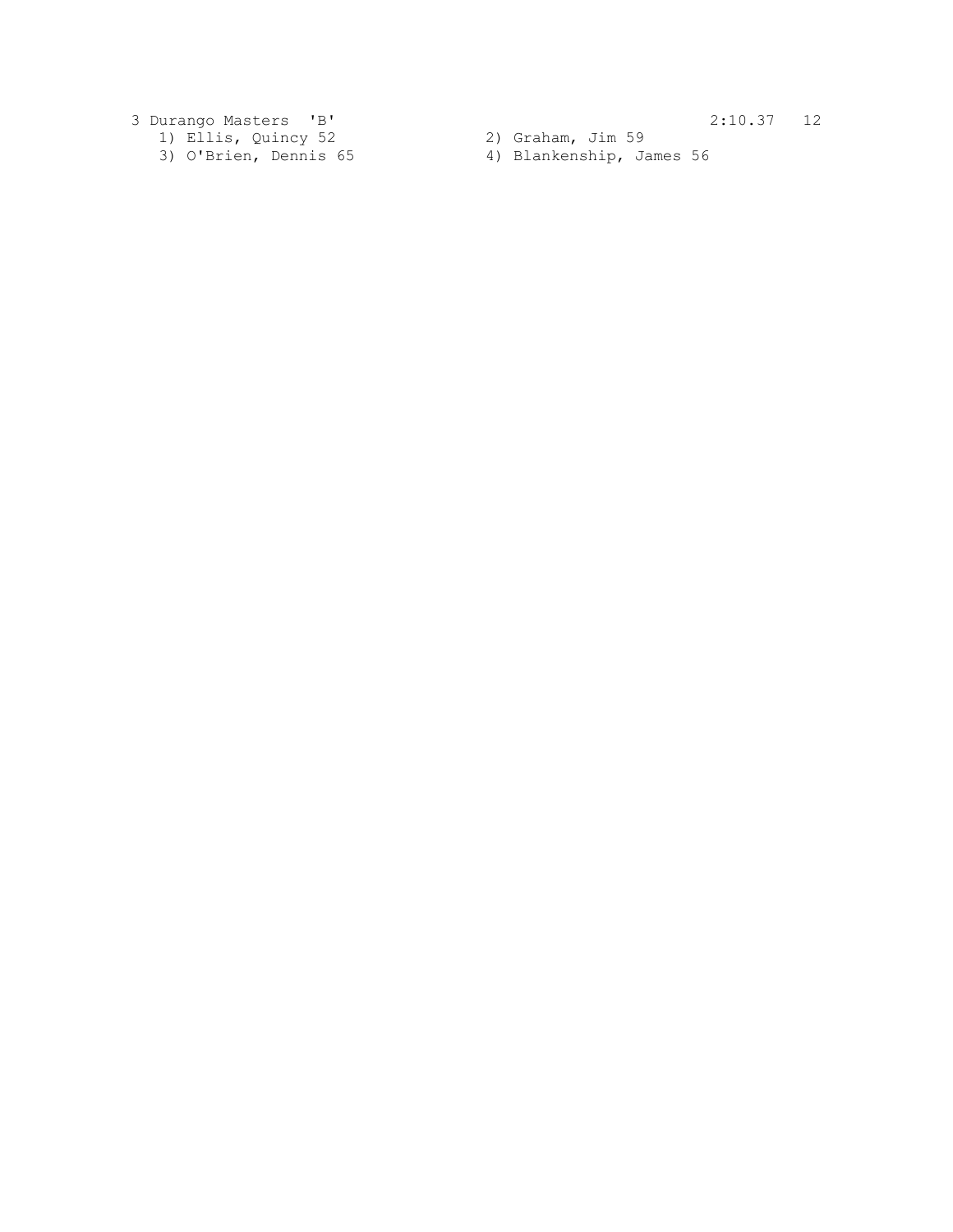```
3 Durango Masters  'B'                                    2:10.37   12
   1) Ellis, Quincy 52              2) Graham, Jim 59
   3) O'Brien, Dennis 65            4) Blankenship, James 56
```